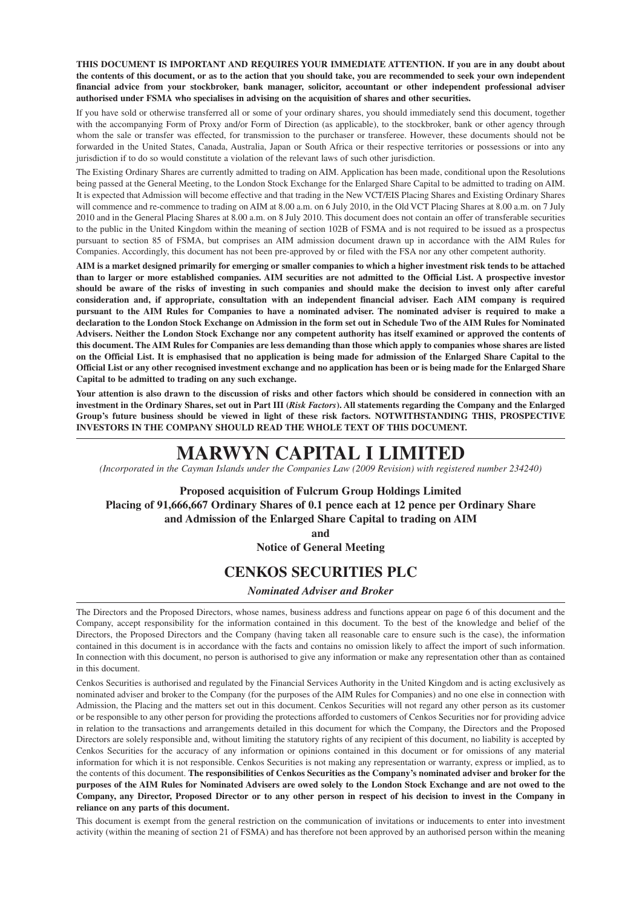**THIS DOCUMENT IS IMPORTANT AND REQUIRES YOUR IMMEDIATE ATTENTION. If you are in any doubt about the contents of this document, or as to the action that you should take, you are recommended to seek your own independent financial advice from your stockbroker, bank manager, solicitor, accountant or other independent professional adviser authorised under FSMA who specialises in advising on the acquisition of shares and other securities.**

If you have sold or otherwise transferred all or some of your ordinary shares, you should immediately send this document, together with the accompanying Form of Proxy and/or Form of Direction (as applicable), to the stockbroker, bank or other agency through whom the sale or transfer was effected, for transmission to the purchaser or transferee. However, these documents should not be forwarded in the United States, Canada, Australia, Japan or South Africa or their respective territories or possessions or into any jurisdiction if to do so would constitute a violation of the relevant laws of such other jurisdiction.

The Existing Ordinary Shares are currently admitted to trading on AIM. Application has been made, conditional upon the Resolutions being passed at the General Meeting, to the London Stock Exchange for the Enlarged Share Capital to be admitted to trading on AIM. It is expected that Admission will become effective and that trading in the New VCT/EIS Placing Shares and Existing Ordinary Shares will commence and re-commence to trading on AIM at 8.00 a.m. on 6 July 2010, in the Old VCT Placing Shares at 8.00 a.m. on 7 July 2010 and in the General Placing Shares at 8.00 a.m. on 8 July 2010. This document does not contain an offer of transferable securities to the public in the United Kingdom within the meaning of section 102B of FSMA and is not required to be issued as a prospectus pursuant to section 85 of FSMA, but comprises an AIM admission document drawn up in accordance with the AIM Rules for Companies. Accordingly, this document has not been pre-approved by or filed with the FSA nor any other competent authority.

**AIM is a market designed primarily for emerging or smaller companies to which a higher investment risk tends to be attached than to larger or more established companies. AIM securities are not admitted to the Official List. A prospective investor should be aware of the risks of investing in such companies and should make the decision to invest only after careful consideration and, if appropriate, consultation with an independent financial adviser. Each AIM company is required pursuant to the AIM Rules for Companies to have a nominated adviser. The nominated adviser is required to make a declaration to the London Stock Exchange on Admission in the form set out in Schedule Two of the AIM Rules for Nominated Advisers. Neither the London Stock Exchange nor any competent authority has itself examined or approved the contents of this document. The AIM Rules for Companies are less demanding than those which apply to companies whose shares are listed on the Official List. It is emphasised that no application is being made for admission of the Enlarged Share Capital to the Official List or any other recognised investment exchange and no application has been or is being made for the Enlarged Share Capital to be admitted to trading on any such exchange.**

**Your attention is also drawn to the discussion of risks and other factors which should be considered in connection with an investment in the Ordinary Shares, set out in Part III (*Risk Factors*). All statements regarding the Company and the Enlarged Group's future business should be viewed in light of these risk factors. NOTWITHSTANDING THIS, PROSPECTIVE INVESTORS IN THE COMPANY SHOULD READ THE WHOLE TEXT OF THIS DOCUMENT.**

# MARWYN CAPITAL I LIMITED

*(Incorporated in the Cayman Islands under the Companies Law (2009 Revision) with registered number 234240)*

**Proposed acquisition of Fulcrum Group Holdings Limited**
**Placing of 91,666,667 Ordinary Shares of 0.1 pence each at 12 pence per Ordinary Share and Admission of the Enlarged Share Capital to trading on AIM**

**and**

**Notice of General Meeting**

## CENKOS SECURITIES PLC

***Nominated Adviser and Broker***

The Directors and the Proposed Directors, whose names, business address and functions appear on page 6 of this document and the Company, accept responsibility for the information contained in this document. To the best of the knowledge and belief of the Directors, the Proposed Directors and the Company (having taken all reasonable care to ensure such is the case), the information contained in this document is in accordance with the facts and contains no omission likely to affect the import of such information. In connection with this document, no person is authorised to give any information or make any representation other than as contained in this document.

Cenkos Securities is authorised and regulated by the Financial Services Authority in the United Kingdom and is acting exclusively as nominated adviser and broker to the Company (for the purposes of the AIM Rules for Companies) and no one else in connection with Admission, the Placing and the matters set out in this document. Cenkos Securities will not regard any other person as its customer or be responsible to any other person for providing the protections afforded to customers of Cenkos Securities nor for providing advice in relation to the transactions and arrangements detailed in this document for which the Company, the Directors and the Proposed Directors are solely responsible and, without limiting the statutory rights of any recipient of this document, no liability is accepted by Cenkos Securities for the accuracy of any information or opinions contained in this document or for omissions of any material information for which it is not responsible. Cenkos Securities is not making any representation or warranty, express or implied, as to the contents of this document. **The responsibilities of Cenkos Securities as the Company's nominated adviser and broker for the purposes of the AIM Rules for Nominated Advisers are owed solely to the London Stock Exchange and are not owed to the Company, any Director, Proposed Director or to any other person in respect of his decision to invest in the Company in reliance on any parts of this document.**

This document is exempt from the general restriction on the communication of invitations or inducements to enter into investment activity (within the meaning of section 21 of FSMA) and has therefore not been approved by an authorised person within the meaning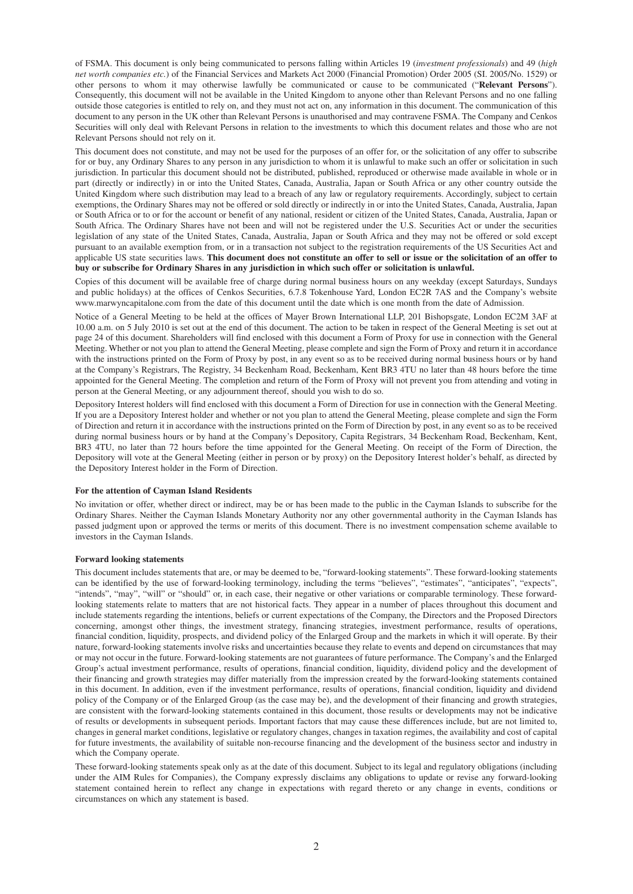of FSMA. This document is only being communicated to persons falling within Articles 19 (*investment professionals*) and 49 (*high net worth companies etc.*) of the Financial Services and Markets Act 2000 (Financial Promotion) Order 2005 (SI. 2005/No. 1529) or other persons to whom it may otherwise lawfully be communicated or cause to be communicated ("**Relevant Persons**"). Consequently, this document will not be available in the United Kingdom to anyone other than Relevant Persons and no one falling outside those categories is entitled to rely on, and they must not act on, any information in this document. The communication of this document to any person in the UK other than Relevant Persons is unauthorised and may contravene FSMA. The Company and Cenkos Securities will only deal with Relevant Persons in relation to the investments to which this document relates and those who are not Relevant Persons should not rely on it.

This document does not constitute, and may not be used for the purposes of an offer for, or the solicitation of any offer to subscribe for or buy, any Ordinary Shares to any person in any jurisdiction to whom it is unlawful to make such an offer or solicitation in such jurisdiction. In particular this document should not be distributed, published, reproduced or otherwise made available in whole or in part (directly or indirectly) in or into the United States, Canada, Australia, Japan or South Africa or any other country outside the United Kingdom where such distribution may lead to a breach of any law or regulatory requirements. Accordingly, subject to certain exemptions, the Ordinary Shares may not be offered or sold directly or indirectly in or into the United States, Canada, Australia, Japan or South Africa or to or for the account or benefit of any national, resident or citizen of the United States, Canada, Australia, Japan or South Africa. The Ordinary Shares have not been and will not be registered under the U.S. Securities Act or under the securities legislation of any state of the United States, Canada, Australia, Japan or South Africa and they may not be offered or sold except pursuant to an available exemption from, or in a transaction not subject to the registration requirements of the US Securities Act and applicable US state securities laws. **This document does not constitute an offer to sell or issue or the solicitation of an offer to buy or subscribe for Ordinary Shares in any jurisdiction in which such offer or solicitation is unlawful.**

Copies of this document will be available free of charge during normal business hours on any weekday (except Saturdays, Sundays and public holidays) at the offices of Cenkos Securities, 6.7.8 Tokenhouse Yard, London EC2R 7AS and the Company's website www.marwyncapitalone.com from the date of this document until the date which is one month from the date of Admission.

Notice of a General Meeting to be held at the offices of Mayer Brown International LLP, 201 Bishopsgate, London EC2M 3AF at 10.00 a.m. on 5 July 2010 is set out at the end of this document. The action to be taken in respect of the General Meeting is set out at page 24 of this document. Shareholders will find enclosed with this document a Form of Proxy for use in connection with the General Meeting. Whether or not you plan to attend the General Meeting, please complete and sign the Form of Proxy and return it in accordance with the instructions printed on the Form of Proxy by post, in any event so as to be received during normal business hours or by hand at the Company's Registrars, The Registry, 34 Beckenham Road, Beckenham, Kent BR3 4TU no later than 48 hours before the time appointed for the General Meeting. The completion and return of the Form of Proxy will not prevent you from attending and voting in person at the General Meeting, or any adjournment thereof, should you wish to do so.

Depository Interest holders will find enclosed with this document a Form of Direction for use in connection with the General Meeting. If you are a Depository Interest holder and whether or not you plan to attend the General Meeting, please complete and sign the Form of Direction and return it in accordance with the instructions printed on the Form of Direction by post, in any event so as to be received during normal business hours or by hand at the Company's Depository, Capita Registrars, 34 Beckenham Road, Beckenham, Kent, BR3 4TU, no later than 72 hours before the time appointed for the General Meeting. On receipt of the Form of Direction, the Depository will vote at the General Meeting (either in person or by proxy) on the Depository Interest holder's behalf, as directed by the Depository Interest holder in the Form of Direction.

**For the attention of Cayman Island Residents**

No invitation or offer, whether direct or indirect, may be or has been made to the public in the Cayman Islands to subscribe for the Ordinary Shares. Neither the Cayman Islands Monetary Authority nor any other governmental authority in the Cayman Islands has passed judgment upon or approved the terms or merits of this document. There is no investment compensation scheme available to investors in the Cayman Islands.

**Forward looking statements**

This document includes statements that are, or may be deemed to be, "forward-looking statements". These forward-looking statements can be identified by the use of forward-looking terminology, including the terms "believes", "estimates", "anticipates", "expects", "intends", "may", "will" or "should" or, in each case, their negative or other variations or comparable terminology. These forward-looking statements relate to matters that are not historical facts. They appear in a number of places throughout this document and include statements regarding the intentions, beliefs or current expectations of the Company, the Directors and the Proposed Directors concerning, amongst other things, the investment strategy, financing strategies, investment performance, results of operations, financial condition, liquidity, prospects, and dividend policy of the Enlarged Group and the markets in which it will operate. By their nature, forward-looking statements involve risks and uncertainties because they relate to events and depend on circumstances that may or may not occur in the future. Forward-looking statements are not guarantees of future performance. The Company's and the Enlarged Group's actual investment performance, results of operations, financial condition, liquidity, dividend policy and the development of their financing and growth strategies may differ materially from the impression created by the forward-looking statements contained in this document. In addition, even if the investment performance, results of operations, financial condition, liquidity and dividend policy of the Company or of the Enlarged Group (as the case may be), and the development of their financing and growth strategies, are consistent with the forward-looking statements contained in this document, those results or developments may not be indicative of results or developments in subsequent periods. Important factors that may cause these differences include, but are not limited to, changes in general market conditions, legislative or regulatory changes, changes in taxation regimes, the availability and cost of capital for future investments, the availability of suitable non-recourse financing and the development of the business sector and industry in which the Company operate.

These forward-looking statements speak only as at the date of this document. Subject to its legal and regulatory obligations (including under the AIM Rules for Companies), the Company expressly disclaims any obligations to update or revise any forward-looking statement contained herein to reflect any change in expectations with regard thereto or any change in events, conditions or circumstances on which any statement is based.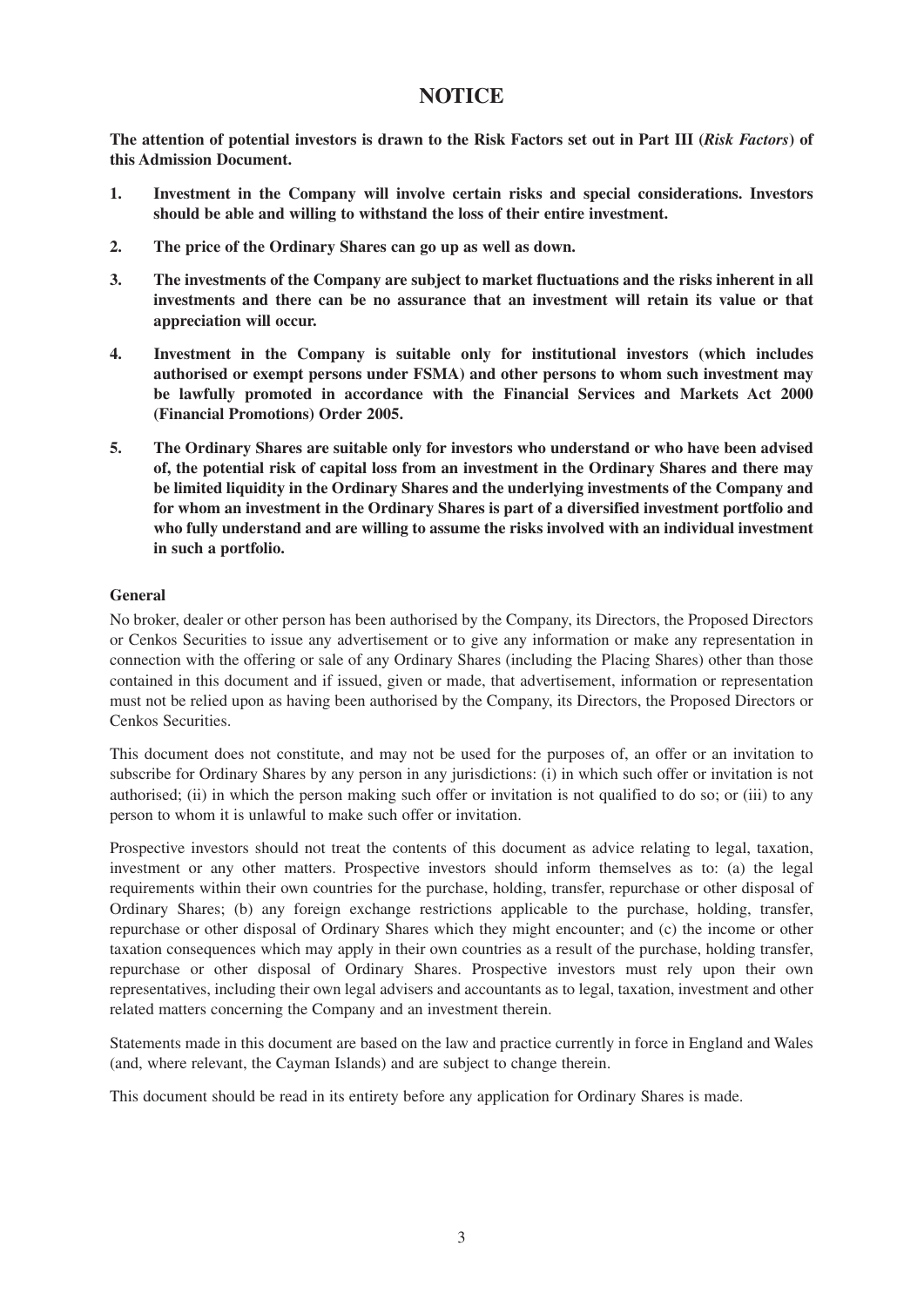# NOTICE

**The attention of potential investors is drawn to the Risk Factors set out in Part III (*Risk Factors*) of this Admission Document.**

1. **Investment in the Company will involve certain risks and special considerations. Investors should be able and willing to withstand the loss of their entire investment.**
2. **The price of the Ordinary Shares can go up as well as down.**
3. **The investments of the Company are subject to market fluctuations and the risks inherent in all investments and there can be no assurance that an investment will retain its value or that appreciation will occur.**
4. **Investment in the Company is suitable only for institutional investors (which includes authorised or exempt persons under FSMA) and other persons to whom such investment may be lawfully promoted in accordance with the Financial Services and Markets Act 2000 (Financial Promotions) Order 2005.**
5. **The Ordinary Shares are suitable only for investors who understand or who have been advised of, the potential risk of capital loss from an investment in the Ordinary Shares and there may be limited liquidity in the Ordinary Shares and the underlying investments of the Company and for whom an investment in the Ordinary Shares is part of a diversified investment portfolio and who fully understand and are willing to assume the risks involved with an individual investment in such a portfolio.**

**General**

No broker, dealer or other person has been authorised by the Company, its Directors, the Proposed Directors or Cenkos Securities to issue any advertisement or to give any information or make any representation in connection with the offering or sale of any Ordinary Shares (including the Placing Shares) other than those contained in this document and if issued, given or made, that advertisement, information or representation must not be relied upon as having been authorised by the Company, its Directors, the Proposed Directors or Cenkos Securities.

This document does not constitute, and may not be used for the purposes of, an offer or an invitation to subscribe for Ordinary Shares by any person in any jurisdictions: (i) in which such offer or invitation is not authorised; (ii) in which the person making such offer or invitation is not qualified to do so; or (iii) to any person to whom it is unlawful to make such offer or invitation.

Prospective investors should not treat the contents of this document as advice relating to legal, taxation, investment or any other matters. Prospective investors should inform themselves as to: (a) the legal requirements within their own countries for the purchase, holding, transfer, repurchase or other disposal of Ordinary Shares; (b) any foreign exchange restrictions applicable to the purchase, holding, transfer, repurchase or other disposal of Ordinary Shares which they might encounter; and (c) the income or other taxation consequences which may apply in their own countries as a result of the purchase, holding transfer, repurchase or other disposal of Ordinary Shares. Prospective investors must rely upon their own representatives, including their own legal advisers and accountants as to legal, taxation, investment and other related matters concerning the Company and an investment therein.

Statements made in this document are based on the law and practice currently in force in England and Wales (and, where relevant, the Cayman Islands) and are subject to change therein.

This document should be read in its entirety before any application for Ordinary Shares is made.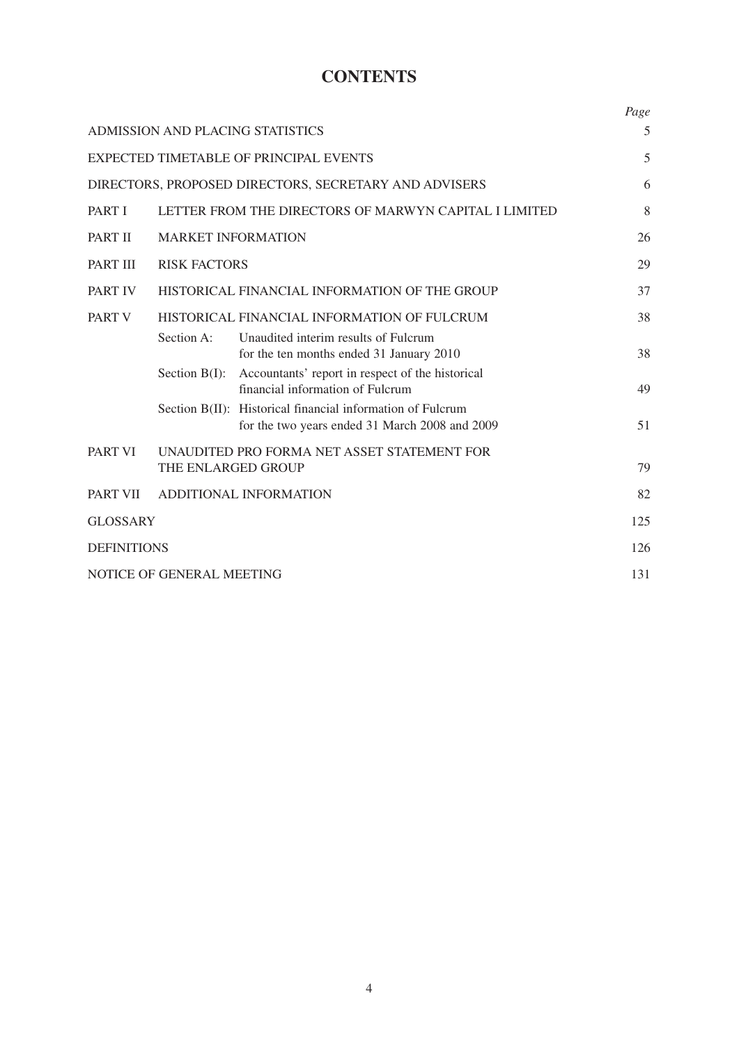# CONTENTS

| | | | Page |
|---|---|---|---|
| ADMISSION AND PLACING STATISTICS | | | 5 |
| EXPECTED TIMETABLE OF PRINCIPAL EVENTS | | | 5 |
| DIRECTORS, PROPOSED DIRECTORS, SECRETARY AND ADVISERS | | | 6 |
| PART I | LETTER FROM THE DIRECTORS OF MARWYN CAPITAL I LIMITED | | 8 |
| PART II | MARKET INFORMATION | | 26 |
| PART III | RISK FACTORS | | 29 |
| PART IV | HISTORICAL FINANCIAL INFORMATION OF THE GROUP | | 37 |
| PART V | HISTORICAL FINANCIAL INFORMATION OF FULCRUM | | 38 |
| | Section A: | Unaudited interim results of Fulcrum for the ten months ended 31 January 2010 | 38 |
| | Section B(I): | Accountants' report in respect of the historical financial information of Fulcrum | 49 |
| | Section B(II): | Historical financial information of Fulcrum for the two years ended 31 March 2008 and 2009 | 51 |
| PART VI | UNAUDITED PRO FORMA NET ASSET STATEMENT FOR THE ENLARGED GROUP | | 79 |
| PART VII | ADDITIONAL INFORMATION | | 82 |
| GLOSSARY | | | 125 |
| DEFINITIONS | | | 126 |
| NOTICE OF GENERAL MEETING | | | 131 |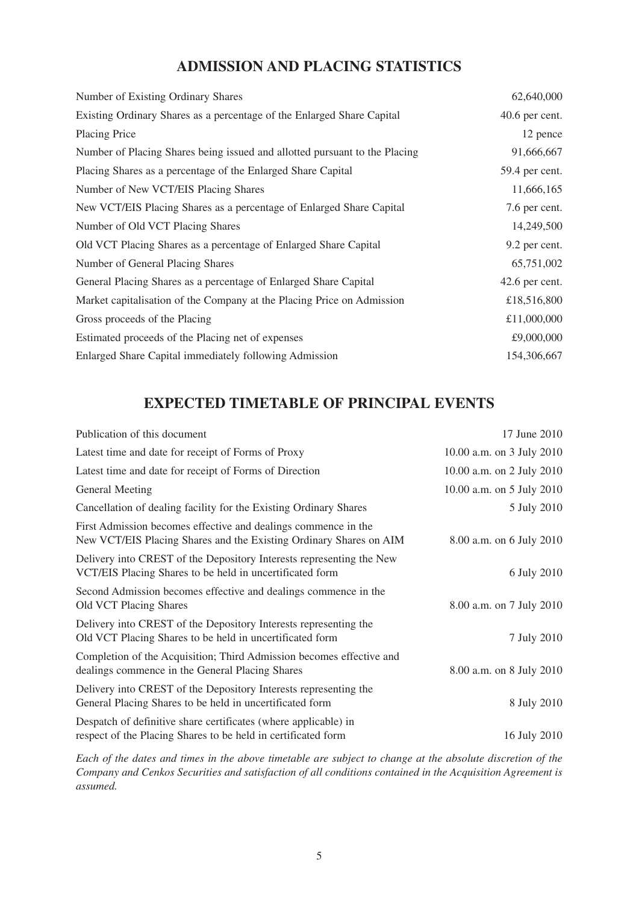## ADMISSION AND PLACING STATISTICS

| | |
|---|---|
| Number of Existing Ordinary Shares | 62,640,000 |
| Existing Ordinary Shares as a percentage of the Enlarged Share Capital | 40.6 per cent. |
| Placing Price | 12 pence |
| Number of Placing Shares being issued and allotted pursuant to the Placing | 91,666,667 |
| Placing Shares as a percentage of the Enlarged Share Capital | 59.4 per cent. |
| Number of New VCT/EIS Placing Shares | 11,666,165 |
| New VCT/EIS Placing Shares as a percentage of Enlarged Share Capital | 7.6 per cent. |
| Number of Old VCT Placing Shares | 14,249,500 |
| Old VCT Placing Shares as a percentage of Enlarged Share Capital | 9.2 per cent. |
| Number of General Placing Shares | 65,751,002 |
| General Placing Shares as a percentage of Enlarged Share Capital | 42.6 per cent. |
| Market capitalisation of the Company at the Placing Price on Admission | £18,516,800 |
| Gross proceeds of the Placing | £11,000,000 |
| Estimated proceeds of the Placing net of expenses | £9,000,000 |
| Enlarged Share Capital immediately following Admission | 154,306,667 |

## EXPECTED TIMETABLE OF PRINCIPAL EVENTS

| | |
|---|---|
| Publication of this document | 17 June 2010 |
| Latest time and date for receipt of Forms of Proxy | 10.00 a.m. on 3 July 2010 |
| Latest time and date for receipt of Forms of Direction | 10.00 a.m. on 2 July 2010 |
| General Meeting | 10.00 a.m. on 5 July 2010 |
| Cancellation of dealing facility for the Existing Ordinary Shares | 5 July 2010 |
| First Admission becomes effective and dealings commence in the New VCT/EIS Placing Shares and the Existing Ordinary Shares on AIM | 8.00 a.m. on 6 July 2010 |
| Delivery into CREST of the Depository Interests representing the New VCT/EIS Placing Shares to be held in uncertificated form | 6 July 2010 |
| Second Admission becomes effective and dealings commence in the Old VCT Placing Shares | 8.00 a.m. on 7 July 2010 |
| Delivery into CREST of the Depository Interests representing the Old VCT Placing Shares to be held in uncertificated form | 7 July 2010 |
| Completion of the Acquisition; Third Admission becomes effective and dealings commence in the General Placing Shares | 8.00 a.m. on 8 July 2010 |
| Delivery into CREST of the Depository Interests representing the General Placing Shares to be held in uncertificated form | 8 July 2010 |
| Despatch of definitive share certificates (where applicable) in respect of the Placing Shares to be held in certificated form | 16 July 2010 |

*Each of the dates and times in the above timetable are subject to change at the absolute discretion of the Company and Cenkos Securities and satisfaction of all conditions contained in the Acquisition Agreement is assumed.*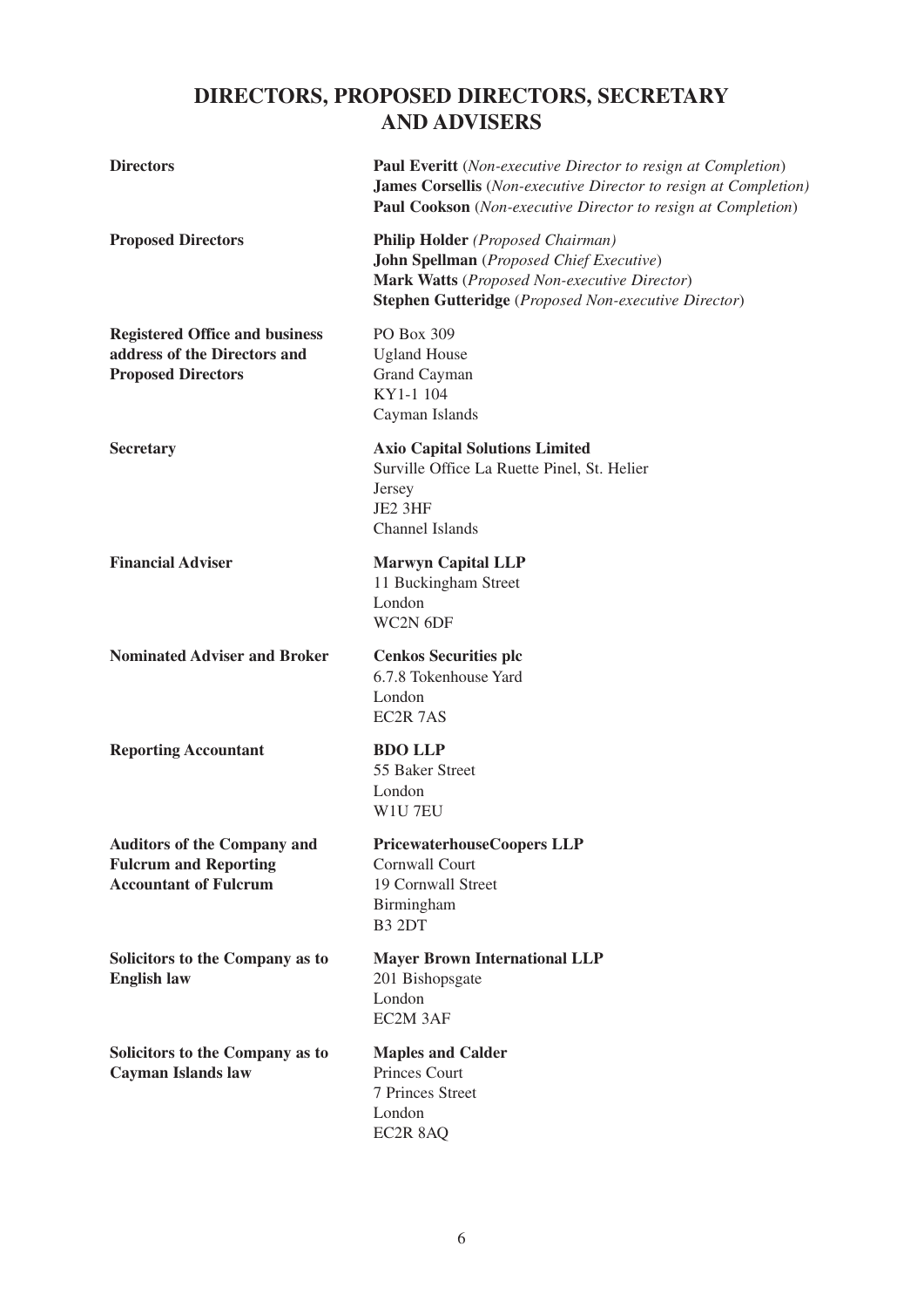# DIRECTORS, PROPOSED DIRECTORS, SECRETARY AND ADVISERS

| | |
|---|---|
| **Directors** | **Paul Everitt** (*Non-executive Director to resign at Completion*)<br>**James Corsellis** (*Non-executive Director to resign at Completion*)<br>**Paul Cookson** (*Non-executive Director to resign at Completion*) |
| **Proposed Directors** | **Philip Holder** *(Proposed Chairman)*<br>**John Spellman** (*Proposed Chief Executive*)<br>**Mark Watts** (*Proposed Non-executive Director*)<br>**Stephen Gutteridge** (*Proposed Non-executive Director*) |
| **Registered Office and business address of the Directors and Proposed Directors** | PO Box 309<br>Ugland House<br>Grand Cayman<br>KY1-1 104<br>Cayman Islands |
| **Secretary** | **Axio Capital Solutions Limited**<br>Surville Office La Ruette Pinel, St. Helier<br>Jersey<br>JE2 3HF<br>Channel Islands |
| **Financial Adviser** | **Marwyn Capital LLP**<br>11 Buckingham Street<br>London<br>WC2N 6DF |
| **Nominated Adviser and Broker** | **Cenkos Securities plc**<br>6.7.8 Tokenhouse Yard<br>London<br>EC2R 7AS |
| **Reporting Accountant** | **BDO LLP**<br>55 Baker Street<br>London<br>W1U 7EU |
| **Auditors of the Company and Fulcrum and Reporting Accountant of Fulcrum** | **PricewaterhouseCoopers LLP**<br>Cornwall Court<br>19 Cornwall Street<br>Birmingham<br>B3 2DT |
| **Solicitors to the Company as to English law** | **Mayer Brown International LLP**<br>201 Bishopsgate<br>London<br>EC2M 3AF |
| **Solicitors to the Company as to Cayman Islands law** | **Maples and Calder**<br>Princes Court<br>7 Princes Street<br>London<br>EC2R 8AQ |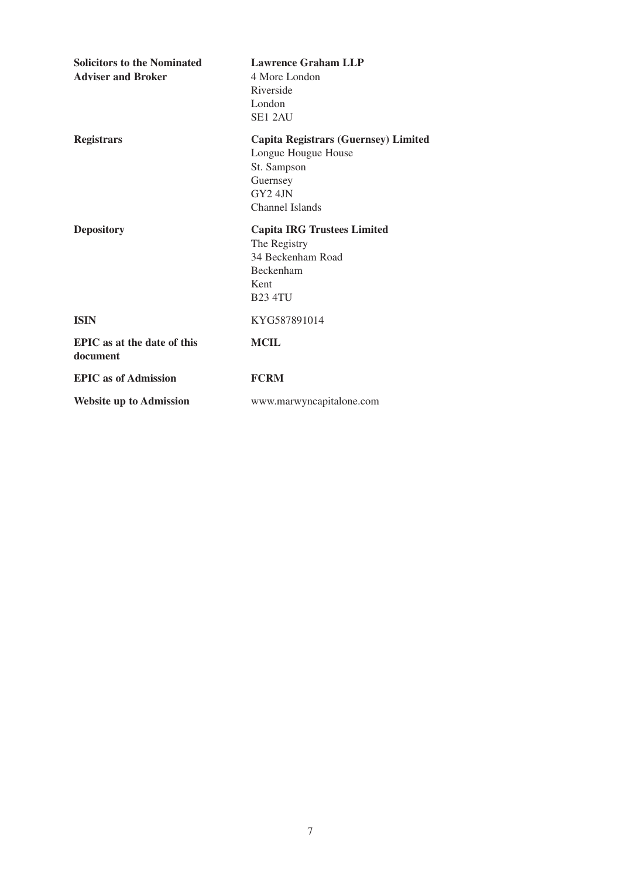| | |
|---|---|
| **Solicitors to the Nominated Adviser and Broker** | **Lawrence Graham LLP**<br>4 More London<br>Riverside<br>London<br>SE1 2AU |
| **Registrars** | **Capita Registrars (Guernsey) Limited**<br>Longue Hougue House<br>St. Sampson<br>Guernsey<br>GY2 4JN<br>Channel Islands |
| **Depository** | **Capita IRG Trustees Limited**<br>The Registry<br>34 Beckenham Road<br>Beckenham<br>Kent<br>B23 4TU |
| **ISIN** | KYG587891014 |
| **EPIC as at the date of this document** | **MCIL** |
| **EPIC as of Admission** | **FCRM** |
| **Website up to Admission** | www.marwyncapitalone.com |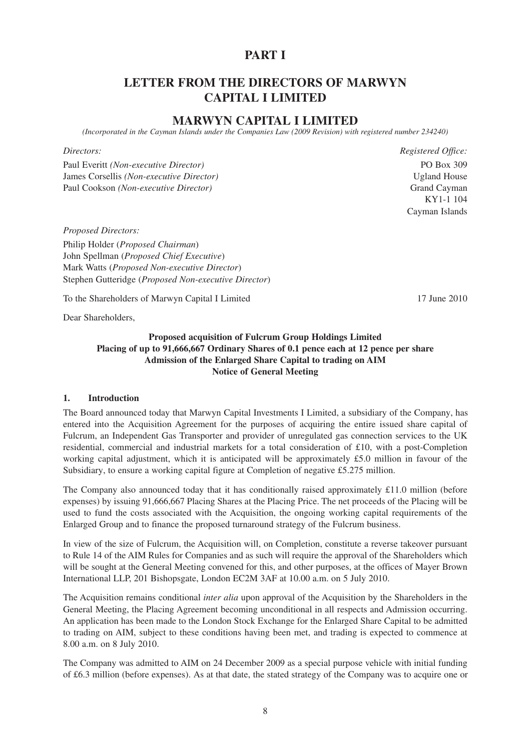# PART I

# LETTER FROM THE DIRECTORS OF MARWYN CAPITAL I LIMITED

## MARWYN CAPITAL I LIMITED

*(Incorporated in the Cayman Islands under the Companies Law (2009 Revision) with registered number 234240)*

| *Directors:* | *Registered Office:* |
|---|---|
| Paul Everitt *(Non-executive Director)* | PO Box 309 |
| James Corsellis *(Non-executive Director)* | Ugland House |
| Paul Cookson *(Non-executive Director)* | Grand Cayman |
| | KY1-1 104 |
| | Cayman Islands |

*Proposed Directors:*

Philip Holder (*Proposed Chairman*)
John Spellman (*Proposed Chief Executive*)
Mark Watts (*Proposed Non-executive Director*)
Stephen Gutteridge (*Proposed Non-executive Director*)

To the Shareholders of Marwyn Capital I Limited — 17 June 2010

Dear Shareholders,

**Proposed acquisition of Fulcrum Group Holdings Limited**
**Placing of up to 91,666,667 Ordinary Shares of 0.1 pence each at 12 pence per share**
**Admission of the Enlarged Share Capital to trading on AIM**
**Notice of General Meeting**

### 1. Introduction

The Board announced today that Marwyn Capital Investments I Limited, a subsidiary of the Company, has entered into the Acquisition Agreement for the purposes of acquiring the entire issued share capital of Fulcrum, an Independent Gas Transporter and provider of unregulated gas connection services to the UK residential, commercial and industrial markets for a total consideration of £10, with a post-Completion working capital adjustment, which it is anticipated will be approximately £5.0 million in favour of the Subsidiary, to ensure a working capital figure at Completion of negative £5.275 million.

The Company also announced today that it has conditionally raised approximately £11.0 million (before expenses) by issuing 91,666,667 Placing Shares at the Placing Price. The net proceeds of the Placing will be used to fund the costs associated with the Acquisition, the ongoing working capital requirements of the Enlarged Group and to finance the proposed turnaround strategy of the Fulcrum business.

In view of the size of Fulcrum, the Acquisition will, on Completion, constitute a reverse takeover pursuant to Rule 14 of the AIM Rules for Companies and as such will require the approval of the Shareholders which will be sought at the General Meeting convened for this, and other purposes, at the offices of Mayer Brown International LLP, 201 Bishopsgate, London EC2M 3AF at 10.00 a.m. on 5 July 2010.

The Acquisition remains conditional *inter alia* upon approval of the Acquisition by the Shareholders in the General Meeting, the Placing Agreement becoming unconditional in all respects and Admission occurring. An application has been made to the London Stock Exchange for the Enlarged Share Capital to be admitted to trading on AIM, subject to these conditions having been met, and trading is expected to commence at 8.00 a.m. on 8 July 2010.

The Company was admitted to AIM on 24 December 2009 as a special purpose vehicle with initial funding of £6.3 million (before expenses). As at that date, the stated strategy of the Company was to acquire one or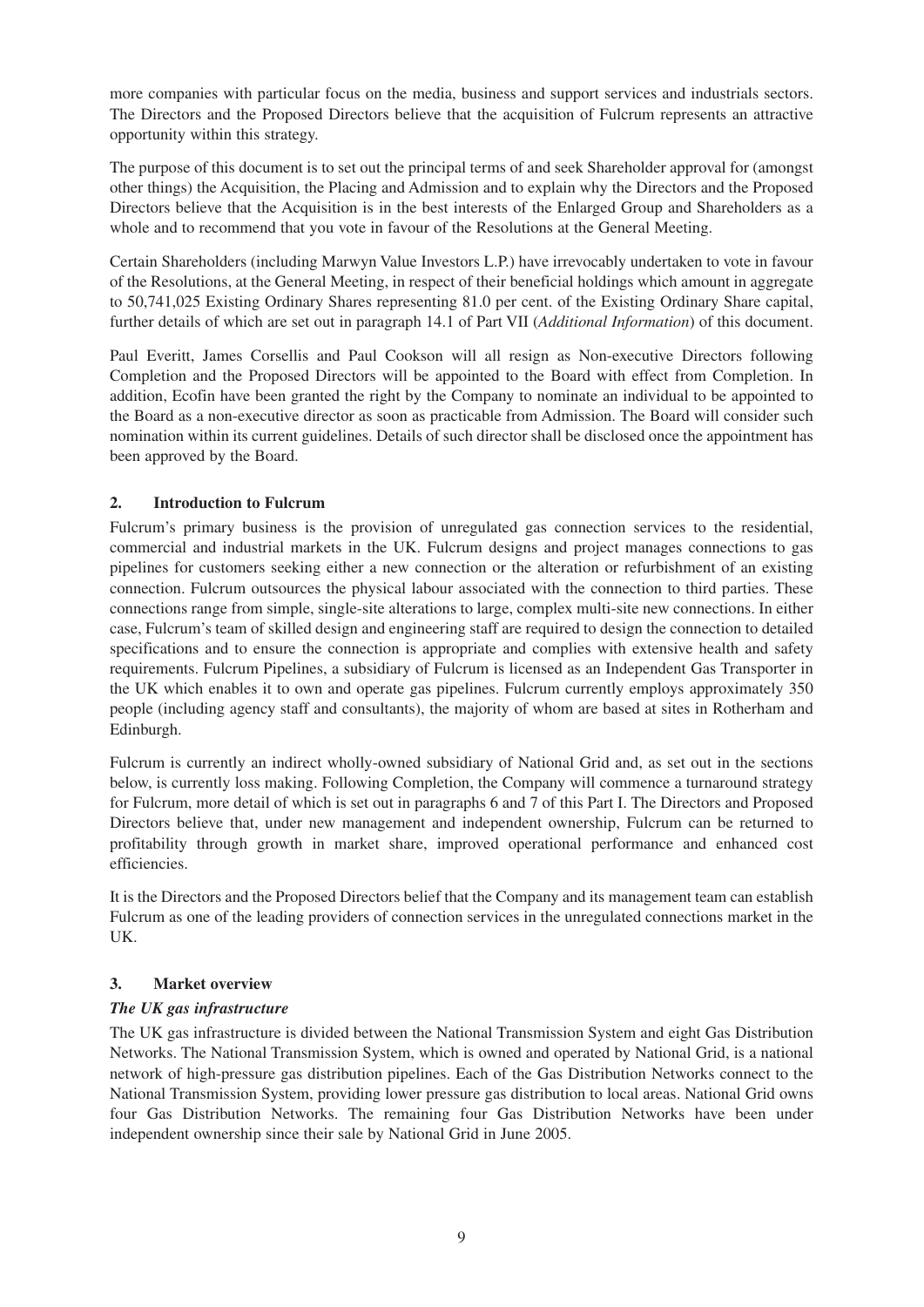more companies with particular focus on the media, business and support services and industrials sectors. The Directors and the Proposed Directors believe that the acquisition of Fulcrum represents an attractive opportunity within this strategy.

The purpose of this document is to set out the principal terms of and seek Shareholder approval for (amongst other things) the Acquisition, the Placing and Admission and to explain why the Directors and the Proposed Directors believe that the Acquisition is in the best interests of the Enlarged Group and Shareholders as a whole and to recommend that you vote in favour of the Resolutions at the General Meeting.

Certain Shareholders (including Marwyn Value Investors L.P.) have irrevocably undertaken to vote in favour of the Resolutions, at the General Meeting, in respect of their beneficial holdings which amount in aggregate to 50,741,025 Existing Ordinary Shares representing 81.0 per cent. of the Existing Ordinary Share capital, further details of which are set out in paragraph 14.1 of Part VII (*Additional Information*) of this document.

Paul Everitt, James Corsellis and Paul Cookson will all resign as Non-executive Directors following Completion and the Proposed Directors will be appointed to the Board with effect from Completion. In addition, Ecofin have been granted the right by the Company to nominate an individual to be appointed to the Board as a non-executive director as soon as practicable from Admission. The Board will consider such nomination within its current guidelines. Details of such director shall be disclosed once the appointment has been approved by the Board.

## 2. Introduction to Fulcrum

Fulcrum's primary business is the provision of unregulated gas connection services to the residential, commercial and industrial markets in the UK. Fulcrum designs and project manages connections to gas pipelines for customers seeking either a new connection or the alteration or refurbishment of an existing connection. Fulcrum outsources the physical labour associated with the connection to third parties. These connections range from simple, single-site alterations to large, complex multi-site new connections. In either case, Fulcrum's team of skilled design and engineering staff are required to design the connection to detailed specifications and to ensure the connection is appropriate and complies with extensive health and safety requirements. Fulcrum Pipelines, a subsidiary of Fulcrum is licensed as an Independent Gas Transporter in the UK which enables it to own and operate gas pipelines. Fulcrum currently employs approximately 350 people (including agency staff and consultants), the majority of whom are based at sites in Rotherham and Edinburgh.

Fulcrum is currently an indirect wholly-owned subsidiary of National Grid and, as set out in the sections below, is currently loss making. Following Completion, the Company will commence a turnaround strategy for Fulcrum, more detail of which is set out in paragraphs 6 and 7 of this Part I. The Directors and Proposed Directors believe that, under new management and independent ownership, Fulcrum can be returned to profitability through growth in market share, improved operational performance and enhanced cost efficiencies.

It is the Directors and the Proposed Directors belief that the Company and its management team can establish Fulcrum as one of the leading providers of connection services in the unregulated connections market in the UK.

## 3. Market overview

### *The UK gas infrastructure*

The UK gas infrastructure is divided between the National Transmission System and eight Gas Distribution Networks. The National Transmission System, which is owned and operated by National Grid, is a national network of high-pressure gas distribution pipelines. Each of the Gas Distribution Networks connect to the National Transmission System, providing lower pressure gas distribution to local areas. National Grid owns four Gas Distribution Networks. The remaining four Gas Distribution Networks have been under independent ownership since their sale by National Grid in June 2005.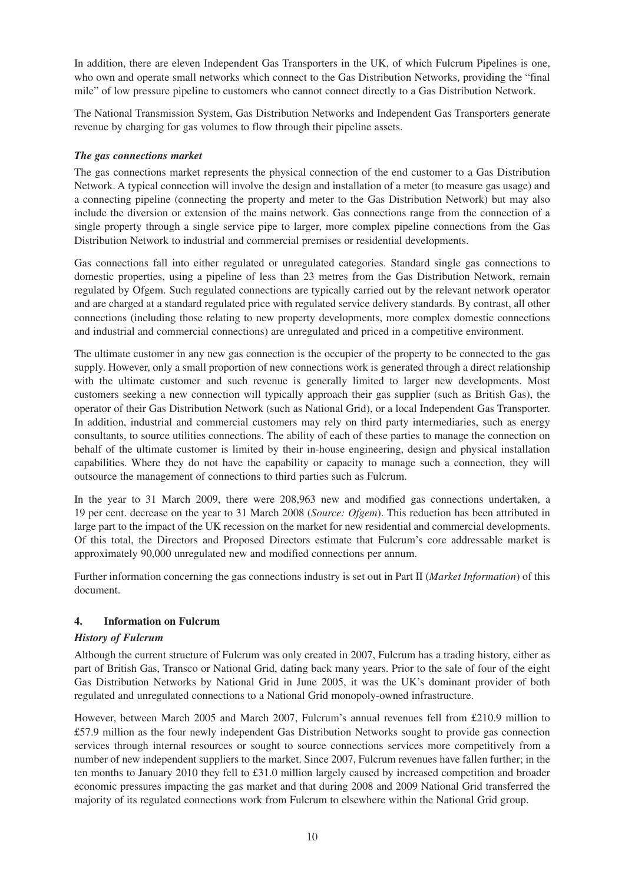In addition, there are eleven Independent Gas Transporters in the UK, of which Fulcrum Pipelines is one, who own and operate small networks which connect to the Gas Distribution Networks, providing the "final mile" of low pressure pipeline to customers who cannot connect directly to a Gas Distribution Network.

The National Transmission System, Gas Distribution Networks and Independent Gas Transporters generate revenue by charging for gas volumes to flow through their pipeline assets.

***The gas connections market***

The gas connections market represents the physical connection of the end customer to a Gas Distribution Network. A typical connection will involve the design and installation of a meter (to measure gas usage) and a connecting pipeline (connecting the property and meter to the Gas Distribution Network) but may also include the diversion or extension of the mains network. Gas connections range from the connection of a single property through a single service pipe to larger, more complex pipeline connections from the Gas Distribution Network to industrial and commercial premises or residential developments.

Gas connections fall into either regulated or unregulated categories. Standard single gas connections to domestic properties, using a pipeline of less than 23 metres from the Gas Distribution Network, remain regulated by Ofgem. Such regulated connections are typically carried out by the relevant network operator and are charged at a standard regulated price with regulated service delivery standards. By contrast, all other connections (including those relating to new property developments, more complex domestic connections and industrial and commercial connections) are unregulated and priced in a competitive environment.

The ultimate customer in any new gas connection is the occupier of the property to be connected to the gas supply. However, only a small proportion of new connections work is generated through a direct relationship with the ultimate customer and such revenue is generally limited to larger new developments. Most customers seeking a new connection will typically approach their gas supplier (such as British Gas), the operator of their Gas Distribution Network (such as National Grid), or a local Independent Gas Transporter. In addition, industrial and commercial customers may rely on third party intermediaries, such as energy consultants, to source utilities connections. The ability of each of these parties to manage the connection on behalf of the ultimate customer is limited by their in-house engineering, design and physical installation capabilities. Where they do not have the capability or capacity to manage such a connection, they will outsource the management of connections to third parties such as Fulcrum.

In the year to 31 March 2009, there were 208,963 new and modified gas connections undertaken, a 19 per cent. decrease on the year to 31 March 2008 (*Source: Ofgem*). This reduction has been attributed in large part to the impact of the UK recession on the market for new residential and commercial developments. Of this total, the Directors and Proposed Directors estimate that Fulcrum's core addressable market is approximately 90,000 unregulated new and modified connections per annum.

Further information concerning the gas connections industry is set out in Part II (*Market Information*) of this document.

## 4. Information on Fulcrum

***History of Fulcrum***

Although the current structure of Fulcrum was only created in 2007, Fulcrum has a trading history, either as part of British Gas, Transco or National Grid, dating back many years. Prior to the sale of four of the eight Gas Distribution Networks by National Grid in June 2005, it was the UK's dominant provider of both regulated and unregulated connections to a National Grid monopoly-owned infrastructure.

However, between March 2005 and March 2007, Fulcrum's annual revenues fell from £210.9 million to £57.9 million as the four newly independent Gas Distribution Networks sought to provide gas connection services through internal resources or sought to source connections services more competitively from a number of new independent suppliers to the market. Since 2007, Fulcrum revenues have fallen further; in the ten months to January 2010 they fell to £31.0 million largely caused by increased competition and broader economic pressures impacting the gas market and that during 2008 and 2009 National Grid transferred the majority of its regulated connections work from Fulcrum to elsewhere within the National Grid group.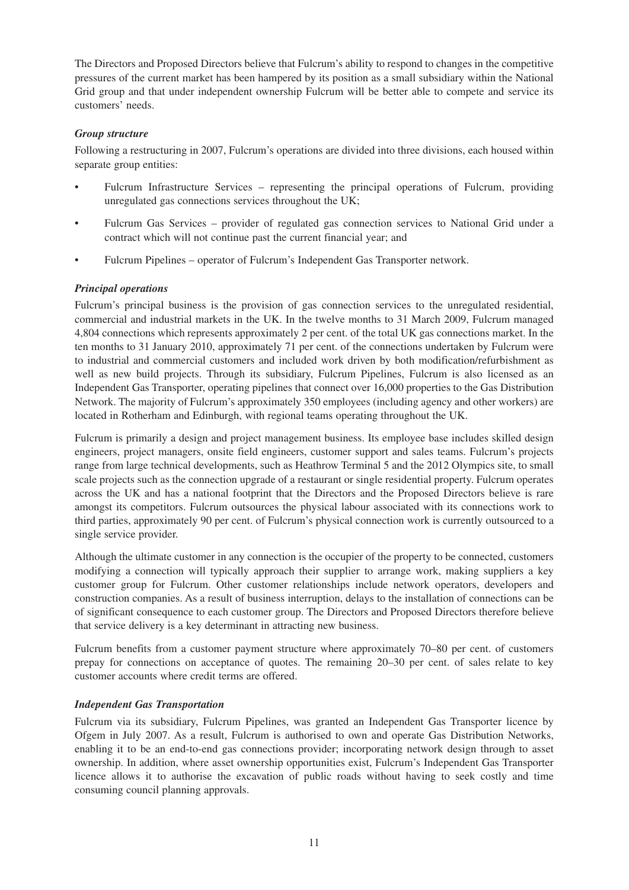The Directors and Proposed Directors believe that Fulcrum's ability to respond to changes in the competitive pressures of the current market has been hampered by its position as a small subsidiary within the National Grid group and that under independent ownership Fulcrum will be better able to compete and service its customers' needs.

### *Group structure*

Following a restructuring in 2007, Fulcrum's operations are divided into three divisions, each housed within separate group entities:

- Fulcrum Infrastructure Services – representing the principal operations of Fulcrum, providing unregulated gas connections services throughout the UK;
- Fulcrum Gas Services – provider of regulated gas connection services to National Grid under a contract which will not continue past the current financial year; and
- Fulcrum Pipelines – operator of Fulcrum's Independent Gas Transporter network.

### *Principal operations*

Fulcrum's principal business is the provision of gas connection services to the unregulated residential, commercial and industrial markets in the UK. In the twelve months to 31 March 2009, Fulcrum managed 4,804 connections which represents approximately 2 per cent. of the total UK gas connections market. In the ten months to 31 January 2010, approximately 71 per cent. of the connections undertaken by Fulcrum were to industrial and commercial customers and included work driven by both modification/refurbishment as well as new build projects. Through its subsidiary, Fulcrum Pipelines, Fulcrum is also licensed as an Independent Gas Transporter, operating pipelines that connect over 16,000 properties to the Gas Distribution Network. The majority of Fulcrum's approximately 350 employees (including agency and other workers) are located in Rotherham and Edinburgh, with regional teams operating throughout the UK.

Fulcrum is primarily a design and project management business. Its employee base includes skilled design engineers, project managers, onsite field engineers, customer support and sales teams. Fulcrum's projects range from large technical developments, such as Heathrow Terminal 5 and the 2012 Olympics site, to small scale projects such as the connection upgrade of a restaurant or single residential property. Fulcrum operates across the UK and has a national footprint that the Directors and the Proposed Directors believe is rare amongst its competitors. Fulcrum outsources the physical labour associated with its connections work to third parties, approximately 90 per cent. of Fulcrum's physical connection work is currently outsourced to a single service provider.

Although the ultimate customer in any connection is the occupier of the property to be connected, customers modifying a connection will typically approach their supplier to arrange work, making suppliers a key customer group for Fulcrum. Other customer relationships include network operators, developers and construction companies. As a result of business interruption, delays to the installation of connections can be of significant consequence to each customer group. The Directors and Proposed Directors therefore believe that service delivery is a key determinant in attracting new business.

Fulcrum benefits from a customer payment structure where approximately 70–80 per cent. of customers prepay for connections on acceptance of quotes. The remaining 20–30 per cent. of sales relate to key customer accounts where credit terms are offered.

### *Independent Gas Transportation*

Fulcrum via its subsidiary, Fulcrum Pipelines, was granted an Independent Gas Transporter licence by Ofgem in July 2007. As a result, Fulcrum is authorised to own and operate Gas Distribution Networks, enabling it to be an end-to-end gas connections provider; incorporating network design through to asset ownership. In addition, where asset ownership opportunities exist, Fulcrum's Independent Gas Transporter licence allows it to authorise the excavation of public roads without having to seek costly and time consuming council planning approvals.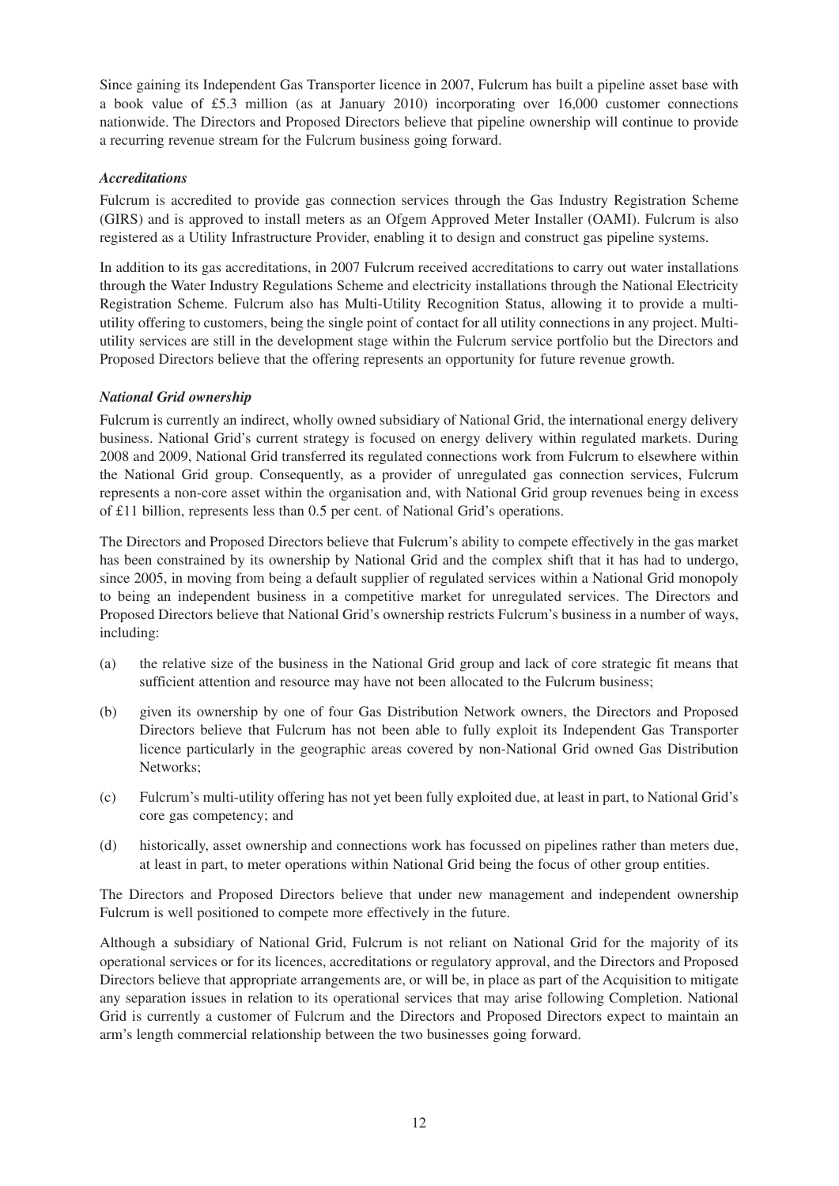Since gaining its Independent Gas Transporter licence in 2007, Fulcrum has built a pipeline asset base with a book value of £5.3 million (as at January 2010) incorporating over 16,000 customer connections nationwide. The Directors and Proposed Directors believe that pipeline ownership will continue to provide a recurring revenue stream for the Fulcrum business going forward.

### *Accreditations*

Fulcrum is accredited to provide gas connection services through the Gas Industry Registration Scheme (GIRS) and is approved to install meters as an Ofgem Approved Meter Installer (OAMI). Fulcrum is also registered as a Utility Infrastructure Provider, enabling it to design and construct gas pipeline systems.

In addition to its gas accreditations, in 2007 Fulcrum received accreditations to carry out water installations through the Water Industry Regulations Scheme and electricity installations through the National Electricity Registration Scheme. Fulcrum also has Multi-Utility Recognition Status, allowing it to provide a multi-utility offering to customers, being the single point of contact for all utility connections in any project. Multi-utility services are still in the development stage within the Fulcrum service portfolio but the Directors and Proposed Directors believe that the offering represents an opportunity for future revenue growth.

### *National Grid ownership*

Fulcrum is currently an indirect, wholly owned subsidiary of National Grid, the international energy delivery business. National Grid's current strategy is focused on energy delivery within regulated markets. During 2008 and 2009, National Grid transferred its regulated connections work from Fulcrum to elsewhere within the National Grid group. Consequently, as a provider of unregulated gas connection services, Fulcrum represents a non-core asset within the organisation and, with National Grid group revenues being in excess of £11 billion, represents less than 0.5 per cent. of National Grid's operations.

The Directors and Proposed Directors believe that Fulcrum's ability to compete effectively in the gas market has been constrained by its ownership by National Grid and the complex shift that it has had to undergo, since 2005, in moving from being a default supplier of regulated services within a National Grid monopoly to being an independent business in a competitive market for unregulated services. The Directors and Proposed Directors believe that National Grid's ownership restricts Fulcrum's business in a number of ways, including:

(a) the relative size of the business in the National Grid group and lack of core strategic fit means that sufficient attention and resource may have not been allocated to the Fulcrum business;

(b) given its ownership by one of four Gas Distribution Network owners, the Directors and Proposed Directors believe that Fulcrum has not been able to fully exploit its Independent Gas Transporter licence particularly in the geographic areas covered by non-National Grid owned Gas Distribution Networks;

(c) Fulcrum's multi-utility offering has not yet been fully exploited due, at least in part, to National Grid's core gas competency; and

(d) historically, asset ownership and connections work has focussed on pipelines rather than meters due, at least in part, to meter operations within National Grid being the focus of other group entities.

The Directors and Proposed Directors believe that under new management and independent ownership Fulcrum is well positioned to compete more effectively in the future.

Although a subsidiary of National Grid, Fulcrum is not reliant on National Grid for the majority of its operational services or for its licences, accreditations or regulatory approval, and the Directors and Proposed Directors believe that appropriate arrangements are, or will be, in place as part of the Acquisition to mitigate any separation issues in relation to its operational services that may arise following Completion. National Grid is currently a customer of Fulcrum and the Directors and Proposed Directors expect to maintain an arm's length commercial relationship between the two businesses going forward.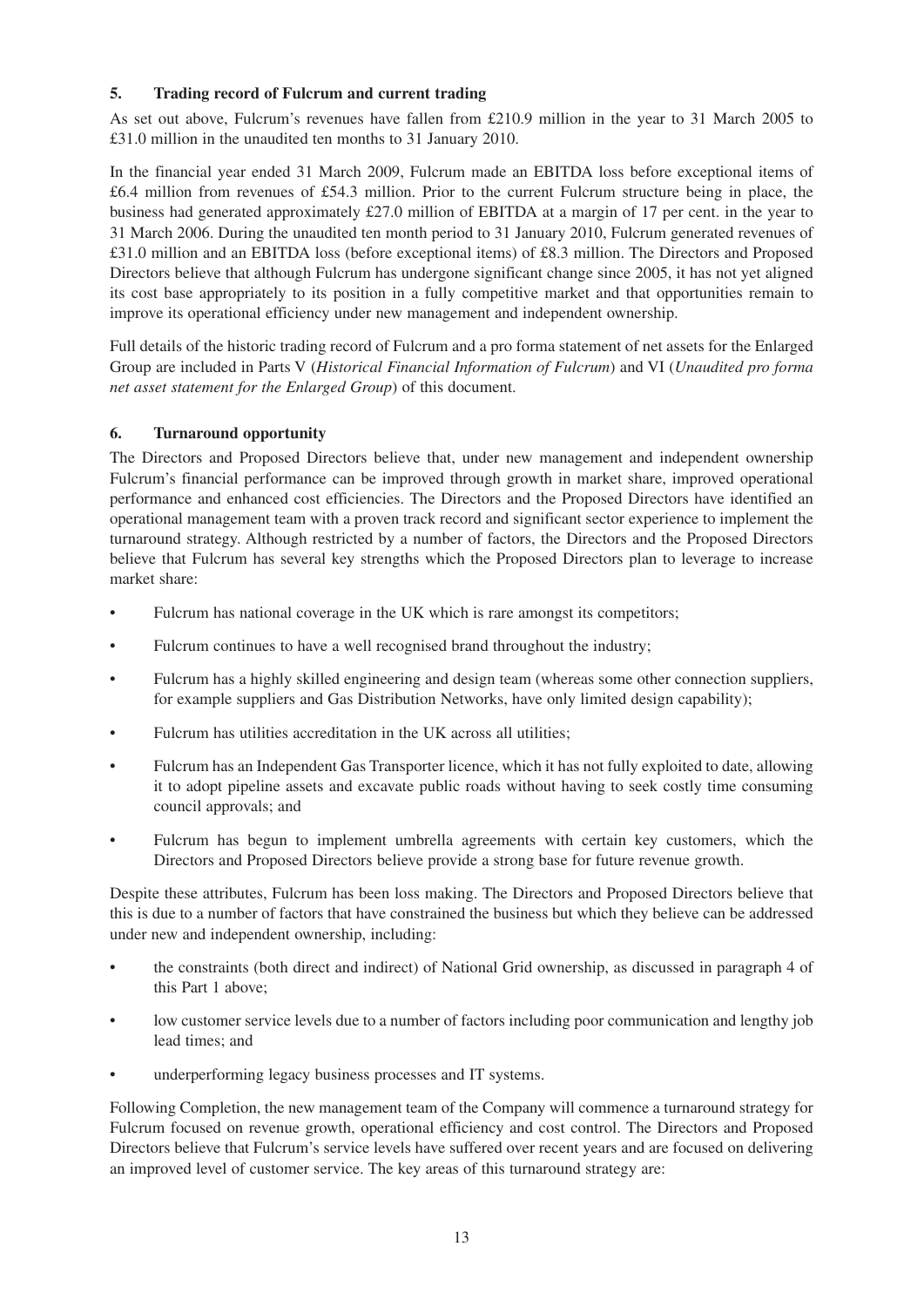## 5. Trading record of Fulcrum and current trading

As set out above, Fulcrum's revenues have fallen from £210.9 million in the year to 31 March 2005 to £31.0 million in the unaudited ten months to 31 January 2010.

In the financial year ended 31 March 2009, Fulcrum made an EBITDA loss before exceptional items of £6.4 million from revenues of £54.3 million. Prior to the current Fulcrum structure being in place, the business had generated approximately £27.0 million of EBITDA at a margin of 17 per cent. in the year to 31 March 2006. During the unaudited ten month period to 31 January 2010, Fulcrum generated revenues of £31.0 million and an EBITDA loss (before exceptional items) of £8.3 million. The Directors and Proposed Directors believe that although Fulcrum has undergone significant change since 2005, it has not yet aligned its cost base appropriately to its position in a fully competitive market and that opportunities remain to improve its operational efficiency under new management and independent ownership.

Full details of the historic trading record of Fulcrum and a pro forma statement of net assets for the Enlarged Group are included in Parts V (*Historical Financial Information of Fulcrum*) and VI (*Unaudited pro forma net asset statement for the Enlarged Group*) of this document.

## 6. Turnaround opportunity

The Directors and Proposed Directors believe that, under new management and independent ownership Fulcrum's financial performance can be improved through growth in market share, improved operational performance and enhanced cost efficiencies. The Directors and the Proposed Directors have identified an operational management team with a proven track record and significant sector experience to implement the turnaround strategy. Although restricted by a number of factors, the Directors and the Proposed Directors believe that Fulcrum has several key strengths which the Proposed Directors plan to leverage to increase market share:

- Fulcrum has national coverage in the UK which is rare amongst its competitors;
- Fulcrum continues to have a well recognised brand throughout the industry;
- Fulcrum has a highly skilled engineering and design team (whereas some other connection suppliers, for example suppliers and Gas Distribution Networks, have only limited design capability);
- Fulcrum has utilities accreditation in the UK across all utilities;
- Fulcrum has an Independent Gas Transporter licence, which it has not fully exploited to date, allowing it to adopt pipeline assets and excavate public roads without having to seek costly time consuming council approvals; and
- Fulcrum has begun to implement umbrella agreements with certain key customers, which the Directors and Proposed Directors believe provide a strong base for future revenue growth.

Despite these attributes, Fulcrum has been loss making. The Directors and Proposed Directors believe that this is due to a number of factors that have constrained the business but which they believe can be addressed under new and independent ownership, including:

- the constraints (both direct and indirect) of National Grid ownership, as discussed in paragraph 4 of this Part 1 above;
- low customer service levels due to a number of factors including poor communication and lengthy job lead times; and
- underperforming legacy business processes and IT systems.

Following Completion, the new management team of the Company will commence a turnaround strategy for Fulcrum focused on revenue growth, operational efficiency and cost control. The Directors and Proposed Directors believe that Fulcrum's service levels have suffered over recent years and are focused on delivering an improved level of customer service. The key areas of this turnaround strategy are: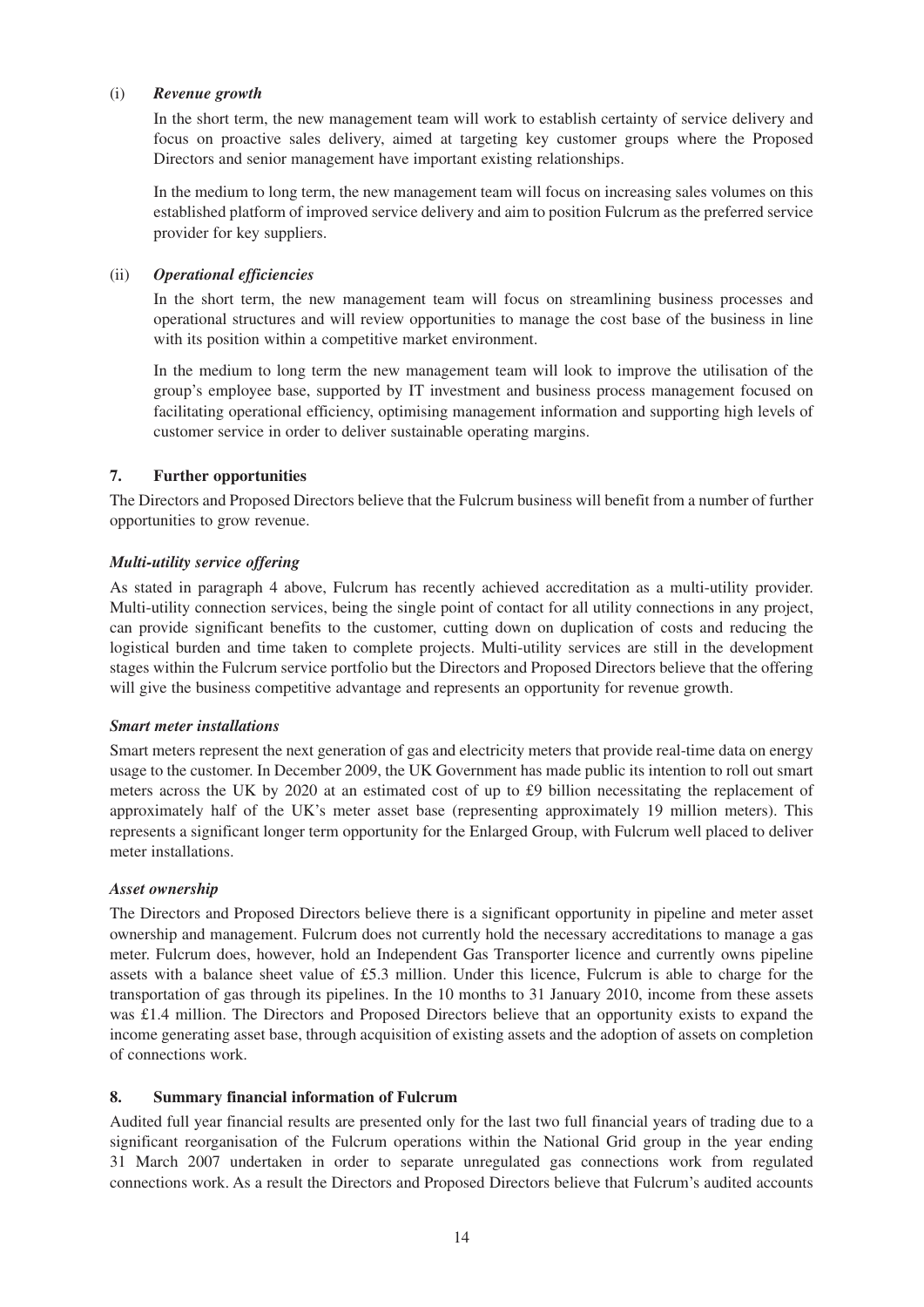(i) ***Revenue growth***

In the short term, the new management team will work to establish certainty of service delivery and focus on proactive sales delivery, aimed at targeting key customer groups where the Proposed Directors and senior management have important existing relationships.

In the medium to long term, the new management team will focus on increasing sales volumes on this established platform of improved service delivery and aim to position Fulcrum as the preferred service provider for key suppliers.

(ii) ***Operational efficiencies***

In the short term, the new management team will focus on streamlining business processes and operational structures and will review opportunities to manage the cost base of the business in line with its position within a competitive market environment.

In the medium to long term the new management team will look to improve the utilisation of the group's employee base, supported by IT investment and business process management focused on facilitating operational efficiency, optimising management information and supporting high levels of customer service in order to deliver sustainable operating margins.

## 7. Further opportunities

The Directors and Proposed Directors believe that the Fulcrum business will benefit from a number of further opportunities to grow revenue.

***Multi-utility service offering***

As stated in paragraph 4 above, Fulcrum has recently achieved accreditation as a multi-utility provider. Multi-utility connection services, being the single point of contact for all utility connections in any project, can provide significant benefits to the customer, cutting down on duplication of costs and reducing the logistical burden and time taken to complete projects. Multi-utility services are still in the development stages within the Fulcrum service portfolio but the Directors and Proposed Directors believe that the offering will give the business competitive advantage and represents an opportunity for revenue growth.

***Smart meter installations***

Smart meters represent the next generation of gas and electricity meters that provide real-time data on energy usage to the customer. In December 2009, the UK Government has made public its intention to roll out smart meters across the UK by 2020 at an estimated cost of up to £9 billion necessitating the replacement of approximately half of the UK's meter asset base (representing approximately 19 million meters). This represents a significant longer term opportunity for the Enlarged Group, with Fulcrum well placed to deliver meter installations.

***Asset ownership***

The Directors and Proposed Directors believe there is a significant opportunity in pipeline and meter asset ownership and management. Fulcrum does not currently hold the necessary accreditations to manage a gas meter. Fulcrum does, however, hold an Independent Gas Transporter licence and currently owns pipeline assets with a balance sheet value of £5.3 million. Under this licence, Fulcrum is able to charge for the transportation of gas through its pipelines. In the 10 months to 31 January 2010, income from these assets was £1.4 million. The Directors and Proposed Directors believe that an opportunity exists to expand the income generating asset base, through acquisition of existing assets and the adoption of assets on completion of connections work.

## 8. Summary financial information of Fulcrum

Audited full year financial results are presented only for the last two full financial years of trading due to a significant reorganisation of the Fulcrum operations within the National Grid group in the year ending 31 March 2007 undertaken in order to separate unregulated gas connections work from regulated connections work. As a result the Directors and Proposed Directors believe that Fulcrum's audited accounts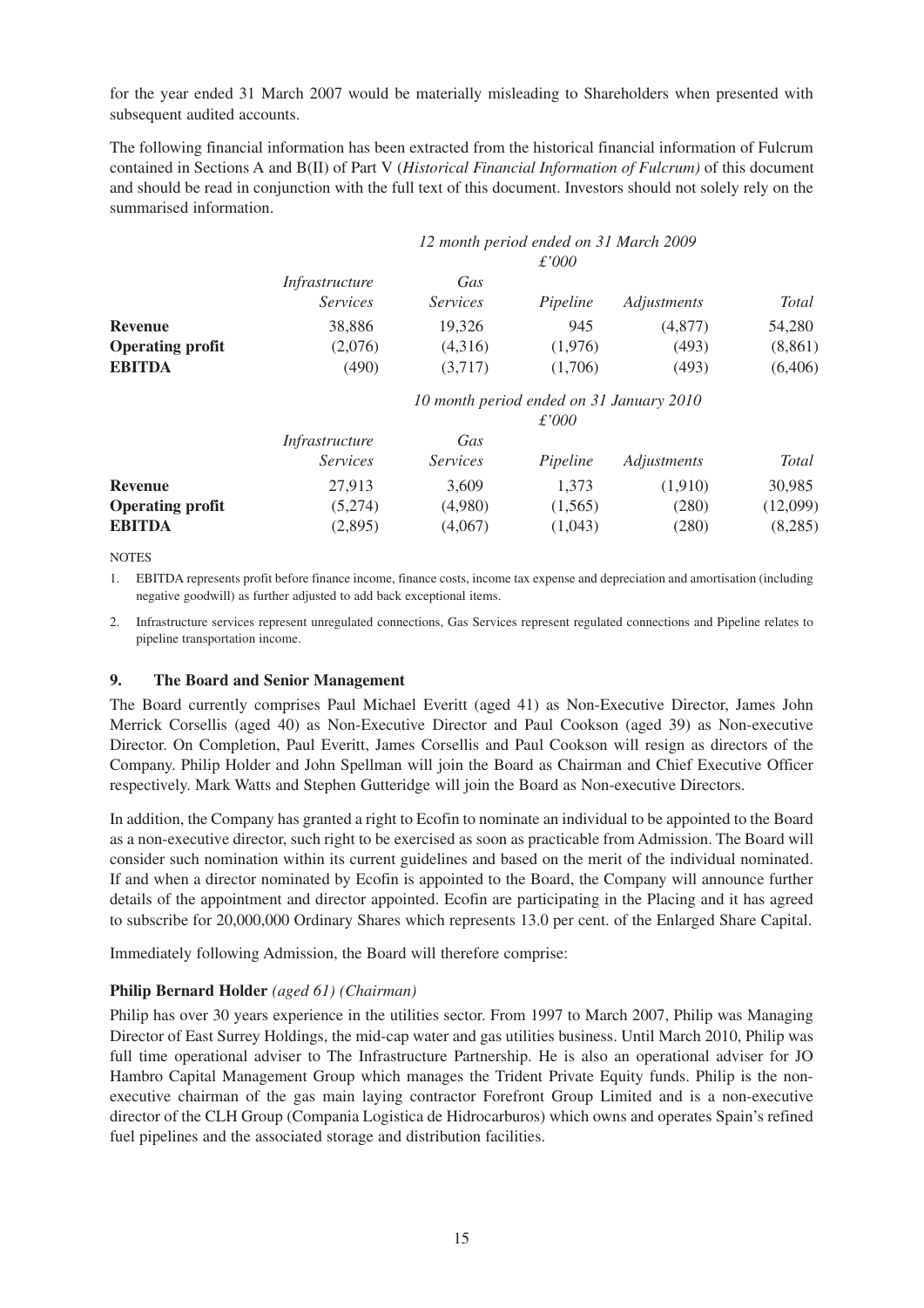for the year ended 31 March 2007 would be materially misleading to Shareholders when presented with subsequent audited accounts.

The following financial information has been extracted from the historical financial information of Fulcrum contained in Sections A and B(II) of Part V (*Historical Financial Information of Fulcrum)* of this document and should be read in conjunction with the full text of this document. Investors should not solely rely on the summarised information.

| | *12 month period ended on 31 March 2009* | | | | |
|---|---|---|---|---|---|
| | *£'000* | | | | |
| | *Infrastructure Services* | *Gas Services* | *Pipeline* | *Adjustments* | *Total* |
| **Revenue** | 38,886 | 19,326 | 945 | (4,877) | 54,280 |
| **Operating profit** | (2,076) | (4,316) | (1,976) | (493) | (8,861) |
| **EBITDA** | (490) | (3,717) | (1,706) | (493) | (6,406) |

| | *10 month period ended on 31 January 2010* | | | | |
|---|---|---|---|---|---|
| | *£'000* | | | | |
| | *Infrastructure Services* | *Gas Services* | *Pipeline* | *Adjustments* | *Total* |
| **Revenue** | 27,913 | 3,609 | 1,373 | (1,910) | 30,985 |
| **Operating profit** | (5,274) | (4,980) | (1,565) | (280) | (12,099) |
| **EBITDA** | (2,895) | (4,067) | (1,043) | (280) | (8,285) |

NOTES

1. EBITDA represents profit before finance income, finance costs, income tax expense and depreciation and amortisation (including negative goodwill) as further adjusted to add back exceptional items.

2. Infrastructure services represent unregulated connections, Gas Services represent regulated connections and Pipeline relates to pipeline transportation income.

### 9. The Board and Senior Management

The Board currently comprises Paul Michael Everitt (aged 41) as Non-Executive Director, James John Merrick Corsellis (aged 40) as Non-Executive Director and Paul Cookson (aged 39) as Non-executive Director. On Completion, Paul Everitt, James Corsellis and Paul Cookson will resign as directors of the Company. Philip Holder and John Spellman will join the Board as Chairman and Chief Executive Officer respectively. Mark Watts and Stephen Gutteridge will join the Board as Non-executive Directors.

In addition, the Company has granted a right to Ecofin to nominate an individual to be appointed to the Board as a non-executive director, such right to be exercised as soon as practicable from Admission. The Board will consider such nomination within its current guidelines and based on the merit of the individual nominated. If and when a director nominated by Ecofin is appointed to the Board, the Company will announce further details of the appointment and director appointed. Ecofin are participating in the Placing and it has agreed to subscribe for 20,000,000 Ordinary Shares which represents 13.0 per cent. of the Enlarged Share Capital.

Immediately following Admission, the Board will therefore comprise:

**Philip Bernard Holder** *(aged 61) (Chairman)*

Philip has over 30 years experience in the utilities sector. From 1997 to March 2007, Philip was Managing Director of East Surrey Holdings, the mid-cap water and gas utilities business. Until March 2010, Philip was full time operational adviser to The Infrastructure Partnership. He is also an operational adviser for JO Hambro Capital Management Group which manages the Trident Private Equity funds. Philip is the non-executive chairman of the gas main laying contractor Forefront Group Limited and is a non-executive director of the CLH Group (Compania Logistica de Hidrocarburos) which owns and operates Spain's refined fuel pipelines and the associated storage and distribution facilities.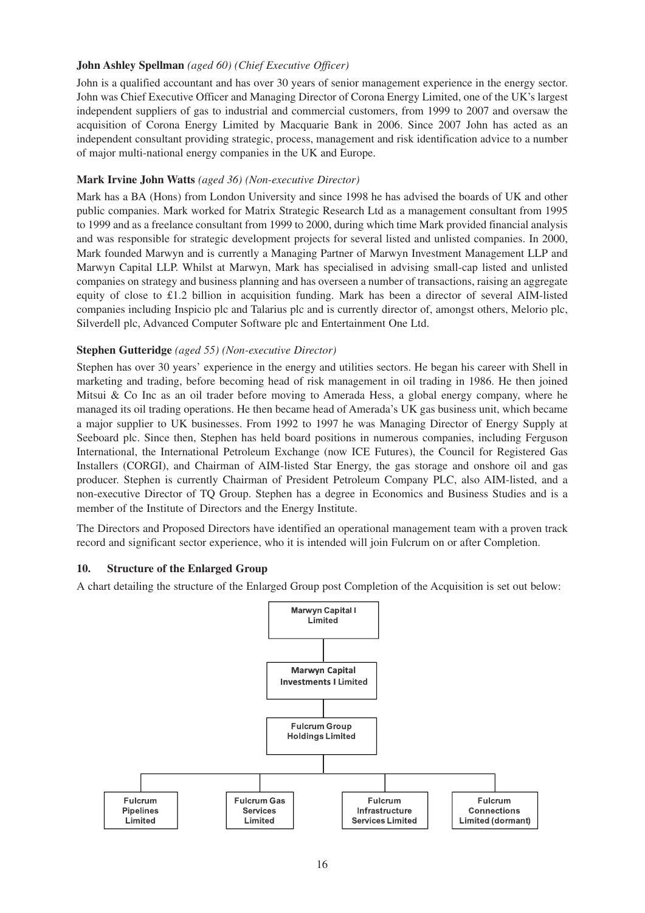**John Ashley Spellman** *(aged 60) (Chief Executive Officer)*

John is a qualified accountant and has over 30 years of senior management experience in the energy sector. John was Chief Executive Officer and Managing Director of Corona Energy Limited, one of the UK's largest independent suppliers of gas to industrial and commercial customers, from 1999 to 2007 and oversaw the acquisition of Corona Energy Limited by Macquarie Bank in 2006. Since 2007 John has acted as an independent consultant providing strategic, process, management and risk identification advice to a number of major multi-national energy companies in the UK and Europe.

**Mark Irvine John Watts** *(aged 36) (Non-executive Director)*

Mark has a BA (Hons) from London University and since 1998 he has advised the boards of UK and other public companies. Mark worked for Matrix Strategic Research Ltd as a management consultant from 1995 to 1999 and as a freelance consultant from 1999 to 2000, during which time Mark provided financial analysis and was responsible for strategic development projects for several listed and unlisted companies. In 2000, Mark founded Marwyn and is currently a Managing Partner of Marwyn Investment Management LLP and Marwyn Capital LLP. Whilst at Marwyn, Mark has specialised in advising small-cap listed and unlisted companies on strategy and business planning and has overseen a number of transactions, raising an aggregate equity of close to £1.2 billion in acquisition funding. Mark has been a director of several AIM-listed companies including Inspicio plc and Talarius plc and is currently director of, amongst others, Melorio plc, Silverdell plc, Advanced Computer Software plc and Entertainment One Ltd.

**Stephen Gutteridge** *(aged 55) (Non-executive Director)*

Stephen has over 30 years' experience in the energy and utilities sectors. He began his career with Shell in marketing and trading, before becoming head of risk management in oil trading in 1986. He then joined Mitsui & Co Inc as an oil trader before moving to Amerada Hess, a global energy company, where he managed its oil trading operations. He then became head of Amerada's UK gas business unit, which became a major supplier to UK businesses. From 1992 to 1997 he was Managing Director of Energy Supply at Seeboard plc. Since then, Stephen has held board positions in numerous companies, including Ferguson International, the International Petroleum Exchange (now ICE Futures), the Council for Registered Gas Installers (CORGI), and Chairman of AIM-listed Star Energy, the gas storage and onshore oil and gas producer. Stephen is currently Chairman of President Petroleum Company PLC, also AIM-listed, and a non-executive Director of TQ Group. Stephen has a degree in Economics and Business Studies and is a member of the Institute of Directors and the Energy Institute.

The Directors and Proposed Directors have identified an operational management team with a proven track record and significant sector experience, who it is intended will join Fulcrum on or after Completion.

## 10. Structure of the Enlarged Group

A chart detailing the structure of the Enlarged Group post Completion of the Acquisition is set out below:

- Marwyn Capital I Limited
  - Marwyn Capital Investments I Limited
    - Fulcrum Group Holdings Limited
      - Fulcrum Pipelines Limited
      - Fulcrum Gas Services Limited
      - Fulcrum Infrastructure Services Limited
      - Fulcrum Connections Limited (dormant)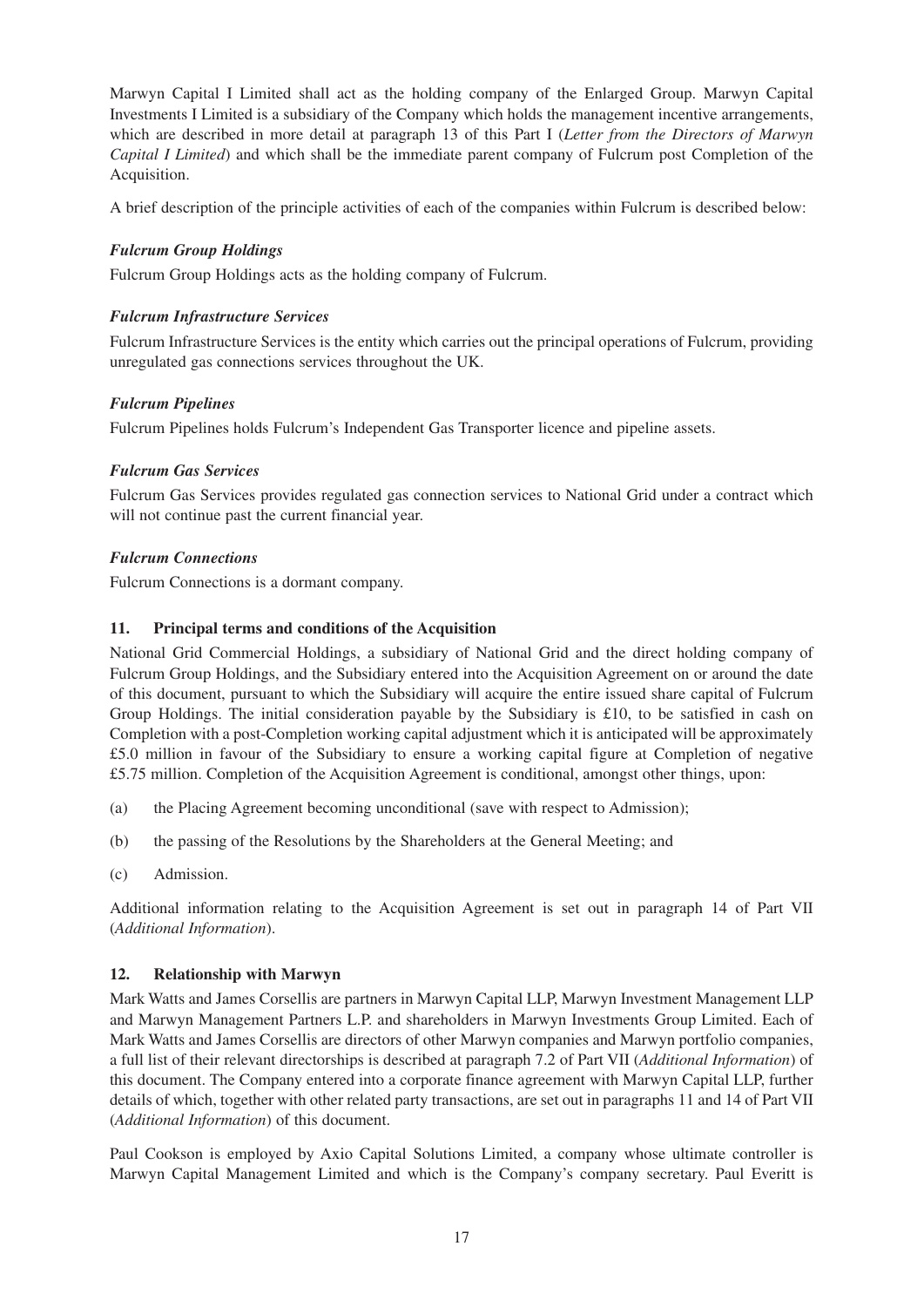Marwyn Capital I Limited shall act as the holding company of the Enlarged Group. Marwyn Capital Investments I Limited is a subsidiary of the Company which holds the management incentive arrangements, which are described in more detail at paragraph 13 of this Part I (*Letter from the Directors of Marwyn Capital I Limited*) and which shall be the immediate parent company of Fulcrum post Completion of the Acquisition.

A brief description of the principle activities of each of the companies within Fulcrum is described below:

***Fulcrum Group Holdings***

Fulcrum Group Holdings acts as the holding company of Fulcrum.

***Fulcrum Infrastructure Services***

Fulcrum Infrastructure Services is the entity which carries out the principal operations of Fulcrum, providing unregulated gas connections services throughout the UK.

***Fulcrum Pipelines***

Fulcrum Pipelines holds Fulcrum's Independent Gas Transporter licence and pipeline assets.

***Fulcrum Gas Services***

Fulcrum Gas Services provides regulated gas connection services to National Grid under a contract which will not continue past the current financial year.

***Fulcrum Connections***

Fulcrum Connections is a dormant company.

### 11. Principal terms and conditions of the Acquisition

National Grid Commercial Holdings, a subsidiary of National Grid and the direct holding company of Fulcrum Group Holdings, and the Subsidiary entered into the Acquisition Agreement on or around the date of this document, pursuant to which the Subsidiary will acquire the entire issued share capital of Fulcrum Group Holdings. The initial consideration payable by the Subsidiary is £10, to be satisfied in cash on Completion with a post-Completion working capital adjustment which it is anticipated will be approximately £5.0 million in favour of the Subsidiary to ensure a working capital figure at Completion of negative £5.75 million. Completion of the Acquisition Agreement is conditional, amongst other things, upon:

(a) the Placing Agreement becoming unconditional (save with respect to Admission);

(b) the passing of the Resolutions by the Shareholders at the General Meeting; and

(c) Admission.

Additional information relating to the Acquisition Agreement is set out in paragraph 14 of Part VII (*Additional Information*).

### 12. Relationship with Marwyn

Mark Watts and James Corsellis are partners in Marwyn Capital LLP, Marwyn Investment Management LLP and Marwyn Management Partners L.P. and shareholders in Marwyn Investments Group Limited. Each of Mark Watts and James Corsellis are directors of other Marwyn companies and Marwyn portfolio companies, a full list of their relevant directorships is described at paragraph 7.2 of Part VII (*Additional Information*) of this document. The Company entered into a corporate finance agreement with Marwyn Capital LLP, further details of which, together with other related party transactions, are set out in paragraphs 11 and 14 of Part VII (*Additional Information*) of this document.

Paul Cookson is employed by Axio Capital Solutions Limited, a company whose ultimate controller is Marwyn Capital Management Limited and which is the Company's company secretary. Paul Everitt is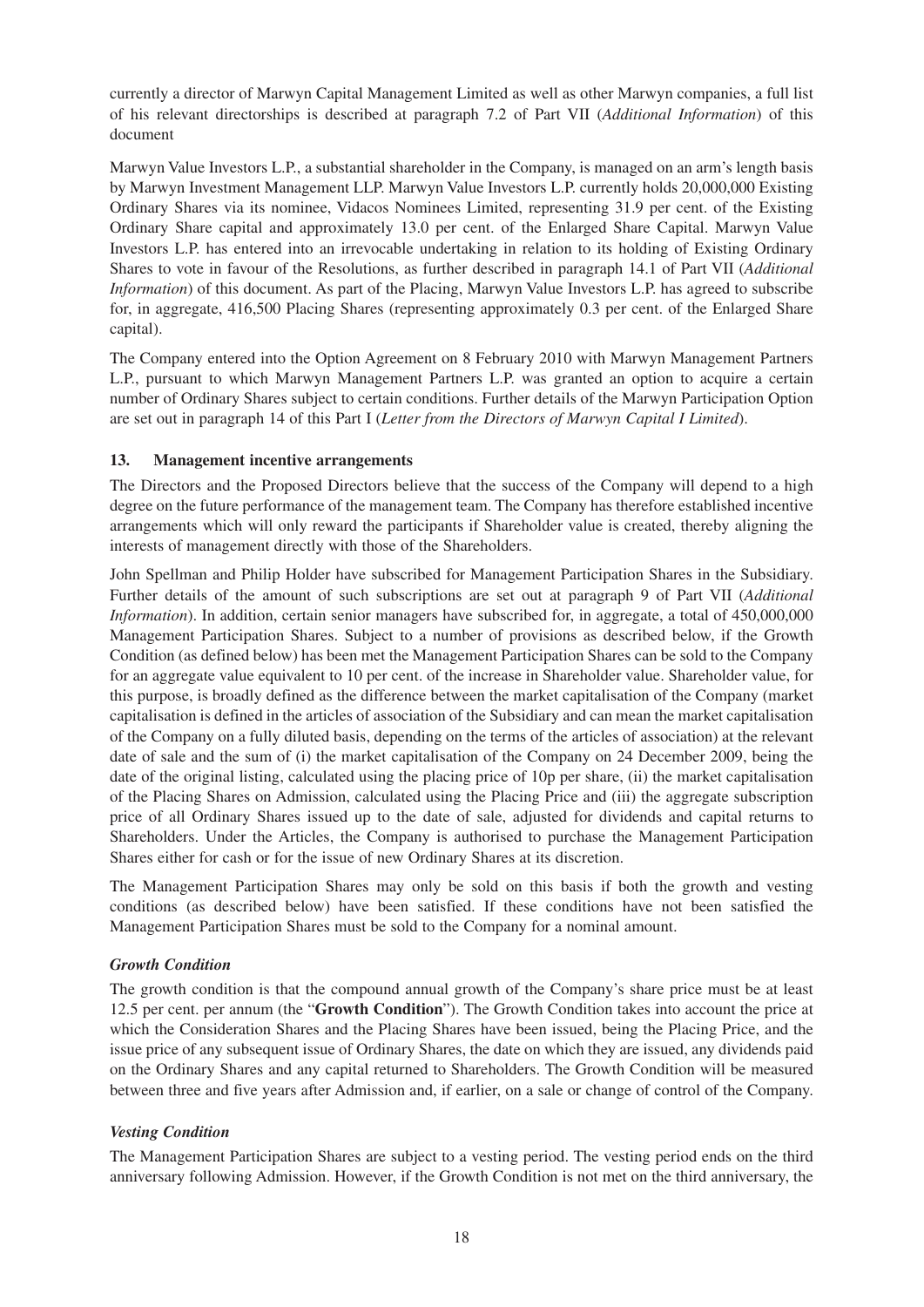currently a director of Marwyn Capital Management Limited as well as other Marwyn companies, a full list of his relevant directorships is described at paragraph 7.2 of Part VII (*Additional Information*) of this document

Marwyn Value Investors L.P., a substantial shareholder in the Company, is managed on an arm's length basis by Marwyn Investment Management LLP. Marwyn Value Investors L.P. currently holds 20,000,000 Existing Ordinary Shares via its nominee, Vidacos Nominees Limited, representing 31.9 per cent. of the Existing Ordinary Share capital and approximately 13.0 per cent. of the Enlarged Share Capital. Marwyn Value Investors L.P. has entered into an irrevocable undertaking in relation to its holding of Existing Ordinary Shares to vote in favour of the Resolutions, as further described in paragraph 14.1 of Part VII (*Additional Information*) of this document. As part of the Placing, Marwyn Value Investors L.P. has agreed to subscribe for, in aggregate, 416,500 Placing Shares (representing approximately 0.3 per cent. of the Enlarged Share capital).

The Company entered into the Option Agreement on 8 February 2010 with Marwyn Management Partners L.P., pursuant to which Marwyn Management Partners L.P. was granted an option to acquire a certain number of Ordinary Shares subject to certain conditions. Further details of the Marwyn Participation Option are set out in paragraph 14 of this Part I (*Letter from the Directors of Marwyn Capital I Limited*).

## 13. Management incentive arrangements

The Directors and the Proposed Directors believe that the success of the Company will depend to a high degree on the future performance of the management team. The Company has therefore established incentive arrangements which will only reward the participants if Shareholder value is created, thereby aligning the interests of management directly with those of the Shareholders.

John Spellman and Philip Holder have subscribed for Management Participation Shares in the Subsidiary. Further details of the amount of such subscriptions are set out at paragraph 9 of Part VII (*Additional Information*). In addition, certain senior managers have subscribed for, in aggregate, a total of 450,000,000 Management Participation Shares. Subject to a number of provisions as described below, if the Growth Condition (as defined below) has been met the Management Participation Shares can be sold to the Company for an aggregate value equivalent to 10 per cent. of the increase in Shareholder value. Shareholder value, for this purpose, is broadly defined as the difference between the market capitalisation of the Company (market capitalisation is defined in the articles of association of the Subsidiary and can mean the market capitalisation of the Company on a fully diluted basis, depending on the terms of the articles of association) at the relevant date of sale and the sum of (i) the market capitalisation of the Company on 24 December 2009, being the date of the original listing, calculated using the placing price of 10p per share, (ii) the market capitalisation of the Placing Shares on Admission, calculated using the Placing Price and (iii) the aggregate subscription price of all Ordinary Shares issued up to the date of sale, adjusted for dividends and capital returns to Shareholders. Under the Articles, the Company is authorised to purchase the Management Participation Shares either for cash or for the issue of new Ordinary Shares at its discretion.

The Management Participation Shares may only be sold on this basis if both the growth and vesting conditions (as described below) have been satisfied. If these conditions have not been satisfied the Management Participation Shares must be sold to the Company for a nominal amount.

### *Growth Condition*

The growth condition is that the compound annual growth of the Company's share price must be at least 12.5 per cent. per annum (the "**Growth Condition**"). The Growth Condition takes into account the price at which the Consideration Shares and the Placing Shares have been issued, being the Placing Price, and the issue price of any subsequent issue of Ordinary Shares, the date on which they are issued, any dividends paid on the Ordinary Shares and any capital returned to Shareholders. The Growth Condition will be measured between three and five years after Admission and, if earlier, on a sale or change of control of the Company.

### *Vesting Condition*

The Management Participation Shares are subject to a vesting period. The vesting period ends on the third anniversary following Admission. However, if the Growth Condition is not met on the third anniversary, the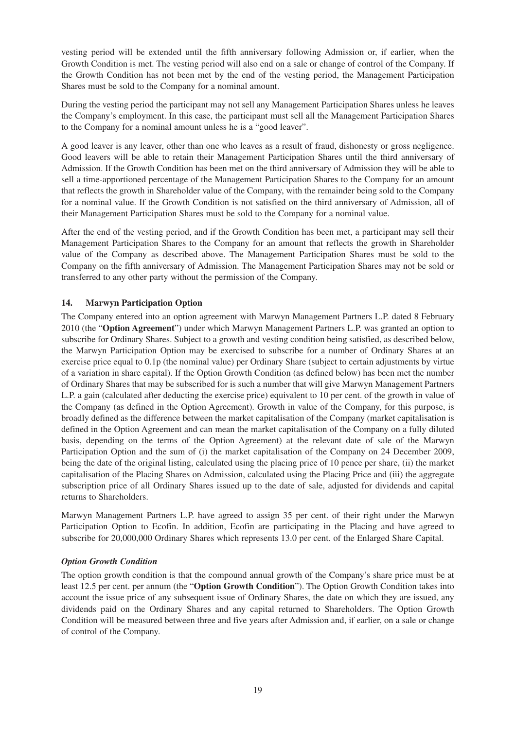vesting period will be extended until the fifth anniversary following Admission or, if earlier, when the Growth Condition is met. The vesting period will also end on a sale or change of control of the Company. If the Growth Condition has not been met by the end of the vesting period, the Management Participation Shares must be sold to the Company for a nominal amount.

During the vesting period the participant may not sell any Management Participation Shares unless he leaves the Company's employment. In this case, the participant must sell all the Management Participation Shares to the Company for a nominal amount unless he is a "good leaver".

A good leaver is any leaver, other than one who leaves as a result of fraud, dishonesty or gross negligence. Good leavers will be able to retain their Management Participation Shares until the third anniversary of Admission. If the Growth Condition has been met on the third anniversary of Admission they will be able to sell a time-apportioned percentage of the Management Participation Shares to the Company for an amount that reflects the growth in Shareholder value of the Company, with the remainder being sold to the Company for a nominal value. If the Growth Condition is not satisfied on the third anniversary of Admission, all of their Management Participation Shares must be sold to the Company for a nominal value.

After the end of the vesting period, and if the Growth Condition has been met, a participant may sell their Management Participation Shares to the Company for an amount that reflects the growth in Shareholder value of the Company as described above. The Management Participation Shares must be sold to the Company on the fifth anniversary of Admission. The Management Participation Shares may not be sold or transferred to any other party without the permission of the Company.

## 14. Marwyn Participation Option

The Company entered into an option agreement with Marwyn Management Partners L.P. dated 8 February 2010 (the "**Option Agreement**") under which Marwyn Management Partners L.P. was granted an option to subscribe for Ordinary Shares. Subject to a growth and vesting condition being satisfied, as described below, the Marwyn Participation Option may be exercised to subscribe for a number of Ordinary Shares at an exercise price equal to 0.1p (the nominal value) per Ordinary Share (subject to certain adjustments by virtue of a variation in share capital). If the Option Growth Condition (as defined below) has been met the number of Ordinary Shares that may be subscribed for is such a number that will give Marwyn Management Partners L.P. a gain (calculated after deducting the exercise price) equivalent to 10 per cent. of the growth in value of the Company (as defined in the Option Agreement). Growth in value of the Company, for this purpose, is broadly defined as the difference between the market capitalisation of the Company (market capitalisation is defined in the Option Agreement and can mean the market capitalisation of the Company on a fully diluted basis, depending on the terms of the Option Agreement) at the relevant date of sale of the Marwyn Participation Option and the sum of (i) the market capitalisation of the Company on 24 December 2009, being the date of the original listing, calculated using the placing price of 10 pence per share, (ii) the market capitalisation of the Placing Shares on Admission, calculated using the Placing Price and (iii) the aggregate subscription price of all Ordinary Shares issued up to the date of sale, adjusted for dividends and capital returns to Shareholders.

Marwyn Management Partners L.P. have agreed to assign 35 per cent. of their right under the Marwyn Participation Option to Ecofin. In addition, Ecofin are participating in the Placing and have agreed to subscribe for 20,000,000 Ordinary Shares which represents 13.0 per cent. of the Enlarged Share Capital.

### *Option Growth Condition*

The option growth condition is that the compound annual growth of the Company's share price must be at least 12.5 per cent. per annum (the "**Option Growth Condition**"). The Option Growth Condition takes into account the issue price of any subsequent issue of Ordinary Shares, the date on which they are issued, any dividends paid on the Ordinary Shares and any capital returned to Shareholders. The Option Growth Condition will be measured between three and five years after Admission and, if earlier, on a sale or change of control of the Company.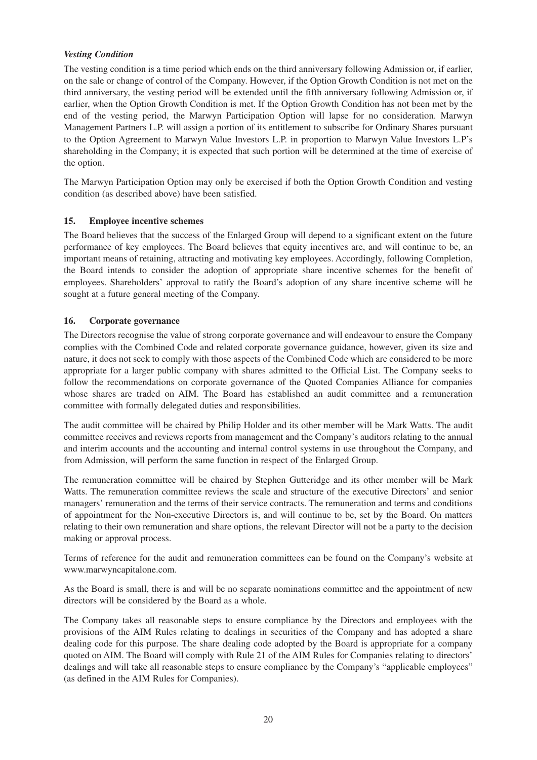***Vesting Condition***

The vesting condition is a time period which ends on the third anniversary following Admission or, if earlier, on the sale or change of control of the Company. However, if the Option Growth Condition is not met on the third anniversary, the vesting period will be extended until the fifth anniversary following Admission or, if earlier, when the Option Growth Condition is met. If the Option Growth Condition has not been met by the end of the vesting period, the Marwyn Participation Option will lapse for no consideration. Marwyn Management Partners L.P. will assign a portion of its entitlement to subscribe for Ordinary Shares pursuant to the Option Agreement to Marwyn Value Investors L.P. in proportion to Marwyn Value Investors L.P's shareholding in the Company; it is expected that such portion will be determined at the time of exercise of the option.

The Marwyn Participation Option may only be exercised if both the Option Growth Condition and vesting condition (as described above) have been satisfied.

## 15. Employee incentive schemes

The Board believes that the success of the Enlarged Group will depend to a significant extent on the future performance of key employees. The Board believes that equity incentives are, and will continue to be, an important means of retaining, attracting and motivating key employees. Accordingly, following Completion, the Board intends to consider the adoption of appropriate share incentive schemes for the benefit of employees. Shareholders' approval to ratify the Board's adoption of any share incentive scheme will be sought at a future general meeting of the Company.

## 16. Corporate governance

The Directors recognise the value of strong corporate governance and will endeavour to ensure the Company complies with the Combined Code and related corporate governance guidance, however, given its size and nature, it does not seek to comply with those aspects of the Combined Code which are considered to be more appropriate for a larger public company with shares admitted to the Official List. The Company seeks to follow the recommendations on corporate governance of the Quoted Companies Alliance for companies whose shares are traded on AIM. The Board has established an audit committee and a remuneration committee with formally delegated duties and responsibilities.

The audit committee will be chaired by Philip Holder and its other member will be Mark Watts. The audit committee receives and reviews reports from management and the Company's auditors relating to the annual and interim accounts and the accounting and internal control systems in use throughout the Company, and from Admission, will perform the same function in respect of the Enlarged Group.

The remuneration committee will be chaired by Stephen Gutteridge and its other member will be Mark Watts. The remuneration committee reviews the scale and structure of the executive Directors' and senior managers' remuneration and the terms of their service contracts. The remuneration and terms and conditions of appointment for the Non-executive Directors is, and will continue to be, set by the Board. On matters relating to their own remuneration and share options, the relevant Director will not be a party to the decision making or approval process.

Terms of reference for the audit and remuneration committees can be found on the Company's website at www.marwyncapitalone.com.

As the Board is small, there is and will be no separate nominations committee and the appointment of new directors will be considered by the Board as a whole.

The Company takes all reasonable steps to ensure compliance by the Directors and employees with the provisions of the AIM Rules relating to dealings in securities of the Company and has adopted a share dealing code for this purpose. The share dealing code adopted by the Board is appropriate for a company quoted on AIM. The Board will comply with Rule 21 of the AIM Rules for Companies relating to directors' dealings and will take all reasonable steps to ensure compliance by the Company's "applicable employees" (as defined in the AIM Rules for Companies).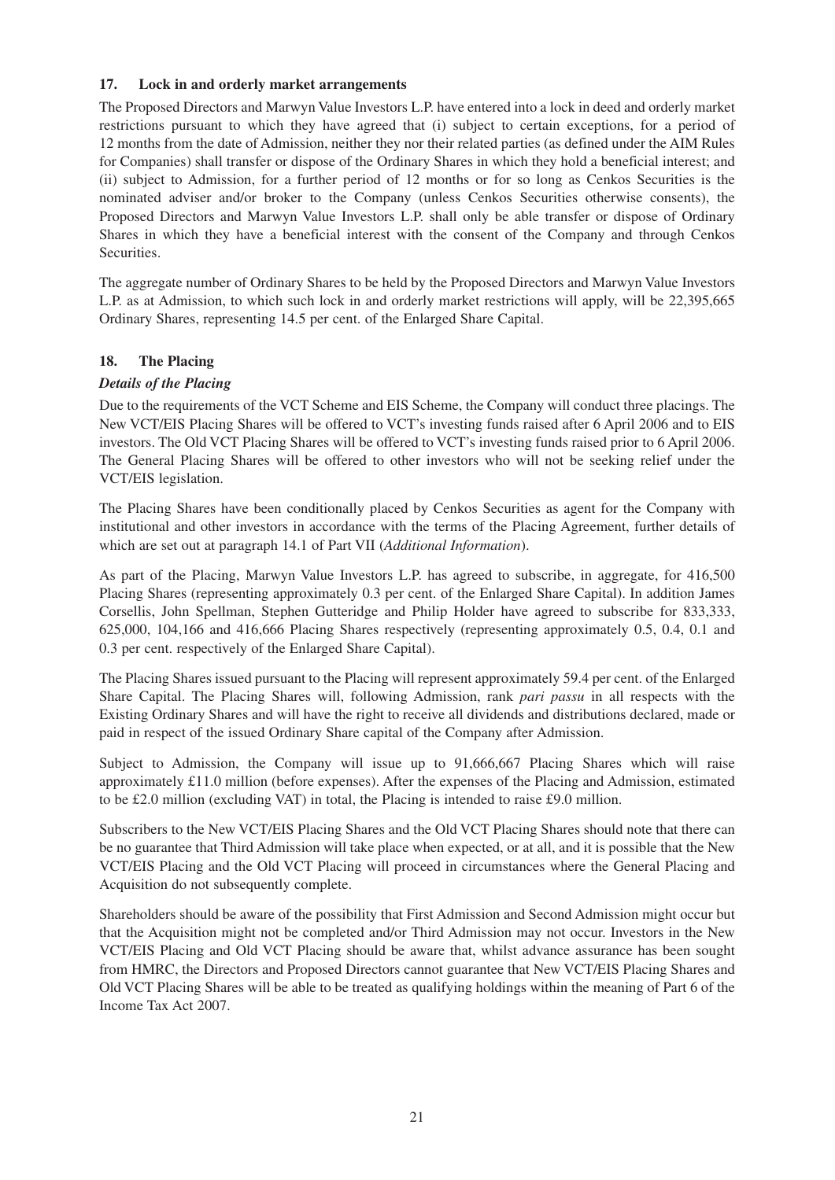## 17. Lock in and orderly market arrangements

The Proposed Directors and Marwyn Value Investors L.P. have entered into a lock in deed and orderly market restrictions pursuant to which they have agreed that (i) subject to certain exceptions, for a period of 12 months from the date of Admission, neither they nor their related parties (as defined under the AIM Rules for Companies) shall transfer or dispose of the Ordinary Shares in which they hold a beneficial interest; and (ii) subject to Admission, for a further period of 12 months or for so long as Cenkos Securities is the nominated adviser and/or broker to the Company (unless Cenkos Securities otherwise consents), the Proposed Directors and Marwyn Value Investors L.P. shall only be able transfer or dispose of Ordinary Shares in which they have a beneficial interest with the consent of the Company and through Cenkos Securities.

The aggregate number of Ordinary Shares to be held by the Proposed Directors and Marwyn Value Investors L.P. as at Admission, to which such lock in and orderly market restrictions will apply, will be 22,395,665 Ordinary Shares, representing 14.5 per cent. of the Enlarged Share Capital.

## 18. The Placing

### *Details of the Placing*

Due to the requirements of the VCT Scheme and EIS Scheme, the Company will conduct three placings. The New VCT/EIS Placing Shares will be offered to VCT's investing funds raised after 6 April 2006 and to EIS investors. The Old VCT Placing Shares will be offered to VCT's investing funds raised prior to 6 April 2006. The General Placing Shares will be offered to other investors who will not be seeking relief under the VCT/EIS legislation.

The Placing Shares have been conditionally placed by Cenkos Securities as agent for the Company with institutional and other investors in accordance with the terms of the Placing Agreement, further details of which are set out at paragraph 14.1 of Part VII (*Additional Information*).

As part of the Placing, Marwyn Value Investors L.P. has agreed to subscribe, in aggregate, for 416,500 Placing Shares (representing approximately 0.3 per cent. of the Enlarged Share Capital). In addition James Corsellis, John Spellman, Stephen Gutteridge and Philip Holder have agreed to subscribe for 833,333, 625,000, 104,166 and 416,666 Placing Shares respectively (representing approximately 0.5, 0.4, 0.1 and 0.3 per cent. respectively of the Enlarged Share Capital).

The Placing Shares issued pursuant to the Placing will represent approximately 59.4 per cent. of the Enlarged Share Capital. The Placing Shares will, following Admission, rank *pari passu* in all respects with the Existing Ordinary Shares and will have the right to receive all dividends and distributions declared, made or paid in respect of the issued Ordinary Share capital of the Company after Admission.

Subject to Admission, the Company will issue up to 91,666,667 Placing Shares which will raise approximately £11.0 million (before expenses). After the expenses of the Placing and Admission, estimated to be £2.0 million (excluding VAT) in total, the Placing is intended to raise £9.0 million.

Subscribers to the New VCT/EIS Placing Shares and the Old VCT Placing Shares should note that there can be no guarantee that Third Admission will take place when expected, or at all, and it is possible that the New VCT/EIS Placing and the Old VCT Placing will proceed in circumstances where the General Placing and Acquisition do not subsequently complete.

Shareholders should be aware of the possibility that First Admission and Second Admission might occur but that the Acquisition might not be completed and/or Third Admission may not occur. Investors in the New VCT/EIS Placing and Old VCT Placing should be aware that, whilst advance assurance has been sought from HMRC, the Directors and Proposed Directors cannot guarantee that New VCT/EIS Placing Shares and Old VCT Placing Shares will be able to be treated as qualifying holdings within the meaning of Part 6 of the Income Tax Act 2007.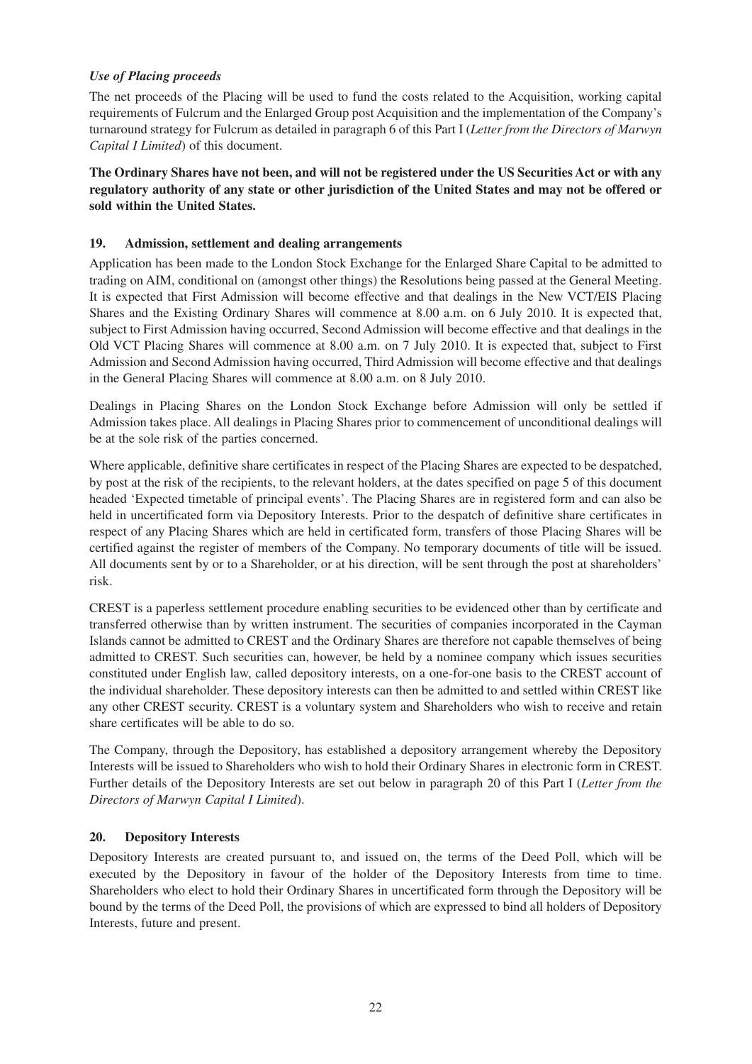*Use of Placing proceeds*

The net proceeds of the Placing will be used to fund the costs related to the Acquisition, working capital requirements of Fulcrum and the Enlarged Group post Acquisition and the implementation of the Company's turnaround strategy for Fulcrum as detailed in paragraph 6 of this Part I (*Letter from the Directors of Marwyn Capital I Limited*) of this document.

**The Ordinary Shares have not been, and will not be registered under the US Securities Act or with any regulatory authority of any state or other jurisdiction of the United States and may not be offered or sold within the United States.**

## 19. Admission, settlement and dealing arrangements

Application has been made to the London Stock Exchange for the Enlarged Share Capital to be admitted to trading on AIM, conditional on (amongst other things) the Resolutions being passed at the General Meeting. It is expected that First Admission will become effective and that dealings in the New VCT/EIS Placing Shares and the Existing Ordinary Shares will commence at 8.00 a.m. on 6 July 2010. It is expected that, subject to First Admission having occurred, Second Admission will become effective and that dealings in the Old VCT Placing Shares will commence at 8.00 a.m. on 7 July 2010. It is expected that, subject to First Admission and Second Admission having occurred, Third Admission will become effective and that dealings in the General Placing Shares will commence at 8.00 a.m. on 8 July 2010.

Dealings in Placing Shares on the London Stock Exchange before Admission will only be settled if Admission takes place. All dealings in Placing Shares prior to commencement of unconditional dealings will be at the sole risk of the parties concerned.

Where applicable, definitive share certificates in respect of the Placing Shares are expected to be despatched, by post at the risk of the recipients, to the relevant holders, at the dates specified on page 5 of this document headed 'Expected timetable of principal events'. The Placing Shares are in registered form and can also be held in uncertificated form via Depository Interests. Prior to the despatch of definitive share certificates in respect of any Placing Shares which are held in certificated form, transfers of those Placing Shares will be certified against the register of members of the Company. No temporary documents of title will be issued. All documents sent by or to a Shareholder, or at his direction, will be sent through the post at shareholders' risk.

CREST is a paperless settlement procedure enabling securities to be evidenced other than by certificate and transferred otherwise than by written instrument. The securities of companies incorporated in the Cayman Islands cannot be admitted to CREST and the Ordinary Shares are therefore not capable themselves of being admitted to CREST. Such securities can, however, be held by a nominee company which issues securities constituted under English law, called depository interests, on a one-for-one basis to the CREST account of the individual shareholder. These depository interests can then be admitted to and settled within CREST like any other CREST security. CREST is a voluntary system and Shareholders who wish to receive and retain share certificates will be able to do so.

The Company, through the Depository, has established a depository arrangement whereby the Depository Interests will be issued to Shareholders who wish to hold their Ordinary Shares in electronic form in CREST. Further details of the Depository Interests are set out below in paragraph 20 of this Part I (*Letter from the Directors of Marwyn Capital I Limited*).

## 20. Depository Interests

Depository Interests are created pursuant to, and issued on, the terms of the Deed Poll, which will be executed by the Depository in favour of the holder of the Depository Interests from time to time. Shareholders who elect to hold their Ordinary Shares in uncertificated form through the Depository will be bound by the terms of the Deed Poll, the provisions of which are expressed to bind all holders of Depository Interests, future and present.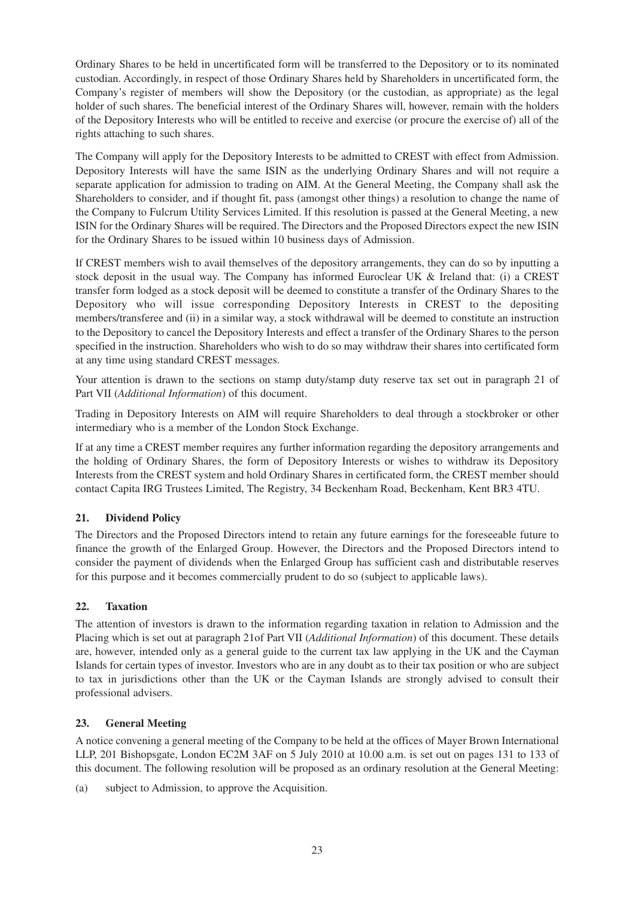Ordinary Shares to be held in uncertificated form will be transferred to the Depository or to its nominated custodian. Accordingly, in respect of those Ordinary Shares held by Shareholders in uncertificated form, the Company's register of members will show the Depository (or the custodian, as appropriate) as the legal holder of such shares. The beneficial interest of the Ordinary Shares will, however, remain with the holders of the Depository Interests who will be entitled to receive and exercise (or procure the exercise of) all of the rights attaching to such shares.

The Company will apply for the Depository Interests to be admitted to CREST with effect from Admission. Depository Interests will have the same ISIN as the underlying Ordinary Shares and will not require a separate application for admission to trading on AIM. At the General Meeting, the Company shall ask the Shareholders to consider, and if thought fit, pass (amongst other things) a resolution to change the name of the Company to Fulcrum Utility Services Limited. If this resolution is passed at the General Meeting, a new ISIN for the Ordinary Shares will be required. The Directors and the Proposed Directors expect the new ISIN for the Ordinary Shares to be issued within 10 business days of Admission.

If CREST members wish to avail themselves of the depository arrangements, they can do so by inputting a stock deposit in the usual way. The Company has informed Euroclear UK & Ireland that: (i) a CREST transfer form lodged as a stock deposit will be deemed to constitute a transfer of the Ordinary Shares to the Depository who will issue corresponding Depository Interests in CREST to the depositing members/transferee and (ii) in a similar way, a stock withdrawal will be deemed to constitute an instruction to the Depository to cancel the Depository Interests and effect a transfer of the Ordinary Shares to the person specified in the instruction. Shareholders who wish to do so may withdraw their shares into certificated form at any time using standard CREST messages.

Your attention is drawn to the sections on stamp duty/stamp duty reserve tax set out in paragraph 21 of Part VII (*Additional Information*) of this document.

Trading in Depository Interests on AIM will require Shareholders to deal through a stockbroker or other intermediary who is a member of the London Stock Exchange.

If at any time a CREST member requires any further information regarding the depository arrangements and the holding of Ordinary Shares, the form of Depository Interests or wishes to withdraw its Depository Interests from the CREST system and hold Ordinary Shares in certificated form, the CREST member should contact Capita IRG Trustees Limited, The Registry, 34 Beckenham Road, Beckenham, Kent BR3 4TU.

## 21. Dividend Policy

The Directors and the Proposed Directors intend to retain any future earnings for the foreseeable future to finance the growth of the Enlarged Group. However, the Directors and the Proposed Directors intend to consider the payment of dividends when the Enlarged Group has sufficient cash and distributable reserves for this purpose and it becomes commercially prudent to do so (subject to applicable laws).

## 22. Taxation

The attention of investors is drawn to the information regarding taxation in relation to Admission and the Placing which is set out at paragraph 21of Part VII (*Additional Information*) of this document. These details are, however, intended only as a general guide to the current tax law applying in the UK and the Cayman Islands for certain types of investor. Investors who are in any doubt as to their tax position or who are subject to tax in jurisdictions other than the UK or the Cayman Islands are strongly advised to consult their professional advisers.

## 23. General Meeting

A notice convening a general meeting of the Company to be held at the offices of Mayer Brown International LLP, 201 Bishopsgate, London EC2M 3AF on 5 July 2010 at 10.00 a.m. is set out on pages 131 to 133 of this document. The following resolution will be proposed as an ordinary resolution at the General Meeting:

(a) subject to Admission, to approve the Acquisition.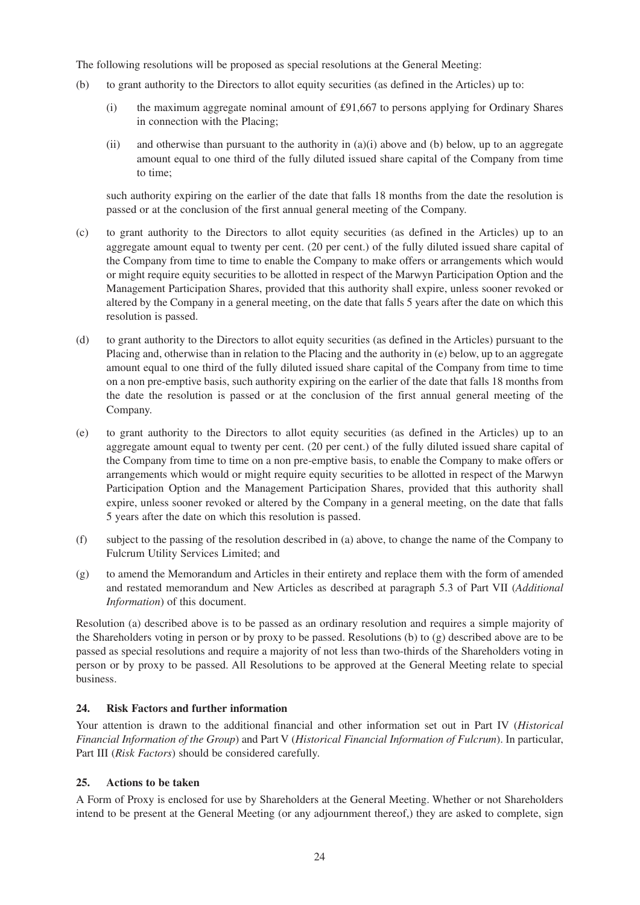The following resolutions will be proposed as special resolutions at the General Meeting:

(b) to grant authority to the Directors to allot equity securities (as defined in the Articles) up to:

  (i) the maximum aggregate nominal amount of £91,667 to persons applying for Ordinary Shares in connection with the Placing;

  (ii) and otherwise than pursuant to the authority in (a)(i) above and (b) below, up to an aggregate amount equal to one third of the fully diluted issued share capital of the Company from time to time;

  such authority expiring on the earlier of the date that falls 18 months from the date the resolution is passed or at the conclusion of the first annual general meeting of the Company.

(c) to grant authority to the Directors to allot equity securities (as defined in the Articles) up to an aggregate amount equal to twenty per cent. (20 per cent.) of the fully diluted issued share capital of the Company from time to time to enable the Company to make offers or arrangements which would or might require equity securities to be allotted in respect of the Marwyn Participation Option and the Management Participation Shares, provided that this authority shall expire, unless sooner revoked or altered by the Company in a general meeting, on the date that falls 5 years after the date on which this resolution is passed.

(d) to grant authority to the Directors to allot equity securities (as defined in the Articles) pursuant to the Placing and, otherwise than in relation to the Placing and the authority in (e) below, up to an aggregate amount equal to one third of the fully diluted issued share capital of the Company from time to time on a non pre-emptive basis, such authority expiring on the earlier of the date that falls 18 months from the date the resolution is passed or at the conclusion of the first annual general meeting of the Company.

(e) to grant authority to the Directors to allot equity securities (as defined in the Articles) up to an aggregate amount equal to twenty per cent. (20 per cent.) of the fully diluted issued share capital of the Company from time to time on a non pre-emptive basis, to enable the Company to make offers or arrangements which would or might require equity securities to be allotted in respect of the Marwyn Participation Option and the Management Participation Shares, provided that this authority shall expire, unless sooner revoked or altered by the Company in a general meeting, on the date that falls 5 years after the date on which this resolution is passed.

(f) subject to the passing of the resolution described in (a) above, to change the name of the Company to Fulcrum Utility Services Limited; and

(g) to amend the Memorandum and Articles in their entirety and replace them with the form of amended and restated memorandum and New Articles as described at paragraph 5.3 of Part VII (*Additional Information*) of this document.

Resolution (a) described above is to be passed as an ordinary resolution and requires a simple majority of the Shareholders voting in person or by proxy to be passed. Resolutions (b) to (g) described above are to be passed as special resolutions and require a majority of not less than two-thirds of the Shareholders voting in person or by proxy to be passed. All Resolutions to be approved at the General Meeting relate to special business.

## 24. Risk Factors and further information

Your attention is drawn to the additional financial and other information set out in Part IV (*Historical Financial Information of the Group*) and Part V (*Historical Financial Information of Fulcrum*). In particular, Part III (*Risk Factors*) should be considered carefully.

## 25. Actions to be taken

A Form of Proxy is enclosed for use by Shareholders at the General Meeting. Whether or not Shareholders intend to be present at the General Meeting (or any adjournment thereof,) they are asked to complete, sign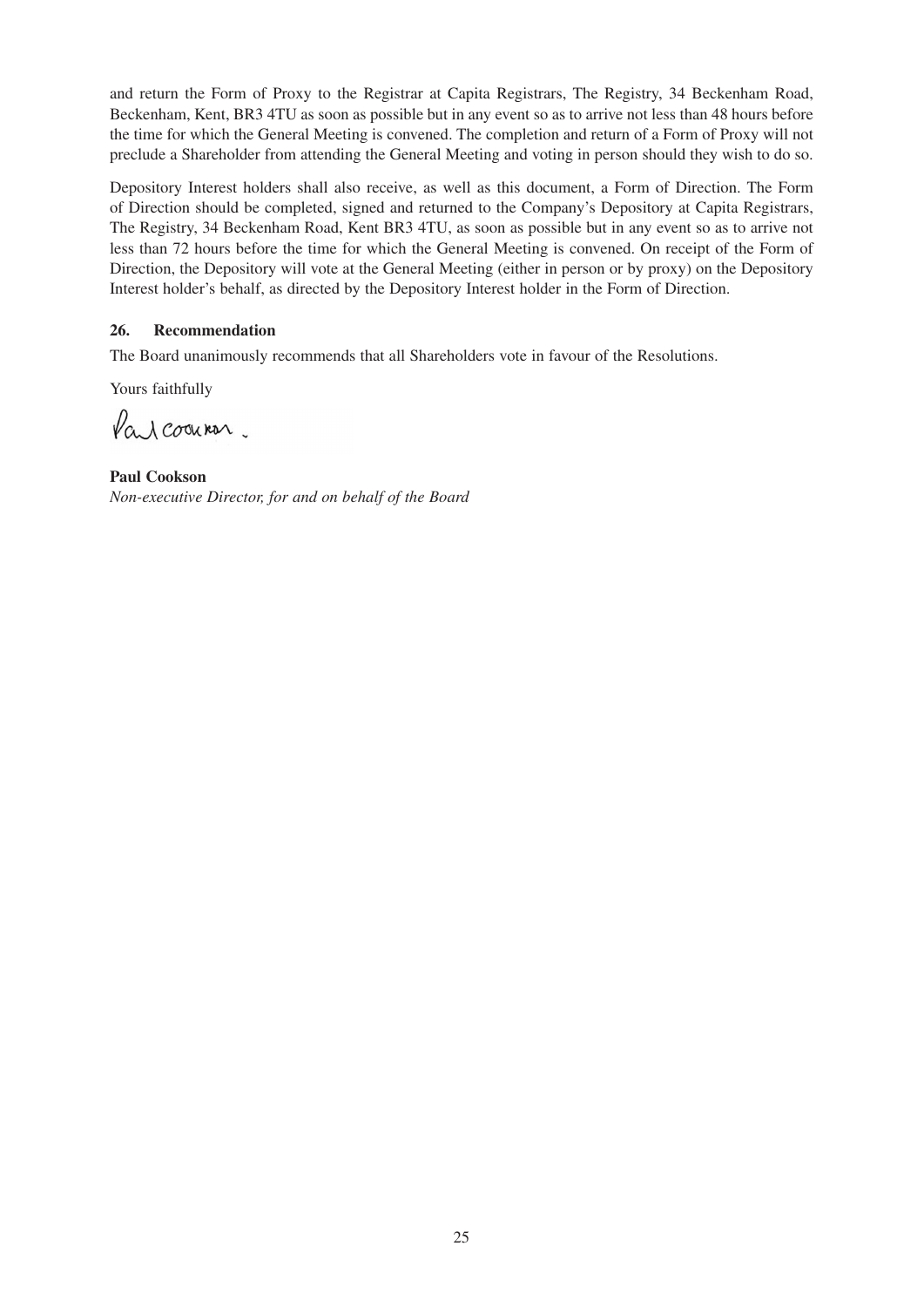and return the Form of Proxy to the Registrar at Capita Registrars, The Registry, 34 Beckenham Road, Beckenham, Kent, BR3 4TU as soon as possible but in any event so as to arrive not less than 48 hours before the time for which the General Meeting is convened. The completion and return of a Form of Proxy will not preclude a Shareholder from attending the General Meeting and voting in person should they wish to do so.

Depository Interest holders shall also receive, as well as this document, a Form of Direction. The Form of Direction should be completed, signed and returned to the Company's Depository at Capita Registrars, The Registry, 34 Beckenham Road, Kent BR3 4TU, as soon as possible but in any event so as to arrive not less than 72 hours before the time for which the General Meeting is convened. On receipt of the Form of Direction, the Depository will vote at the General Meeting (either in person or by proxy) on the Depository Interest holder's behalf, as directed by the Depository Interest holder in the Form of Direction.

### 26. Recommendation

The Board unanimously recommends that all Shareholders vote in favour of the Resolutions.

Yours faithfully

Paul Cookson

**Paul Cookson**
*Non-executive Director, for and on behalf of the Board*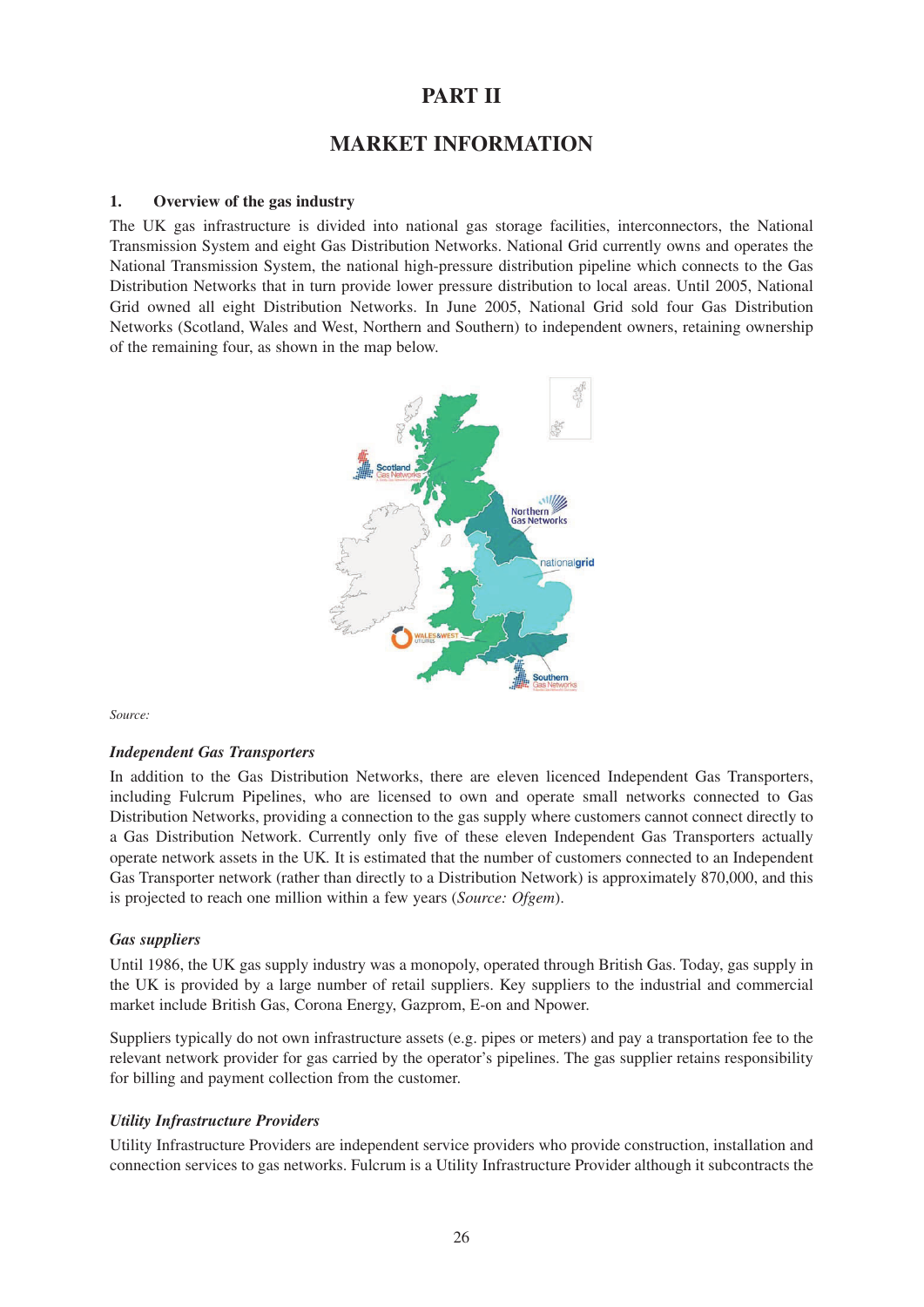# PART II

# MARKET INFORMATION

## 1. Overview of the gas industry

The UK gas infrastructure is divided into national gas storage facilities, interconnectors, the National Transmission System and eight Gas Distribution Networks. National Grid currently owns and operates the National Transmission System, the national high-pressure distribution pipeline which connects to the Gas Distribution Networks that in turn provide lower pressure distribution to local areas. Until 2005, National Grid owned all eight Distribution Networks. In June 2005, National Grid sold four Gas Distribution Networks (Scotland, Wales and West, Northern and Southern) to independent owners, retaining ownership of the remaining four, as shown in the map below.

*Source:*

### *Independent Gas Transporters*

In addition to the Gas Distribution Networks, there are eleven licenced Independent Gas Transporters, including Fulcrum Pipelines, who are licensed to own and operate small networks connected to Gas Distribution Networks, providing a connection to the gas supply where customers cannot connect directly to a Gas Distribution Network. Currently only five of these eleven Independent Gas Transporters actually operate network assets in the UK. It is estimated that the number of customers connected to an Independent Gas Transporter network (rather than directly to a Distribution Network) is approximately 870,000, and this is projected to reach one million within a few years (*Source: Ofgem*).

### *Gas suppliers*

Until 1986, the UK gas supply industry was a monopoly, operated through British Gas. Today, gas supply in the UK is provided by a large number of retail suppliers. Key suppliers to the industrial and commercial market include British Gas, Corona Energy, Gazprom, E-on and Npower.

Suppliers typically do not own infrastructure assets (e.g. pipes or meters) and pay a transportation fee to the relevant network provider for gas carried by the operator's pipelines. The gas supplier retains responsibility for billing and payment collection from the customer.

### *Utility Infrastructure Providers*

Utility Infrastructure Providers are independent service providers who provide construction, installation and connection services to gas networks. Fulcrum is a Utility Infrastructure Provider although it subcontracts the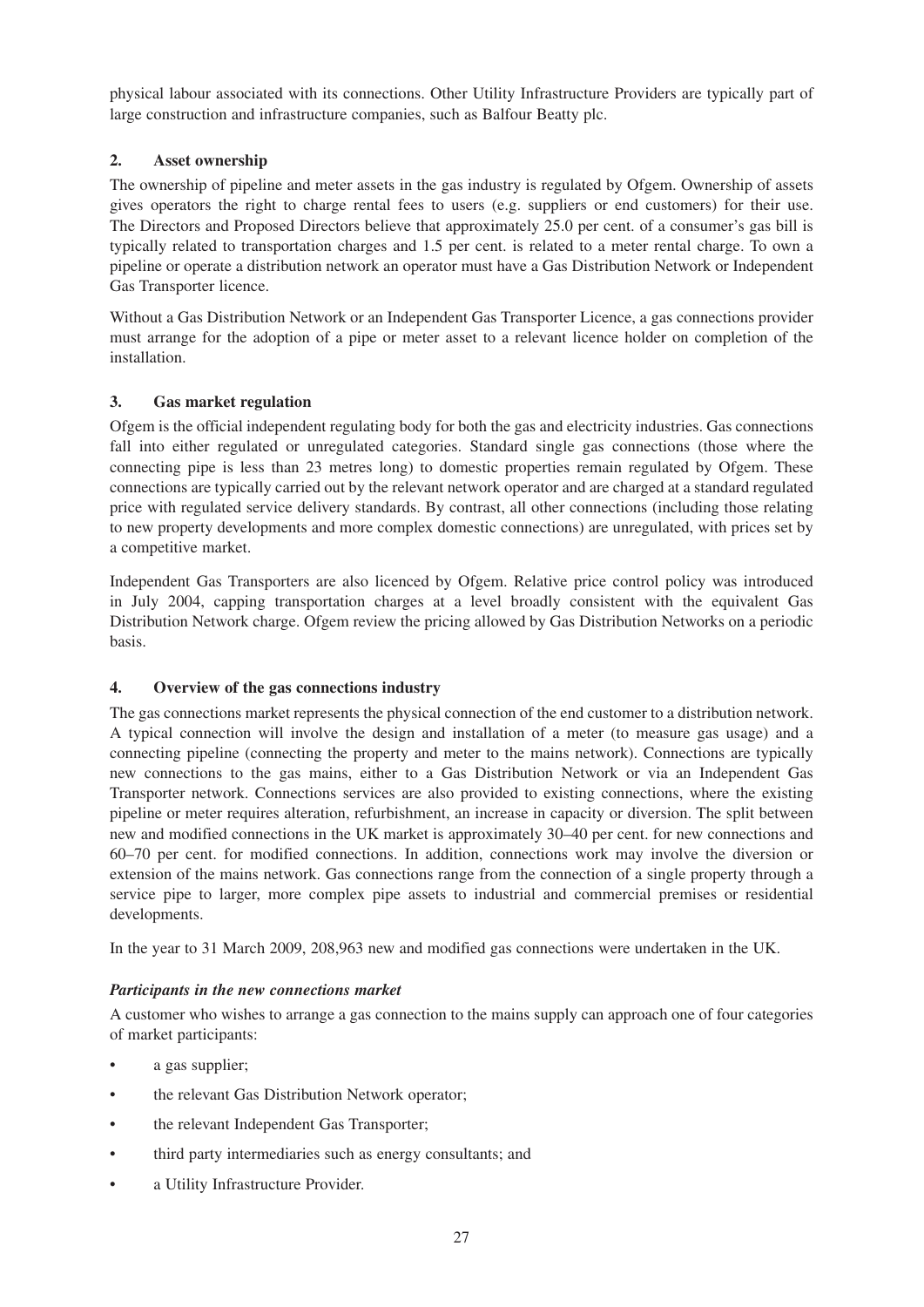physical labour associated with its connections. Other Utility Infrastructure Providers are typically part of large construction and infrastructure companies, such as Balfour Beatty plc.

## 2. Asset ownership

The ownership of pipeline and meter assets in the gas industry is regulated by Ofgem. Ownership of assets gives operators the right to charge rental fees to users (e.g. suppliers or end customers) for their use. The Directors and Proposed Directors believe that approximately 25.0 per cent. of a consumer's gas bill is typically related to transportation charges and 1.5 per cent. is related to a meter rental charge. To own a pipeline or operate a distribution network an operator must have a Gas Distribution Network or Independent Gas Transporter licence.

Without a Gas Distribution Network or an Independent Gas Transporter Licence, a gas connections provider must arrange for the adoption of a pipe or meter asset to a relevant licence holder on completion of the installation.

## 3. Gas market regulation

Ofgem is the official independent regulating body for both the gas and electricity industries. Gas connections fall into either regulated or unregulated categories. Standard single gas connections (those where the connecting pipe is less than 23 metres long) to domestic properties remain regulated by Ofgem. These connections are typically carried out by the relevant network operator and are charged at a standard regulated price with regulated service delivery standards. By contrast, all other connections (including those relating to new property developments and more complex domestic connections) are unregulated, with prices set by a competitive market.

Independent Gas Transporters are also licenced by Ofgem. Relative price control policy was introduced in July 2004, capping transportation charges at a level broadly consistent with the equivalent Gas Distribution Network charge. Ofgem review the pricing allowed by Gas Distribution Networks on a periodic basis.

## 4. Overview of the gas connections industry

The gas connections market represents the physical connection of the end customer to a distribution network. A typical connection will involve the design and installation of a meter (to measure gas usage) and a connecting pipeline (connecting the property and meter to the mains network). Connections are typically new connections to the gas mains, either to a Gas Distribution Network or via an Independent Gas Transporter network. Connections services are also provided to existing connections, where the existing pipeline or meter requires alteration, refurbishment, an increase in capacity or diversion. The split between new and modified connections in the UK market is approximately 30–40 per cent. for new connections and 60–70 per cent. for modified connections. In addition, connections work may involve the diversion or extension of the mains network. Gas connections range from the connection of a single property through a service pipe to larger, more complex pipe assets to industrial and commercial premises or residential developments.

In the year to 31 March 2009, 208,963 new and modified gas connections were undertaken in the UK.

### *Participants in the new connections market*

A customer who wishes to arrange a gas connection to the mains supply can approach one of four categories of market participants:

- a gas supplier;
- the relevant Gas Distribution Network operator;
- the relevant Independent Gas Transporter;
- third party intermediaries such as energy consultants; and
- a Utility Infrastructure Provider.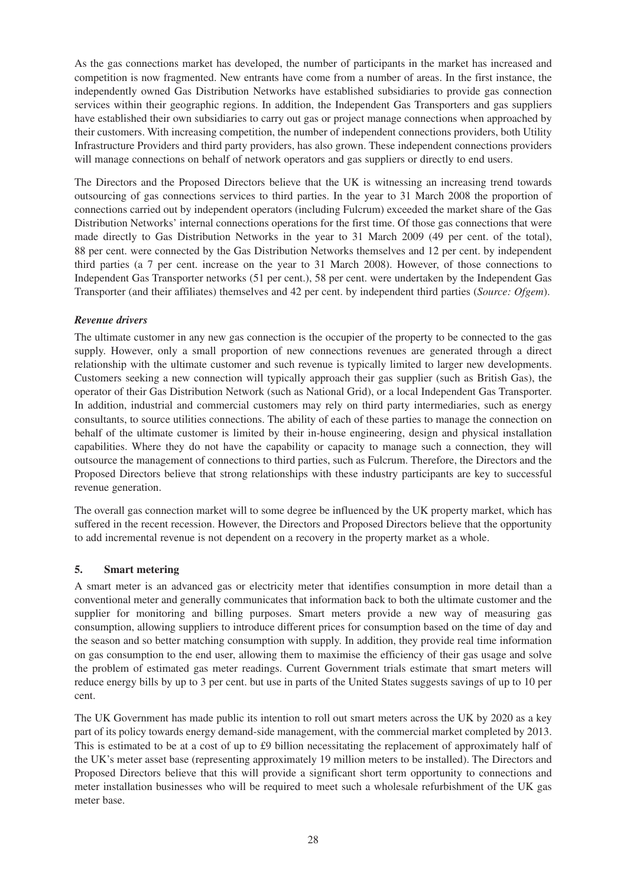As the gas connections market has developed, the number of participants in the market has increased and competition is now fragmented. New entrants have come from a number of areas. In the first instance, the independently owned Gas Distribution Networks have established subsidiaries to provide gas connection services within their geographic regions. In addition, the Independent Gas Transporters and gas suppliers have established their own subsidiaries to carry out gas or project manage connections when approached by their customers. With increasing competition, the number of independent connections providers, both Utility Infrastructure Providers and third party providers, has also grown. These independent connections providers will manage connections on behalf of network operators and gas suppliers or directly to end users.

The Directors and the Proposed Directors believe that the UK is witnessing an increasing trend towards outsourcing of gas connections services to third parties. In the year to 31 March 2008 the proportion of connections carried out by independent operators (including Fulcrum) exceeded the market share of the Gas Distribution Networks' internal connections operations for the first time. Of those gas connections that were made directly to Gas Distribution Networks in the year to 31 March 2009 (49 per cent. of the total), 88 per cent. were connected by the Gas Distribution Networks themselves and 12 per cent. by independent third parties (a 7 per cent. increase on the year to 31 March 2008). However, of those connections to Independent Gas Transporter networks (51 per cent.), 58 per cent. were undertaken by the Independent Gas Transporter (and their affiliates) themselves and 42 per cent. by independent third parties (*Source: Ofgem*).

***Revenue drivers***

The ultimate customer in any new gas connection is the occupier of the property to be connected to the gas supply. However, only a small proportion of new connections revenues are generated through a direct relationship with the ultimate customer and such revenue is typically limited to larger new developments. Customers seeking a new connection will typically approach their gas supplier (such as British Gas), the operator of their Gas Distribution Network (such as National Grid), or a local Independent Gas Transporter. In addition, industrial and commercial customers may rely on third party intermediaries, such as energy consultants, to source utilities connections. The ability of each of these parties to manage the connection on behalf of the ultimate customer is limited by their in-house engineering, design and physical installation capabilities. Where they do not have the capability or capacity to manage such a connection, they will outsource the management of connections to third parties, such as Fulcrum. Therefore, the Directors and the Proposed Directors believe that strong relationships with these industry participants are key to successful revenue generation.

The overall gas connection market will to some degree be influenced by the UK property market, which has suffered in the recent recession. However, the Directors and Proposed Directors believe that the opportunity to add incremental revenue is not dependent on a recovery in the property market as a whole.

## 5. Smart metering

A smart meter is an advanced gas or electricity meter that identifies consumption in more detail than a conventional meter and generally communicates that information back to both the ultimate customer and the supplier for monitoring and billing purposes. Smart meters provide a new way of measuring gas consumption, allowing suppliers to introduce different prices for consumption based on the time of day and the season and so better matching consumption with supply. In addition, they provide real time information on gas consumption to the end user, allowing them to maximise the efficiency of their gas usage and solve the problem of estimated gas meter readings. Current Government trials estimate that smart meters will reduce energy bills by up to 3 per cent. but use in parts of the United States suggests savings of up to 10 per cent.

The UK Government has made public its intention to roll out smart meters across the UK by 2020 as a key part of its policy towards energy demand-side management, with the commercial market completed by 2013. This is estimated to be at a cost of up to £9 billion necessitating the replacement of approximately half of the UK's meter asset base (representing approximately 19 million meters to be installed). The Directors and Proposed Directors believe that this will provide a significant short term opportunity to connections and meter installation businesses who will be required to meet such a wholesale refurbishment of the UK gas meter base.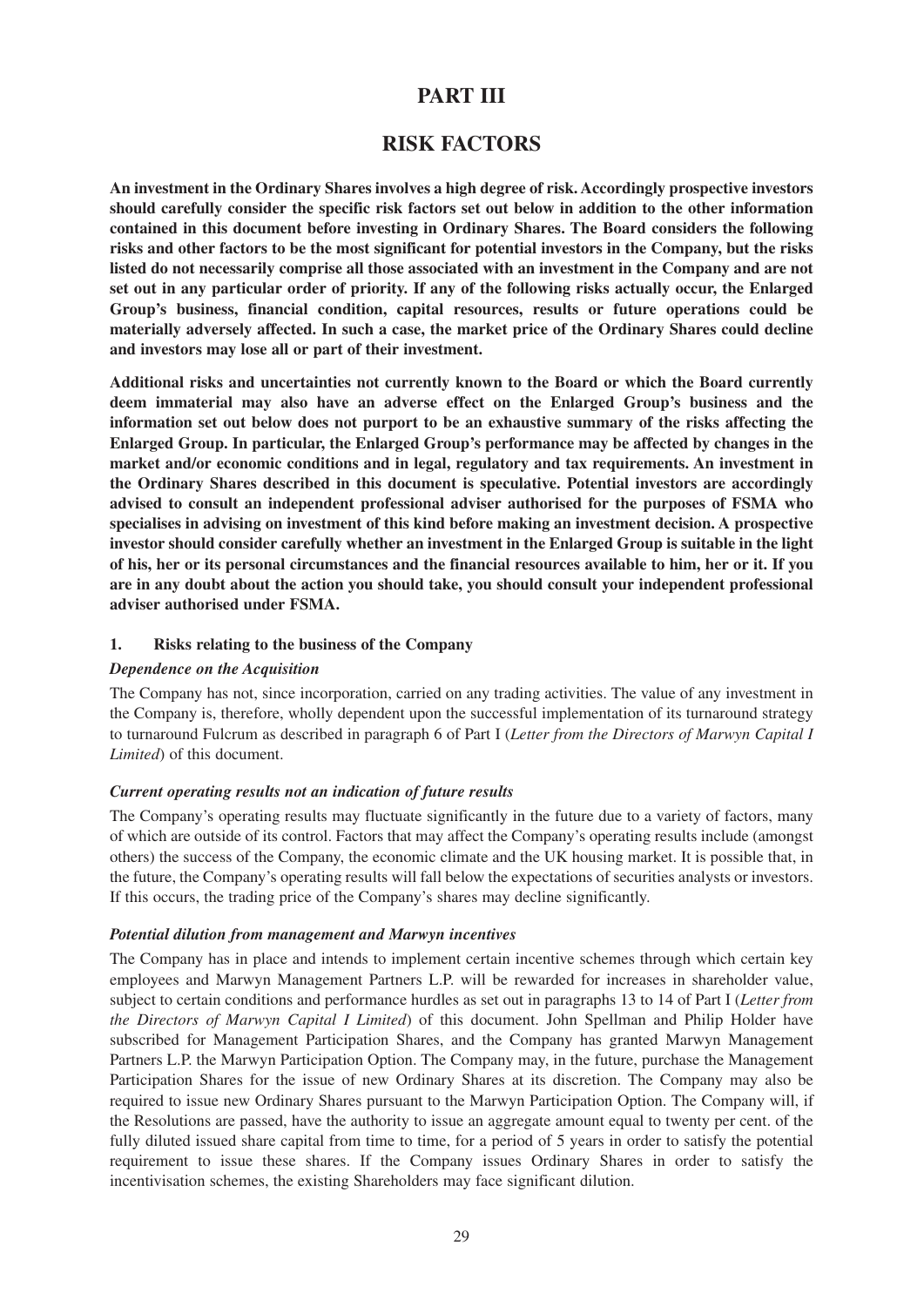# PART III

## RISK FACTORS

**An investment in the Ordinary Shares involves a high degree of risk. Accordingly prospective investors should carefully consider the specific risk factors set out below in addition to the other information contained in this document before investing in Ordinary Shares. The Board considers the following risks and other factors to be the most significant for potential investors in the Company, but the risks listed do not necessarily comprise all those associated with an investment in the Company and are not set out in any particular order of priority. If any of the following risks actually occur, the Enlarged Group's business, financial condition, capital resources, results or future operations could be materially adversely affected. In such a case, the market price of the Ordinary Shares could decline and investors may lose all or part of their investment.**

**Additional risks and uncertainties not currently known to the Board or which the Board currently deem immaterial may also have an adverse effect on the Enlarged Group's business and the information set out below does not purport to be an exhaustive summary of the risks affecting the Enlarged Group. In particular, the Enlarged Group's performance may be affected by changes in the market and/or economic conditions and in legal, regulatory and tax requirements. An investment in the Ordinary Shares described in this document is speculative. Potential investors are accordingly advised to consult an independent professional adviser authorised for the purposes of FSMA who specialises in advising on investment of this kind before making an investment decision. A prospective investor should consider carefully whether an investment in the Enlarged Group is suitable in the light of his, her or its personal circumstances and the financial resources available to him, her or it. If you are in any doubt about the action you should take, you should consult your independent professional adviser authorised under FSMA.**

### 1. Risks relating to the business of the Company

***Dependence on the Acquisition***

The Company has not, since incorporation, carried on any trading activities. The value of any investment in the Company is, therefore, wholly dependent upon the successful implementation of its turnaround strategy to turnaround Fulcrum as described in paragraph 6 of Part I (*Letter from the Directors of Marwyn Capital I Limited*) of this document.

***Current operating results not an indication of future results***

The Company's operating results may fluctuate significantly in the future due to a variety of factors, many of which are outside of its control. Factors that may affect the Company's operating results include (amongst others) the success of the Company, the economic climate and the UK housing market. It is possible that, in the future, the Company's operating results will fall below the expectations of securities analysts or investors. If this occurs, the trading price of the Company's shares may decline significantly.

***Potential dilution from management and Marwyn incentives***

The Company has in place and intends to implement certain incentive schemes through which certain key employees and Marwyn Management Partners L.P. will be rewarded for increases in shareholder value, subject to certain conditions and performance hurdles as set out in paragraphs 13 to 14 of Part I (*Letter from the Directors of Marwyn Capital I Limited*) of this document. John Spellman and Philip Holder have subscribed for Management Participation Shares, and the Company has granted Marwyn Management Partners L.P. the Marwyn Participation Option. The Company may, in the future, purchase the Management Participation Shares for the issue of new Ordinary Shares at its discretion. The Company may also be required to issue new Ordinary Shares pursuant to the Marwyn Participation Option. The Company will, if the Resolutions are passed, have the authority to issue an aggregate amount equal to twenty per cent. of the fully diluted issued share capital from time to time, for a period of 5 years in order to satisfy the potential requirement to issue these shares. If the Company issues Ordinary Shares in order to satisfy the incentivisation schemes, the existing Shareholders may face significant dilution.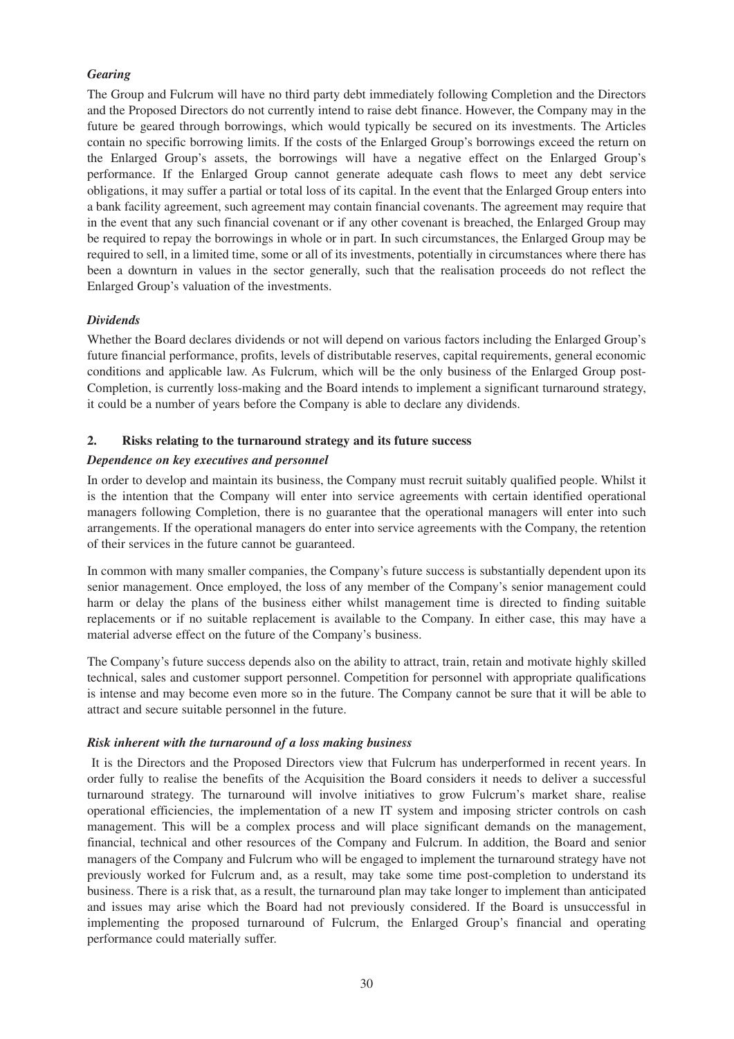*Gearing*

The Group and Fulcrum will have no third party debt immediately following Completion and the Directors and the Proposed Directors do not currently intend to raise debt finance. However, the Company may in the future be geared through borrowings, which would typically be secured on its investments. The Articles contain no specific borrowing limits. If the costs of the Enlarged Group's borrowings exceed the return on the Enlarged Group's assets, the borrowings will have a negative effect on the Enlarged Group's performance. If the Enlarged Group cannot generate adequate cash flows to meet any debt service obligations, it may suffer a partial or total loss of its capital. In the event that the Enlarged Group enters into a bank facility agreement, such agreement may contain financial covenants. The agreement may require that in the event that any such financial covenant or if any other covenant is breached, the Enlarged Group may be required to repay the borrowings in whole or in part. In such circumstances, the Enlarged Group may be required to sell, in a limited time, some or all of its investments, potentially in circumstances where there has been a downturn in values in the sector generally, such that the realisation proceeds do not reflect the Enlarged Group's valuation of the investments.

*Dividends*

Whether the Board declares dividends or not will depend on various factors including the Enlarged Group's future financial performance, profits, levels of distributable reserves, capital requirements, general economic conditions and applicable law. As Fulcrum, which will be the only business of the Enlarged Group post-Completion, is currently loss-making and the Board intends to implement a significant turnaround strategy, it could be a number of years before the Company is able to declare any dividends.

**2. Risks relating to the turnaround strategy and its future success**

*Dependence on key executives and personnel*

In order to develop and maintain its business, the Company must recruit suitably qualified people. Whilst it is the intention that the Company will enter into service agreements with certain identified operational managers following Completion, there is no guarantee that the operational managers will enter into such arrangements. If the operational managers do enter into service agreements with the Company, the retention of their services in the future cannot be guaranteed.

In common with many smaller companies, the Company's future success is substantially dependent upon its senior management. Once employed, the loss of any member of the Company's senior management could harm or delay the plans of the business either whilst management time is directed to finding suitable replacements or if no suitable replacement is available to the Company. In either case, this may have a material adverse effect on the future of the Company's business.

The Company's future success depends also on the ability to attract, train, retain and motivate highly skilled technical, sales and customer support personnel. Competition for personnel with appropriate qualifications is intense and may become even more so in the future. The Company cannot be sure that it will be able to attract and secure suitable personnel in the future.

*Risk inherent with the turnaround of a loss making business*

It is the Directors and the Proposed Directors view that Fulcrum has underperformed in recent years. In order fully to realise the benefits of the Acquisition the Board considers it needs to deliver a successful turnaround strategy. The turnaround will involve initiatives to grow Fulcrum's market share, realise operational efficiencies, the implementation of a new IT system and imposing stricter controls on cash management. This will be a complex process and will place significant demands on the management, financial, technical and other resources of the Company and Fulcrum. In addition, the Board and senior managers of the Company and Fulcrum who will be engaged to implement the turnaround strategy have not previously worked for Fulcrum and, as a result, may take some time post-completion to understand its business. There is a risk that, as a result, the turnaround plan may take longer to implement than anticipated and issues may arise which the Board had not previously considered. If the Board is unsuccessful in implementing the proposed turnaround of Fulcrum, the Enlarged Group's financial and operating performance could materially suffer.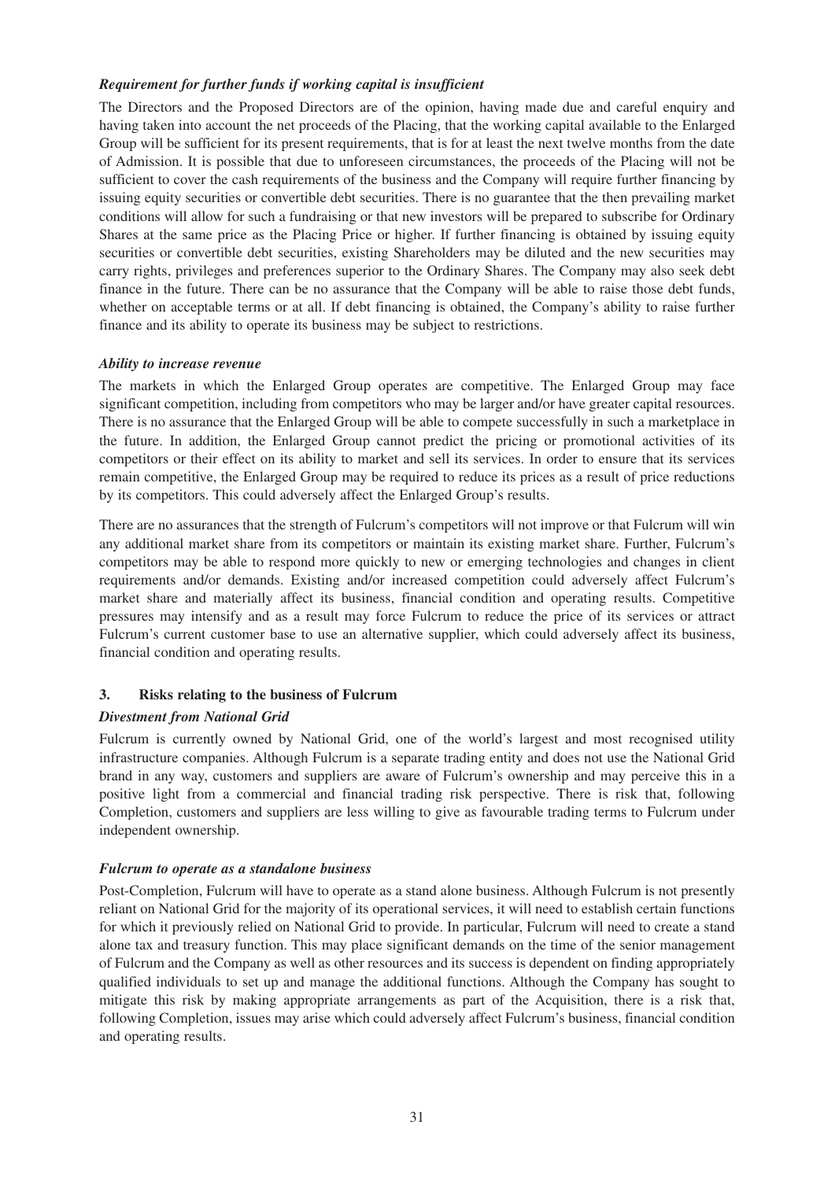***Requirement for further funds if working capital is insufficient***

The Directors and the Proposed Directors are of the opinion, having made due and careful enquiry and having taken into account the net proceeds of the Placing, that the working capital available to the Enlarged Group will be sufficient for its present requirements, that is for at least the next twelve months from the date of Admission. It is possible that due to unforeseen circumstances, the proceeds of the Placing will not be sufficient to cover the cash requirements of the business and the Company will require further financing by issuing equity securities or convertible debt securities. There is no guarantee that the then prevailing market conditions will allow for such a fundraising or that new investors will be prepared to subscribe for Ordinary Shares at the same price as the Placing Price or higher. If further financing is obtained by issuing equity securities or convertible debt securities, existing Shareholders may be diluted and the new securities may carry rights, privileges and preferences superior to the Ordinary Shares. The Company may also seek debt finance in the future. There can be no assurance that the Company will be able to raise those debt funds, whether on acceptable terms or at all. If debt financing is obtained, the Company's ability to raise further finance and its ability to operate its business may be subject to restrictions.

***Ability to increase revenue***

The markets in which the Enlarged Group operates are competitive. The Enlarged Group may face significant competition, including from competitors who may be larger and/or have greater capital resources. There is no assurance that the Enlarged Group will be able to compete successfully in such a marketplace in the future. In addition, the Enlarged Group cannot predict the pricing or promotional activities of its competitors or their effect on its ability to market and sell its services. In order to ensure that its services remain competitive, the Enlarged Group may be required to reduce its prices as a result of price reductions by its competitors. This could adversely affect the Enlarged Group's results.

There are no assurances that the strength of Fulcrum's competitors will not improve or that Fulcrum will win any additional market share from its competitors or maintain its existing market share. Further, Fulcrum's competitors may be able to respond more quickly to new or emerging technologies and changes in client requirements and/or demands. Existing and/or increased competition could adversely affect Fulcrum's market share and materially affect its business, financial condition and operating results. Competitive pressures may intensify and as a result may force Fulcrum to reduce the price of its services or attract Fulcrum's current customer base to use an alternative supplier, which could adversely affect its business, financial condition and operating results.

## 3. Risks relating to the business of Fulcrum

***Divestment from National Grid***

Fulcrum is currently owned by National Grid, one of the world's largest and most recognised utility infrastructure companies. Although Fulcrum is a separate trading entity and does not use the National Grid brand in any way, customers and suppliers are aware of Fulcrum's ownership and may perceive this in a positive light from a commercial and financial trading risk perspective. There is risk that, following Completion, customers and suppliers are less willing to give as favourable trading terms to Fulcrum under independent ownership.

***Fulcrum to operate as a standalone business***

Post-Completion, Fulcrum will have to operate as a stand alone business. Although Fulcrum is not presently reliant on National Grid for the majority of its operational services, it will need to establish certain functions for which it previously relied on National Grid to provide. In particular, Fulcrum will need to create a stand alone tax and treasury function. This may place significant demands on the time of the senior management of Fulcrum and the Company as well as other resources and its success is dependent on finding appropriately qualified individuals to set up and manage the additional functions. Although the Company has sought to mitigate this risk by making appropriate arrangements as part of the Acquisition, there is a risk that, following Completion, issues may arise which could adversely affect Fulcrum's business, financial condition and operating results.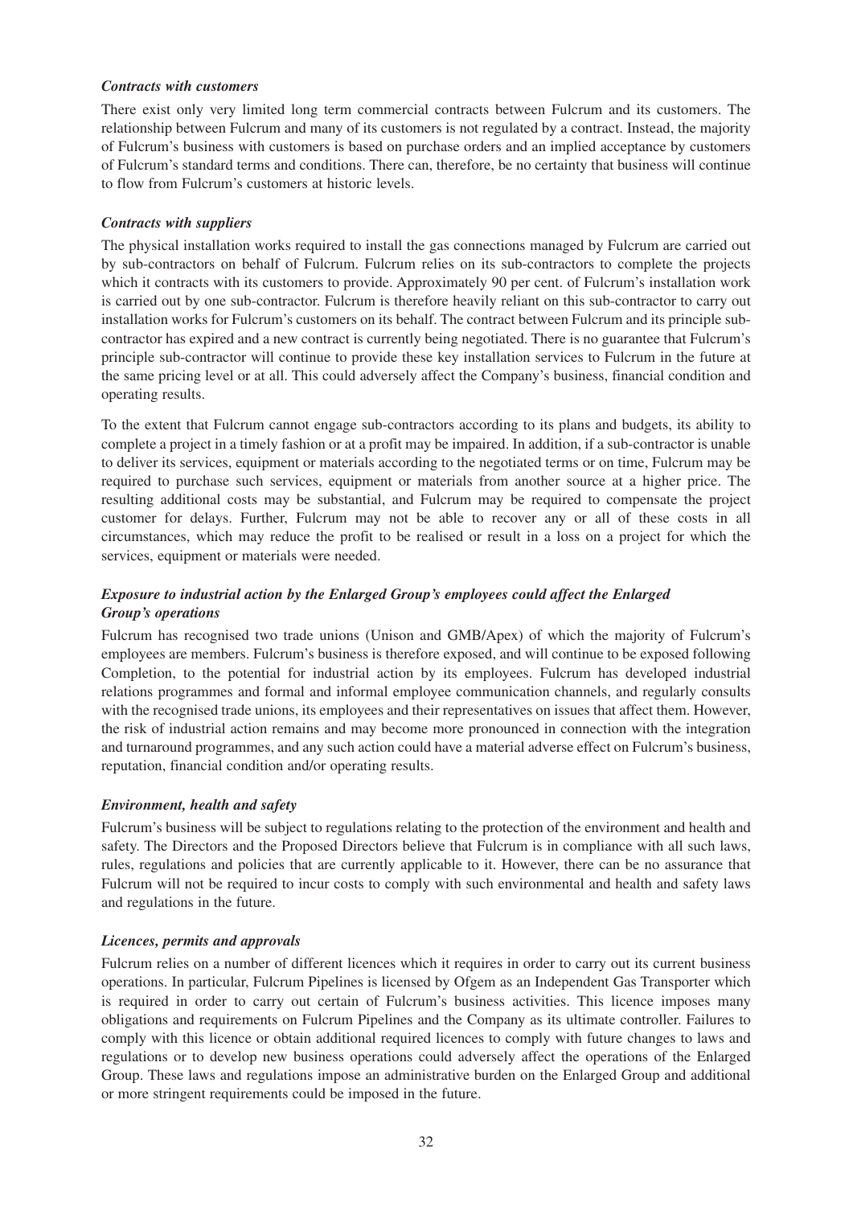***Contracts with customers***

There exist only very limited long term commercial contracts between Fulcrum and its customers. The relationship between Fulcrum and many of its customers is not regulated by a contract. Instead, the majority of Fulcrum's business with customers is based on purchase orders and an implied acceptance by customers of Fulcrum's standard terms and conditions. There can, therefore, be no certainty that business will continue to flow from Fulcrum's customers at historic levels.

***Contracts with suppliers***

The physical installation works required to install the gas connections managed by Fulcrum are carried out by sub-contractors on behalf of Fulcrum. Fulcrum relies on its sub-contractors to complete the projects which it contracts with its customers to provide. Approximately 90 per cent. of Fulcrum's installation work is carried out by one sub-contractor. Fulcrum is therefore heavily reliant on this sub-contractor to carry out installation works for Fulcrum's customers on its behalf. The contract between Fulcrum and its principle sub-contractor has expired and a new contract is currently being negotiated. There is no guarantee that Fulcrum's principle sub-contractor will continue to provide these key installation services to Fulcrum in the future at the same pricing level or at all. This could adversely affect the Company's business, financial condition and operating results.

To the extent that Fulcrum cannot engage sub-contractors according to its plans and budgets, its ability to complete a project in a timely fashion or at a profit may be impaired. In addition, if a sub-contractor is unable to deliver its services, equipment or materials according to the negotiated terms or on time, Fulcrum may be required to purchase such services, equipment or materials from another source at a higher price. The resulting additional costs may be substantial, and Fulcrum may be required to compensate the project customer for delays. Further, Fulcrum may not be able to recover any or all of these costs in all circumstances, which may reduce the profit to be realised or result in a loss on a project for which the services, equipment or materials were needed.

***Exposure to industrial action by the Enlarged Group's employees could affect the Enlarged Group's operations***

Fulcrum has recognised two trade unions (Unison and GMB/Apex) of which the majority of Fulcrum's employees are members. Fulcrum's business is therefore exposed, and will continue to be exposed following Completion, to the potential for industrial action by its employees. Fulcrum has developed industrial relations programmes and formal and informal employee communication channels, and regularly consults with the recognised trade unions, its employees and their representatives on issues that affect them. However, the risk of industrial action remains and may become more pronounced in connection with the integration and turnaround programmes, and any such action could have a material adverse effect on Fulcrum's business, reputation, financial condition and/or operating results.

***Environment, health and safety***

Fulcrum's business will be subject to regulations relating to the protection of the environment and health and safety. The Directors and the Proposed Directors believe that Fulcrum is in compliance with all such laws, rules, regulations and policies that are currently applicable to it. However, there can be no assurance that Fulcrum will not be required to incur costs to comply with such environmental and health and safety laws and regulations in the future.

***Licences, permits and approvals***

Fulcrum relies on a number of different licences which it requires in order to carry out its current business operations. In particular, Fulcrum Pipelines is licensed by Ofgem as an Independent Gas Transporter which is required in order to carry out certain of Fulcrum's business activities. This licence imposes many obligations and requirements on Fulcrum Pipelines and the Company as its ultimate controller. Failures to comply with this licence or obtain additional required licences to comply with future changes to laws and regulations or to develop new business operations could adversely affect the operations of the Enlarged Group. These laws and regulations impose an administrative burden on the Enlarged Group and additional or more stringent requirements could be imposed in the future.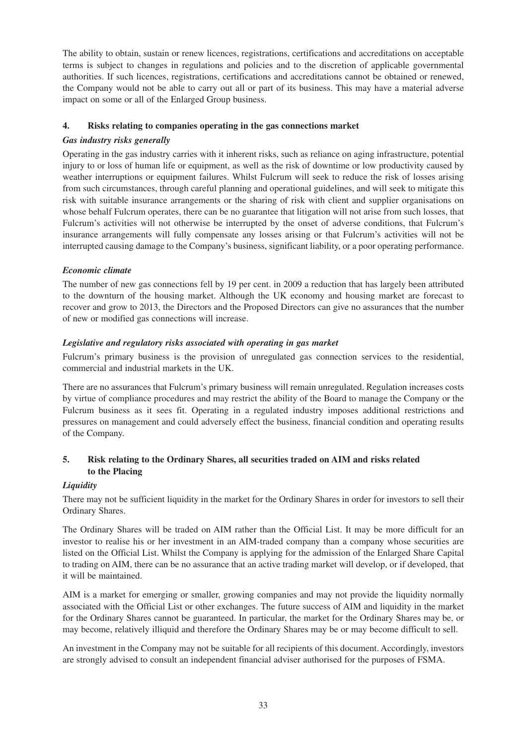The ability to obtain, sustain or renew licences, registrations, certifications and accreditations on acceptable terms is subject to changes in regulations and policies and to the discretion of applicable governmental authorities. If such licences, registrations, certifications and accreditations cannot be obtained or renewed, the Company would not be able to carry out all or part of its business. This may have a material adverse impact on some or all of the Enlarged Group business.

## 4. Risks relating to companies operating in the gas connections market

***Gas industry risks generally***

Operating in the gas industry carries with it inherent risks, such as reliance on aging infrastructure, potential injury to or loss of human life or equipment, as well as the risk of downtime or low productivity caused by weather interruptions or equipment failures. Whilst Fulcrum will seek to reduce the risk of losses arising from such circumstances, through careful planning and operational guidelines, and will seek to mitigate this risk with suitable insurance arrangements or the sharing of risk with client and supplier organisations on whose behalf Fulcrum operates, there can be no guarantee that litigation will not arise from such losses, that Fulcrum's activities will not otherwise be interrupted by the onset of adverse conditions, that Fulcrum's insurance arrangements will fully compensate any losses arising or that Fulcrum's activities will not be interrupted causing damage to the Company's business, significant liability, or a poor operating performance.

***Economic climate***

The number of new gas connections fell by 19 per cent. in 2009 a reduction that has largely been attributed to the downturn of the housing market. Although the UK economy and housing market are forecast to recover and grow to 2013, the Directors and the Proposed Directors can give no assurances that the number of new or modified gas connections will increase.

***Legislative and regulatory risks associated with operating in gas market***

Fulcrum's primary business is the provision of unregulated gas connection services to the residential, commercial and industrial markets in the UK.

There are no assurances that Fulcrum's primary business will remain unregulated. Regulation increases costs by virtue of compliance procedures and may restrict the ability of the Board to manage the Company or the Fulcrum business as it sees fit. Operating in a regulated industry imposes additional restrictions and pressures on management and could adversely effect the business, financial condition and operating results of the Company.

## 5. Risk relating to the Ordinary Shares, all securities traded on AIM and risks related to the Placing

***Liquidity***

There may not be sufficient liquidity in the market for the Ordinary Shares in order for investors to sell their Ordinary Shares.

The Ordinary Shares will be traded on AIM rather than the Official List. It may be more difficult for an investor to realise his or her investment in an AIM-traded company than a company whose securities are listed on the Official List. Whilst the Company is applying for the admission of the Enlarged Share Capital to trading on AIM, there can be no assurance that an active trading market will develop, or if developed, that it will be maintained.

AIM is a market for emerging or smaller, growing companies and may not provide the liquidity normally associated with the Official List or other exchanges. The future success of AIM and liquidity in the market for the Ordinary Shares cannot be guaranteed. In particular, the market for the Ordinary Shares may be, or may become, relatively illiquid and therefore the Ordinary Shares may be or may become difficult to sell.

An investment in the Company may not be suitable for all recipients of this document. Accordingly, investors are strongly advised to consult an independent financial adviser authorised for the purposes of FSMA.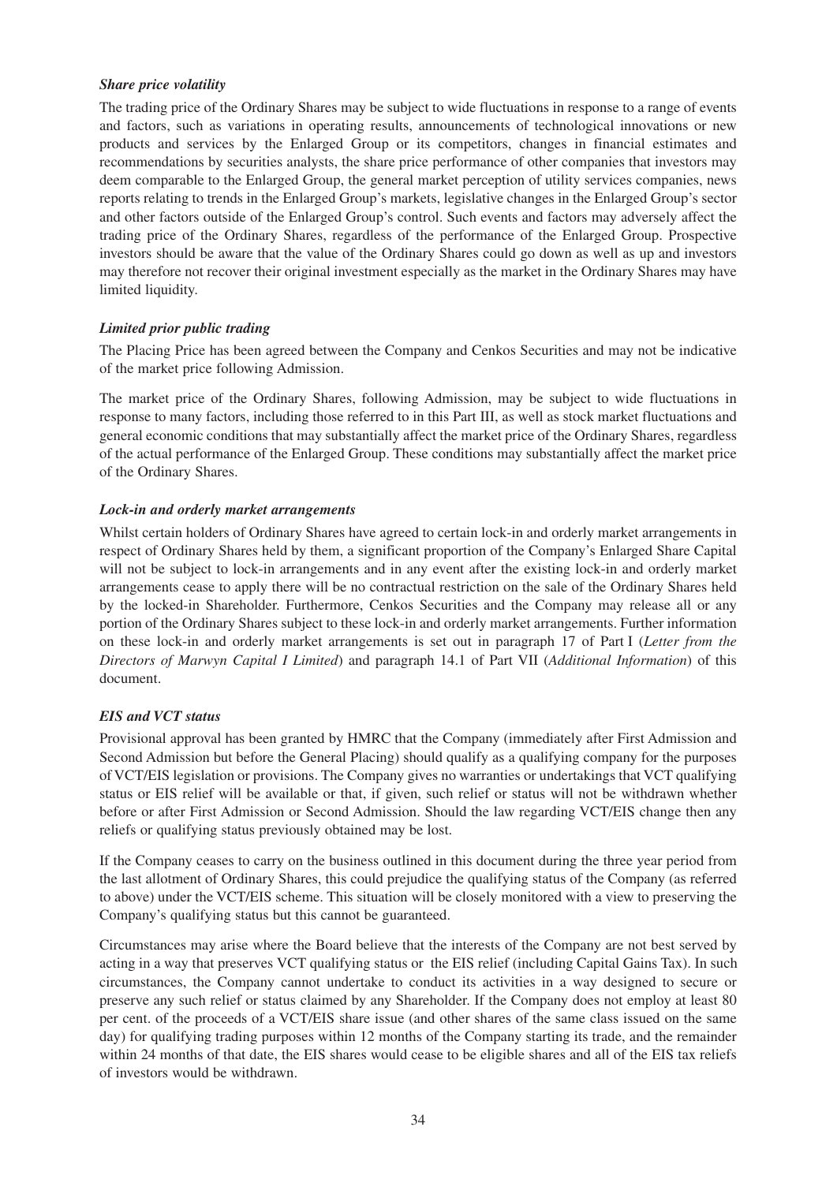***Share price volatility***

The trading price of the Ordinary Shares may be subject to wide fluctuations in response to a range of events and factors, such as variations in operating results, announcements of technological innovations or new products and services by the Enlarged Group or its competitors, changes in financial estimates and recommendations by securities analysts, the share price performance of other companies that investors may deem comparable to the Enlarged Group, the general market perception of utility services companies, news reports relating to trends in the Enlarged Group's markets, legislative changes in the Enlarged Group's sector and other factors outside of the Enlarged Group's control. Such events and factors may adversely affect the trading price of the Ordinary Shares, regardless of the performance of the Enlarged Group. Prospective investors should be aware that the value of the Ordinary Shares could go down as well as up and investors may therefore not recover their original investment especially as the market in the Ordinary Shares may have limited liquidity.

***Limited prior public trading***

The Placing Price has been agreed between the Company and Cenkos Securities and may not be indicative of the market price following Admission.

The market price of the Ordinary Shares, following Admission, may be subject to wide fluctuations in response to many factors, including those referred to in this Part III, as well as stock market fluctuations and general economic conditions that may substantially affect the market price of the Ordinary Shares, regardless of the actual performance of the Enlarged Group. These conditions may substantially affect the market price of the Ordinary Shares.

***Lock-in and orderly market arrangements***

Whilst certain holders of Ordinary Shares have agreed to certain lock-in and orderly market arrangements in respect of Ordinary Shares held by them, a significant proportion of the Company's Enlarged Share Capital will not be subject to lock-in arrangements and in any event after the existing lock-in and orderly market arrangements cease to apply there will be no contractual restriction on the sale of the Ordinary Shares held by the locked-in Shareholder. Furthermore, Cenkos Securities and the Company may release all or any portion of the Ordinary Shares subject to these lock-in and orderly market arrangements. Further information on these lock-in and orderly market arrangements is set out in paragraph 17 of Part I (*Letter from the Directors of Marwyn Capital I Limited*) and paragraph 14.1 of Part VII (*Additional Information*) of this document.

***EIS and VCT status***

Provisional approval has been granted by HMRC that the Company (immediately after First Admission and Second Admission but before the General Placing) should qualify as a qualifying company for the purposes of VCT/EIS legislation or provisions. The Company gives no warranties or undertakings that VCT qualifying status or EIS relief will be available or that, if given, such relief or status will not be withdrawn whether before or after First Admission or Second Admission. Should the law regarding VCT/EIS change then any reliefs or qualifying status previously obtained may be lost.

If the Company ceases to carry on the business outlined in this document during the three year period from the last allotment of Ordinary Shares, this could prejudice the qualifying status of the Company (as referred to above) under the VCT/EIS scheme. This situation will be closely monitored with a view to preserving the Company's qualifying status but this cannot be guaranteed.

Circumstances may arise where the Board believe that the interests of the Company are not best served by acting in a way that preserves VCT qualifying status or the EIS relief (including Capital Gains Tax). In such circumstances, the Company cannot undertake to conduct its activities in a way designed to secure or preserve any such relief or status claimed by any Shareholder. If the Company does not employ at least 80 per cent. of the proceeds of a VCT/EIS share issue (and other shares of the same class issued on the same day) for qualifying trading purposes within 12 months of the Company starting its trade, and the remainder within 24 months of that date, the EIS shares would cease to be eligible shares and all of the EIS tax reliefs of investors would be withdrawn.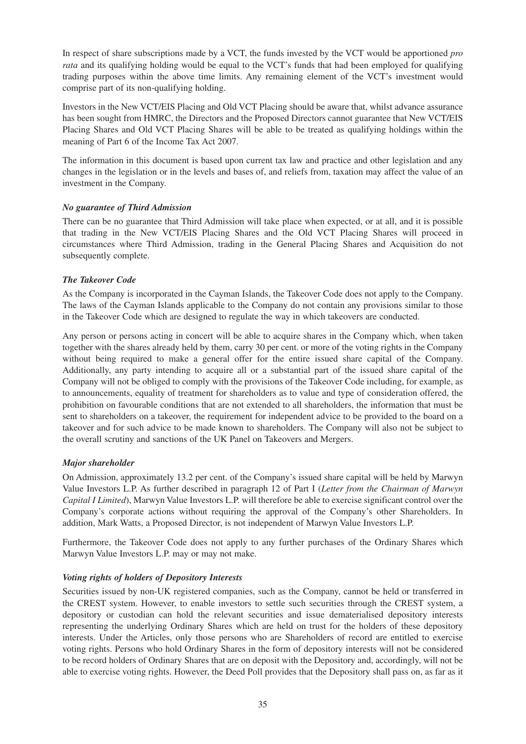In respect of share subscriptions made by a VCT, the funds invested by the VCT would be apportioned *pro rata* and its qualifying holding would be equal to the VCT's funds that had been employed for qualifying trading purposes within the above time limits. Any remaining element of the VCT's investment would comprise part of its non-qualifying holding.

Investors in the New VCT/EIS Placing and Old VCT Placing should be aware that, whilst advance assurance has been sought from HMRC, the Directors and the Proposed Directors cannot guarantee that New VCT/EIS Placing Shares and Old VCT Placing Shares will be able to be treated as qualifying holdings within the meaning of Part 6 of the Income Tax Act 2007.

The information in this document is based upon current tax law and practice and other legislation and any changes in the legislation or in the levels and bases of, and reliefs from, taxation may affect the value of an investment in the Company.

***No guarantee of Third Admission***

There can be no guarantee that Third Admission will take place when expected, or at all, and it is possible that trading in the New VCT/EIS Placing Shares and the Old VCT Placing Shares will proceed in circumstances where Third Admission, trading in the General Placing Shares and Acquisition do not subsequently complete.

***The Takeover Code***

As the Company is incorporated in the Cayman Islands, the Takeover Code does not apply to the Company. The laws of the Cayman Islands applicable to the Company do not contain any provisions similar to those in the Takeover Code which are designed to regulate the way in which takeovers are conducted.

Any person or persons acting in concert will be able to acquire shares in the Company which, when taken together with the shares already held by them, carry 30 per cent. or more of the voting rights in the Company without being required to make a general offer for the entire issued share capital of the Company. Additionally, any party intending to acquire all or a substantial part of the issued share capital of the Company will not be obliged to comply with the provisions of the Takeover Code including, for example, as to announcements, equality of treatment for shareholders as to value and type of consideration offered, the prohibition on favourable conditions that are not extended to all shareholders, the information that must be sent to shareholders on a takeover, the requirement for independent advice to be provided to the board on a takeover and for such advice to be made known to shareholders. The Company will also not be subject to the overall scrutiny and sanctions of the UK Panel on Takeovers and Mergers.

***Major shareholder***

On Admission, approximately 13.2 per cent. of the Company's issued share capital will be held by Marwyn Value Investors L.P. As further described in paragraph 12 of Part I (*Letter from the Chairman of Marwyn Capital I Limited*), Marwyn Value Investors L.P. will therefore be able to exercise significant control over the Company's corporate actions without requiring the approval of the Company's other Shareholders. In addition, Mark Watts, a Proposed Director, is not independent of Marwyn Value Investors L.P.

Furthermore, the Takeover Code does not apply to any further purchases of the Ordinary Shares which Marwyn Value Investors L.P. may or may not make.

***Voting rights of holders of Depository Interests***

Securities issued by non-UK registered companies, such as the Company, cannot be held or transferred in the CREST system. However, to enable investors to settle such securities through the CREST system, a depository or custodian can hold the relevant securities and issue dematerialised depository interests representing the underlying Ordinary Shares which are held on trust for the holders of these depository interests. Under the Articles, only those persons who are Shareholders of record are entitled to exercise voting rights. Persons who hold Ordinary Shares in the form of depository interests will not be considered to be record holders of Ordinary Shares that are on deposit with the Depository and, accordingly, will not be able to exercise voting rights. However, the Deed Poll provides that the Depository shall pass on, as far as it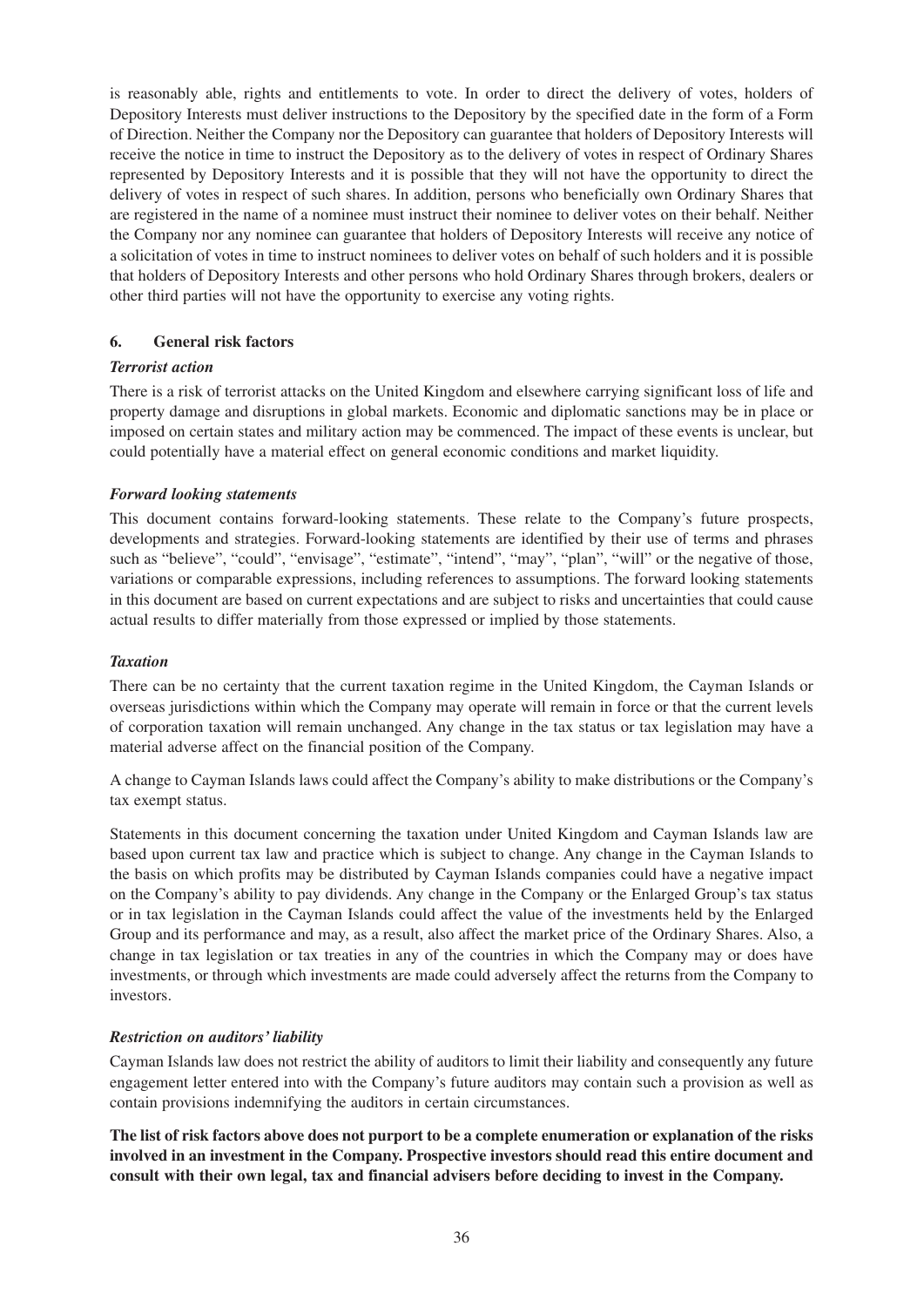is reasonably able, rights and entitlements to vote. In order to direct the delivery of votes, holders of Depository Interests must deliver instructions to the Depository by the specified date in the form of a Form of Direction. Neither the Company nor the Depository can guarantee that holders of Depository Interests will receive the notice in time to instruct the Depository as to the delivery of votes in respect of Ordinary Shares represented by Depository Interests and it is possible that they will not have the opportunity to direct the delivery of votes in respect of such shares. In addition, persons who beneficially own Ordinary Shares that are registered in the name of a nominee must instruct their nominee to deliver votes on their behalf. Neither the Company nor any nominee can guarantee that holders of Depository Interests will receive any notice of a solicitation of votes in time to instruct nominees to deliver votes on behalf of such holders and it is possible that holders of Depository Interests and other persons who hold Ordinary Shares through brokers, dealers or other third parties will not have the opportunity to exercise any voting rights.

## 6. General risk factors

***Terrorist action***

There is a risk of terrorist attacks on the United Kingdom and elsewhere carrying significant loss of life and property damage and disruptions in global markets. Economic and diplomatic sanctions may be in place or imposed on certain states and military action may be commenced. The impact of these events is unclear, but could potentially have a material effect on general economic conditions and market liquidity.

***Forward looking statements***

This document contains forward-looking statements. These relate to the Company's future prospects, developments and strategies. Forward-looking statements are identified by their use of terms and phrases such as "believe", "could", "envisage", "estimate", "intend", "may", "plan", "will" or the negative of those, variations or comparable expressions, including references to assumptions. The forward looking statements in this document are based on current expectations and are subject to risks and uncertainties that could cause actual results to differ materially from those expressed or implied by those statements.

***Taxation***

There can be no certainty that the current taxation regime in the United Kingdom, the Cayman Islands or overseas jurisdictions within which the Company may operate will remain in force or that the current levels of corporation taxation will remain unchanged. Any change in the tax status or tax legislation may have a material adverse affect on the financial position of the Company.

A change to Cayman Islands laws could affect the Company's ability to make distributions or the Company's tax exempt status.

Statements in this document concerning the taxation under United Kingdom and Cayman Islands law are based upon current tax law and practice which is subject to change. Any change in the Cayman Islands to the basis on which profits may be distributed by Cayman Islands companies could have a negative impact on the Company's ability to pay dividends. Any change in the Company or the Enlarged Group's tax status or in tax legislation in the Cayman Islands could affect the value of the investments held by the Enlarged Group and its performance and may, as a result, also affect the market price of the Ordinary Shares. Also, a change in tax legislation or tax treaties in any of the countries in which the Company may or does have investments, or through which investments are made could adversely affect the returns from the Company to investors.

***Restriction on auditors' liability***

Cayman Islands law does not restrict the ability of auditors to limit their liability and consequently any future engagement letter entered into with the Company's future auditors may contain such a provision as well as contain provisions indemnifying the auditors in certain circumstances.

**The list of risk factors above does not purport to be a complete enumeration or explanation of the risks involved in an investment in the Company. Prospective investors should read this entire document and consult with their own legal, tax and financial advisers before deciding to invest in the Company.**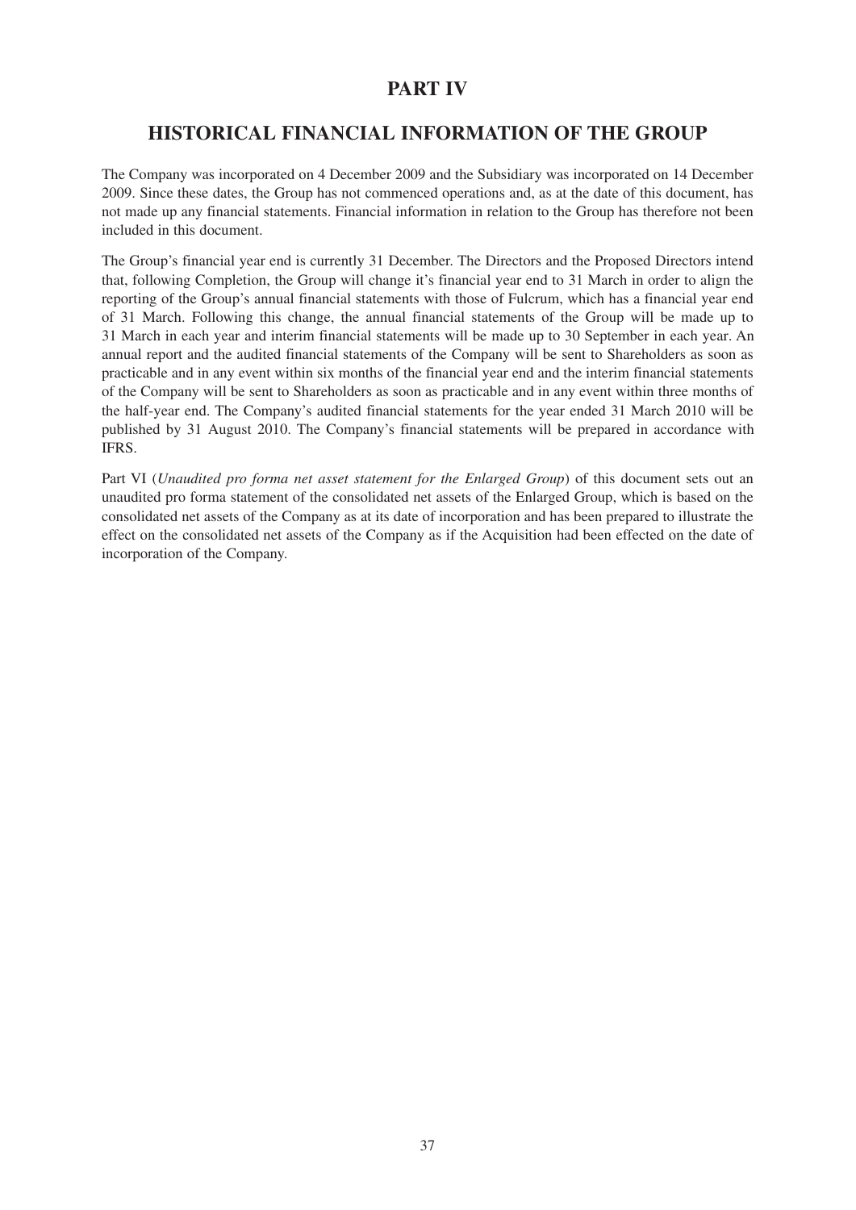# PART IV

## HISTORICAL FINANCIAL INFORMATION OF THE GROUP

The Company was incorporated on 4 December 2009 and the Subsidiary was incorporated on 14 December 2009. Since these dates, the Group has not commenced operations and, as at the date of this document, has not made up any financial statements. Financial information in relation to the Group has therefore not been included in this document.

The Group's financial year end is currently 31 December. The Directors and the Proposed Directors intend that, following Completion, the Group will change it's financial year end to 31 March in order to align the reporting of the Group's annual financial statements with those of Fulcrum, which has a financial year end of 31 March. Following this change, the annual financial statements of the Group will be made up to 31 March in each year and interim financial statements will be made up to 30 September in each year. An annual report and the audited financial statements of the Company will be sent to Shareholders as soon as practicable and in any event within six months of the financial year end and the interim financial statements of the Company will be sent to Shareholders as soon as practicable and in any event within three months of the half-year end. The Company's audited financial statements for the year ended 31 March 2010 will be published by 31 August 2010. The Company's financial statements will be prepared in accordance with IFRS.

Part VI (*Unaudited pro forma net asset statement for the Enlarged Group*) of this document sets out an unaudited pro forma statement of the consolidated net assets of the Enlarged Group, which is based on the consolidated net assets of the Company as at its date of incorporation and has been prepared to illustrate the effect on the consolidated net assets of the Company as if the Acquisition had been effected on the date of incorporation of the Company.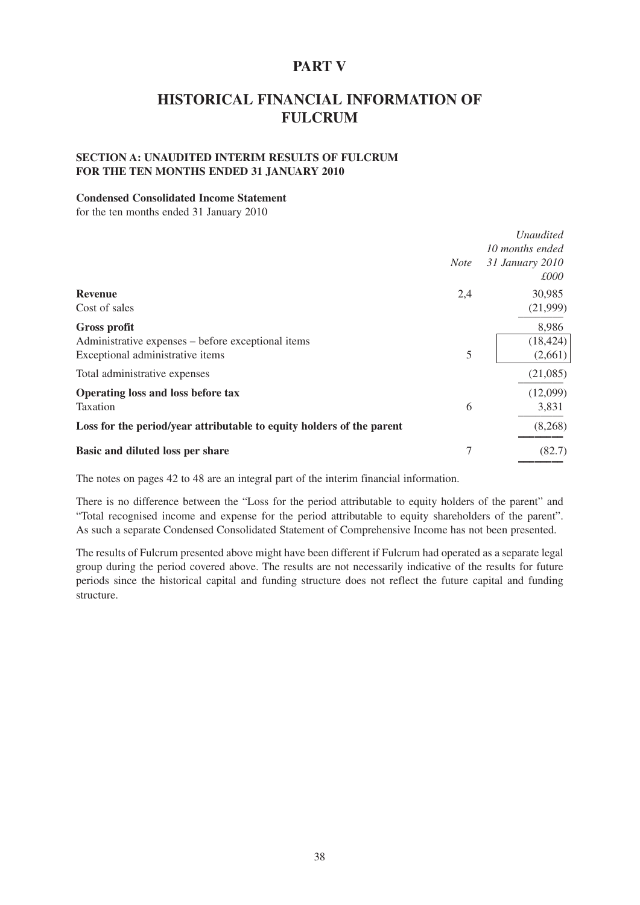# PART V

# HISTORICAL FINANCIAL INFORMATION OF FULCRUM

## SECTION A: UNAUDITED INTERIM RESULTS OF FULCRUM FOR THE TEN MONTHS ENDED 31 JANUARY 2010

**Condensed Consolidated Income Statement**
for the ten months ended 31 January 2010

| | *Note* | *Unaudited 10 months ended 31 January 2010 £000* |
|---|---|---|
| **Revenue** | 2,4 | 30,985 |
| Cost of sales | | (21,999) |
| **Gross profit** | | 8,986 |
| Administrative expenses – before exceptional items | | (18,424) |
| Exceptional administrative items | 5 | (2,661) |
| Total administrative expenses | | (21,085) |
| **Operating loss and loss before tax** | | (12,099) |
| Taxation | 6 | 3,831 |
| **Loss for the period/year attributable to equity holders of the parent** | | (8,268) |
| **Basic and diluted loss per share** | 7 | (82.7) |

The notes on pages 42 to 48 are an integral part of the interim financial information.

There is no difference between the "Loss for the period attributable to equity holders of the parent" and "Total recognised income and expense for the period attributable to equity shareholders of the parent". As such a separate Condensed Consolidated Statement of Comprehensive Income has not been presented.

The results of Fulcrum presented above might have been different if Fulcrum had operated as a separate legal group during the period covered above. The results are not necessarily indicative of the results for future periods since the historical capital and funding structure does not reflect the future capital and funding structure.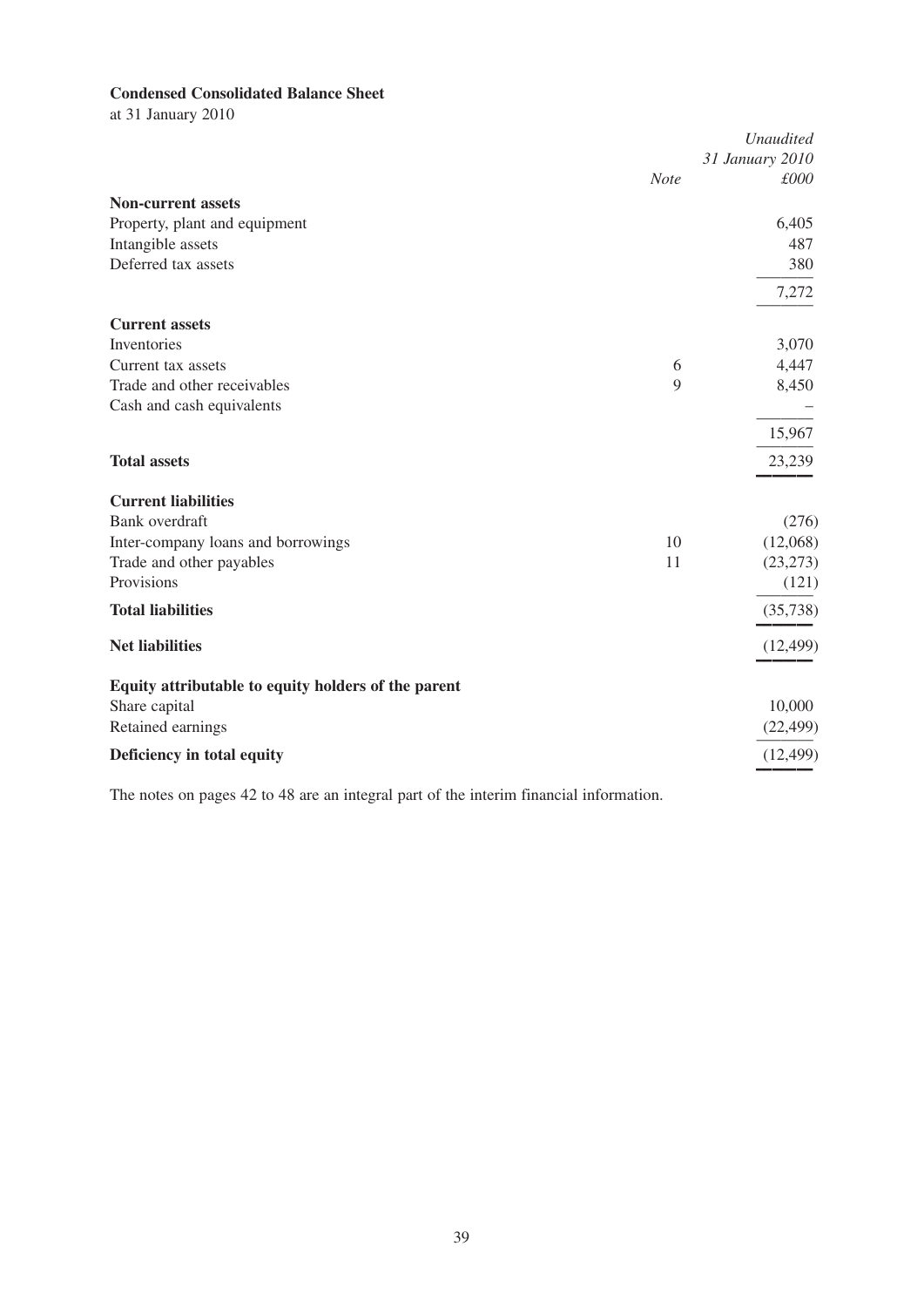**Condensed Consolidated Balance Sheet**

at 31 January 2010

| | *Note* | *Unaudited 31 January 2010 £000* |
|---|---|---|
| **Non-current assets** | | |
| Property, plant and equipment | | 6,405 |
| Intangible assets | | 487 |
| Deferred tax assets | | 380 |
| | | 7,272 |
| **Current assets** | | |
| Inventories | | 3,070 |
| Current tax assets | 6 | 4,447 |
| Trade and other receivables | 9 | 8,450 |
| Cash and cash equivalents | | – |
| | | 15,967 |
| **Total assets** | | 23,239 |
| **Current liabilities** | | |
| Bank overdraft | | (276) |
| Inter-company loans and borrowings | 10 | (12,068) |
| Trade and other payables | 11 | (23,273) |
| Provisions | | (121) |
| **Total liabilities** | | (35,738) |
| **Net liabilities** | | (12,499) |
| **Equity attributable to equity holders of the parent** | | |
| Share capital | | 10,000 |
| Retained earnings | | (22,499) |
| **Deficiency in total equity** | | (12,499) |

The notes on pages 42 to 48 are an integral part of the interim financial information.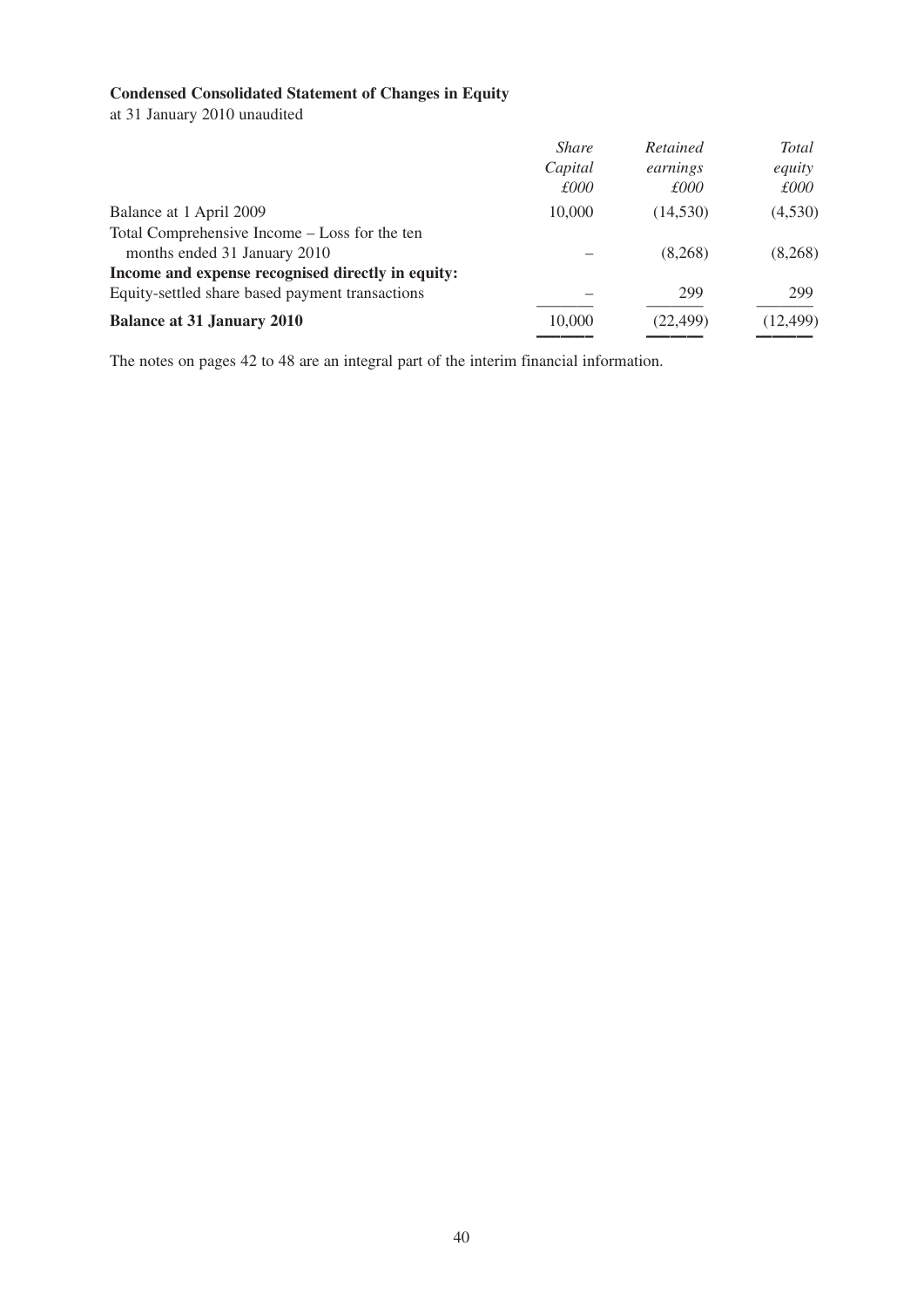**Condensed Consolidated Statement of Changes in Equity**

at 31 January 2010 unaudited

| | *Share Capital* *£000* | *Retained earnings* *£000* | *Total equity* *£000* |
|---|---|---|---|
| Balance at 1 April 2009 | 10,000 | (14,530) | (4,530) |
| Total Comprehensive Income – Loss for the ten months ended 31 January 2010 | – | (8,268) | (8,268) |
| **Income and expense recognised directly in equity:** | | | |
| Equity-settled share based payment transactions | – | 299 | 299 |
| **Balance at 31 January 2010** | 10,000 | (22,499) | (12,499) |

The notes on pages 42 to 48 are an integral part of the interim financial information.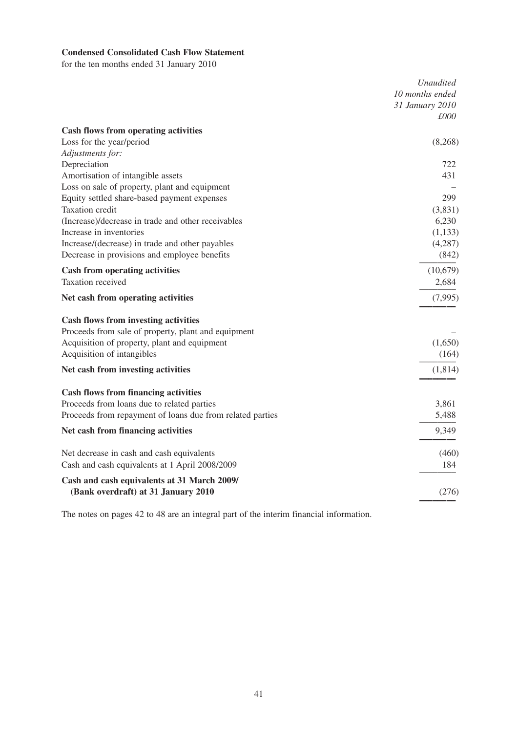**Condensed Consolidated Cash Flow Statement**

for the ten months ended 31 January 2010

| | *Unaudited 10 months ended 31 January 2010 £000* |
|---|---|
| **Cash flows from operating activities** | |
| Loss for the year/period | (8,268) |
| *Adjustments for:* | |
| Depreciation | 722 |
| Amortisation of intangible assets | 431 |
| Loss on sale of property, plant and equipment | – |
| Equity settled share-based payment expenses | 299 |
| Taxation credit | (3,831) |
| (Increase)/decrease in trade and other receivables | 6,230 |
| Increase in inventories | (1,133) |
| Increase/(decrease) in trade and other payables | (4,287) |
| Decrease in provisions and employee benefits | (842) |
| **Cash from operating activities** | (10,679) |
| Taxation received | 2,684 |
| **Net cash from operating activities** | (7,995) |
| **Cash flows from investing activities** | |
| Proceeds from sale of property, plant and equipment | – |
| Acquisition of property, plant and equipment | (1,650) |
| Acquisition of intangibles | (164) |
| **Net cash from investing activities** | (1,814) |
| **Cash flows from financing activities** | |
| Proceeds from loans due to related parties | 3,861 |
| Proceeds from repayment of loans due from related parties | 5,488 |
| **Net cash from financing activities** | 9,349 |
| Net decrease in cash and cash equivalents | (460) |
| Cash and cash equivalents at 1 April 2008/2009 | 184 |
| **Cash and cash equivalents at 31 March 2009/ (Bank overdraft) at 31 January 2010** | (276) |

The notes on pages 42 to 48 are an integral part of the interim financial information.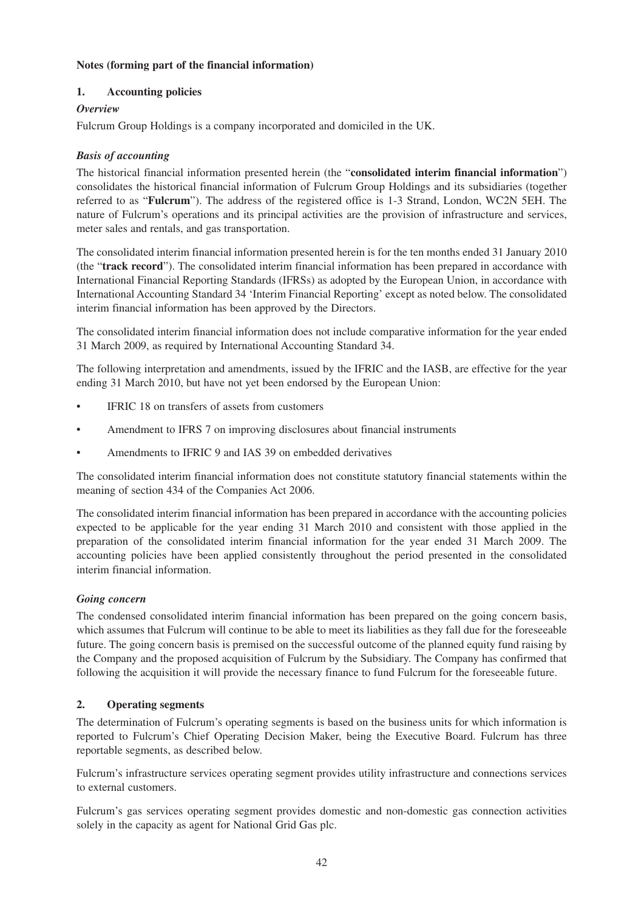**Notes (forming part of the financial information)**

## 1. Accounting policies

### *Overview*

Fulcrum Group Holdings is a company incorporated and domiciled in the UK.

### *Basis of accounting*

The historical financial information presented herein (the "**consolidated interim financial information**") consolidates the historical financial information of Fulcrum Group Holdings and its subsidiaries (together referred to as "**Fulcrum**"). The address of the registered office is 1-3 Strand, London, WC2N 5EH. The nature of Fulcrum's operations and its principal activities are the provision of infrastructure and services, meter sales and rentals, and gas transportation.

The consolidated interim financial information presented herein is for the ten months ended 31 January 2010 (the "**track record**"). The consolidated interim financial information has been prepared in accordance with International Financial Reporting Standards (IFRSs) as adopted by the European Union, in accordance with International Accounting Standard 34 'Interim Financial Reporting' except as noted below. The consolidated interim financial information has been approved by the Directors.

The consolidated interim financial information does not include comparative information for the year ended 31 March 2009, as required by International Accounting Standard 34.

The following interpretation and amendments, issued by the IFRIC and the IASB, are effective for the year ending 31 March 2010, but have not yet been endorsed by the European Union:

- IFRIC 18 on transfers of assets from customers
- Amendment to IFRS 7 on improving disclosures about financial instruments
- Amendments to IFRIC 9 and IAS 39 on embedded derivatives

The consolidated interim financial information does not constitute statutory financial statements within the meaning of section 434 of the Companies Act 2006.

The consolidated interim financial information has been prepared in accordance with the accounting policies expected to be applicable for the year ending 31 March 2010 and consistent with those applied in the preparation of the consolidated interim financial information for the year ended 31 March 2009. The accounting policies have been applied consistently throughout the period presented in the consolidated interim financial information.

### *Going concern*

The condensed consolidated interim financial information has been prepared on the going concern basis, which assumes that Fulcrum will continue to be able to meet its liabilities as they fall due for the foreseeable future. The going concern basis is premised on the successful outcome of the planned equity fund raising by the Company and the proposed acquisition of Fulcrum by the Subsidiary. The Company has confirmed that following the acquisition it will provide the necessary finance to fund Fulcrum for the foreseeable future.

## 2. Operating segments

The determination of Fulcrum's operating segments is based on the business units for which information is reported to Fulcrum's Chief Operating Decision Maker, being the Executive Board. Fulcrum has three reportable segments, as described below.

Fulcrum's infrastructure services operating segment provides utility infrastructure and connections services to external customers.

Fulcrum's gas services operating segment provides domestic and non-domestic gas connection activities solely in the capacity as agent for National Grid Gas plc.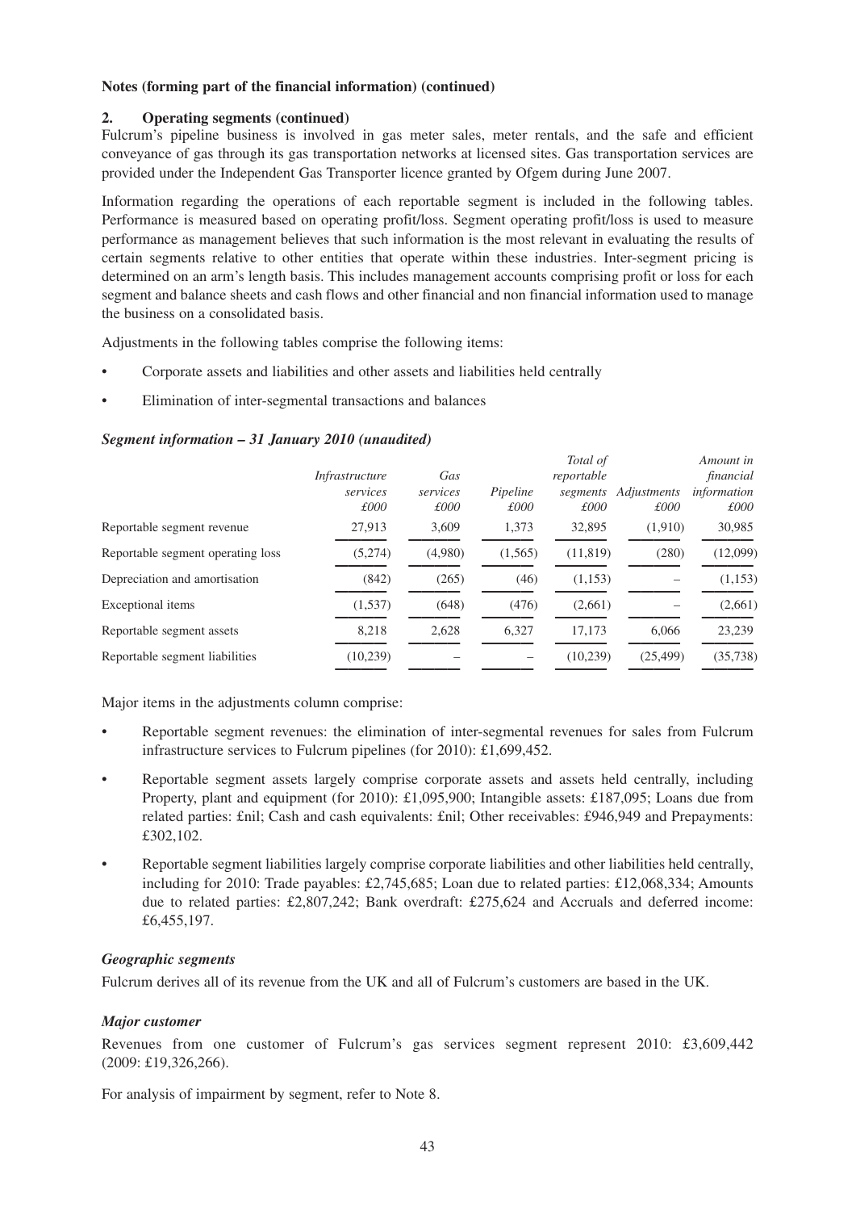**Notes (forming part of the financial information) (continued)**

**2. Operating segments (continued)**

Fulcrum's pipeline business is involved in gas meter sales, meter rentals, and the safe and efficient conveyance of gas through its gas transportation networks at licensed sites. Gas transportation services are provided under the Independent Gas Transporter licence granted by Ofgem during June 2007.

Information regarding the operations of each reportable segment is included in the following tables. Performance is measured based on operating profit/loss. Segment operating profit/loss is used to measure performance as management believes that such information is the most relevant in evaluating the results of certain segments relative to other entities that operate within these industries. Inter-segment pricing is determined on an arm's length basis. This includes management accounts comprising profit or loss for each segment and balance sheets and cash flows and other financial and non financial information used to manage the business on a consolidated basis.

Adjustments in the following tables comprise the following items:

- Corporate assets and liabilities and other assets and liabilities held centrally
- Elimination of inter-segmental transactions and balances

***Segment information – 31 January 2010 (unaudited)***

| | *Infrastructure services £000* | *Gas services £000* | *Pipeline £000* | *Total of reportable segments £000* | *Adjustments £000* | *Amount in financial information £000* |
|---|---|---|---|---|---|---|
| Reportable segment revenue | 27,913 | 3,609 | 1,373 | 32,895 | (1,910) | 30,985 |
| Reportable segment operating loss | (5,274) | (4,980) | (1,565) | (11,819) | (280) | (12,099) |
| Depreciation and amortisation | (842) | (265) | (46) | (1,153) | – | (1,153) |
| Exceptional items | (1,537) | (648) | (476) | (2,661) | – | (2,661) |
| Reportable segment assets | 8,218 | 2,628 | 6,327 | 17,173 | 6,066 | 23,239 |
| Reportable segment liabilities | (10,239) | – | – | (10,239) | (25,499) | (35,738) |

Major items in the adjustments column comprise:

- Reportable segment revenues: the elimination of inter-segmental revenues for sales from Fulcrum infrastructure services to Fulcrum pipelines (for 2010): £1,699,452.
- Reportable segment assets largely comprise corporate assets and assets held centrally, including Property, plant and equipment (for 2010): £1,095,900; Intangible assets: £187,095; Loans due from related parties: £nil; Cash and cash equivalents: £nil; Other receivables: £946,949 and Prepayments: £302,102.
- Reportable segment liabilities largely comprise corporate liabilities and other liabilities held centrally, including for 2010: Trade payables: £2,745,685; Loan due to related parties: £12,068,334; Amounts due to related parties: £2,807,242; Bank overdraft: £275,624 and Accruals and deferred income: £6,455,197.

***Geographic segments***

Fulcrum derives all of its revenue from the UK and all of Fulcrum's customers are based in the UK.

***Major customer***

Revenues from one customer of Fulcrum's gas services segment represent 2010: £3,609,442 (2009: £19,326,266).

For analysis of impairment by segment, refer to Note 8.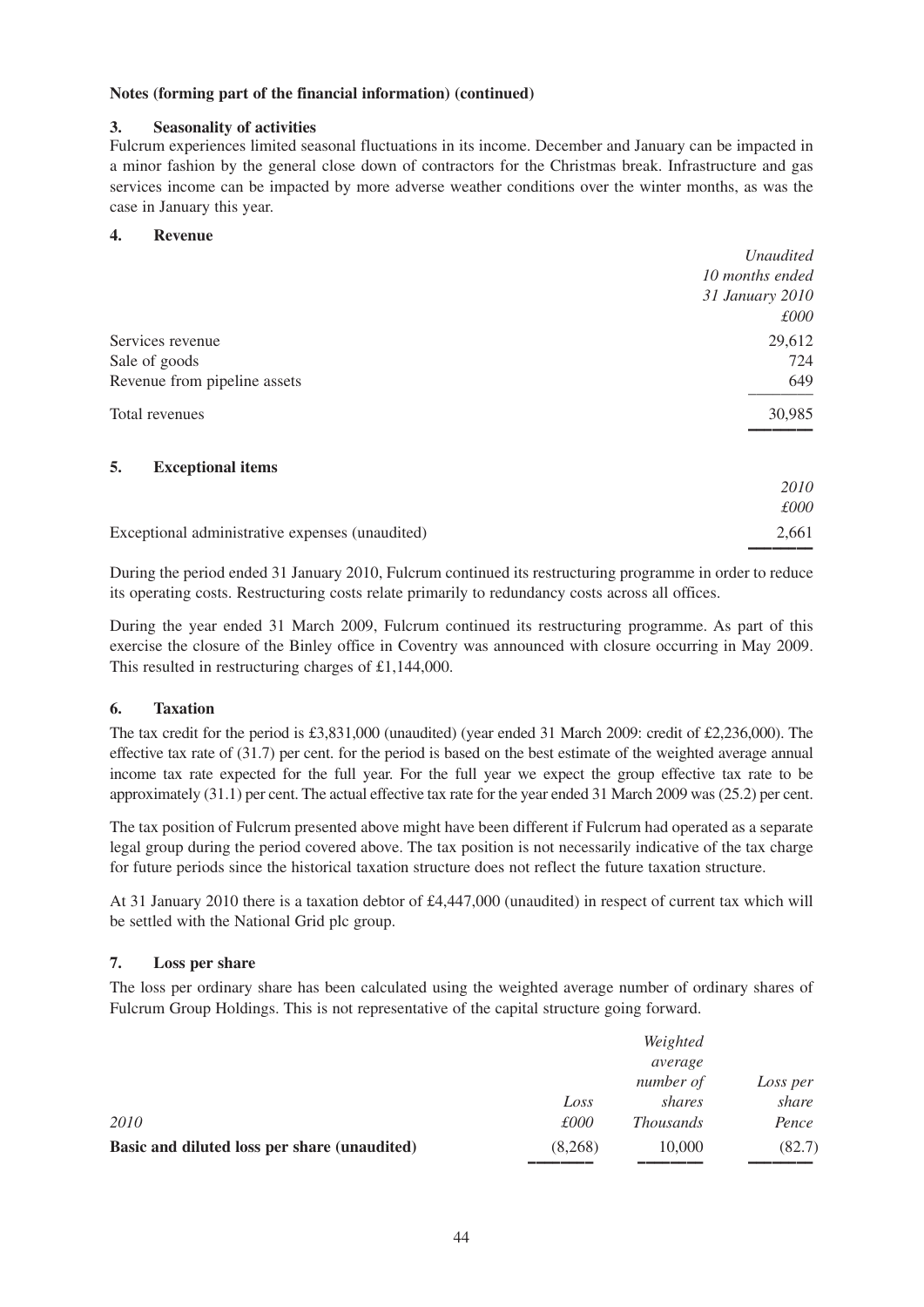**Notes (forming part of the financial information) (continued)**

### 3. Seasonality of activities

Fulcrum experiences limited seasonal fluctuations in its income. December and January can be impacted in a minor fashion by the general close down of contractors for the Christmas break. Infrastructure and gas services income can be impacted by more adverse weather conditions over the winter months, as was the case in January this year.

### 4. Revenue

| | *Unaudited 10 months ended 31 January 2010 £000* |
|---|---|
| Services revenue | 29,612 |
| Sale of goods | 724 |
| Revenue from pipeline assets | 649 |
| Total revenues | 30,985 |

### 5. Exceptional items

| | *2010 £000* |
|---|---|
| Exceptional administrative expenses (unaudited) | 2,661 |

During the period ended 31 January 2010, Fulcrum continued its restructuring programme in order to reduce its operating costs. Restructuring costs relate primarily to redundancy costs across all offices.

During the year ended 31 March 2009, Fulcrum continued its restructuring programme. As part of this exercise the closure of the Binley office in Coventry was announced with closure occurring in May 2009. This resulted in restructuring charges of £1,144,000.

### 6. Taxation

The tax credit for the period is £3,831,000 (unaudited) (year ended 31 March 2009: credit of £2,236,000). The effective tax rate of (31.7) per cent. for the period is based on the best estimate of the weighted average annual income tax rate expected for the full year. For the full year we expect the group effective tax rate to be approximately (31.1) per cent. The actual effective tax rate for the year ended 31 March 2009 was (25.2) per cent.

The tax position of Fulcrum presented above might have been different if Fulcrum had operated as a separate legal group during the period covered above. The tax position is not necessarily indicative of the tax charge for future periods since the historical taxation structure does not reflect the future taxation structure.

At 31 January 2010 there is a taxation debtor of £4,447,000 (unaudited) in respect of current tax which will be settled with the National Grid plc group.

### 7. Loss per share

The loss per ordinary share has been calculated using the weighted average number of ordinary shares of Fulcrum Group Holdings. This is not representative of the capital structure going forward.

| *2010* | *Loss £000* | *Weighted average number of shares Thousands* | *Loss per share Pence* |
|---|---|---|---|
| **Basic and diluted loss per share (unaudited)** | (8,268) | 10,000 | (82.7) |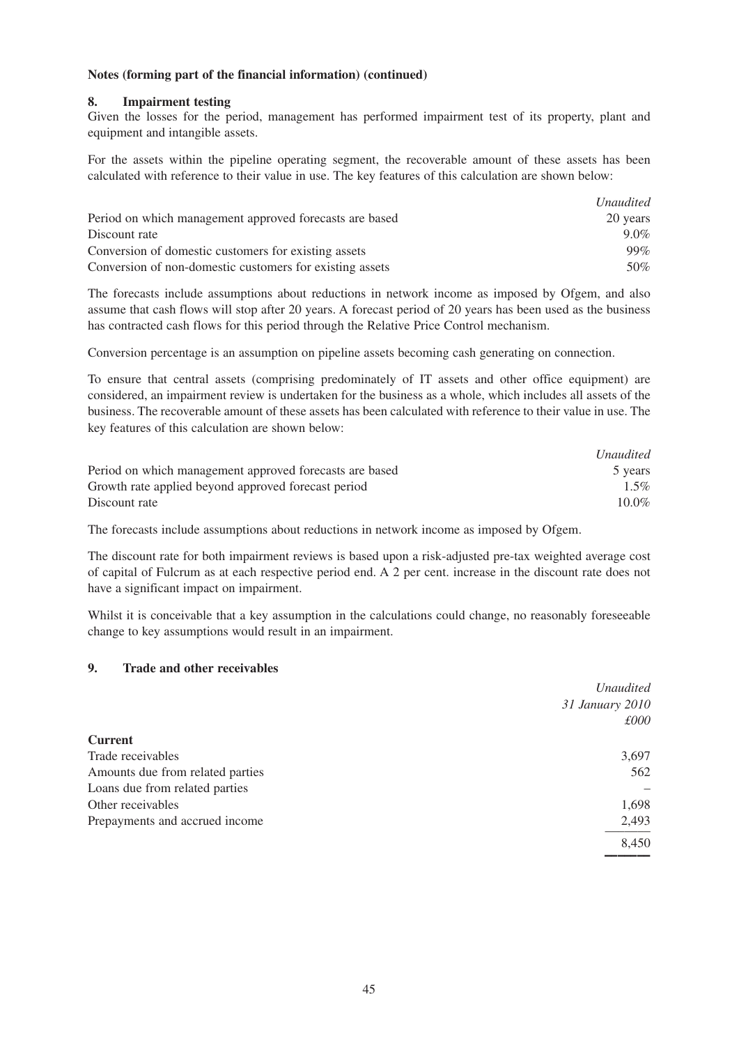**Notes (forming part of the financial information) (continued)**

## 8. Impairment testing

Given the losses for the period, management has performed impairment test of its property, plant and equipment and intangible assets.

For the assets within the pipeline operating segment, the recoverable amount of these assets has been calculated with reference to their value in use. The key features of this calculation are shown below:

| | *Unaudited* |
|---|---|
| Period on which management approved forecasts are based | 20 years |
| Discount rate | 9.0% |
| Conversion of domestic customers for existing assets | 99% |
| Conversion of non-domestic customers for existing assets | 50% |

The forecasts include assumptions about reductions in network income as imposed by Ofgem, and also assume that cash flows will stop after 20 years. A forecast period of 20 years has been used as the business has contracted cash flows for this period through the Relative Price Control mechanism.

Conversion percentage is an assumption on pipeline assets becoming cash generating on connection.

To ensure that central assets (comprising predominately of IT assets and other office equipment) are considered, an impairment review is undertaken for the business as a whole, which includes all assets of the business. The recoverable amount of these assets has been calculated with reference to their value in use. The key features of this calculation are shown below:

| | *Unaudited* |
|---|---|
| Period on which management approved forecasts are based | 5 years |
| Growth rate applied beyond approved forecast period | 1.5% |
| Discount rate | 10.0% |

The forecasts include assumptions about reductions in network income as imposed by Ofgem.

The discount rate for both impairment reviews is based upon a risk-adjusted pre-tax weighted average cost of capital of Fulcrum as at each respective period end. A 2 per cent. increase in the discount rate does not have a significant impact on impairment.

Whilst it is conceivable that a key assumption in the calculations could change, no reasonably foreseeable change to key assumptions would result in an impairment.

## 9. Trade and other receivables

| | *Unaudited* *31 January 2010* *£000* |
|---|---|
| **Current** | |
| Trade receivables | 3,697 |
| Amounts due from related parties | 562 |
| Loans due from related parties | – |
| Other receivables | 1,698 |
| Prepayments and accrued income | 2,493 |
| | 8,450 |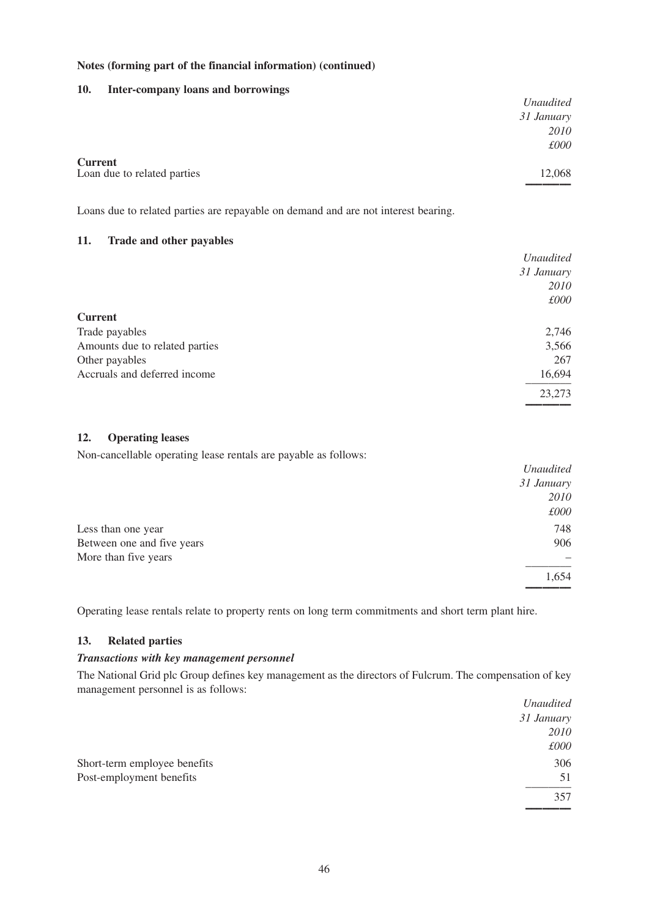**Notes (forming part of the financial information) (continued)**

## 10. Inter-company loans and borrowings

| | *Unaudited 31 January 2010 £000* |
|---|---|
| **Current** | |
| Loan due to related parties | 12,068 |

Loans due to related parties are repayable on demand and are not interest bearing.

## 11. Trade and other payables

| | *Unaudited 31 January 2010 £000* |
|---|---|
| **Current** | |
| Trade payables | 2,746 |
| Amounts due to related parties | 3,566 |
| Other payables | 267 |
| Accruals and deferred income | 16,694 |
| | 23,273 |

## 12. Operating leases

Non-cancellable operating lease rentals are payable as follows:

| | *Unaudited 31 January 2010 £000* |
|---|---|
| Less than one year | 748 |
| Between one and five years | 906 |
| More than five years | – |
| | 1,654 |

Operating lease rentals relate to property rents on long term commitments and short term plant hire.

## 13. Related parties

### *Transactions with key management personnel*

The National Grid plc Group defines key management as the directors of Fulcrum. The compensation of key management personnel is as follows:

| | *Unaudited 31 January 2010 £000* |
|---|---|
| Short-term employee benefits | 306 |
| Post-employment benefits | 51 |
| | 357 |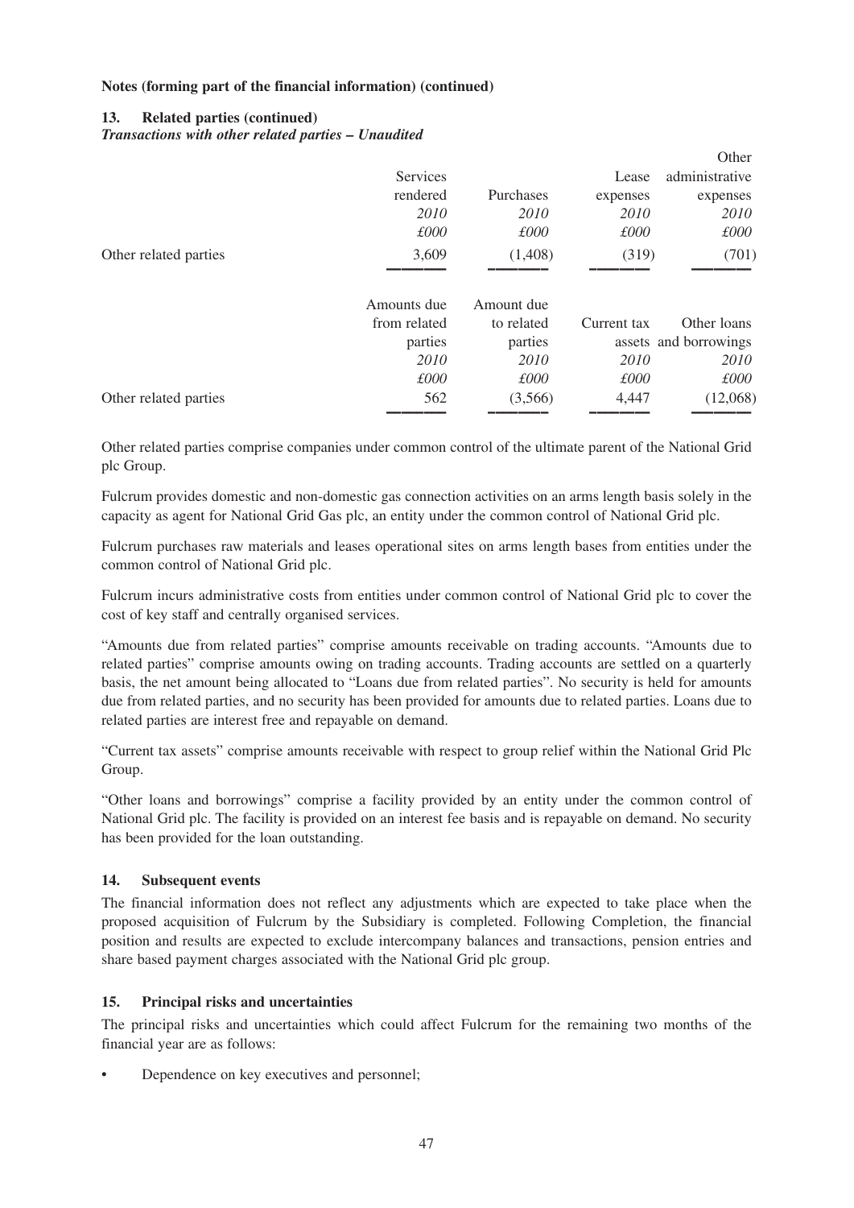**Notes (forming part of the financial information) (continued)**

### 13. Related parties (continued)

***Transactions with other related parties – Unaudited***

| | Services rendered | Purchases | Lease expenses | Other administrative expenses |
|---|---|---|---|---|
| | *2010* | *2010* | *2010* | *2010* |
| | *£000* | *£000* | *£000* | *£000* |
| Other related parties | 3,609 | (1,408) | (319) | (701) |

| | Amounts due from related parties | Amount due to related parties | Current tax assets | Other loans and borrowings |
|---|---|---|---|---|
| | *2010* | *2010* | *2010* | *2010* |
| | *£000* | *£000* | *£000* | *£000* |
| Other related parties | 562 | (3,566) | 4,447 | (12,068) |

Other related parties comprise companies under common control of the ultimate parent of the National Grid plc Group.

Fulcrum provides domestic and non-domestic gas connection activities on an arms length basis solely in the capacity as agent for National Grid Gas plc, an entity under the common control of National Grid plc.

Fulcrum purchases raw materials and leases operational sites on arms length bases from entities under the common control of National Grid plc.

Fulcrum incurs administrative costs from entities under common control of National Grid plc to cover the cost of key staff and centrally organised services.

"Amounts due from related parties" comprise amounts receivable on trading accounts. "Amounts due to related parties" comprise amounts owing on trading accounts. Trading accounts are settled on a quarterly basis, the net amount being allocated to "Loans due from related parties". No security is held for amounts due from related parties, and no security has been provided for amounts due to related parties. Loans due to related parties are interest free and repayable on demand.

"Current tax assets" comprise amounts receivable with respect to group relief within the National Grid Plc Group.

"Other loans and borrowings" comprise a facility provided by an entity under the common control of National Grid plc. The facility is provided on an interest fee basis and is repayable on demand. No security has been provided for the loan outstanding.

### 14. Subsequent events

The financial information does not reflect any adjustments which are expected to take place when the proposed acquisition of Fulcrum by the Subsidiary is completed. Following Completion, the financial position and results are expected to exclude intercompany balances and transactions, pension entries and share based payment charges associated with the National Grid plc group.

### 15. Principal risks and uncertainties

The principal risks and uncertainties which could affect Fulcrum for the remaining two months of the financial year are as follows:

- Dependence on key executives and personnel;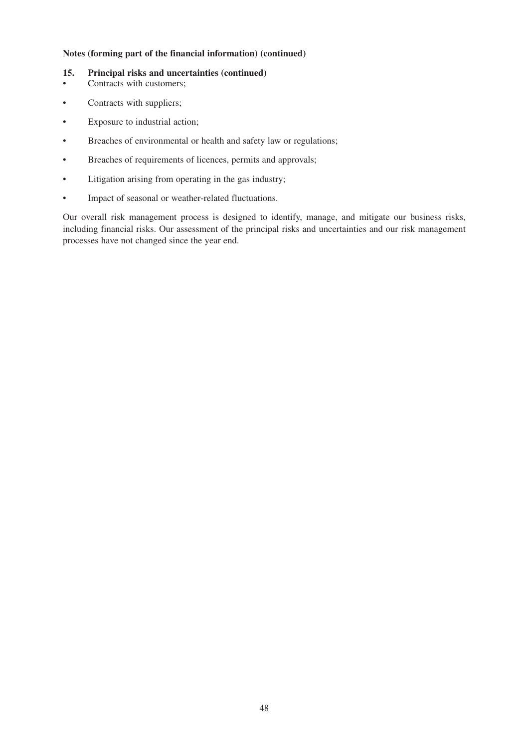**Notes (forming part of the financial information) (continued)**

## 15. Principal risks and uncertainties (continued)

- Contracts with customers;
- Contracts with suppliers;
- Exposure to industrial action;
- Breaches of environmental or health and safety law or regulations;
- Breaches of requirements of licences, permits and approvals;
- Litigation arising from operating in the gas industry;
- Impact of seasonal or weather-related fluctuations.

Our overall risk management process is designed to identify, manage, and mitigate our business risks, including financial risks. Our assessment of the principal risks and uncertainties and our risk management processes have not changed since the year end.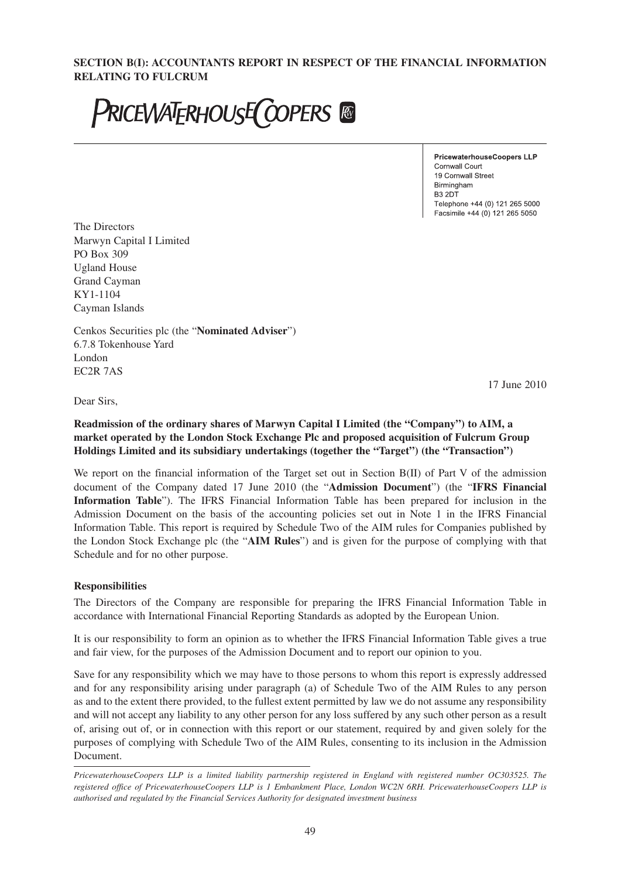**SECTION B(I): ACCOUNTANTS REPORT IN RESPECT OF THE FINANCIAL INFORMATION RELATING TO FULCRUM**

PRICEWATERHOUSECOOPERS

**PricewaterhouseCoopers LLP**
Cornwall Court
19 Cornwall Street
Birmingham
B3 2DT
Telephone +44 (0) 121 265 5000
Facsimile +44 (0) 121 265 5050

The Directors
Marwyn Capital I Limited
PO Box 309
Ugland House
Grand Cayman
KY1-1104
Cayman Islands

Cenkos Securities plc (the "**Nominated Adviser**")
6.7.8 Tokenhouse Yard
London
EC2R 7AS

17 June 2010

Dear Sirs,

**Readmission of the ordinary shares of Marwyn Capital I Limited (the "Company") to AIM, a market operated by the London Stock Exchange Plc and proposed acquisition of Fulcrum Group Holdings Limited and its subsidiary undertakings (together the "Target") (the "Transaction")**

We report on the financial information of the Target set out in Section B(II) of Part V of the admission document of the Company dated 17 June 2010 (the "**Admission Document**") (the "**IFRS Financial Information Table**"). The IFRS Financial Information Table has been prepared for inclusion in the Admission Document on the basis of the accounting policies set out in Note 1 in the IFRS Financial Information Table. This report is required by Schedule Two of the AIM rules for Companies published by the London Stock Exchange plc (the "**AIM Rules**") and is given for the purpose of complying with that Schedule and for no other purpose.

**Responsibilities**

The Directors of the Company are responsible for preparing the IFRS Financial Information Table in accordance with International Financial Reporting Standards as adopted by the European Union.

It is our responsibility to form an opinion as to whether the IFRS Financial Information Table gives a true and fair view, for the purposes of the Admission Document and to report our opinion to you.

Save for any responsibility which we may have to those persons to whom this report is expressly addressed and for any responsibility arising under paragraph (a) of Schedule Two of the AIM Rules to any person as and to the extent there provided, to the fullest extent permitted by law we do not assume any responsibility and will not accept any liability to any other person for any loss suffered by any such other person as a result of, arising out of, or in connection with this report or our statement, required by and given solely for the purposes of complying with Schedule Two of the AIM Rules, consenting to its inclusion in the Admission Document.

*PricewaterhouseCoopers LLP is a limited liability partnership registered in England with registered number OC303525. The registered office of PricewaterhouseCoopers LLP is 1 Embankment Place, London WC2N 6RH. PricewaterhouseCoopers LLP is authorised and regulated by the Financial Services Authority for designated investment business*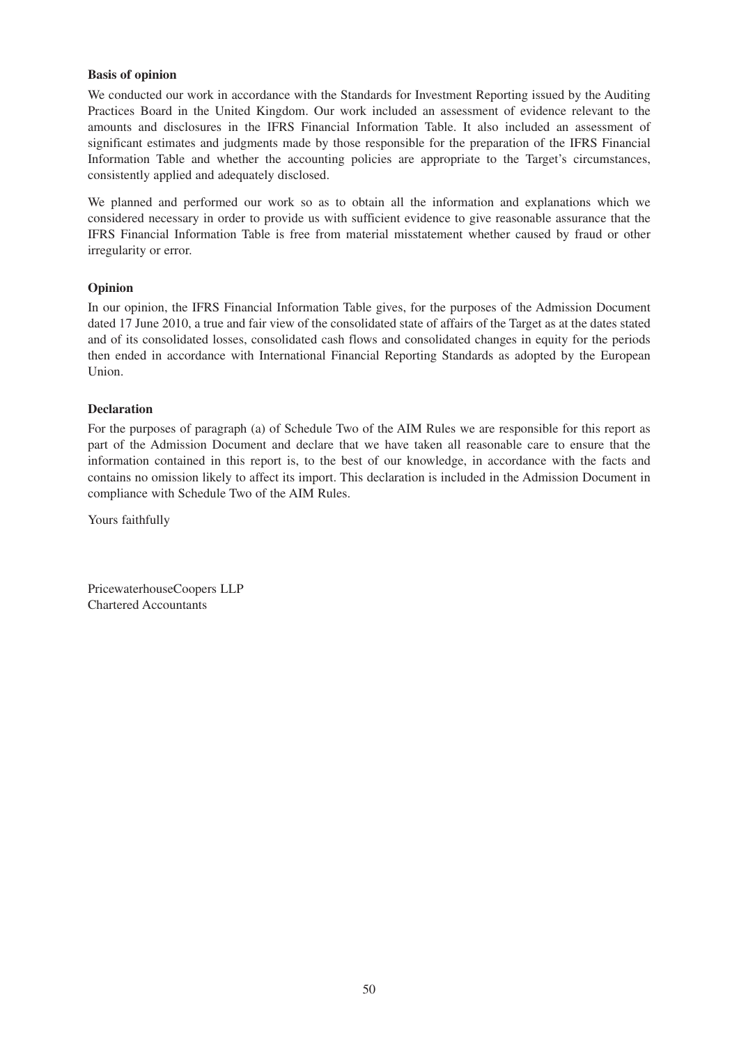**Basis of opinion**

We conducted our work in accordance with the Standards for Investment Reporting issued by the Auditing Practices Board in the United Kingdom. Our work included an assessment of evidence relevant to the amounts and disclosures in the IFRS Financial Information Table. It also included an assessment of significant estimates and judgments made by those responsible for the preparation of the IFRS Financial Information Table and whether the accounting policies are appropriate to the Target's circumstances, consistently applied and adequately disclosed.

We planned and performed our work so as to obtain all the information and explanations which we considered necessary in order to provide us with sufficient evidence to give reasonable assurance that the IFRS Financial Information Table is free from material misstatement whether caused by fraud or other irregularity or error.

**Opinion**

In our opinion, the IFRS Financial Information Table gives, for the purposes of the Admission Document dated 17 June 2010, a true and fair view of the consolidated state of affairs of the Target as at the dates stated and of its consolidated losses, consolidated cash flows and consolidated changes in equity for the periods then ended in accordance with International Financial Reporting Standards as adopted by the European Union.

**Declaration**

For the purposes of paragraph (a) of Schedule Two of the AIM Rules we are responsible for this report as part of the Admission Document and declare that we have taken all reasonable care to ensure that the information contained in this report is, to the best of our knowledge, in accordance with the facts and contains no omission likely to affect its import. This declaration is included in the Admission Document in compliance with Schedule Two of the AIM Rules.

Yours faithfully

PricewaterhouseCoopers LLP
Chartered Accountants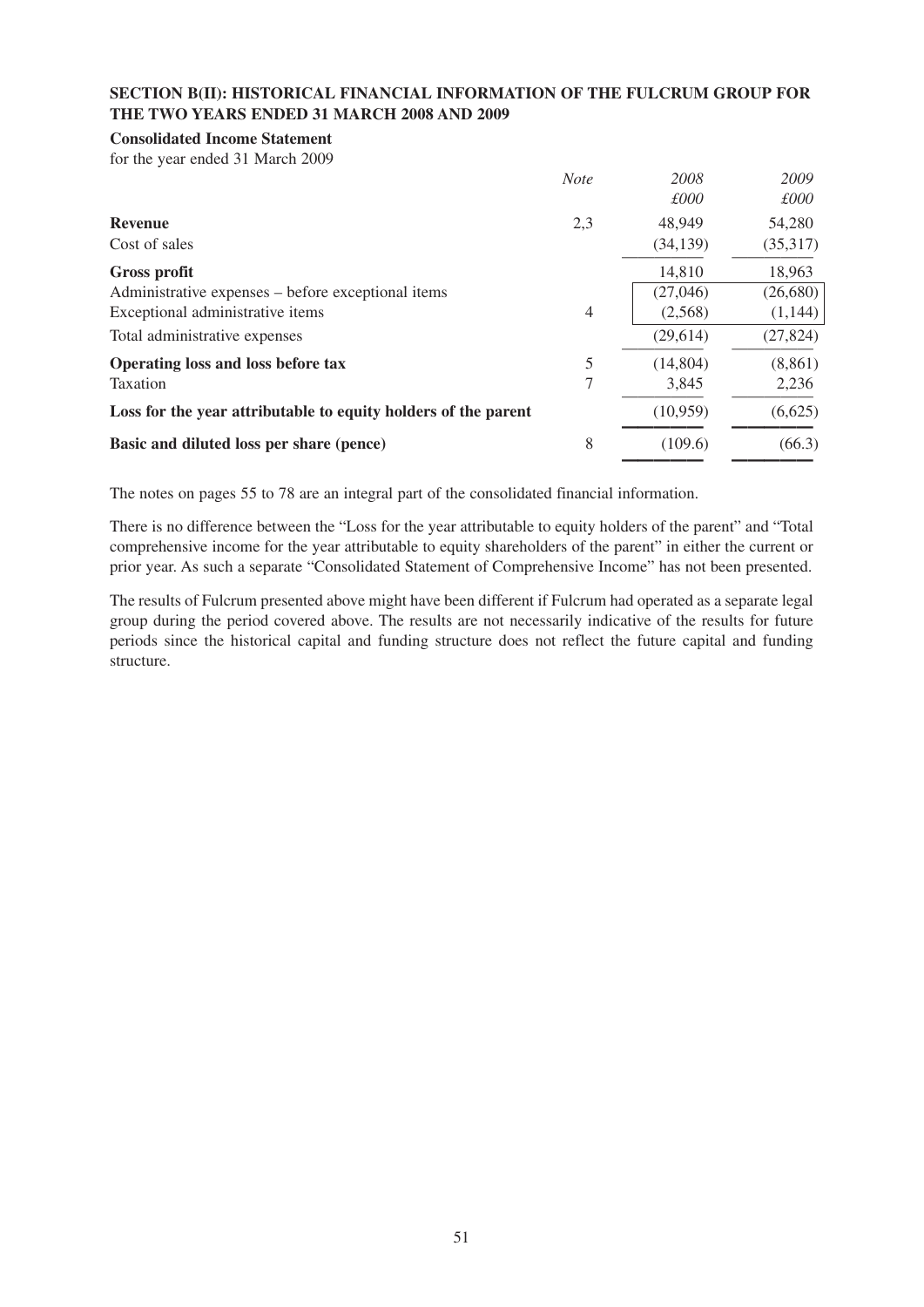## SECTION B(II): HISTORICAL FINANCIAL INFORMATION OF THE FULCRUM GROUP FOR THE TWO YEARS ENDED 31 MARCH 2008 AND 2009

**Consolidated Income Statement**

for the year ended 31 March 2009

| | *Note* | *2008* *£000* | *2009* *£000* |
|---|---|---|---|
| **Revenue** | 2,3 | 48,949 | 54,280 |
| Cost of sales | | (34,139) | (35,317) |
| **Gross profit** | | 14,810 | 18,963 |
| Administrative expenses – before exceptional items | | (27,046) | (26,680) |
| Exceptional administrative items | 4 | (2,568) | (1,144) |
| Total administrative expenses | | (29,614) | (27,824) |
| **Operating loss and loss before tax** | 5 | (14,804) | (8,861) |
| Taxation | 7 | 3,845 | 2,236 |
| **Loss for the year attributable to equity holders of the parent** | | (10,959) | (6,625) |
| **Basic and diluted loss per share (pence)** | 8 | (109.6) | (66.3) |

The notes on pages 55 to 78 are an integral part of the consolidated financial information.

There is no difference between the "Loss for the year attributable to equity holders of the parent" and "Total comprehensive income for the year attributable to equity shareholders of the parent" in either the current or prior year. As such a separate "Consolidated Statement of Comprehensive Income" has not been presented.

The results of Fulcrum presented above might have been different if Fulcrum had operated as a separate legal group during the period covered above. The results are not necessarily indicative of the results for future periods since the historical capital and funding structure does not reflect the future capital and funding structure.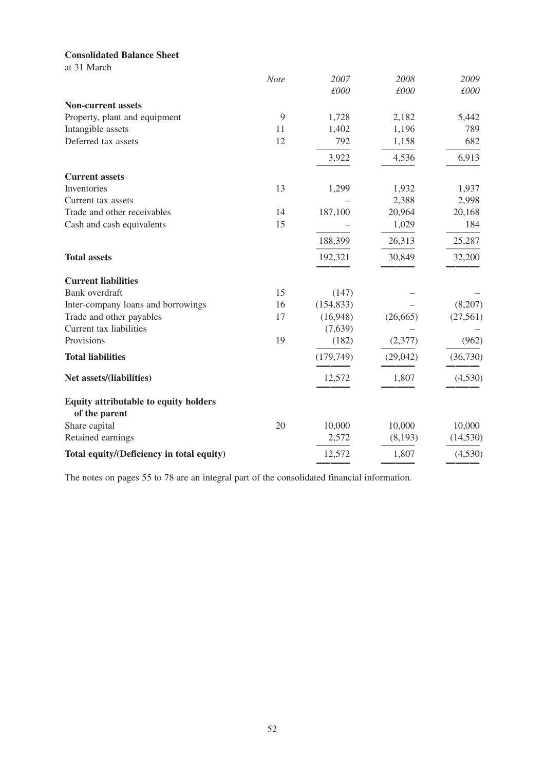**Consolidated Balance Sheet**

at 31 March

| | *Note* | *2007* *£000* | *2008* *£000* | *2009* *£000* |
|---|---|---|---|---|
| **Non-current assets** | | | | |
| Property, plant and equipment | 9 | 1,728 | 2,182 | 5,442 |
| Intangible assets | 11 | 1,402 | 1,196 | 789 |
| Deferred tax assets | 12 | 792 | 1,158 | 682 |
| | | 3,922 | 4,536 | 6,913 |
| **Current assets** | | | | |
| Inventories | 13 | 1,299 | 1,932 | 1,937 |
| Current tax assets | | – | 2,388 | 2,998 |
| Trade and other receivables | 14 | 187,100 | 20,964 | 20,168 |
| Cash and cash equivalents | 15 | – | 1,029 | 184 |
| | | 188,399 | 26,313 | 25,287 |
| **Total assets** | | 192,321 | 30,849 | 32,200 |
| **Current liabilities** | | | | |
| Bank overdraft | 15 | (147) | – | – |
| Inter-company loans and borrowings | 16 | (154,833) | – | (8,207) |
| Trade and other payables | 17 | (16,948) | (26,665) | (27,561) |
| Current tax liabilities | | (7,639) | – | – |
| Provisions | 19 | (182) | (2,377) | (962) |
| **Total liabilities** | | (179,749) | (29,042) | (36,730) |
| **Net assets/(liabilities)** | | 12,572 | 1,807 | (4,530) |
| **Equity attributable to equity holders of the parent** | | | | |
| Share capital | 20 | 10,000 | 10,000 | 10,000 |
| Retained earnings | | 2,572 | (8,193) | (14,530) |
| **Total equity/(Deficiency in total equity)** | | 12,572 | 1,807 | (4,530) |

The notes on pages 55 to 78 are an integral part of the consolidated financial information.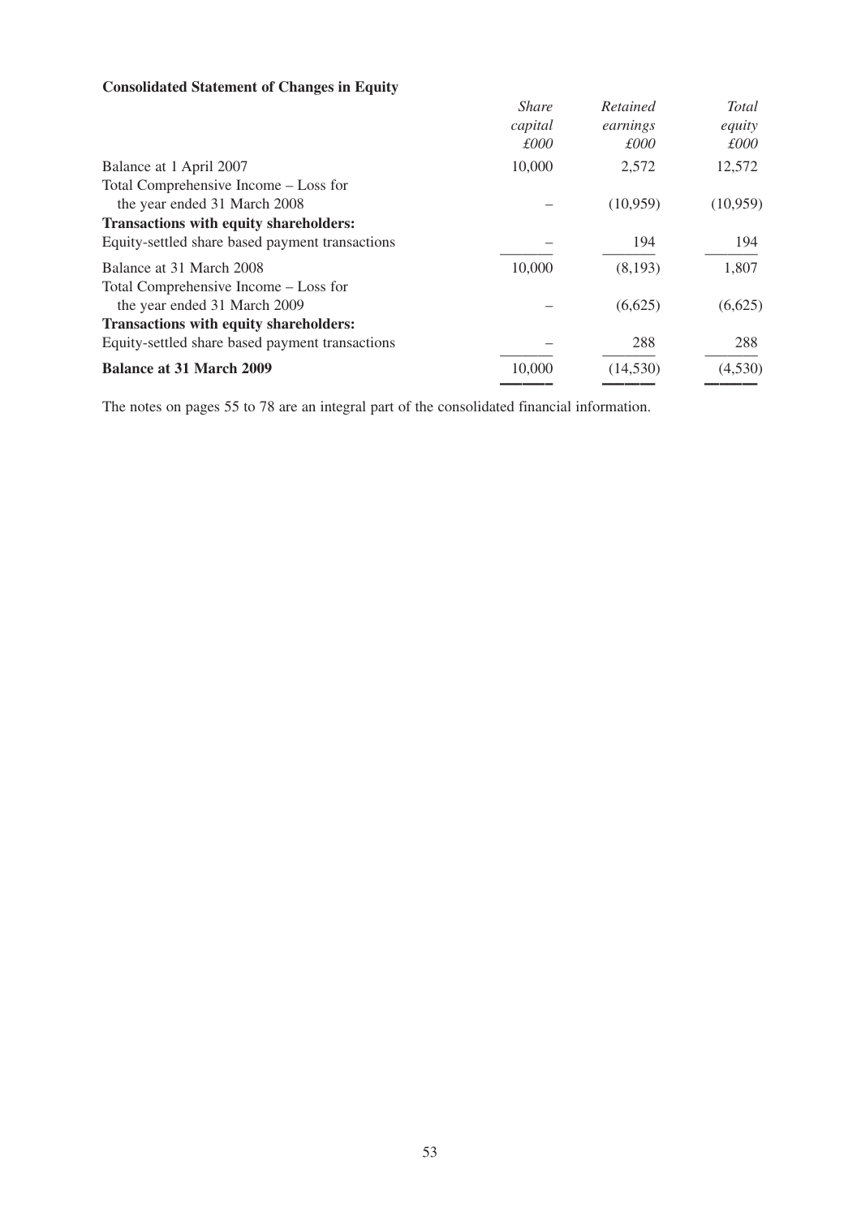**Consolidated Statement of Changes in Equity**

| | *Share capital* *£000* | *Retained earnings* *£000* | *Total equity* *£000* |
|---|---|---|---|
| Balance at 1 April 2007 | 10,000 | 2,572 | 12,572 |
| Total Comprehensive Income – Loss for the year ended 31 March 2008 | – | (10,959) | (10,959) |
| **Transactions with equity shareholders:** | | | |
| Equity-settled share based payment transactions | – | 194 | 194 |
| Balance at 31 March 2008 | 10,000 | (8,193) | 1,807 |
| Total Comprehensive Income – Loss for the year ended 31 March 2009 | – | (6,625) | (6,625) |
| **Transactions with equity shareholders:** | | | |
| Equity-settled share based payment transactions | – | 288 | 288 |
| **Balance at 31 March 2009** | 10,000 | (14,530) | (4,530) |

The notes on pages 55 to 78 are an integral part of the consolidated financial information.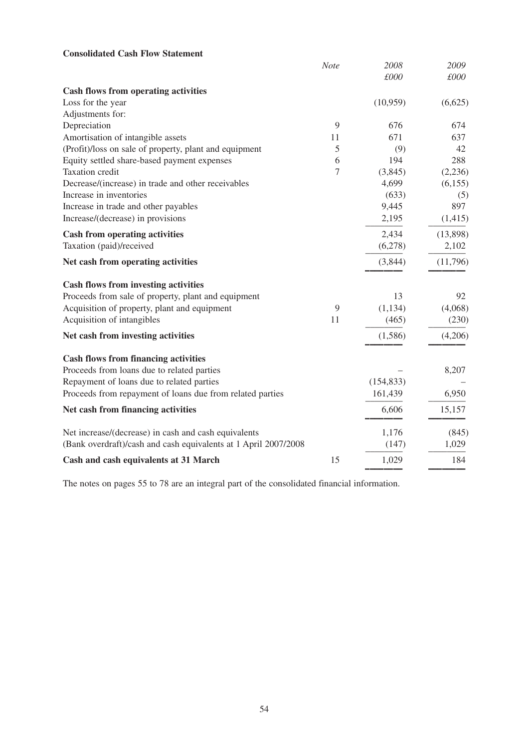**Consolidated Cash Flow Statement**

| | *Note* | *2008* *£000* | *2009* *£000* |
|---|---|---|---|
| **Cash flows from operating activities** | | | |
| Loss for the year | | (10,959) | (6,625) |
| Adjustments for: | | | |
| Depreciation | 9 | 676 | 674 |
| Amortisation of intangible assets | 11 | 671 | 637 |
| (Profit)/loss on sale of property, plant and equipment | 5 | (9) | 42 |
| Equity settled share-based payment expenses | 6 | 194 | 288 |
| Taxation credit | 7 | (3,845) | (2,236) |
| Decrease/(increase) in trade and other receivables | | 4,699 | (6,155) |
| Increase in inventories | | (633) | (5) |
| Increase in trade and other payables | | 9,445 | 897 |
| Increase/(decrease) in provisions | | 2,195 | (1,415) |
| **Cash from operating activities** | | 2,434 | (13,898) |
| Taxation (paid)/received | | (6,278) | 2,102 |
| **Net cash from operating activities** | | (3,844) | (11,796) |
| **Cash flows from investing activities** | | | |
| Proceeds from sale of property, plant and equipment | | 13 | 92 |
| Acquisition of property, plant and equipment | 9 | (1,134) | (4,068) |
| Acquisition of intangibles | 11 | (465) | (230) |
| **Net cash from investing activities** | | (1,586) | (4,206) |
| **Cash flows from financing activities** | | | |
| Proceeds from loans due to related parties | | – | 8,207 |
| Repayment of loans due to related parties | | (154,833) | – |
| Proceeds from repayment of loans due from related parties | | 161,439 | 6,950 |
| **Net cash from financing activities** | | 6,606 | 15,157 |
| Net increase/(decrease) in cash and cash equivalents | | 1,176 | (845) |
| (Bank overdraft)/cash and cash equivalents at 1 April 2007/2008 | | (147) | 1,029 |
| **Cash and cash equivalents at 31 March** | 15 | 1,029 | 184 |

The notes on pages 55 to 78 are an integral part of the consolidated financial information.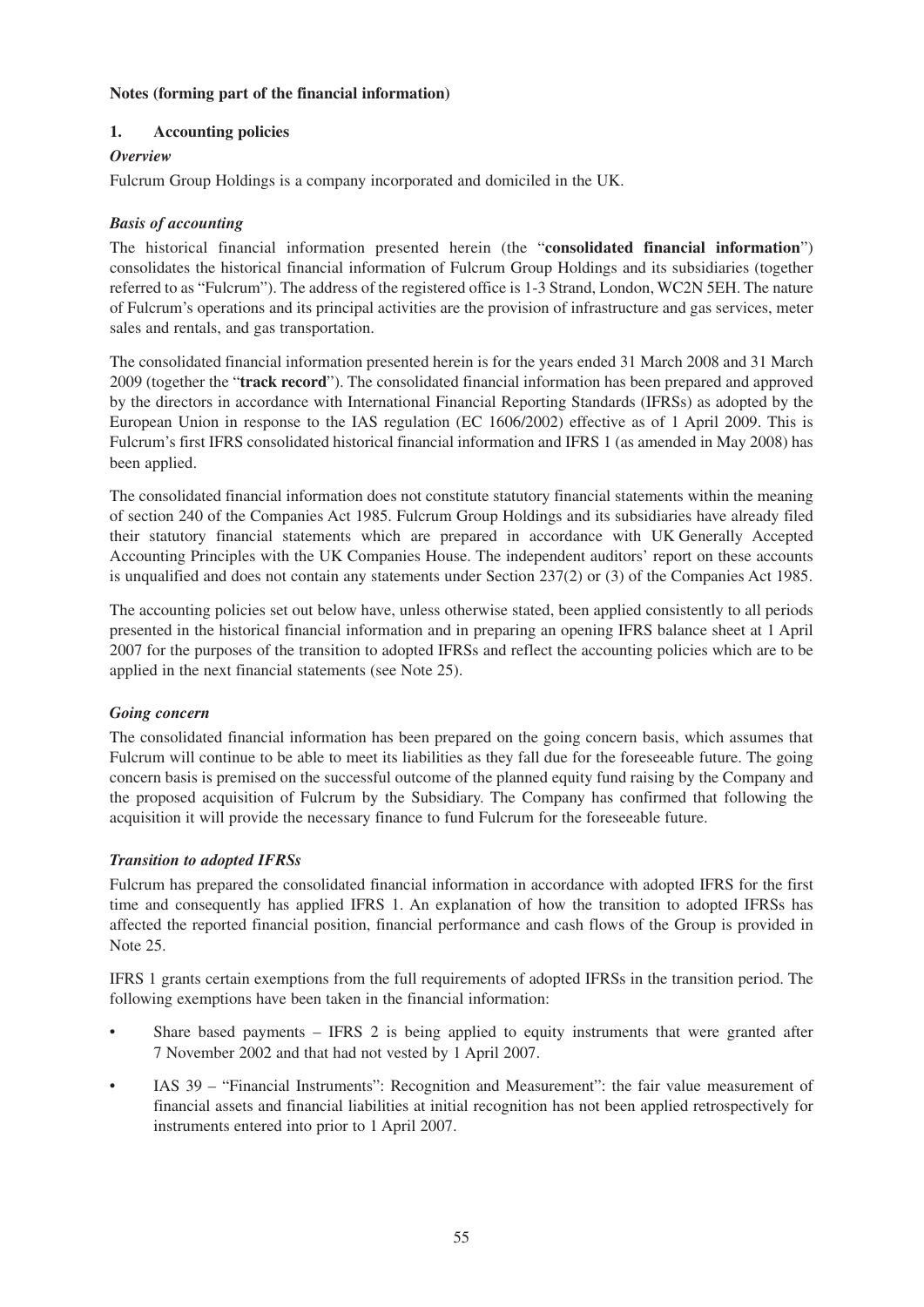**Notes (forming part of the financial information)**

## 1. Accounting policies

### *Overview*

Fulcrum Group Holdings is a company incorporated and domiciled in the UK.

### *Basis of accounting*

The historical financial information presented herein (the "**consolidated financial information**") consolidates the historical financial information of Fulcrum Group Holdings and its subsidiaries (together referred to as "Fulcrum"). The address of the registered office is 1-3 Strand, London, WC2N 5EH. The nature of Fulcrum's operations and its principal activities are the provision of infrastructure and gas services, meter sales and rentals, and gas transportation.

The consolidated financial information presented herein is for the years ended 31 March 2008 and 31 March 2009 (together the "**track record**"). The consolidated financial information has been prepared and approved by the directors in accordance with International Financial Reporting Standards (IFRSs) as adopted by the European Union in response to the IAS regulation (EC 1606/2002) effective as of 1 April 2009. This is Fulcrum's first IFRS consolidated historical financial information and IFRS 1 (as amended in May 2008) has been applied.

The consolidated financial information does not constitute statutory financial statements within the meaning of section 240 of the Companies Act 1985. Fulcrum Group Holdings and its subsidiaries have already filed their statutory financial statements which are prepared in accordance with UK Generally Accepted Accounting Principles with the UK Companies House. The independent auditors' report on these accounts is unqualified and does not contain any statements under Section 237(2) or (3) of the Companies Act 1985.

The accounting policies set out below have, unless otherwise stated, been applied consistently to all periods presented in the historical financial information and in preparing an opening IFRS balance sheet at 1 April 2007 for the purposes of the transition to adopted IFRSs and reflect the accounting policies which are to be applied in the next financial statements (see Note 25).

### *Going concern*

The consolidated financial information has been prepared on the going concern basis, which assumes that Fulcrum will continue to be able to meet its liabilities as they fall due for the foreseeable future. The going concern basis is premised on the successful outcome of the planned equity fund raising by the Company and the proposed acquisition of Fulcrum by the Subsidiary. The Company has confirmed that following the acquisition it will provide the necessary finance to fund Fulcrum for the foreseeable future.

### *Transition to adopted IFRSs*

Fulcrum has prepared the consolidated financial information in accordance with adopted IFRS for the first time and consequently has applied IFRS 1. An explanation of how the transition to adopted IFRSs has affected the reported financial position, financial performance and cash flows of the Group is provided in Note 25.

IFRS 1 grants certain exemptions from the full requirements of adopted IFRSs in the transition period. The following exemptions have been taken in the financial information:

- Share based payments – IFRS 2 is being applied to equity instruments that were granted after 7 November 2002 and that had not vested by 1 April 2007.
- IAS 39 – "Financial Instruments": Recognition and Measurement": the fair value measurement of financial assets and financial liabilities at initial recognition has not been applied retrospectively for instruments entered into prior to 1 April 2007.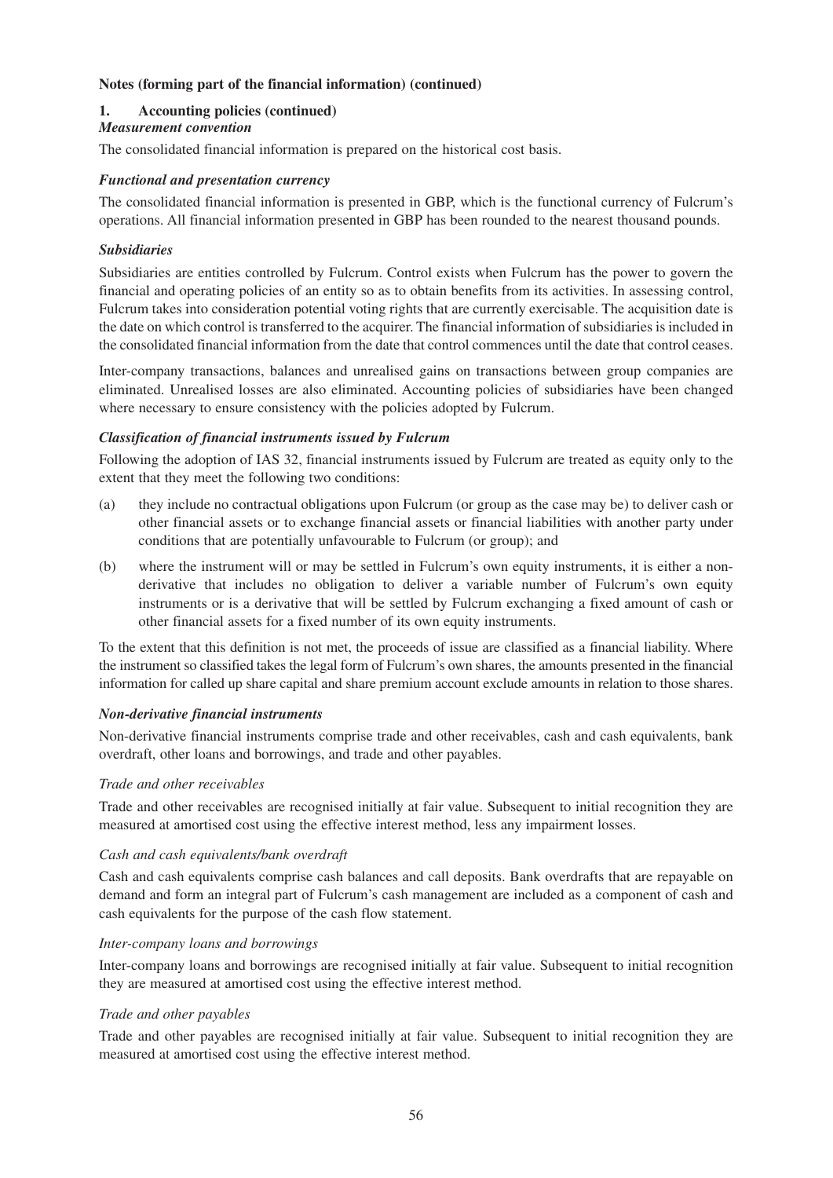**Notes (forming part of the financial information) (continued)**

## 1. Accounting policies (continued)

### *Measurement convention*

The consolidated financial information is prepared on the historical cost basis.

### *Functional and presentation currency*

The consolidated financial information is presented in GBP, which is the functional currency of Fulcrum's operations. All financial information presented in GBP has been rounded to the nearest thousand pounds.

### *Subsidiaries*

Subsidiaries are entities controlled by Fulcrum. Control exists when Fulcrum has the power to govern the financial and operating policies of an entity so as to obtain benefits from its activities. In assessing control, Fulcrum takes into consideration potential voting rights that are currently exercisable. The acquisition date is the date on which control is transferred to the acquirer. The financial information of subsidiaries is included in the consolidated financial information from the date that control commences until the date that control ceases.

Inter-company transactions, balances and unrealised gains on transactions between group companies are eliminated. Unrealised losses are also eliminated. Accounting policies of subsidiaries have been changed where necessary to ensure consistency with the policies adopted by Fulcrum.

### *Classification of financial instruments issued by Fulcrum*

Following the adoption of IAS 32, financial instruments issued by Fulcrum are treated as equity only to the extent that they meet the following two conditions:

(a) they include no contractual obligations upon Fulcrum (or group as the case may be) to deliver cash or other financial assets or to exchange financial assets or financial liabilities with another party under conditions that are potentially unfavourable to Fulcrum (or group); and

(b) where the instrument will or may be settled in Fulcrum's own equity instruments, it is either a non-derivative that includes no obligation to deliver a variable number of Fulcrum's own equity instruments or is a derivative that will be settled by Fulcrum exchanging a fixed amount of cash or other financial assets for a fixed number of its own equity instruments.

To the extent that this definition is not met, the proceeds of issue are classified as a financial liability. Where the instrument so classified takes the legal form of Fulcrum's own shares, the amounts presented in the financial information for called up share capital and share premium account exclude amounts in relation to those shares.

### *Non-derivative financial instruments*

Non-derivative financial instruments comprise trade and other receivables, cash and cash equivalents, bank overdraft, other loans and borrowings, and trade and other payables.

*Trade and other receivables*

Trade and other receivables are recognised initially at fair value. Subsequent to initial recognition they are measured at amortised cost using the effective interest method, less any impairment losses.

*Cash and cash equivalents/bank overdraft*

Cash and cash equivalents comprise cash balances and call deposits. Bank overdrafts that are repayable on demand and form an integral part of Fulcrum's cash management are included as a component of cash and cash equivalents for the purpose of the cash flow statement.

*Inter-company loans and borrowings*

Inter-company loans and borrowings are recognised initially at fair value. Subsequent to initial recognition they are measured at amortised cost using the effective interest method.

*Trade and other payables*

Trade and other payables are recognised initially at fair value. Subsequent to initial recognition they are measured at amortised cost using the effective interest method.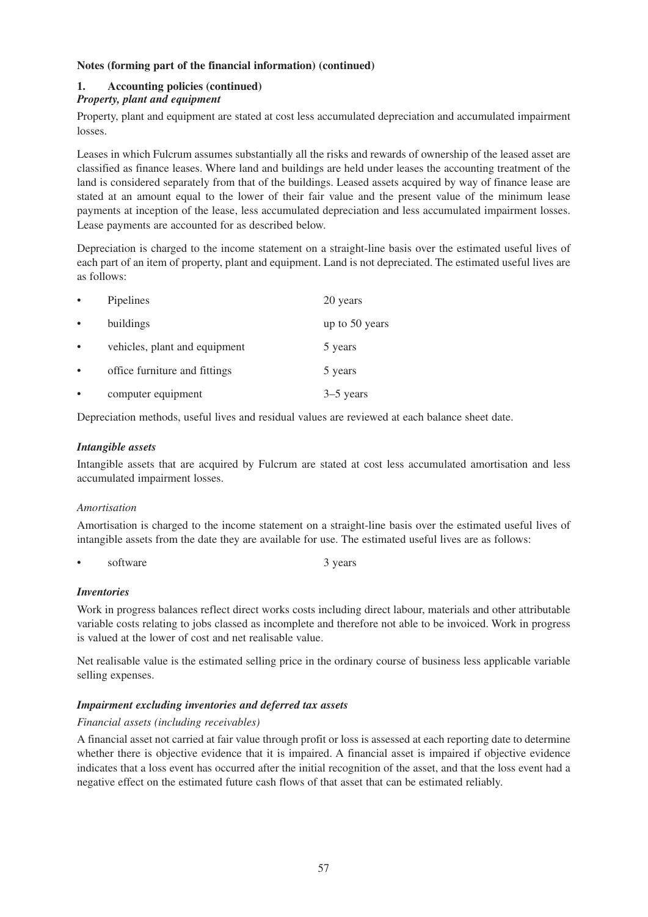**Notes (forming part of the financial information) (continued)**

**1. Accounting policies (continued)**

***Property, plant and equipment***

Property, plant and equipment are stated at cost less accumulated depreciation and accumulated impairment losses.

Leases in which Fulcrum assumes substantially all the risks and rewards of ownership of the leased asset are classified as finance leases. Where land and buildings are held under leases the accounting treatment of the land is considered separately from that of the buildings. Leased assets acquired by way of finance lease are stated at an amount equal to the lower of their fair value and the present value of the minimum lease payments at inception of the lease, less accumulated depreciation and less accumulated impairment losses. Lease payments are accounted for as described below.

Depreciation is charged to the income statement on a straight-line basis over the estimated useful lives of each part of an item of property, plant and equipment. Land is not depreciated. The estimated useful lives are as follows:

- Pipelines — 20 years
- buildings — up to 50 years
- vehicles, plant and equipment — 5 years
- office furniture and fittings — 5 years
- computer equipment — 3–5 years

Depreciation methods, useful lives and residual values are reviewed at each balance sheet date.

***Intangible assets***

Intangible assets that are acquired by Fulcrum are stated at cost less accumulated amortisation and less accumulated impairment losses.

*Amortisation*

Amortisation is charged to the income statement on a straight-line basis over the estimated useful lives of intangible assets from the date they are available for use. The estimated useful lives are as follows:

- software — 3 years

***Inventories***

Work in progress balances reflect direct works costs including direct labour, materials and other attributable variable costs relating to jobs classed as incomplete and therefore not able to be invoiced. Work in progress is valued at the lower of cost and net realisable value.

Net realisable value is the estimated selling price in the ordinary course of business less applicable variable selling expenses.

***Impairment excluding inventories and deferred tax assets***

*Financial assets (including receivables)*

A financial asset not carried at fair value through profit or loss is assessed at each reporting date to determine whether there is objective evidence that it is impaired. A financial asset is impaired if objective evidence indicates that a loss event has occurred after the initial recognition of the asset, and that the loss event had a negative effect on the estimated future cash flows of that asset that can be estimated reliably.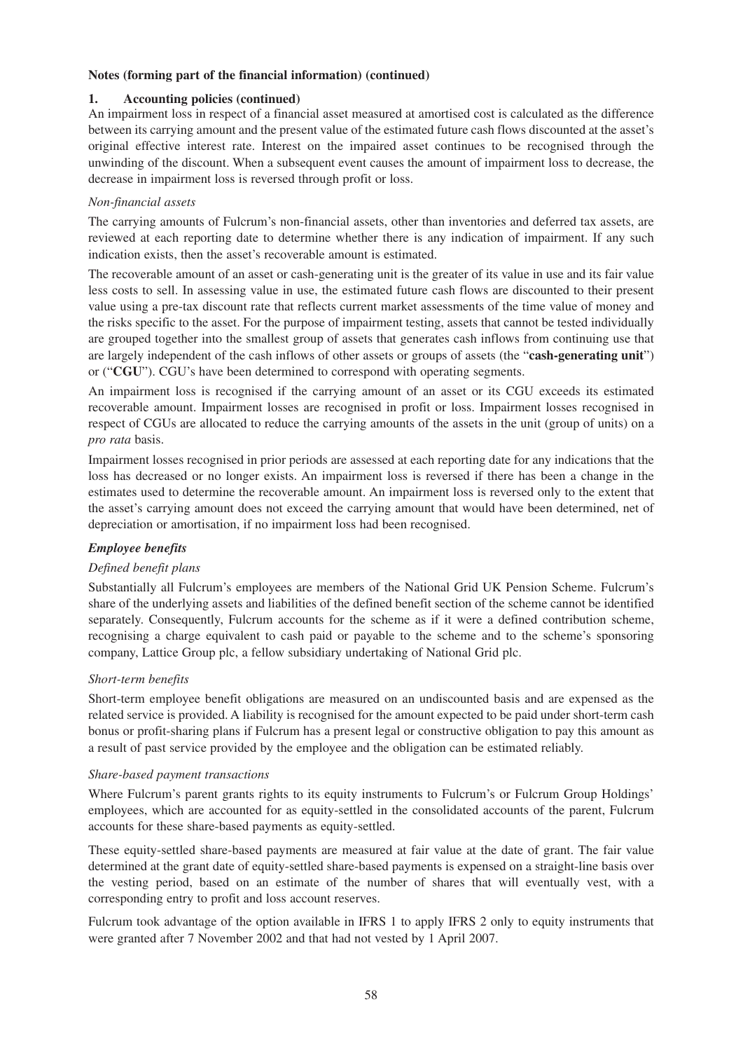**Notes (forming part of the financial information) (continued)**

**1. Accounting policies (continued)**

An impairment loss in respect of a financial asset measured at amortised cost is calculated as the difference between its carrying amount and the present value of the estimated future cash flows discounted at the asset's original effective interest rate. Interest on the impaired asset continues to be recognised through the unwinding of the discount. When a subsequent event causes the amount of impairment loss to decrease, the decrease in impairment loss is reversed through profit or loss.

*Non-financial assets*

The carrying amounts of Fulcrum's non-financial assets, other than inventories and deferred tax assets, are reviewed at each reporting date to determine whether there is any indication of impairment. If any such indication exists, then the asset's recoverable amount is estimated.

The recoverable amount of an asset or cash-generating unit is the greater of its value in use and its fair value less costs to sell. In assessing value in use, the estimated future cash flows are discounted to their present value using a pre-tax discount rate that reflects current market assessments of the time value of money and the risks specific to the asset. For the purpose of impairment testing, assets that cannot be tested individually are grouped together into the smallest group of assets that generates cash inflows from continuing use that are largely independent of the cash inflows of other assets or groups of assets (the "**cash-generating unit**") or ("**CGU**"). CGU's have been determined to correspond with operating segments.

An impairment loss is recognised if the carrying amount of an asset or its CGU exceeds its estimated recoverable amount. Impairment losses are recognised in profit or loss. Impairment losses recognised in respect of CGUs are allocated to reduce the carrying amounts of the assets in the unit (group of units) on a *pro rata* basis.

Impairment losses recognised in prior periods are assessed at each reporting date for any indications that the loss has decreased or no longer exists. An impairment loss is reversed if there has been a change in the estimates used to determine the recoverable amount. An impairment loss is reversed only to the extent that the asset's carrying amount does not exceed the carrying amount that would have been determined, net of depreciation or amortisation, if no impairment loss had been recognised.

***Employee benefits***

*Defined benefit plans*

Substantially all Fulcrum's employees are members of the National Grid UK Pension Scheme. Fulcrum's share of the underlying assets and liabilities of the defined benefit section of the scheme cannot be identified separately. Consequently, Fulcrum accounts for the scheme as if it were a defined contribution scheme, recognising a charge equivalent to cash paid or payable to the scheme and to the scheme's sponsoring company, Lattice Group plc, a fellow subsidiary undertaking of National Grid plc.

*Short-term benefits*

Short-term employee benefit obligations are measured on an undiscounted basis and are expensed as the related service is provided. A liability is recognised for the amount expected to be paid under short-term cash bonus or profit-sharing plans if Fulcrum has a present legal or constructive obligation to pay this amount as a result of past service provided by the employee and the obligation can be estimated reliably.

*Share-based payment transactions*

Where Fulcrum's parent grants rights to its equity instruments to Fulcrum's or Fulcrum Group Holdings' employees, which are accounted for as equity-settled in the consolidated accounts of the parent, Fulcrum accounts for these share-based payments as equity-settled.

These equity-settled share-based payments are measured at fair value at the date of grant. The fair value determined at the grant date of equity-settled share-based payments is expensed on a straight-line basis over the vesting period, based on an estimate of the number of shares that will eventually vest, with a corresponding entry to profit and loss account reserves.

Fulcrum took advantage of the option available in IFRS 1 to apply IFRS 2 only to equity instruments that were granted after 7 November 2002 and that had not vested by 1 April 2007.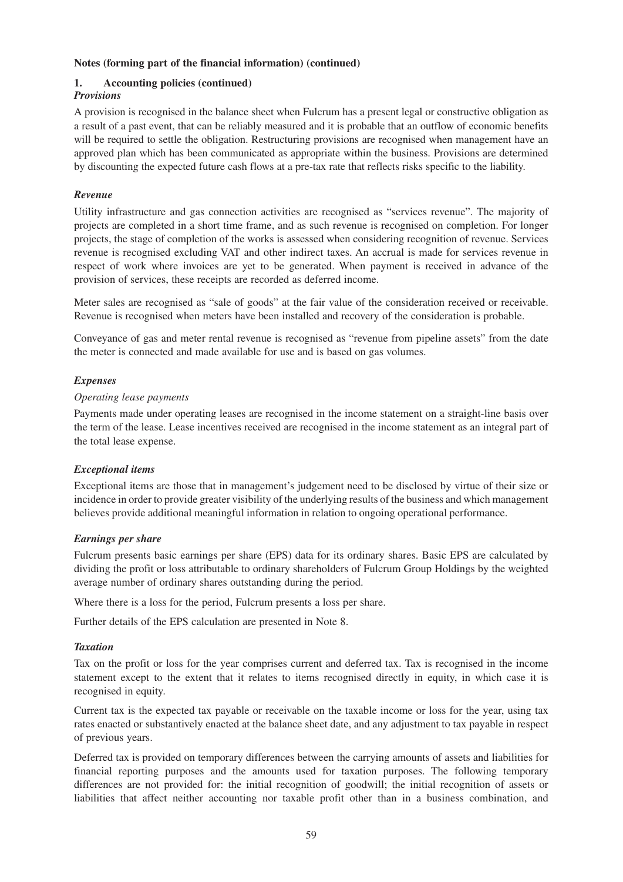**Notes (forming part of the financial information) (continued)**

**1. Accounting policies (continued)**

***Provisions***

A provision is recognised in the balance sheet when Fulcrum has a present legal or constructive obligation as a result of a past event, that can be reliably measured and it is probable that an outflow of economic benefits will be required to settle the obligation. Restructuring provisions are recognised when management have an approved plan which has been communicated as appropriate within the business. Provisions are determined by discounting the expected future cash flows at a pre-tax rate that reflects risks specific to the liability.

***Revenue***

Utility infrastructure and gas connection activities are recognised as "services revenue". The majority of projects are completed in a short time frame, and as such revenue is recognised on completion. For longer projects, the stage of completion of the works is assessed when considering recognition of revenue. Services revenue is recognised excluding VAT and other indirect taxes. An accrual is made for services revenue in respect of work where invoices are yet to be generated. When payment is received in advance of the provision of services, these receipts are recorded as deferred income.

Meter sales are recognised as "sale of goods" at the fair value of the consideration received or receivable. Revenue is recognised when meters have been installed and recovery of the consideration is probable.

Conveyance of gas and meter rental revenue is recognised as "revenue from pipeline assets" from the date the meter is connected and made available for use and is based on gas volumes.

***Expenses***

*Operating lease payments*

Payments made under operating leases are recognised in the income statement on a straight-line basis over the term of the lease. Lease incentives received are recognised in the income statement as an integral part of the total lease expense.

***Exceptional items***

Exceptional items are those that in management's judgement need to be disclosed by virtue of their size or incidence in order to provide greater visibility of the underlying results of the business and which management believes provide additional meaningful information in relation to ongoing operational performance.

***Earnings per share***

Fulcrum presents basic earnings per share (EPS) data for its ordinary shares. Basic EPS are calculated by dividing the profit or loss attributable to ordinary shareholders of Fulcrum Group Holdings by the weighted average number of ordinary shares outstanding during the period.

Where there is a loss for the period, Fulcrum presents a loss per share.

Further details of the EPS calculation are presented in Note 8.

***Taxation***

Tax on the profit or loss for the year comprises current and deferred tax. Tax is recognised in the income statement except to the extent that it relates to items recognised directly in equity, in which case it is recognised in equity.

Current tax is the expected tax payable or receivable on the taxable income or loss for the year, using tax rates enacted or substantively enacted at the balance sheet date, and any adjustment to tax payable in respect of previous years.

Deferred tax is provided on temporary differences between the carrying amounts of assets and liabilities for financial reporting purposes and the amounts used for taxation purposes. The following temporary differences are not provided for: the initial recognition of goodwill; the initial recognition of assets or liabilities that affect neither accounting nor taxable profit other than in a business combination, and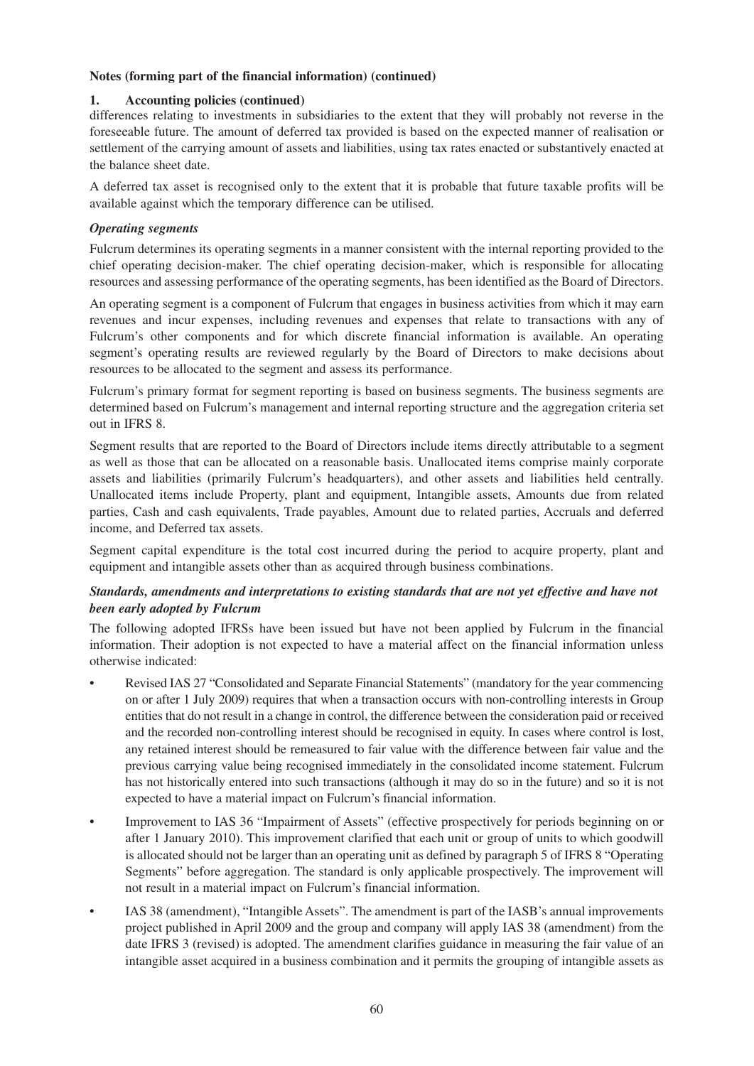**Notes (forming part of the financial information) (continued)**

**1. Accounting policies (continued)**

differences relating to investments in subsidiaries to the extent that they will probably not reverse in the foreseeable future. The amount of deferred tax provided is based on the expected manner of realisation or settlement of the carrying amount of assets and liabilities, using tax rates enacted or substantively enacted at the balance sheet date.

A deferred tax asset is recognised only to the extent that it is probable that future taxable profits will be available against which the temporary difference can be utilised.

***Operating segments***

Fulcrum determines its operating segments in a manner consistent with the internal reporting provided to the chief operating decision-maker. The chief operating decision-maker, which is responsible for allocating resources and assessing performance of the operating segments, has been identified as the Board of Directors.

An operating segment is a component of Fulcrum that engages in business activities from which it may earn revenues and incur expenses, including revenues and expenses that relate to transactions with any of Fulcrum's other components and for which discrete financial information is available. An operating segment's operating results are reviewed regularly by the Board of Directors to make decisions about resources to be allocated to the segment and assess its performance.

Fulcrum's primary format for segment reporting is based on business segments. The business segments are determined based on Fulcrum's management and internal reporting structure and the aggregation criteria set out in IFRS 8.

Segment results that are reported to the Board of Directors include items directly attributable to a segment as well as those that can be allocated on a reasonable basis. Unallocated items comprise mainly corporate assets and liabilities (primarily Fulcrum's headquarters), and other assets and liabilities held centrally. Unallocated items include Property, plant and equipment, Intangible assets, Amounts due from related parties, Cash and cash equivalents, Trade payables, Amount due to related parties, Accruals and deferred income, and Deferred tax assets.

Segment capital expenditure is the total cost incurred during the period to acquire property, plant and equipment and intangible assets other than as acquired through business combinations.

***Standards, amendments and interpretations to existing standards that are not yet effective and have not been early adopted by Fulcrum***

The following adopted IFRSs have been issued but have not been applied by Fulcrum in the financial information. Their adoption is not expected to have a material affect on the financial information unless otherwise indicated:

- Revised IAS 27 "Consolidated and Separate Financial Statements" (mandatory for the year commencing on or after 1 July 2009) requires that when a transaction occurs with non-controlling interests in Group entities that do not result in a change in control, the difference between the consideration paid or received and the recorded non-controlling interest should be recognised in equity. In cases where control is lost, any retained interest should be remeasured to fair value with the difference between fair value and the previous carrying value being recognised immediately in the consolidated income statement. Fulcrum has not historically entered into such transactions (although it may do so in the future) and so it is not expected to have a material impact on Fulcrum's financial information.
- Improvement to IAS 36 "Impairment of Assets" (effective prospectively for periods beginning on or after 1 January 2010). This improvement clarified that each unit or group of units to which goodwill is allocated should not be larger than an operating unit as defined by paragraph 5 of IFRS 8 "Operating Segments" before aggregation. The standard is only applicable prospectively. The improvement will not result in a material impact on Fulcrum's financial information.
- IAS 38 (amendment), "Intangible Assets". The amendment is part of the IASB's annual improvements project published in April 2009 and the group and company will apply IAS 38 (amendment) from the date IFRS 3 (revised) is adopted. The amendment clarifies guidance in measuring the fair value of an intangible asset acquired in a business combination and it permits the grouping of intangible assets as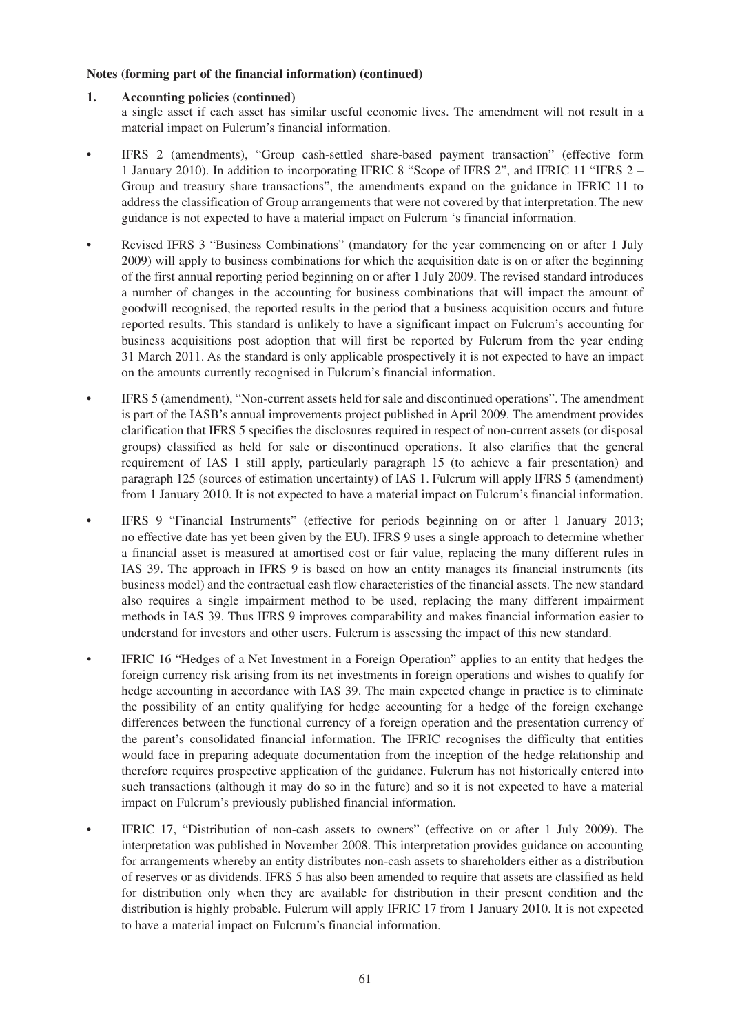**Notes (forming part of the financial information) (continued)**

**1. Accounting policies (continued)**

a single asset if each asset has similar useful economic lives. The amendment will not result in a material impact on Fulcrum's financial information.

- IFRS 2 (amendments), "Group cash-settled share-based payment transaction" (effective form 1 January 2010). In addition to incorporating IFRIC 8 "Scope of IFRS 2", and IFRIC 11 "IFRS 2 – Group and treasury share transactions", the amendments expand on the guidance in IFRIC 11 to address the classification of Group arrangements that were not covered by that interpretation. The new guidance is not expected to have a material impact on Fulcrum 's financial information.

- Revised IFRS 3 "Business Combinations" (mandatory for the year commencing on or after 1 July 2009) will apply to business combinations for which the acquisition date is on or after the beginning of the first annual reporting period beginning on or after 1 July 2009. The revised standard introduces a number of changes in the accounting for business combinations that will impact the amount of goodwill recognised, the reported results in the period that a business acquisition occurs and future reported results. This standard is unlikely to have a significant impact on Fulcrum's accounting for business acquisitions post adoption that will first be reported by Fulcrum from the year ending 31 March 2011. As the standard is only applicable prospectively it is not expected to have an impact on the amounts currently recognised in Fulcrum's financial information.

- IFRS 5 (amendment), "Non-current assets held for sale and discontinued operations". The amendment is part of the IASB's annual improvements project published in April 2009. The amendment provides clarification that IFRS 5 specifies the disclosures required in respect of non-current assets (or disposal groups) classified as held for sale or discontinued operations. It also clarifies that the general requirement of IAS 1 still apply, particularly paragraph 15 (to achieve a fair presentation) and paragraph 125 (sources of estimation uncertainty) of IAS 1. Fulcrum will apply IFRS 5 (amendment) from 1 January 2010. It is not expected to have a material impact on Fulcrum's financial information.

- IFRS 9 "Financial Instruments" (effective for periods beginning on or after 1 January 2013; no effective date has yet been given by the EU). IFRS 9 uses a single approach to determine whether a financial asset is measured at amortised cost or fair value, replacing the many different rules in IAS 39. The approach in IFRS 9 is based on how an entity manages its financial instruments (its business model) and the contractual cash flow characteristics of the financial assets. The new standard also requires a single impairment method to be used, replacing the many different impairment methods in IAS 39. Thus IFRS 9 improves comparability and makes financial information easier to understand for investors and other users. Fulcrum is assessing the impact of this new standard.

- IFRIC 16 "Hedges of a Net Investment in a Foreign Operation" applies to an entity that hedges the foreign currency risk arising from its net investments in foreign operations and wishes to qualify for hedge accounting in accordance with IAS 39. The main expected change in practice is to eliminate the possibility of an entity qualifying for hedge accounting for a hedge of the foreign exchange differences between the functional currency of a foreign operation and the presentation currency of the parent's consolidated financial information. The IFRIC recognises the difficulty that entities would face in preparing adequate documentation from the inception of the hedge relationship and therefore requires prospective application of the guidance. Fulcrum has not historically entered into such transactions (although it may do so in the future) and so it is not expected to have a material impact on Fulcrum's previously published financial information.

- IFRIC 17, "Distribution of non-cash assets to owners" (effective on or after 1 July 2009). The interpretation was published in November 2008. This interpretation provides guidance on accounting for arrangements whereby an entity distributes non-cash assets to shareholders either as a distribution of reserves or as dividends. IFRS 5 has also been amended to require that assets are classified as held for distribution only when they are available for distribution in their present condition and the distribution is highly probable. Fulcrum will apply IFRIC 17 from 1 January 2010. It is not expected to have a material impact on Fulcrum's financial information.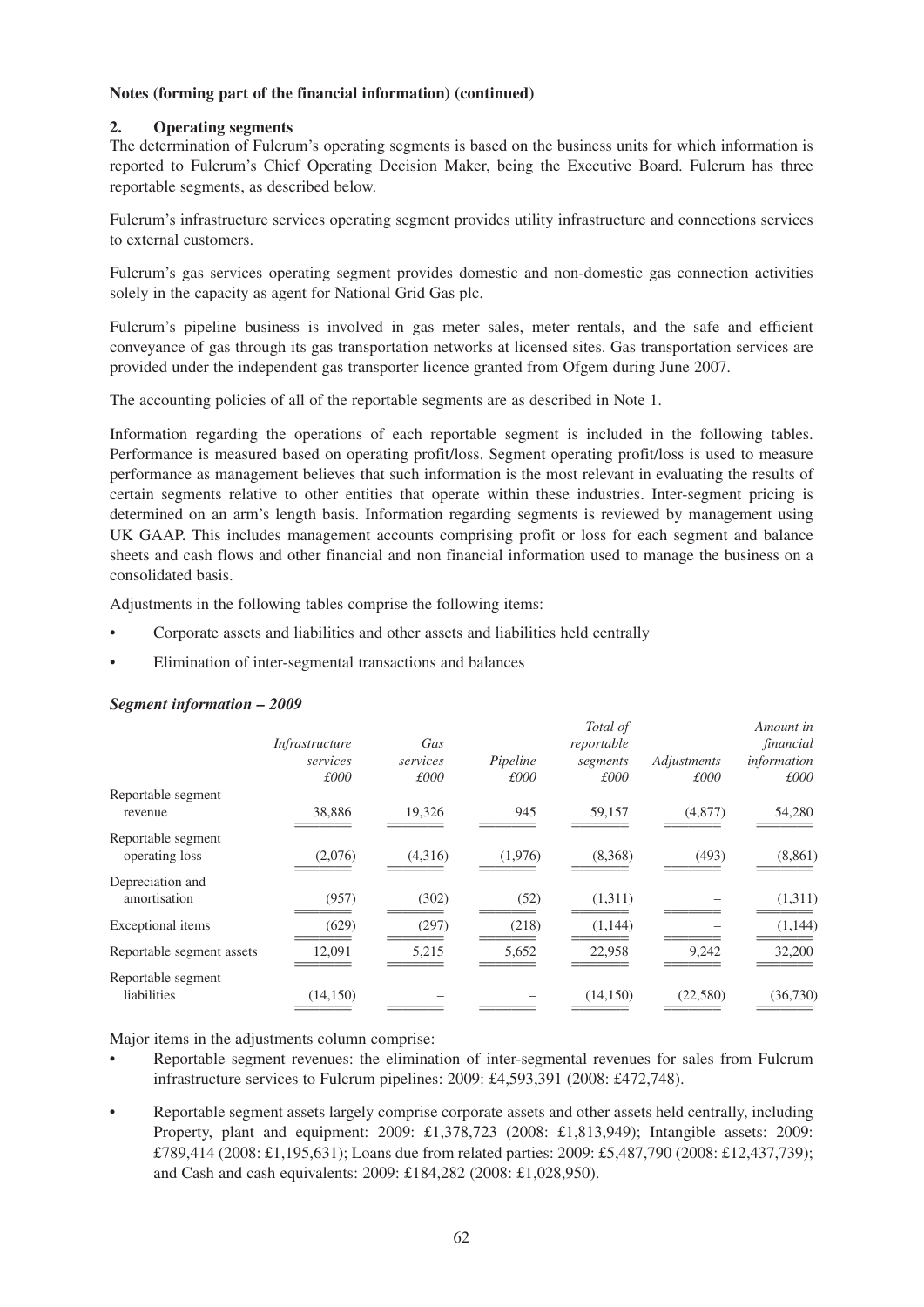**Notes (forming part of the financial information) (continued)**

## 2. Operating segments

The determination of Fulcrum's operating segments is based on the business units for which information is reported to Fulcrum's Chief Operating Decision Maker, being the Executive Board. Fulcrum has three reportable segments, as described below.

Fulcrum's infrastructure services operating segment provides utility infrastructure and connections services to external customers.

Fulcrum's gas services operating segment provides domestic and non-domestic gas connection activities solely in the capacity as agent for National Grid Gas plc.

Fulcrum's pipeline business is involved in gas meter sales, meter rentals, and the safe and efficient conveyance of gas through its gas transportation networks at licensed sites. Gas transportation services are provided under the independent gas transporter licence granted from Ofgem during June 2007.

The accounting policies of all of the reportable segments are as described in Note 1.

Information regarding the operations of each reportable segment is included in the following tables. Performance is measured based on operating profit/loss. Segment operating profit/loss is used to measure performance as management believes that such information is the most relevant in evaluating the results of certain segments relative to other entities that operate within these industries. Inter-segment pricing is determined on an arm's length basis. Information regarding segments is reviewed by management using UK GAAP. This includes management accounts comprising profit or loss for each segment and balance sheets and cash flows and other financial and non financial information used to manage the business on a consolidated basis.

Adjustments in the following tables comprise the following items:

- Corporate assets and liabilities and other assets and liabilities held centrally
- Elimination of inter-segmental transactions and balances

### *Segment information – 2009*

| | *Infrastructure services £000* | *Gas services £000* | *Pipeline £000* | *Total of reportable segments £000* | *Adjustments £000* | *Amount in financial information £000* |
|---|---|---|---|---|---|---|
| Reportable segment revenue | 38,886 | 19,326 | 945 | 59,157 | (4,877) | 54,280 |
| Reportable segment operating loss | (2,076) | (4,316) | (1,976) | (8,368) | (493) | (8,861) |
| Depreciation and amortisation | (957) | (302) | (52) | (1,311) | – | (1,311) |
| Exceptional items | (629) | (297) | (218) | (1,144) | – | (1,144) |
| Reportable segment assets | 12,091 | 5,215 | 5,652 | 22,958 | 9,242 | 32,200 |
| Reportable segment liabilities | (14,150) | – | – | (14,150) | (22,580) | (36,730) |

Major items in the adjustments column comprise:

- Reportable segment revenues: the elimination of inter-segmental revenues for sales from Fulcrum infrastructure services to Fulcrum pipelines: 2009: £4,593,391 (2008: £472,748).
- Reportable segment assets largely comprise corporate assets and other assets held centrally, including Property, plant and equipment: 2009: £1,378,723 (2008: £1,813,949); Intangible assets: 2009: £789,414 (2008: £1,195,631); Loans due from related parties: 2009: £5,487,790 (2008: £12,437,739); and Cash and cash equivalents: 2009: £184,282 (2008: £1,028,950).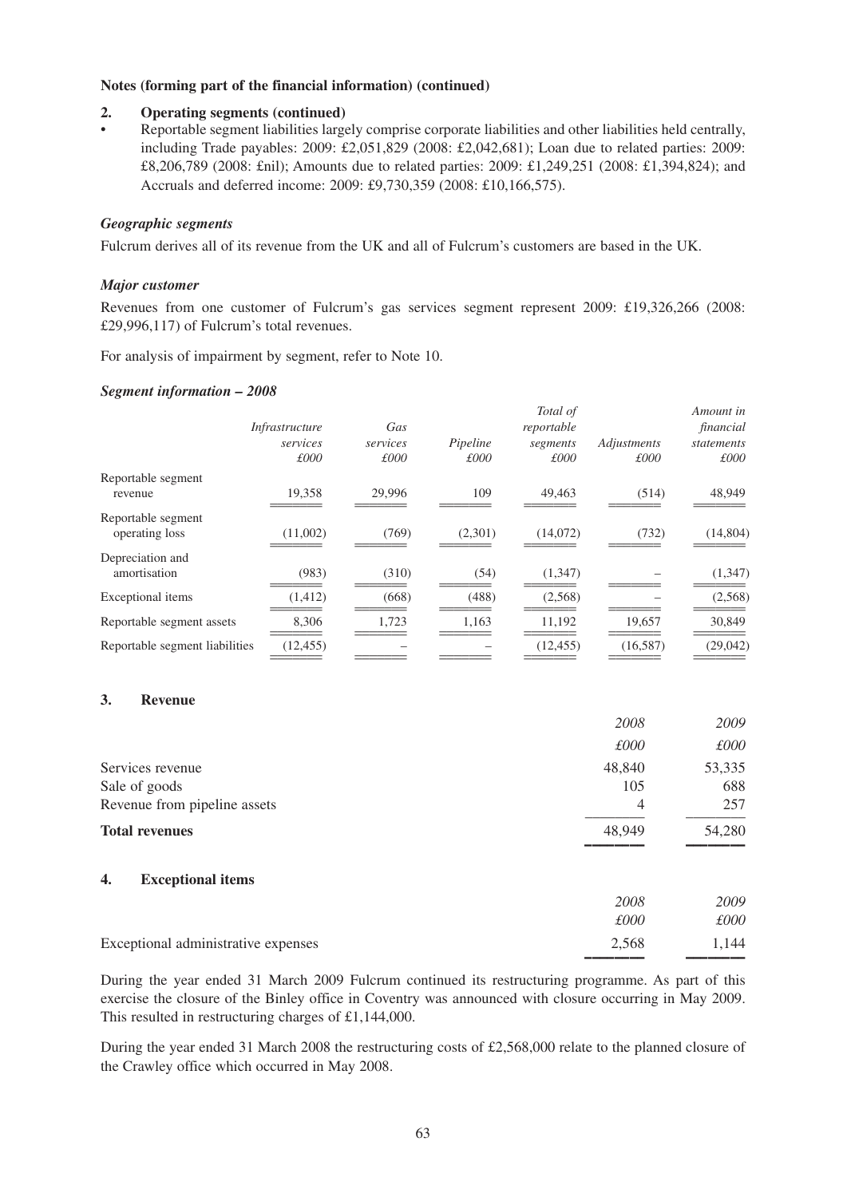**Notes (forming part of the financial information) (continued)**

**2. Operating segments (continued)**

- Reportable segment liabilities largely comprise corporate liabilities and other liabilities held centrally, including Trade payables: 2009: £2,051,829 (2008: £2,042,681); Loan due to related parties: 2009: £8,206,789 (2008: £nil); Amounts due to related parties: 2009: £1,249,251 (2008: £1,394,824); and Accruals and deferred income: 2009: £9,730,359 (2008: £10,166,575).

***Geographic segments***

Fulcrum derives all of its revenue from the UK and all of Fulcrum's customers are based in the UK.

***Major customer***

Revenues from one customer of Fulcrum's gas services segment represent 2009: £19,326,266 (2008: £29,996,117) of Fulcrum's total revenues.

For analysis of impairment by segment, refer to Note 10.

***Segment information – 2008***

| | *Infrastructure services £000* | *Gas services £000* | *Pipeline £000* | *Total of reportable segments £000* | *Adjustments £000* | *Amount in financial statements £000* |
|---|---|---|---|---|---|---|
| Reportable segment revenue | 19,358 | 29,996 | 109 | 49,463 | (514) | 48,949 |
| Reportable segment operating loss | (11,002) | (769) | (2,301) | (14,072) | (732) | (14,804) |
| Depreciation and amortisation | (983) | (310) | (54) | (1,347) | – | (1,347) |
| Exceptional items | (1,412) | (668) | (488) | (2,568) | – | (2,568) |
| Reportable segment assets | 8,306 | 1,723 | 1,163 | 11,192 | 19,657 | 30,849 |
| Reportable segment liabilities | (12,455) | – | – | (12,455) | (16,587) | (29,042) |

**3. Revenue**

| | *2008 £000* | *2009 £000* |
|---|---|---|
| Services revenue | 48,840 | 53,335 |
| Sale of goods | 105 | 688 |
| Revenue from pipeline assets | 4 | 257 |
| **Total revenues** | 48,949 | 54,280 |

**4. Exceptional items**

| | *2008 £000* | *2009 £000* |
|---|---|---|
| Exceptional administrative expenses | 2,568 | 1,144 |

During the year ended 31 March 2009 Fulcrum continued its restructuring programme. As part of this exercise the closure of the Binley office in Coventry was announced with closure occurring in May 2009. This resulted in restructuring charges of £1,144,000.

During the year ended 31 March 2008 the restructuring costs of £2,568,000 relate to the planned closure of the Crawley office which occurred in May 2008.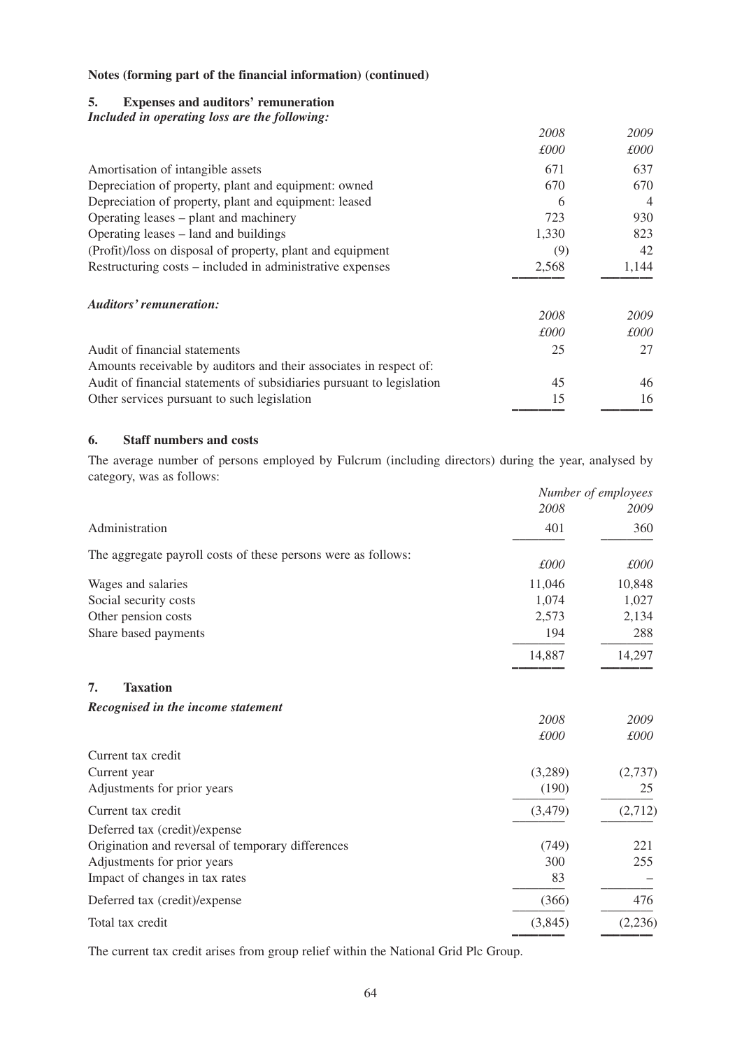**Notes (forming part of the financial information) (continued)**

## 5. Expenses and auditors' remuneration

***Included in operating loss are the following:***

| | *2008* | *2009* |
|---|---|---|
| | *£000* | *£000* |
| Amortisation of intangible assets | 671 | 637 |
| Depreciation of property, plant and equipment: owned | 670 | 670 |
| Depreciation of property, plant and equipment: leased | 6 | 4 |
| Operating leases – plant and machinery | 723 | 930 |
| Operating leases – land and buildings | 1,330 | 823 |
| (Profit)/loss on disposal of property, plant and equipment | (9) | 42 |
| Restructuring costs – included in administrative expenses | 2,568 | 1,144 |

***Auditors' remuneration:***

| | *2008* | *2009* |
|---|---|---|
| | *£000* | *£000* |
| Audit of financial statements | 25 | 27 |
| Amounts receivable by auditors and their associates in respect of: | | |
| Audit of financial statements of subsidiaries pursuant to legislation | 45 | 46 |
| Other services pursuant to such legislation | 15 | 16 |

## 6. Staff numbers and costs

The average number of persons employed by Fulcrum (including directors) during the year, analysed by category, was as follows:

| | *Number of employees* | |
|---|---|---|
| | *2008* | *2009* |
| Administration | 401 | 360 |

The aggregate payroll costs of these persons were as follows:

| | *£000* | *£000* |
|---|---|---|
| Wages and salaries | 11,046 | 10,848 |
| Social security costs | 1,074 | 1,027 |
| Other pension costs | 2,573 | 2,134 |
| Share based payments | 194 | 288 |
| | 14,887 | 14,297 |

## 7. Taxation

***Recognised in the income statement***

| | *2008* | *2009* |
|---|---|---|
| | *£000* | *£000* |
| Current tax credit | | |
| Current year | (3,289) | (2,737) |
| Adjustments for prior years | (190) | 25 |
| Current tax credit | (3,479) | (2,712) |
| Deferred tax (credit)/expense | | |
| Origination and reversal of temporary differences | (749) | 221 |
| Adjustments for prior years | 300 | 255 |
| Impact of changes in tax rates | 83 | – |
| Deferred tax (credit)/expense | (366) | 476 |
| Total tax credit | (3,845) | (2,236) |

The current tax credit arises from group relief within the National Grid Plc Group.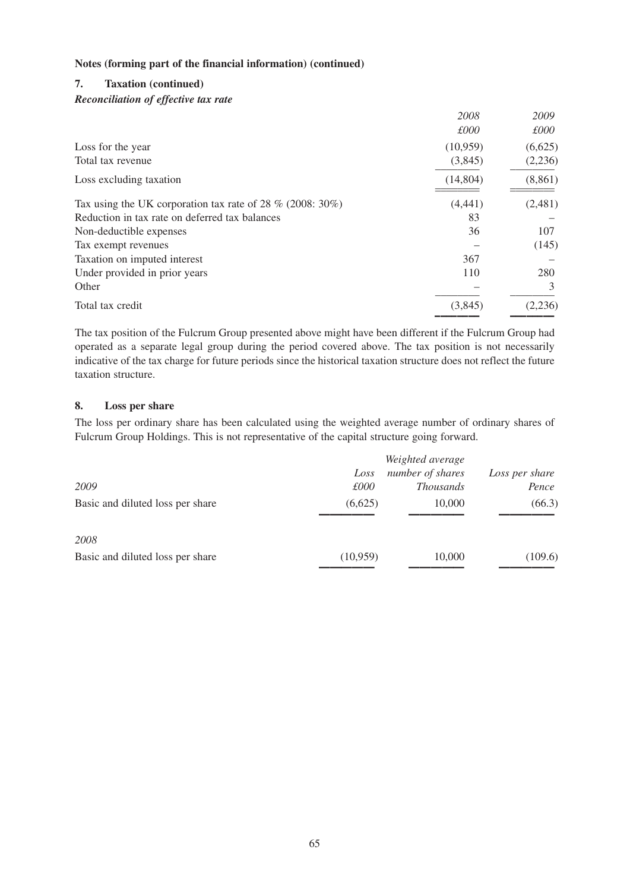**Notes (forming part of the financial information) (continued)**

## 7. Taxation (continued)

***Reconciliation of effective tax rate***

| | *2008* *£000* | *2009* *£000* |
|---|---|---|
| Loss for the year | (10,959) | (6,625) |
| Total tax revenue | (3,845) | (2,236) |
| Loss excluding taxation | (14,804) | (8,861) |
| Tax using the UK corporation tax rate of 28 % (2008: 30%) | (4,441) | (2,481) |
| Reduction in tax rate on deferred tax balances | 83 | – |
| Non-deductible expenses | 36 | 107 |
| Tax exempt revenues | – | (145) |
| Taxation on imputed interest | 367 | – |
| Under provided in prior years | 110 | 280 |
| Other | – | 3 |
| Total tax credit | (3,845) | (2,236) |

The tax position of the Fulcrum Group presented above might have been different if the Fulcrum Group had operated as a separate legal group during the period covered above. The tax position is not necessarily indicative of the tax charge for future periods since the historical taxation structure does not reflect the future taxation structure.

## 8. Loss per share

The loss per ordinary share has been calculated using the weighted average number of ordinary shares of Fulcrum Group Holdings. This is not representative of the capital structure going forward.

| *2009* | *Loss* *£000* | *Weighted average number of shares* *Thousands* | *Loss per share* *Pence* |
|---|---|---|---|
| Basic and diluted loss per share | (6,625) | 10,000 | (66.3) |
| *2008* | | | |
| Basic and diluted loss per share | (10,959) | 10,000 | (109.6) |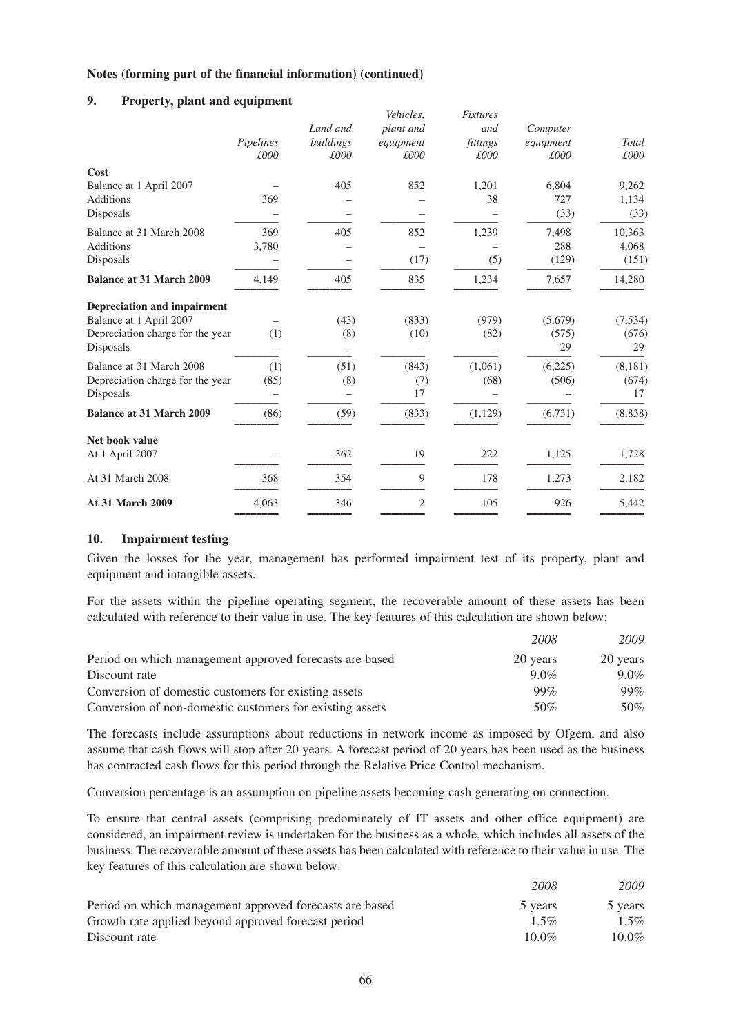**Notes (forming part of the financial information) (continued)**

## 9. Property, plant and equipment

| | Pipelines £000 | Land and buildings £000 | Vehicles, plant and equipment £000 | Fixtures and fittings £000 | Computer equipment £000 | Total £000 |
|---|---|---|---|---|---|---|
| **Cost** | | | | | | |
| Balance at 1 April 2007 | – | 405 | 852 | 1,201 | 6,804 | 9,262 |
| Additions | 369 | – | – | 38 | 727 | 1,134 |
| Disposals | – | – | – | – | (33) | (33) |
| Balance at 31 March 2008 | 369 | 405 | 852 | 1,239 | 7,498 | 10,363 |
| Additions | 3,780 | – | – | – | 288 | 4,068 |
| Disposals | – | – | (17) | (5) | (129) | (151) |
| **Balance at 31 March 2009** | 4,149 | 405 | 835 | 1,234 | 7,657 | 14,280 |
| **Depreciation and impairment** | | | | | | |
| Balance at 1 April 2007 | – | (43) | (833) | (979) | (5,679) | (7,534) |
| Depreciation charge for the year | (1) | (8) | (10) | (82) | (575) | (676) |
| Disposals | – | – | – | – | 29 | 29 |
| Balance at 31 March 2008 | (1) | (51) | (843) | (1,061) | (6,225) | (8,181) |
| Depreciation charge for the year | (85) | (8) | (7) | (68) | (506) | (674) |
| Disposals | – | – | 17 | – | – | 17 |
| **Balance at 31 March 2009** | (86) | (59) | (833) | (1,129) | (6,731) | (8,838) |
| **Net book value** | | | | | | |
| At 1 April 2007 | – | 362 | 19 | 222 | 1,125 | 1,728 |
| At 31 March 2008 | 368 | 354 | 9 | 178 | 1,273 | 2,182 |
| **At 31 March 2009** | 4,063 | 346 | 2 | 105 | 926 | 5,442 |

## 10. Impairment testing

Given the losses for the year, management has performed impairment test of its property, plant and equipment and intangible assets.

For the assets within the pipeline operating segment, the recoverable amount of these assets has been calculated with reference to their value in use. The key features of this calculation are shown below:

| | *2008* | *2009* |
|---|---|---|
| Period on which management approved forecasts are based | 20 years | 20 years |
| Discount rate | 9.0% | 9.0% |
| Conversion of domestic customers for existing assets | 99% | 99% |
| Conversion of non-domestic customers for existing assets | 50% | 50% |

The forecasts include assumptions about reductions in network income as imposed by Ofgem, and also assume that cash flows will stop after 20 years. A forecast period of 20 years has been used as the business has contracted cash flows for this period through the Relative Price Control mechanism.

Conversion percentage is an assumption on pipeline assets becoming cash generating on connection.

To ensure that central assets (comprising predominately of IT assets and other office equipment) are considered, an impairment review is undertaken for the business as a whole, which includes all assets of the business. The recoverable amount of these assets has been calculated with reference to their value in use. The key features of this calculation are shown below:

| | *2008* | *2009* |
|---|---|---|
| Period on which management approved forecasts are based | 5 years | 5 years |
| Growth rate applied beyond approved forecast period | 1.5% | 1.5% |
| Discount rate | 10.0% | 10.0% |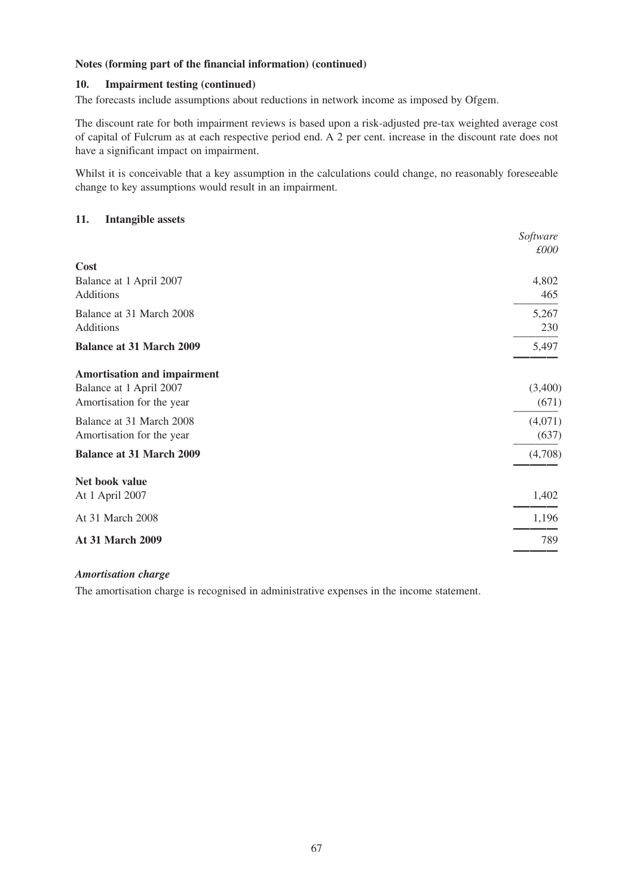**Notes (forming part of the financial information) (continued)**

## 10. Impairment testing (continued)

The forecasts include assumptions about reductions in network income as imposed by Ofgem.

The discount rate for both impairment reviews is based upon a risk-adjusted pre-tax weighted average cost of capital of Fulcrum as at each respective period end. A 2 per cent. increase in the discount rate does not have a significant impact on impairment.

Whilst it is conceivable that a key assumption in the calculations could change, no reasonably foreseeable change to key assumptions would result in an impairment.

## 11. Intangible assets

| | *Software* *£000* |
|---|---|
| **Cost** | |
| Balance at 1 April 2007 | 4,802 |
| Additions | 465 |
| Balance at 31 March 2008 | 5,267 |
| Additions | 230 |
| **Balance at 31 March 2009** | 5,497 |
| **Amortisation and impairment** | |
| Balance at 1 April 2007 | (3,400) |
| Amortisation for the year | (671) |
| Balance at 31 March 2008 | (4,071) |
| Amortisation for the year | (637) |
| **Balance at 31 March 2009** | (4,708) |
| **Net book value** | |
| At 1 April 2007 | 1,402 |
| At 31 March 2008 | 1,196 |
| **At 31 March 2009** | 789 |

***Amortisation charge***

The amortisation charge is recognised in administrative expenses in the income statement.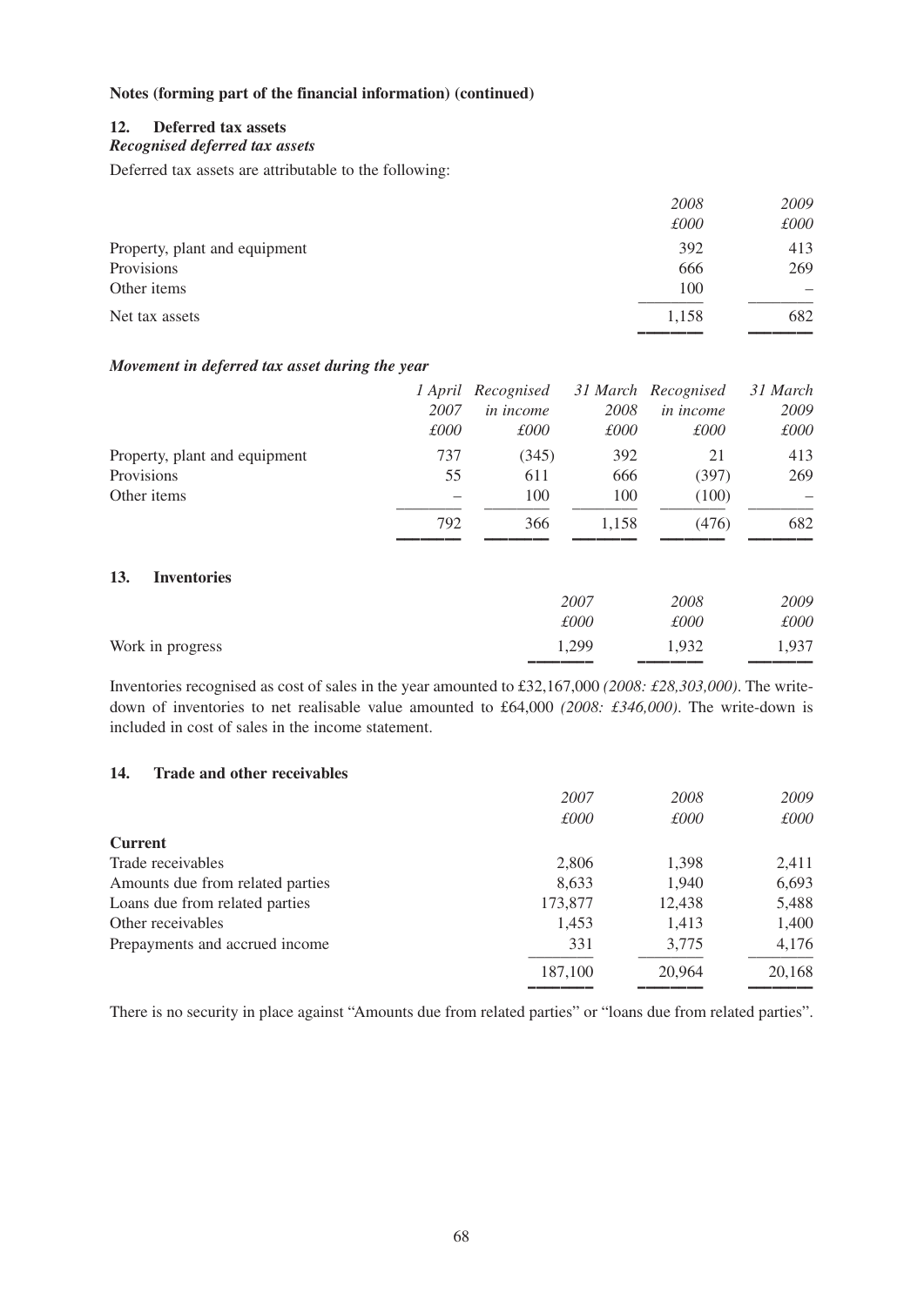**Notes (forming part of the financial information) (continued)**

## 12. Deferred tax assets

***Recognised deferred tax assets***

Deferred tax assets are attributable to the following:

| | *2008* | *2009* |
|---|---|---|
| | *£000* | *£000* |
| Property, plant and equipment | 392 | 413 |
| Provisions | 666 | 269 |
| Other items | 100 | – |
| Net tax assets | 1,158 | 682 |

***Movement in deferred tax asset during the year***

| | *1 April 2007* | *Recognised in income* | *31 March 2008* | *Recognised in income* | *31 March 2009* |
|---|---|---|---|---|---|
| | *£000* | *£000* | *£000* | *£000* | *£000* |
| Property, plant and equipment | 737 | (345) | 392 | 21 | 413 |
| Provisions | 55 | 611 | 666 | (397) | 269 |
| Other items | – | 100 | 100 | (100) | – |
| | 792 | 366 | 1,158 | (476) | 682 |

## 13. Inventories

| | *2007* | *2008* | *2009* |
|---|---|---|---|
| | *£000* | *£000* | *£000* |
| Work in progress | 1,299 | 1,932 | 1,937 |

Inventories recognised as cost of sales in the year amounted to £32,167,000 *(2008: £28,303,000)*. The write-down of inventories to net realisable value amounted to £64,000 *(2008: £346,000)*. The write-down is included in cost of sales in the income statement.

## 14. Trade and other receivables

| | *2007* | *2008* | *2009* |
|---|---|---|---|
| | *£000* | *£000* | *£000* |
| **Current** | | | |
| Trade receivables | 2,806 | 1,398 | 2,411 |
| Amounts due from related parties | 8,633 | 1,940 | 6,693 |
| Loans due from related parties | 173,877 | 12,438 | 5,488 |
| Other receivables | 1,453 | 1,413 | 1,400 |
| Prepayments and accrued income | 331 | 3,775 | 4,176 |
| | 187,100 | 20,964 | 20,168 |

There is no security in place against "Amounts due from related parties" or "loans due from related parties".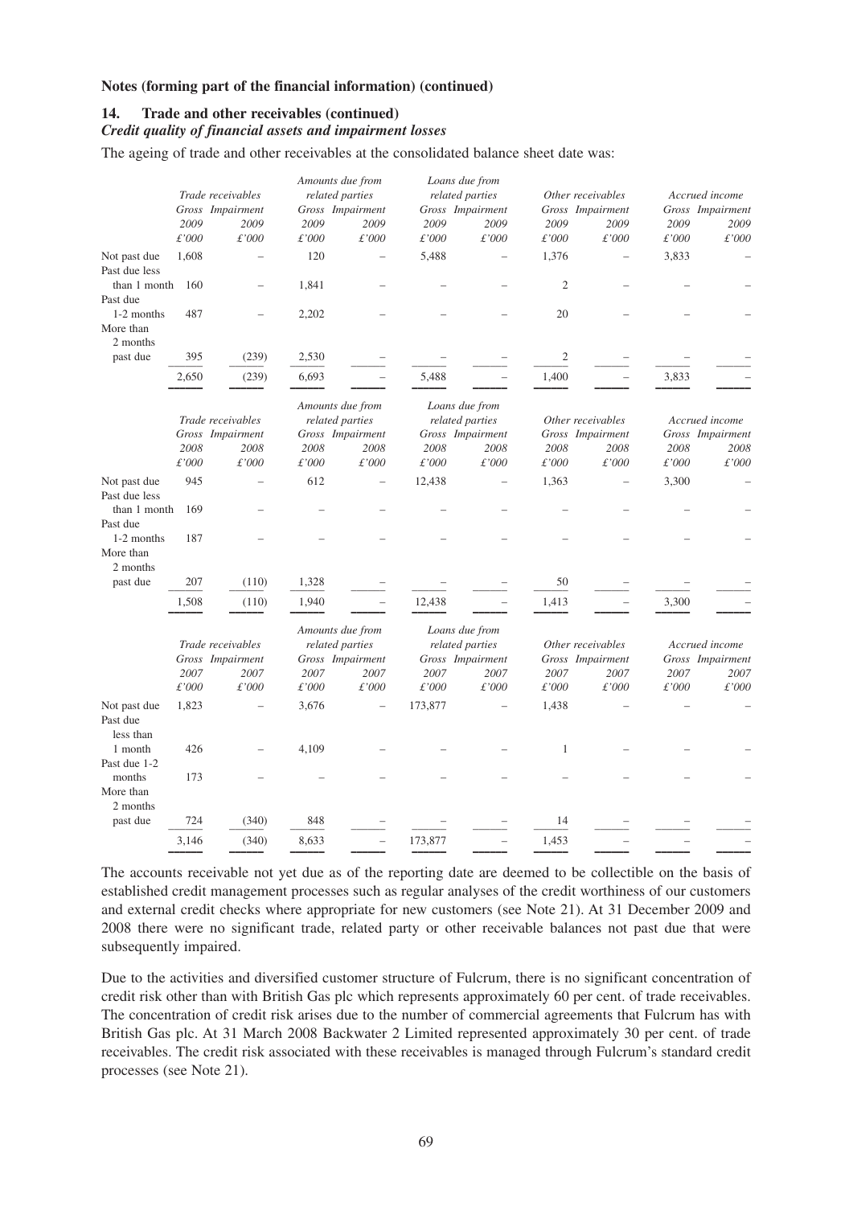**Notes (forming part of the financial information) (continued)**

## 14. Trade and other receivables (continued)

### *Credit quality of financial assets and impairment losses*

The ageing of trade and other receivables at the consolidated balance sheet date was:

| | *Trade receivables* | | *Amounts due from related parties* | | *Loans due from related parties* | | *Other receivables* | | *Accrued income* | |
|---|---|---|---|---|---|---|---|---|---|---|
| | *Gross* | *Impairment* | *Gross* | *Impairment* | *Gross* | *Impairment* | *Gross* | *Impairment* | *Gross* | *Impairment* |
| | *2009* | *2009* | *2009* | *2009* | *2009* | *2009* | *2009* | *2009* | *2009* | *2009* |
| | *£'000* | *£'000* | *£'000* | *£'000* | *£'000* | *£'000* | *£'000* | *£'000* | *£'000* | *£'000* |
| Not past due | 1,608 | – | 120 | – | 5,488 | – | 1,376 | – | 3,833 | – |
| Past due less than 1 month | 160 | – | 1,841 | – | – | – | 2 | – | – | – |
| Past due 1-2 months | 487 | – | 2,202 | – | – | – | 20 | – | – | – |
| More than 2 months past due | 395 | (239) | 2,530 | – | – | – | 2 | – | – | – |
| | 2,650 | (239) | 6,693 | – | 5,488 | – | 1,400 | – | 3,833 | – |

| | *Trade receivables* | | *Amounts due from related parties* | | *Loans due from related parties* | | *Other receivables* | | *Accrued income* | |
|---|---|---|---|---|---|---|---|---|---|---|
| | *Gross* | *Impairment* | *Gross* | *Impairment* | *Gross* | *Impairment* | *Gross* | *Impairment* | *Gross* | *Impairment* |
| | *2008* | *2008* | *2008* | *2008* | *2008* | *2008* | *2008* | *2008* | *2008* | *2008* |
| | *£'000* | *£'000* | *£'000* | *£'000* | *£'000* | *£'000* | *£'000* | *£'000* | *£'000* | *£'000* |
| Not past due | 945 | – | 612 | – | 12,438 | – | 1,363 | – | 3,300 | – |
| Past due less than 1 month | 169 | – | – | – | – | – | – | – | – | – |
| Past due 1-2 months | 187 | – | – | – | – | – | – | – | – | – |
| More than 2 months past due | 207 | (110) | 1,328 | – | – | – | 50 | – | – | – |
| | 1,508 | (110) | 1,940 | – | 12,438 | – | 1,413 | – | 3,300 | – |

| | *Trade receivables* | | *Amounts due from related parties* | | *Loans due from related parties* | | *Other receivables* | | *Accrued income* | |
|---|---|---|---|---|---|---|---|---|---|---|
| | *Gross* | *Impairment* | *Gross* | *Impairment* | *Gross* | *Impairment* | *Gross* | *Impairment* | *Gross* | *Impairment* |
| | *2007* | *2007* | *2007* | *2007* | *2007* | *2007* | *2007* | *2007* | *2007* | *2007* |
| | *£'000* | *£'000* | *£'000* | *£'000* | *£'000* | *£'000* | *£'000* | *£'000* | *£'000* | *£'000* |
| Not past due | 1,823 | – | 3,676 | – | 173,877 | – | 1,438 | – | – | – |
| Past due less than 1 month | 426 | – | 4,109 | – | – | – | 1 | – | – | – |
| Past due 1-2 months | 173 | – | – | – | – | – | – | – | – | – |
| More than 2 months past due | 724 | (340) | 848 | – | – | – | 14 | – | – | – |
| | 3,146 | (340) | 8,633 | – | 173,877 | – | 1,453 | – | – | – |

The accounts receivable not yet due as of the reporting date are deemed to be collectible on the basis of established credit management processes such as regular analyses of the credit worthiness of our customers and external credit checks where appropriate for new customers (see Note 21). At 31 December 2009 and 2008 there were no significant trade, related party or other receivable balances not past due that were subsequently impaired.

Due to the activities and diversified customer structure of Fulcrum, there is no significant concentration of credit risk other than with British Gas plc which represents approximately 60 per cent. of trade receivables. The concentration of credit risk arises due to the number of commercial agreements that Fulcrum has with British Gas plc. At 31 March 2008 Backwater 2 Limited represented approximately 30 per cent. of trade receivables. The credit risk associated with these receivables is managed through Fulcrum's standard credit processes (see Note 21).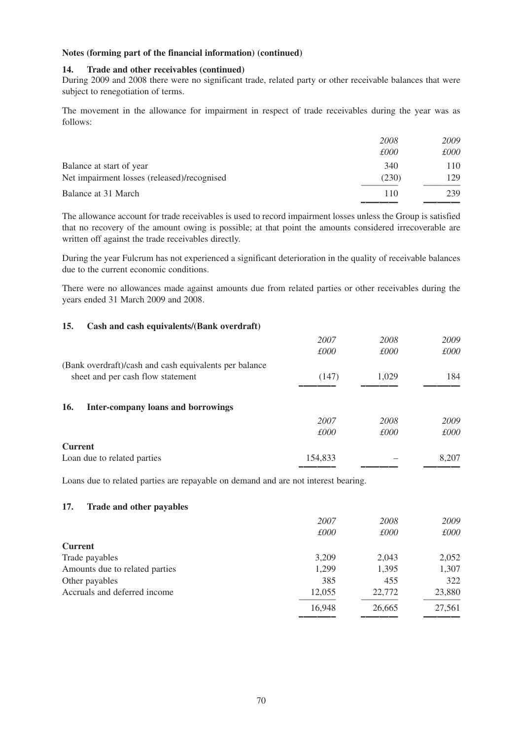**Notes (forming part of the financial information) (continued)**

**14. Trade and other receivables (continued)**

During 2009 and 2008 there were no significant trade, related party or other receivable balances that were subject to renegotiation of terms.

The movement in the allowance for impairment in respect of trade receivables during the year was as follows:

| | *2008* | *2009* |
|---|---|---|
| | *£000* | *£000* |
| Balance at start of year | 340 | 110 |
| Net impairment losses (released)/recognised | (230) | 129 |
| Balance at 31 March | 110 | 239 |

The allowance account for trade receivables is used to record impairment losses unless the Group is satisfied that no recovery of the amount owing is possible; at that point the amounts considered irrecoverable are written off against the trade receivables directly.

During the year Fulcrum has not experienced a significant deterioration in the quality of receivable balances due to the current economic conditions.

There were no allowances made against amounts due from related parties or other receivables during the years ended 31 March 2009 and 2008.

**15. Cash and cash equivalents/(Bank overdraft)**

| | *2007* | *2008* | *2009* |
|---|---|---|---|
| | *£000* | *£000* | *£000* |
| (Bank overdraft)/cash and cash equivalents per balance sheet and per cash flow statement | (147) | 1,029 | 184 |

**16. Inter-company loans and borrowings**

| | *2007* | *2008* | *2009* |
|---|---|---|---|
| | *£000* | *£000* | *£000* |
| **Current** | | | |
| Loan due to related parties | 154,833 | – | 8,207 |

Loans due to related parties are repayable on demand and are not interest bearing.

**17. Trade and other payables**

| | *2007* | *2008* | *2009* |
|---|---|---|---|
| | *£000* | *£000* | *£000* |
| **Current** | | | |
| Trade payables | 3,209 | 2,043 | 2,052 |
| Amounts due to related parties | 1,299 | 1,395 | 1,307 |
| Other payables | 385 | 455 | 322 |
| Accruals and deferred income | 12,055 | 22,772 | 23,880 |
| | 16,948 | 26,665 | 27,561 |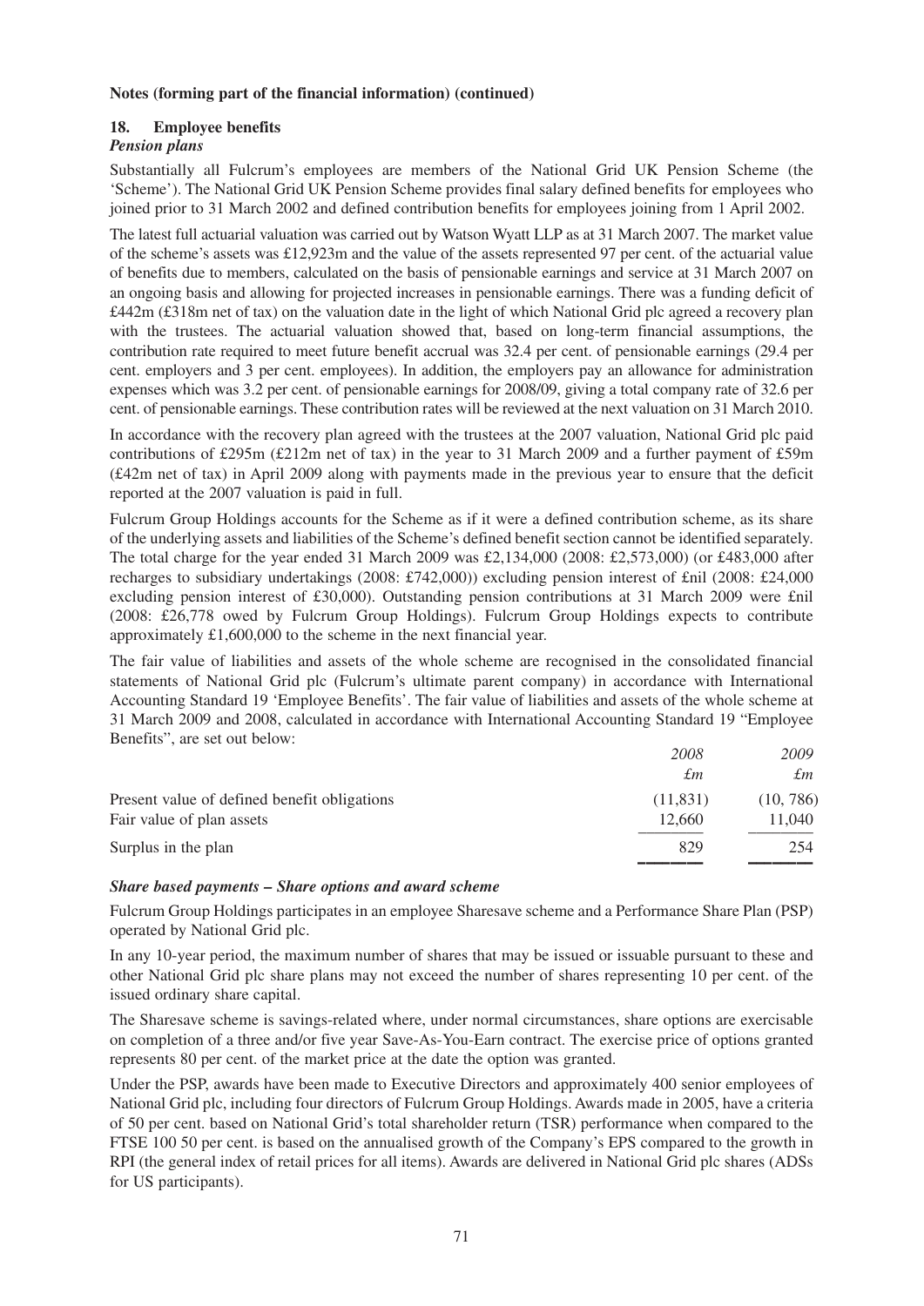**Notes (forming part of the financial information) (continued)**

## 18. Employee benefits

### *Pension plans*

Substantially all Fulcrum's employees are members of the National Grid UK Pension Scheme (the 'Scheme'). The National Grid UK Pension Scheme provides final salary defined benefits for employees who joined prior to 31 March 2002 and defined contribution benefits for employees joining from 1 April 2002.

The latest full actuarial valuation was carried out by Watson Wyatt LLP as at 31 March 2007. The market value of the scheme's assets was £12,923m and the value of the assets represented 97 per cent. of the actuarial value of benefits due to members, calculated on the basis of pensionable earnings and service at 31 March 2007 on an ongoing basis and allowing for projected increases in pensionable earnings. There was a funding deficit of £442m (£318m net of tax) on the valuation date in the light of which National Grid plc agreed a recovery plan with the trustees. The actuarial valuation showed that, based on long-term financial assumptions, the contribution rate required to meet future benefit accrual was 32.4 per cent. of pensionable earnings (29.4 per cent. employers and 3 per cent. employees). In addition, the employers pay an allowance for administration expenses which was 3.2 per cent. of pensionable earnings for 2008/09, giving a total company rate of 32.6 per cent. of pensionable earnings. These contribution rates will be reviewed at the next valuation on 31 March 2010.

In accordance with the recovery plan agreed with the trustees at the 2007 valuation, National Grid plc paid contributions of £295m (£212m net of tax) in the year to 31 March 2009 and a further payment of £59m (£42m net of tax) in April 2009 along with payments made in the previous year to ensure that the deficit reported at the 2007 valuation is paid in full.

Fulcrum Group Holdings accounts for the Scheme as if it were a defined contribution scheme, as its share of the underlying assets and liabilities of the Scheme's defined benefit section cannot be identified separately. The total charge for the year ended 31 March 2009 was £2,134,000 (2008: £2,573,000) (or £483,000 after recharges to subsidiary undertakings (2008: £742,000)) excluding pension interest of £nil (2008: £24,000 excluding pension interest of £30,000). Outstanding pension contributions at 31 March 2009 were £nil (2008: £26,778 owed by Fulcrum Group Holdings). Fulcrum Group Holdings expects to contribute approximately £1,600,000 to the scheme in the next financial year.

The fair value of liabilities and assets of the whole scheme are recognised in the consolidated financial statements of National Grid plc (Fulcrum's ultimate parent company) in accordance with International Accounting Standard 19 'Employee Benefits'. The fair value of liabilities and assets of the whole scheme at 31 March 2009 and 2008, calculated in accordance with International Accounting Standard 19 "Employee Benefits", are set out below:

| | *2008* | *2009* |
|---|---|---|
| | *£m* | *£m* |
| Present value of defined benefit obligations | (11,831) | (10, 786) |
| Fair value of plan assets | 12,660 | 11,040 |
| Surplus in the plan | 829 | 254 |

### *Share based payments – Share options and award scheme*

Fulcrum Group Holdings participates in an employee Sharesave scheme and a Performance Share Plan (PSP) operated by National Grid plc.

In any 10-year period, the maximum number of shares that may be issued or issuable pursuant to these and other National Grid plc share plans may not exceed the number of shares representing 10 per cent. of the issued ordinary share capital.

The Sharesave scheme is savings-related where, under normal circumstances, share options are exercisable on completion of a three and/or five year Save-As-You-Earn contract. The exercise price of options granted represents 80 per cent. of the market price at the date the option was granted.

Under the PSP, awards have been made to Executive Directors and approximately 400 senior employees of National Grid plc, including four directors of Fulcrum Group Holdings. Awards made in 2005, have a criteria of 50 per cent. based on National Grid's total shareholder return (TSR) performance when compared to the FTSE 100 50 per cent. is based on the annualised growth of the Company's EPS compared to the growth in RPI (the general index of retail prices for all items). Awards are delivered in National Grid plc shares (ADSs for US participants).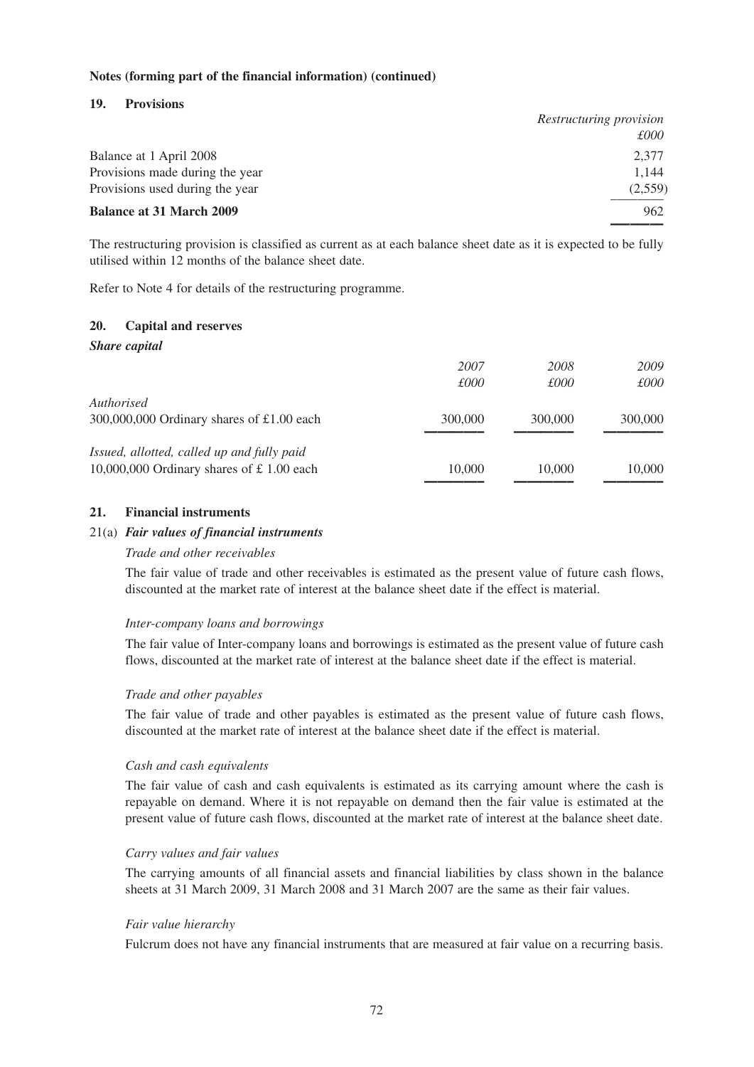**Notes (forming part of the financial information) (continued)**

## 19. Provisions

| | *Restructuring provision* |
|---|---|
| | *£000* |
| Balance at 1 April 2008 | 2,377 |
| Provisions made during the year | 1,144 |
| Provisions used during the year | (2,559) |
| **Balance at 31 March 2009** | 962 |

The restructuring provision is classified as current as at each balance sheet date as it is expected to be fully utilised within 12 months of the balance sheet date.

Refer to Note 4 for details of the restructuring programme.

## 20. Capital and reserves

***Share capital***

| | *2007* | *2008* | *2009* |
|---|---|---|---|
| | *£000* | *£000* | *£000* |
| *Authorised* | | | |
| 300,000,000 Ordinary shares of £1.00 each | 300,000 | 300,000 | 300,000 |
| *Issued, allotted, called up and fully paid* | | | |
| 10,000,000 Ordinary shares of £ 1.00 each | 10,000 | 10,000 | 10,000 |

## 21. Financial instruments

### 21(a) *Fair values of financial instruments*

*Trade and other receivables*

The fair value of trade and other receivables is estimated as the present value of future cash flows, discounted at the market rate of interest at the balance sheet date if the effect is material.

*Inter-company loans and borrowings*

The fair value of Inter-company loans and borrowings is estimated as the present value of future cash flows, discounted at the market rate of interest at the balance sheet date if the effect is material.

*Trade and other payables*

The fair value of trade and other payables is estimated as the present value of future cash flows, discounted at the market rate of interest at the balance sheet date if the effect is material.

*Cash and cash equivalents*

The fair value of cash and cash equivalents is estimated as its carrying amount where the cash is repayable on demand. Where it is not repayable on demand then the fair value is estimated at the present value of future cash flows, discounted at the market rate of interest at the balance sheet date.

*Carry values and fair values*

The carrying amounts of all financial assets and financial liabilities by class shown in the balance sheets at 31 March 2009, 31 March 2008 and 31 March 2007 are the same as their fair values.

*Fair value hierarchy*

Fulcrum does not have any financial instruments that are measured at fair value on a recurring basis.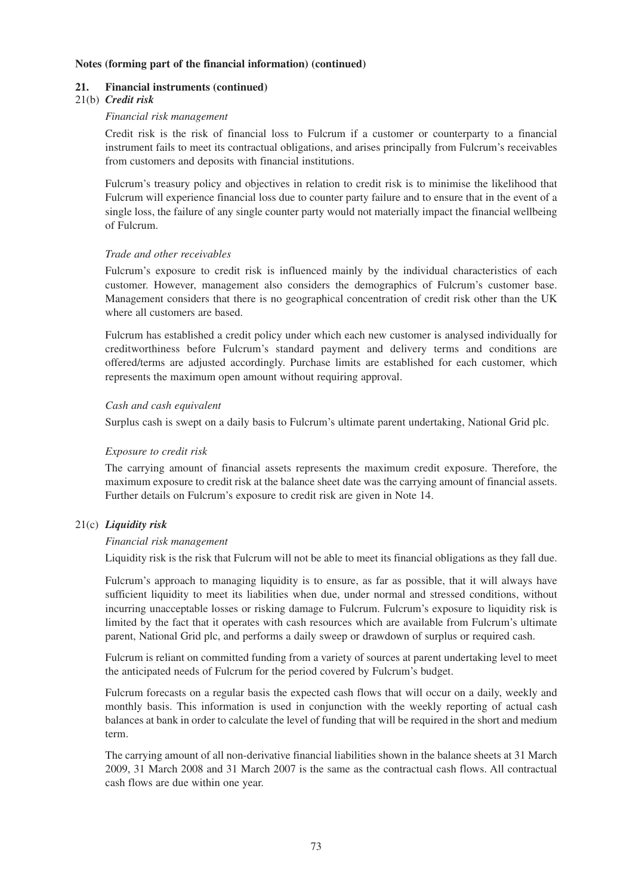**Notes (forming part of the financial information) (continued)**

## 21. Financial instruments (continued)

### 21(b) *Credit risk*

*Financial risk management*

Credit risk is the risk of financial loss to Fulcrum if a customer or counterparty to a financial instrument fails to meet its contractual obligations, and arises principally from Fulcrum's receivables from customers and deposits with financial institutions.

Fulcrum's treasury policy and objectives in relation to credit risk is to minimise the likelihood that Fulcrum will experience financial loss due to counter party failure and to ensure that in the event of a single loss, the failure of any single counter party would not materially impact the financial wellbeing of Fulcrum.

*Trade and other receivables*

Fulcrum's exposure to credit risk is influenced mainly by the individual characteristics of each customer. However, management also considers the demographics of Fulcrum's customer base. Management considers that there is no geographical concentration of credit risk other than the UK where all customers are based.

Fulcrum has established a credit policy under which each new customer is analysed individually for creditworthiness before Fulcrum's standard payment and delivery terms and conditions are offered/terms are adjusted accordingly. Purchase limits are established for each customer, which represents the maximum open amount without requiring approval.

*Cash and cash equivalent*

Surplus cash is swept on a daily basis to Fulcrum's ultimate parent undertaking, National Grid plc.

*Exposure to credit risk*

The carrying amount of financial assets represents the maximum credit exposure. Therefore, the maximum exposure to credit risk at the balance sheet date was the carrying amount of financial assets. Further details on Fulcrum's exposure to credit risk are given in Note 14.

### 21(c) *Liquidity risk*

*Financial risk management*

Liquidity risk is the risk that Fulcrum will not be able to meet its financial obligations as they fall due.

Fulcrum's approach to managing liquidity is to ensure, as far as possible, that it will always have sufficient liquidity to meet its liabilities when due, under normal and stressed conditions, without incurring unacceptable losses or risking damage to Fulcrum. Fulcrum's exposure to liquidity risk is limited by the fact that it operates with cash resources which are available from Fulcrum's ultimate parent, National Grid plc, and performs a daily sweep or drawdown of surplus or required cash.

Fulcrum is reliant on committed funding from a variety of sources at parent undertaking level to meet the anticipated needs of Fulcrum for the period covered by Fulcrum's budget.

Fulcrum forecasts on a regular basis the expected cash flows that will occur on a daily, weekly and monthly basis. This information is used in conjunction with the weekly reporting of actual cash balances at bank in order to calculate the level of funding that will be required in the short and medium term.

The carrying amount of all non-derivative financial liabilities shown in the balance sheets at 31 March 2009, 31 March 2008 and 31 March 2007 is the same as the contractual cash flows. All contractual cash flows are due within one year.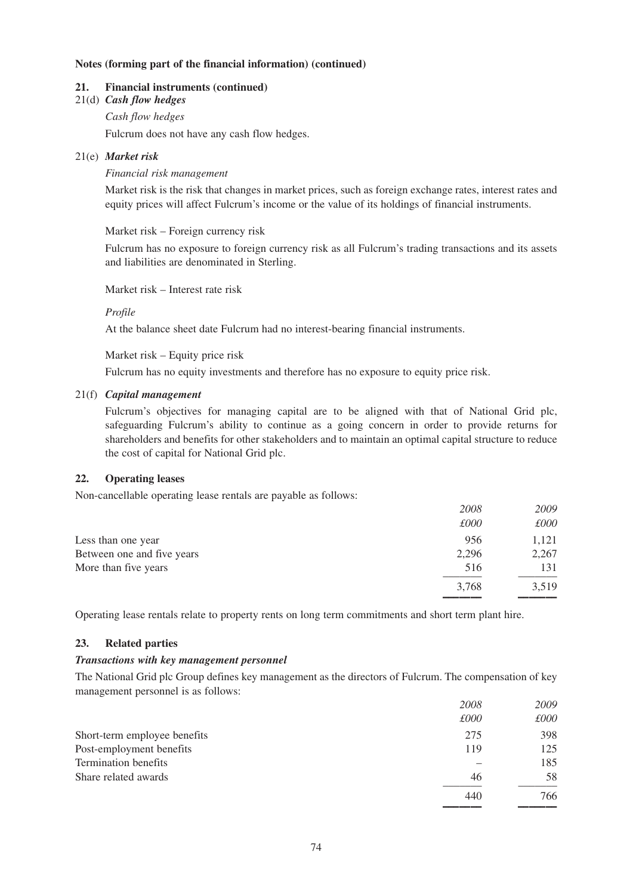**Notes (forming part of the financial information) (continued)**

## 21. Financial instruments (continued)

### 21(d) *Cash flow hedges*

*Cash flow hedges*

Fulcrum does not have any cash flow hedges.

### 21(e) *Market risk*

*Financial risk management*

Market risk is the risk that changes in market prices, such as foreign exchange rates, interest rates and equity prices will affect Fulcrum's income or the value of its holdings of financial instruments.

Market risk – Foreign currency risk

Fulcrum has no exposure to foreign currency risk as all Fulcrum's trading transactions and its assets and liabilities are denominated in Sterling.

Market risk – Interest rate risk

*Profile*

At the balance sheet date Fulcrum had no interest-bearing financial instruments.

Market risk – Equity price risk

Fulcrum has no equity investments and therefore has no exposure to equity price risk.

### 21(f) *Capital management*

Fulcrum's objectives for managing capital are to be aligned with that of National Grid plc, safeguarding Fulcrum's ability to continue as a going concern in order to provide returns for shareholders and benefits for other stakeholders and to maintain an optimal capital structure to reduce the cost of capital for National Grid plc.

## 22. Operating leases

Non-cancellable operating lease rentals are payable as follows:

| | *2008* | *2009* |
|---|---|---|
| | *£000* | *£000* |
| Less than one year | 956 | 1,121 |
| Between one and five years | 2,296 | 2,267 |
| More than five years | 516 | 131 |
| | 3,768 | 3,519 |

Operating lease rentals relate to property rents on long term commitments and short term plant hire.

## 23. Related parties

### *Transactions with key management personnel*

The National Grid plc Group defines key management as the directors of Fulcrum. The compensation of key management personnel is as follows:

| | *2008* | *2009* |
|---|---|---|
| | *£000* | *£000* |
| Short-term employee benefits | 275 | 398 |
| Post-employment benefits | 119 | 125 |
| Termination benefits | – | 185 |
| Share related awards | 46 | 58 |
| | 440 | 766 |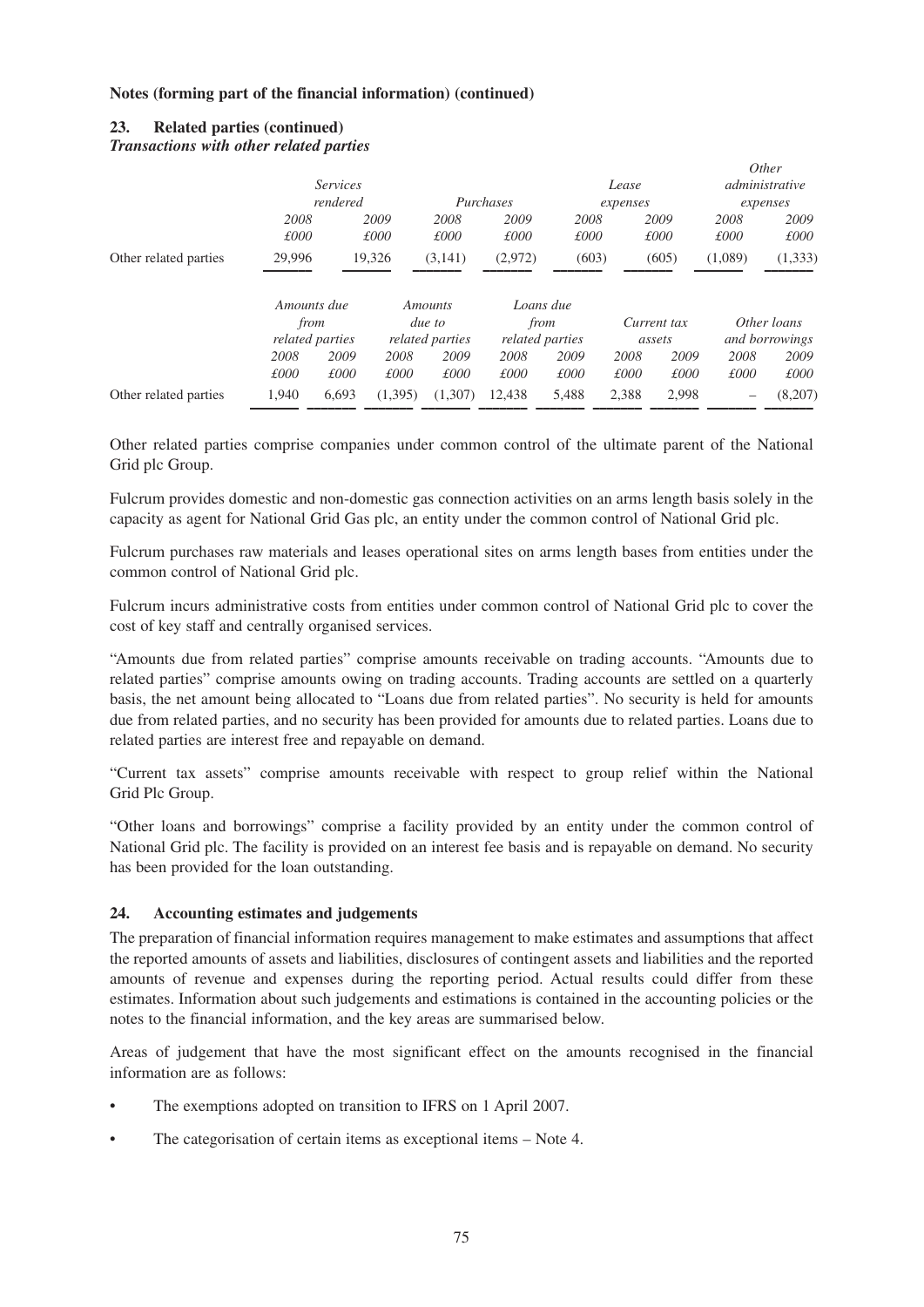**Notes (forming part of the financial information) (continued)**

## 23. Related parties (continued)

***Transactions with other related parties***

| | *Services rendered* | | *Purchases* | | *Lease expenses* | | *Other administrative expenses* | |
|---|---|---|---|---|---|---|---|---|
| | *2008* | *2009* | *2008* | *2009* | *2008* | *2009* | *2008* | *2009* |
| | *£000* | *£000* | *£000* | *£000* | *£000* | *£000* | *£000* | *£000* |
| Other related parties | 29,996 | 19,326 | (3,141) | (2,972) | (603) | (605) | (1,089) | (1,333) |

| | *Amounts due from related parties* | | *Amounts due to related parties* | | *Loans due from related parties* | | *Current tax assets* | | *Other loans and borrowings* | |
|---|---|---|---|---|---|---|---|---|---|---|
| | *2008* | *2009* | *2008* | *2009* | *2008* | *2009* | *2008* | *2009* | *2008* | *2009* |
| | *£000* | *£000* | *£000* | *£000* | *£000* | *£000* | *£000* | *£000* | *£000* | *£000* |
| Other related parties | 1,940 | 6,693 | (1,395) | (1,307) | 12,438 | 5,488 | 2,388 | 2,998 | – | (8,207) |

Other related parties comprise companies under common control of the ultimate parent of the National Grid plc Group.

Fulcrum provides domestic and non-domestic gas connection activities on an arms length basis solely in the capacity as agent for National Grid Gas plc, an entity under the common control of National Grid plc.

Fulcrum purchases raw materials and leases operational sites on arms length bases from entities under the common control of National Grid plc.

Fulcrum incurs administrative costs from entities under common control of National Grid plc to cover the cost of key staff and centrally organised services.

"Amounts due from related parties" comprise amounts receivable on trading accounts. "Amounts due to related parties" comprise amounts owing on trading accounts. Trading accounts are settled on a quarterly basis, the net amount being allocated to "Loans due from related parties". No security is held for amounts due from related parties, and no security has been provided for amounts due to related parties. Loans due to related parties are interest free and repayable on demand.

"Current tax assets" comprise amounts receivable with respect to group relief within the National Grid Plc Group.

"Other loans and borrowings" comprise a facility provided by an entity under the common control of National Grid plc. The facility is provided on an interest fee basis and is repayable on demand. No security has been provided for the loan outstanding.

## 24. Accounting estimates and judgements

The preparation of financial information requires management to make estimates and assumptions that affect the reported amounts of assets and liabilities, disclosures of contingent assets and liabilities and the reported amounts of revenue and expenses during the reporting period. Actual results could differ from these estimates. Information about such judgements and estimations is contained in the accounting policies or the notes to the financial information, and the key areas are summarised below.

Areas of judgement that have the most significant effect on the amounts recognised in the financial information are as follows:

- The exemptions adopted on transition to IFRS on 1 April 2007.
- The categorisation of certain items as exceptional items – Note 4.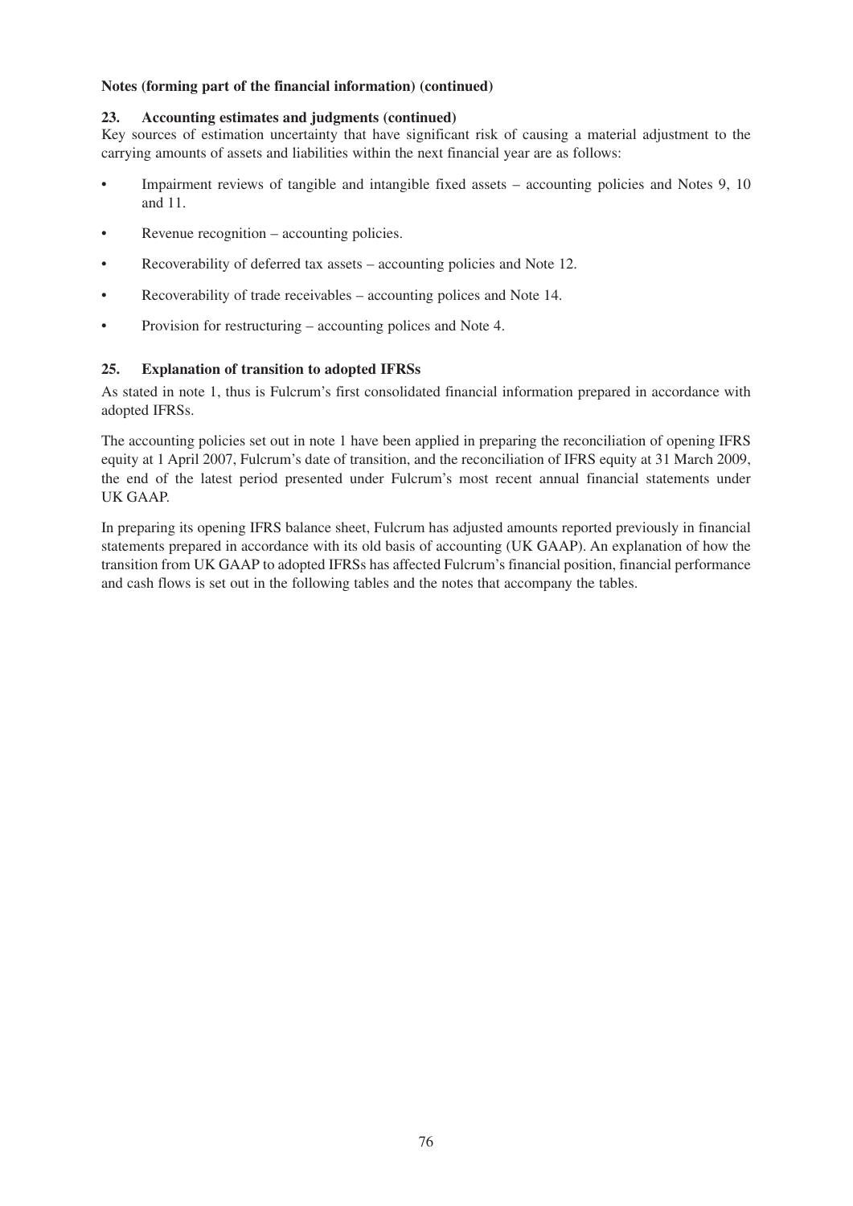**Notes (forming part of the financial information) (continued)**

## 23. Accounting estimates and judgments (continued)

Key sources of estimation uncertainty that have significant risk of causing a material adjustment to the carrying amounts of assets and liabilities within the next financial year are as follows:

- Impairment reviews of tangible and intangible fixed assets – accounting policies and Notes 9, 10 and 11.
- Revenue recognition – accounting policies.
- Recoverability of deferred tax assets – accounting policies and Note 12.
- Recoverability of trade receivables – accounting polices and Note 14.
- Provision for restructuring – accounting polices and Note 4.

## 25. Explanation of transition to adopted IFRSs

As stated in note 1, thus is Fulcrum's first consolidated financial information prepared in accordance with adopted IFRSs.

The accounting policies set out in note 1 have been applied in preparing the reconciliation of opening IFRS equity at 1 April 2007, Fulcrum's date of transition, and the reconciliation of IFRS equity at 31 March 2009, the end of the latest period presented under Fulcrum's most recent annual financial statements under UK GAAP.

In preparing its opening IFRS balance sheet, Fulcrum has adjusted amounts reported previously in financial statements prepared in accordance with its old basis of accounting (UK GAAP). An explanation of how the transition from UK GAAP to adopted IFRSs has affected Fulcrum's financial position, financial performance and cash flows is set out in the following tables and the notes that accompany the tables.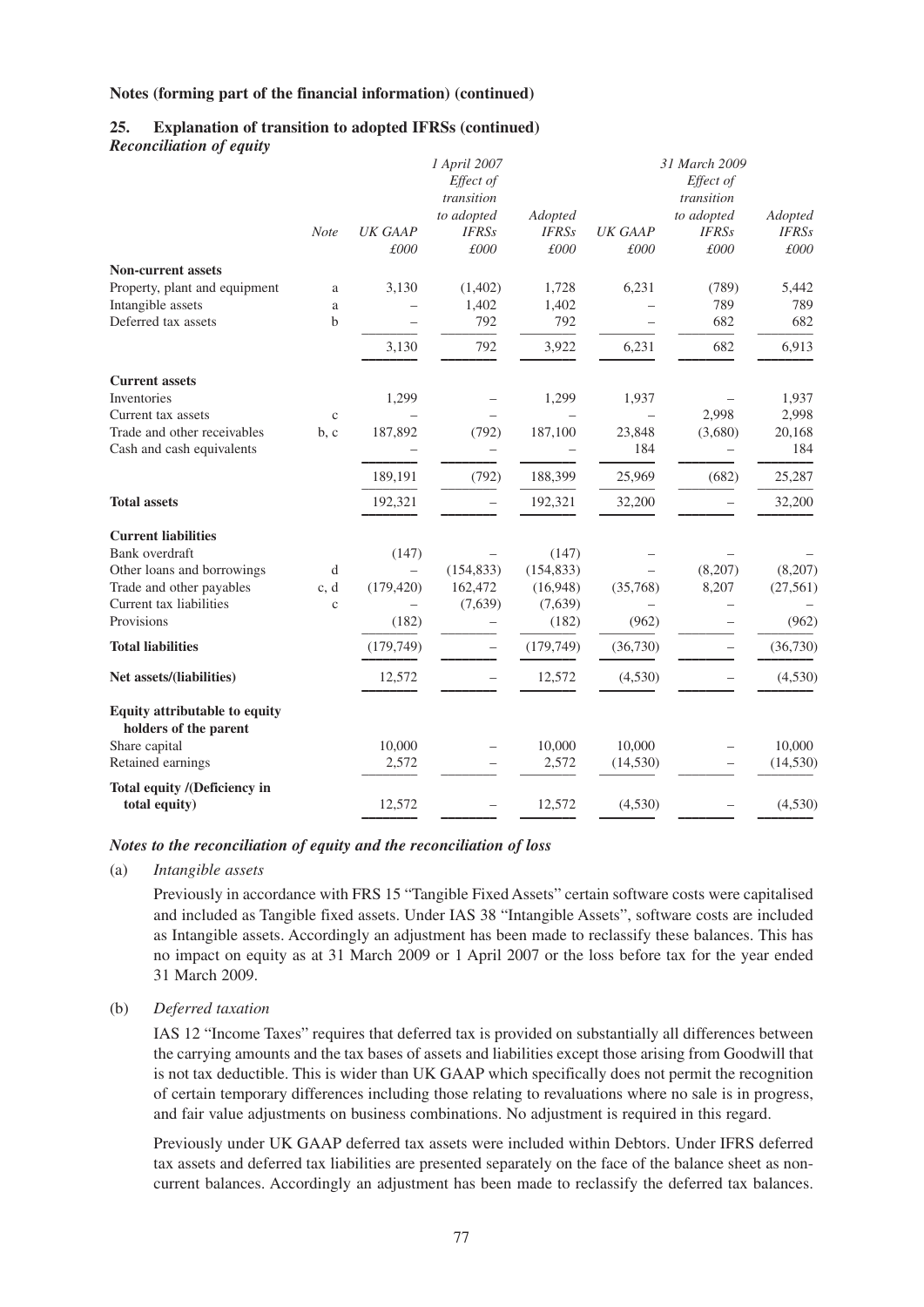**Notes (forming part of the financial information) (continued)**

## 25. Explanation of transition to adopted IFRSs (continued)

***Reconciliation of equity***

| | Note | 1 April 2007 UK GAAP £000 | 1 April 2007 Effect of transition to adopted IFRSs £000 | 1 April 2007 Adopted IFRSs £000 | 31 March 2009 UK GAAP £000 | 31 March 2009 Effect of transition to adopted IFRSs £000 | 31 March 2009 Adopted IFRSs £000 |
|---|---|---|---|---|---|---|---|
| **Non-current assets** | | | | | | | |
| Property, plant and equipment | a | 3,130 | (1,402) | 1,728 | 6,231 | (789) | 5,442 |
| Intangible assets | a | – | 1,402 | 1,402 | – | 789 | 789 |
| Deferred tax assets | b | – | 792 | 792 | – | 682 | 682 |
| | | 3,130 | 792 | 3,922 | 6,231 | 682 | 6,913 |
| **Current assets** | | | | | | | |
| Inventories | | 1,299 | – | 1,299 | 1,937 | – | 1,937 |
| Current tax assets | c | – | – | – | – | 2,998 | 2,998 |
| Trade and other receivables | b, c | 187,892 | (792) | 187,100 | 23,848 | (3,680) | 20,168 |
| Cash and cash equivalents | | – | – | – | 184 | – | 184 |
| | | 189,191 | (792) | 188,399 | 25,969 | (682) | 25,287 |
| **Total assets** | | 192,321 | – | 192,321 | 32,200 | – | 32,200 |
| **Current liabilities** | | | | | | | |
| Bank overdraft | | (147) | – | (147) | – | – | – |
| Other loans and borrowings | d | – | (154,833) | (154,833) | – | (8,207) | (8,207) |
| Trade and other payables | c, d | (179,420) | 162,472 | (16,948) | (35,768) | 8,207 | (27,561) |
| Current tax liabilities | c | – | (7,639) | (7,639) | – | – | – |
| Provisions | | (182) | – | (182) | (962) | – | (962) |
| **Total liabilities** | | (179,749) | – | (179,749) | (36,730) | – | (36,730) |
| **Net assets/(liabilities)** | | 12,572 | – | 12,572 | (4,530) | – | (4,530) |
| **Equity attributable to equity holders of the parent** | | | | | | | |
| Share capital | | 10,000 | – | 10,000 | 10,000 | – | 10,000 |
| Retained earnings | | 2,572 | – | 2,572 | (14,530) | – | (14,530) |
| **Total equity /(Deficiency in total equity)** | | 12,572 | – | 12,572 | (4,530) | – | (4,530) |

***Notes to the reconciliation of equity and the reconciliation of loss***

(a) *Intangible assets*

Previously in accordance with FRS 15 "Tangible Fixed Assets" certain software costs were capitalised and included as Tangible fixed assets. Under IAS 38 "Intangible Assets", software costs are included as Intangible assets. Accordingly an adjustment has been made to reclassify these balances. This has no impact on equity as at 31 March 2009 or 1 April 2007 or the loss before tax for the year ended 31 March 2009.

(b) *Deferred taxation*

IAS 12 "Income Taxes" requires that deferred tax is provided on substantially all differences between the carrying amounts and the tax bases of assets and liabilities except those arising from Goodwill that is not tax deductible. This is wider than UK GAAP which specifically does not permit the recognition of certain temporary differences including those relating to revaluations where no sale is in progress, and fair value adjustments on business combinations. No adjustment is required in this regard.

Previously under UK GAAP deferred tax assets were included within Debtors. Under IFRS deferred tax assets and deferred tax liabilities are presented separately on the face of the balance sheet as non-current balances. Accordingly an adjustment has been made to reclassify the deferred tax balances.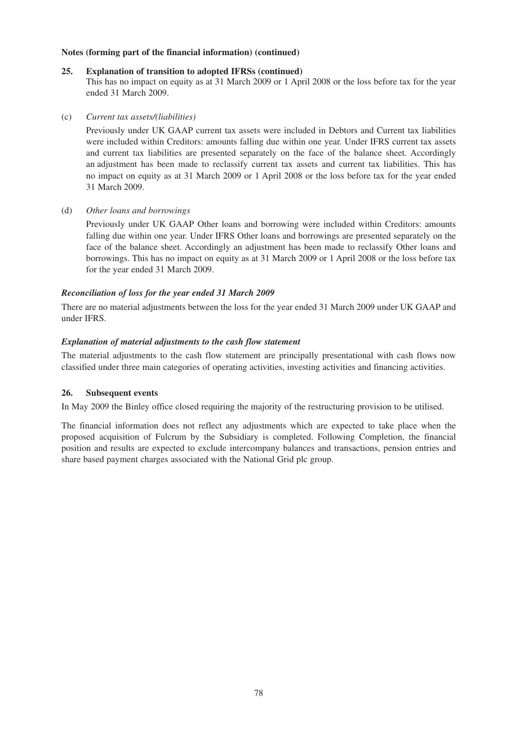**Notes (forming part of the financial information) (continued)**

**25. Explanation of transition to adopted IFRSs (continued)**

This has no impact on equity as at 31 March 2009 or 1 April 2008 or the loss before tax for the year ended 31 March 2009.

(c) *Current tax assets/(liabilities)*

Previously under UK GAAP current tax assets were included in Debtors and Current tax liabilities were included within Creditors: amounts falling due within one year. Under IFRS current tax assets and current tax liabilities are presented separately on the face of the balance sheet. Accordingly an adjustment has been made to reclassify current tax assets and current tax liabilities. This has no impact on equity as at 31 March 2009 or 1 April 2008 or the loss before tax for the year ended 31 March 2009.

(d) *Other loans and borrowings*

Previously under UK GAAP Other loans and borrowing were included within Creditors: amounts falling due within one year. Under IFRS Other loans and borrowings are presented separately on the face of the balance sheet. Accordingly an adjustment has been made to reclassify Other loans and borrowings. This has no impact on equity as at 31 March 2009 or 1 April 2008 or the loss before tax for the year ended 31 March 2009.

***Reconciliation of loss for the year ended 31 March 2009***

There are no material adjustments between the loss for the year ended 31 March 2009 under UK GAAP and under IFRS.

***Explanation of material adjustments to the cash flow statement***

The material adjustments to the cash flow statement are principally presentational with cash flows now classified under three main categories of operating activities, investing activities and financing activities.

**26. Subsequent events**

In May 2009 the Binley office closed requiring the majority of the restructuring provision to be utilised.

The financial information does not reflect any adjustments which are expected to take place when the proposed acquisition of Fulcrum by the Subsidiary is completed. Following Completion, the financial position and results are expected to exclude intercompany balances and transactions, pension entries and share based payment charges associated with the National Grid plc group.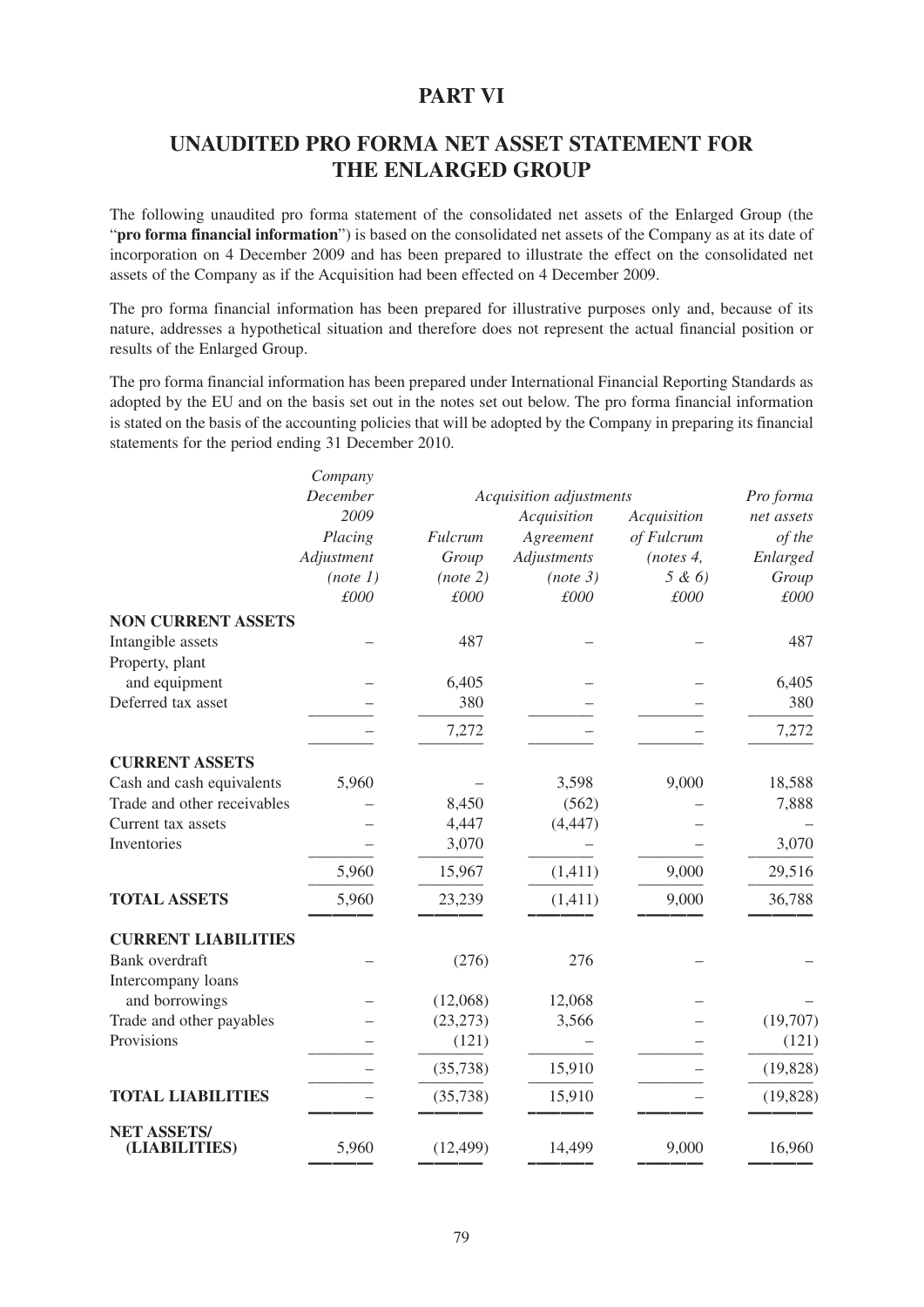# PART VI

# UNAUDITED PRO FORMA NET ASSET STATEMENT FOR THE ENLARGED GROUP

The following unaudited pro forma statement of the consolidated net assets of the Enlarged Group (the "**pro forma financial information**") is based on the consolidated net assets of the Company as at its date of incorporation on 4 December 2009 and has been prepared to illustrate the effect on the consolidated net assets of the Company as if the Acquisition had been effected on 4 December 2009.

The pro forma financial information has been prepared for illustrative purposes only and, because of its nature, addresses a hypothetical situation and therefore does not represent the actual financial position or results of the Enlarged Group.

The pro forma financial information has been prepared under International Financial Reporting Standards as adopted by the EU and on the basis set out in the notes set out below. The pro forma financial information is stated on the basis of the accounting policies that will be adopted by the Company in preparing its financial statements for the period ending 31 December 2010.

| | *Company December 2009 Placing Adjustment (note 1) £000* | *Acquisition adjustments* | | | *Pro forma net assets of the Enlarged Group £000* |
|---|---|---|---|---|---|
| | | *Fulcrum Group (note 2) £000* | *Acquisition Agreement Adjustments (note 3) £000* | *Acquisition of Fulcrum (notes 4, 5 & 6) £000* | |
| **NON CURRENT ASSETS** | | | | | |
| Intangible assets | – | 487 | – | – | 487 |
| Property, plant and equipment | – | 6,405 | – | – | 6,405 |
| Deferred tax asset | – | 380 | – | – | 380 |
| | – | 7,272 | – | – | 7,272 |
| **CURRENT ASSETS** | | | | | |
| Cash and cash equivalents | 5,960 | – | 3,598 | 9,000 | 18,588 |
| Trade and other receivables | – | 8,450 | (562) | – | 7,888 |
| Current tax assets | – | 4,447 | (4,447) | – | – |
| Inventories | – | 3,070 | – | – | 3,070 |
| | 5,960 | 15,967 | (1,411) | 9,000 | 29,516 |
| **TOTAL ASSETS** | 5,960 | 23,239 | (1,411) | 9,000 | 36,788 |
| **CURRENT LIABILITIES** | | | | | |
| Bank overdraft | – | (276) | 276 | – | – |
| Intercompany loans and borrowings | – | (12,068) | 12,068 | – | – |
| Trade and other payables | – | (23,273) | 3,566 | – | (19,707) |
| Provisions | – | (121) | – | – | (121) |
| | – | (35,738) | 15,910 | – | (19,828) |
| **TOTAL LIABILITIES** | – | (35,738) | 15,910 | – | (19,828) |
| **NET ASSETS/ (LIABILITIES)** | 5,960 | (12,499) | 14,499 | 9,000 | 16,960 |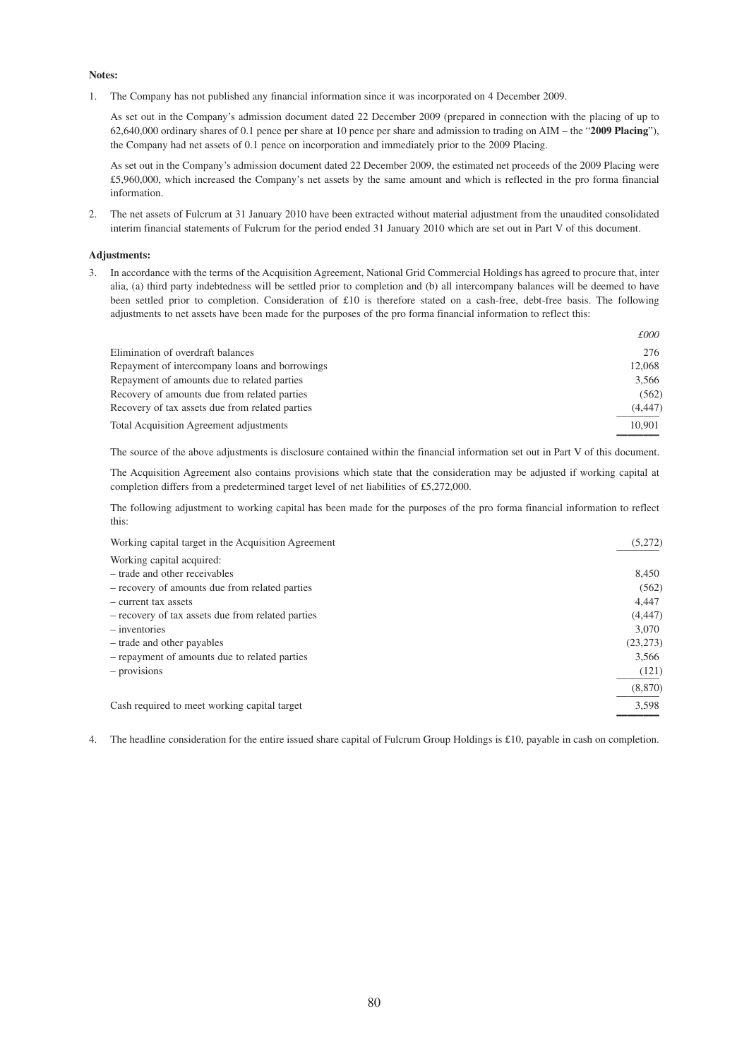**Notes:**

1. The Company has not published any financial information since it was incorporated on 4 December 2009.

   As set out in the Company's admission document dated 22 December 2009 (prepared in connection with the placing of up to 62,640,000 ordinary shares of 0.1 pence per share at 10 pence per share and admission to trading on AIM – the "**2009 Placing**"), the Company had net assets of 0.1 pence on incorporation and immediately prior to the 2009 Placing.

   As set out in the Company's admission document dated 22 December 2009, the estimated net proceeds of the 2009 Placing were £5,960,000, which increased the Company's net assets by the same amount and which is reflected in the pro forma financial information.

2. The net assets of Fulcrum at 31 January 2010 have been extracted without material adjustment from the unaudited consolidated interim financial statements of Fulcrum for the period ended 31 January 2010 which are set out in Part V of this document.

**Adjustments:**

3. In accordance with the terms of the Acquisition Agreement, National Grid Commercial Holdings has agreed to procure that, inter alia, (a) third party indebtedness will be settled prior to completion and (b) all intercompany balances will be deemed to have been settled prior to completion. Consideration of £10 is therefore stated on a cash-free, debt-free basis. The following adjustments to net assets have been made for the purposes of the pro forma financial information to reflect this:

| | *£000* |
|---|---|
| Elimination of overdraft balances | 276 |
| Repayment of intercompany loans and borrowings | 12,068 |
| Repayment of amounts due to related parties | 3,566 |
| Recovery of amounts due from related parties | (562) |
| Recovery of tax assets due from related parties | (4,447) |
| Total Acquisition Agreement adjustments | 10,901 |

   The source of the above adjustments is disclosure contained within the financial information set out in Part V of this document.

   The Acquisition Agreement also contains provisions which state that the consideration may be adjusted if working capital at completion differs from a predetermined target level of net liabilities of £5,272,000.

   The following adjustment to working capital has been made for the purposes of the pro forma financial information to reflect this:

| | |
|---|---|
| Working capital target in the Acquisition Agreement | (5,272) |
| Working capital acquired: | |
| – trade and other receivables | 8,450 |
| – recovery of amounts due from related parties | (562) |
| – current tax assets | 4,447 |
| – recovery of tax assets due from related parties | (4,447) |
| – inventories | 3,070 |
| – trade and other payables | (23,273) |
| – repayment of amounts due to related parties | 3,566 |
| – provisions | (121) |
| | (8,870) |
| Cash required to meet working capital target | 3,598 |

4. The headline consideration for the entire issued share capital of Fulcrum Group Holdings is £10, payable in cash on completion.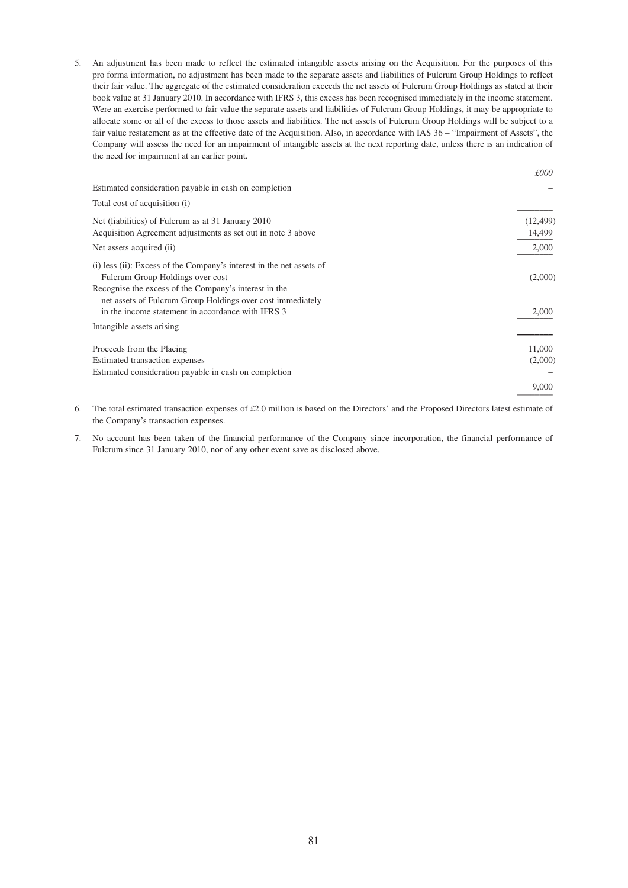5. An adjustment has been made to reflect the estimated intangible assets arising on the Acquisition. For the purposes of this pro forma information, no adjustment has been made to the separate assets and liabilities of Fulcrum Group Holdings to reflect their fair value. The aggregate of the estimated consideration exceeds the net assets of Fulcrum Group Holdings as stated at their book value at 31 January 2010. In accordance with IFRS 3, this excess has been recognised immediately in the income statement. Were an exercise performed to fair value the separate assets and liabilities of Fulcrum Group Holdings, it may be appropriate to allocate some or all of the excess to those assets and liabilities. The net assets of Fulcrum Group Holdings will be subject to a fair value restatement as at the effective date of the Acquisition. Also, in accordance with IAS 36 – "Impairment of Assets", the Company will assess the need for an impairment of intangible assets at the next reporting date, unless there is an indication of the need for impairment at an earlier point.

| | *£000* |
|---|---|
| Estimated consideration payable in cash on completion | – |
| Total cost of acquisition (i) | – |
| Net (liabilities) of Fulcrum as at 31 January 2010 | (12,499) |
| Acquisition Agreement adjustments as set out in note 3 above | 14,499 |
| Net assets acquired (ii) | 2,000 |
| (i) less (ii): Excess of the Company's interest in the net assets of Fulcrum Group Holdings over cost | (2,000) |
| Recognise the excess of the Company's interest in the net assets of Fulcrum Group Holdings over cost immediately in the income statement in accordance with IFRS 3 | 2,000 |
| Intangible assets arising | – |
| Proceeds from the Placing | 11,000 |
| Estimated transaction expenses | (2,000) |
| Estimated consideration payable in cash on completion | – |
| | 9,000 |

6. The total estimated transaction expenses of £2.0 million is based on the Directors' and the Proposed Directors latest estimate of the Company's transaction expenses.

7. No account has been taken of the financial performance of the Company since incorporation, the financial performance of Fulcrum since 31 January 2010, nor of any other event save as disclosed above.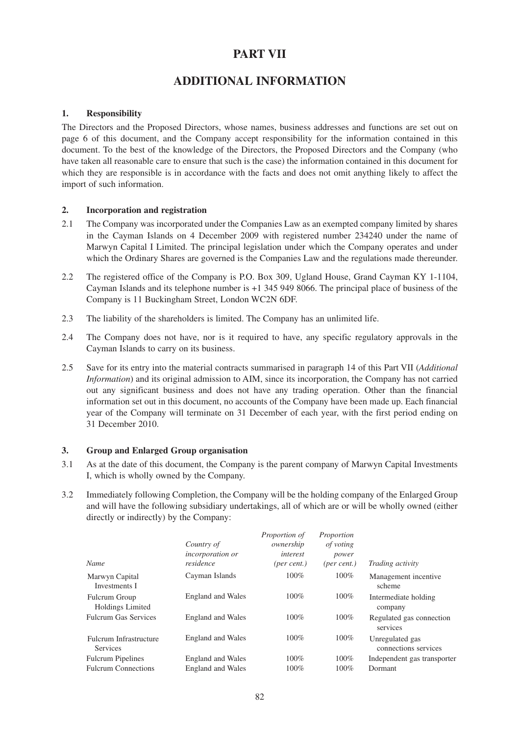# PART VII

# ADDITIONAL INFORMATION

## 1. Responsibility

The Directors and the Proposed Directors, whose names, business addresses and functions are set out on page 6 of this document, and the Company accept responsibility for the information contained in this document. To the best of the knowledge of the Directors, the Proposed Directors and the Company (who have taken all reasonable care to ensure that such is the case) the information contained in this document for which they are responsible is in accordance with the facts and does not omit anything likely to affect the import of such information.

## 2. Incorporation and registration

2.1 The Company was incorporated under the Companies Law as an exempted company limited by shares in the Cayman Islands on 4 December 2009 with registered number 234240 under the name of Marwyn Capital I Limited. The principal legislation under which the Company operates and under which the Ordinary Shares are governed is the Companies Law and the regulations made thereunder.

2.2 The registered office of the Company is P.O. Box 309, Ugland House, Grand Cayman KY 1-1104, Cayman Islands and its telephone number is +1 345 949 8066. The principal place of business of the Company is 11 Buckingham Street, London WC2N 6DF.

2.3 The liability of the shareholders is limited. The Company has an unlimited life.

2.4 The Company does not have, nor is it required to have, any specific regulatory approvals in the Cayman Islands to carry on its business.

2.5 Save for its entry into the material contracts summarised in paragraph 14 of this Part VII (*Additional Information*) and its original admission to AIM, since its incorporation, the Company has not carried out any significant business and does not have any trading operation. Other than the financial information set out in this document, no accounts of the Company have been made up. Each financial year of the Company will terminate on 31 December of each year, with the first period ending on 31 December 2010.

## 3. Group and Enlarged Group organisation

3.1 As at the date of this document, the Company is the parent company of Marwyn Capital Investments I, which is wholly owned by the Company.

3.2 Immediately following Completion, the Company will be the holding company of the Enlarged Group and will have the following subsidiary undertakings, all of which are or will be wholly owned (either directly or indirectly) by the Company:

| *Name* | *Country of incorporation or residence* | *Proportion of ownership interest (per cent.)* | *Proportion of voting power (per cent.)* | *Trading activity* |
|---|---|---|---|---|
| Marwyn Capital Investments I | Cayman Islands | 100% | 100% | Management incentive scheme |
| Fulcrum Group Holdings Limited | England and Wales | 100% | 100% | Intermediate holding company |
| Fulcrum Gas Services | England and Wales | 100% | 100% | Regulated gas connection services |
| Fulcrum Infrastructure Services | England and Wales | 100% | 100% | Unregulated gas connections services |
| Fulcrum Pipelines | England and Wales | 100% | 100% | Independent gas transporter |
| Fulcrum Connections | England and Wales | 100% | 100% | Dormant |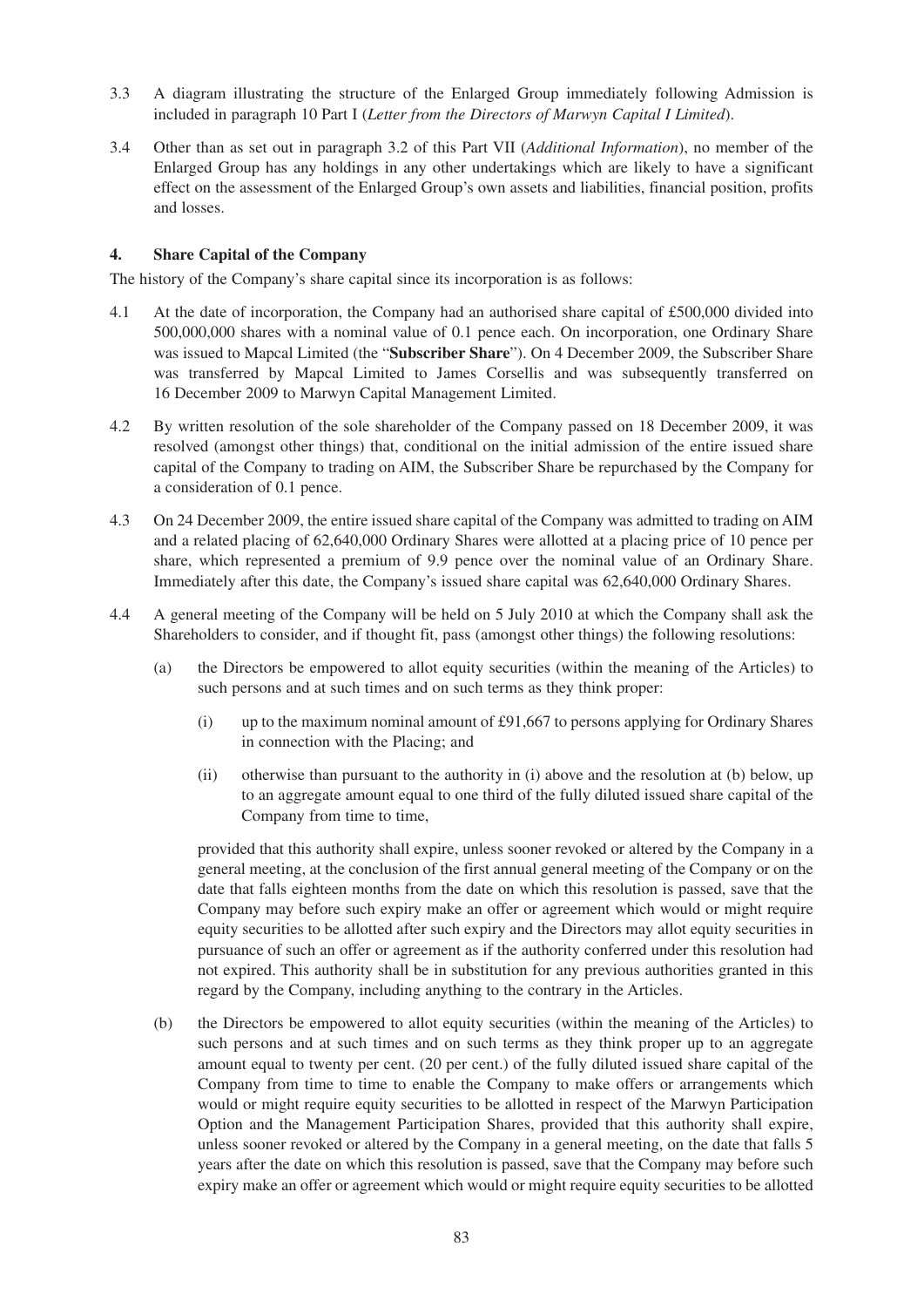3.3 A diagram illustrating the structure of the Enlarged Group immediately following Admission is included in paragraph 10 Part I (*Letter from the Directors of Marwyn Capital I Limited*).

3.4 Other than as set out in paragraph 3.2 of this Part VII (*Additional Information*), no member of the Enlarged Group has any holdings in any other undertakings which are likely to have a significant effect on the assessment of the Enlarged Group's own assets and liabilities, financial position, profits and losses.

## 4. Share Capital of the Company

The history of the Company's share capital since its incorporation is as follows:

4.1 At the date of incorporation, the Company had an authorised share capital of £500,000 divided into 500,000,000 shares with a nominal value of 0.1 pence each. On incorporation, one Ordinary Share was issued to Mapcal Limited (the "**Subscriber Share**"). On 4 December 2009, the Subscriber Share was transferred by Mapcal Limited to James Corsellis and was subsequently transferred on 16 December 2009 to Marwyn Capital Management Limited.

4.2 By written resolution of the sole shareholder of the Company passed on 18 December 2009, it was resolved (amongst other things) that, conditional on the initial admission of the entire issued share capital of the Company to trading on AIM, the Subscriber Share be repurchased by the Company for a consideration of 0.1 pence.

4.3 On 24 December 2009, the entire issued share capital of the Company was admitted to trading on AIM and a related placing of 62,640,000 Ordinary Shares were allotted at a placing price of 10 pence per share, which represented a premium of 9.9 pence over the nominal value of an Ordinary Share. Immediately after this date, the Company's issued share capital was 62,640,000 Ordinary Shares.

4.4 A general meeting of the Company will be held on 5 July 2010 at which the Company shall ask the Shareholders to consider, and if thought fit, pass (amongst other things) the following resolutions:

(a) the Directors be empowered to allot equity securities (within the meaning of the Articles) to such persons and at such times and on such terms as they think proper:

(i) up to the maximum nominal amount of £91,667 to persons applying for Ordinary Shares in connection with the Placing; and

(ii) otherwise than pursuant to the authority in (i) above and the resolution at (b) below, up to an aggregate amount equal to one third of the fully diluted issued share capital of the Company from time to time,

provided that this authority shall expire, unless sooner revoked or altered by the Company in a general meeting, at the conclusion of the first annual general meeting of the Company or on the date that falls eighteen months from the date on which this resolution is passed, save that the Company may before such expiry make an offer or agreement which would or might require equity securities to be allotted after such expiry and the Directors may allot equity securities in pursuance of such an offer or agreement as if the authority conferred under this resolution had not expired. This authority shall be in substitution for any previous authorities granted in this regard by the Company, including anything to the contrary in the Articles.

(b) the Directors be empowered to allot equity securities (within the meaning of the Articles) to such persons and at such times and on such terms as they think proper up to an aggregate amount equal to twenty per cent. (20 per cent.) of the fully diluted issued share capital of the Company from time to time to enable the Company to make offers or arrangements which would or might require equity securities to be allotted in respect of the Marwyn Participation Option and the Management Participation Shares, provided that this authority shall expire, unless sooner revoked or altered by the Company in a general meeting, on the date that falls 5 years after the date on which this resolution is passed, save that the Company may before such expiry make an offer or agreement which would or might require equity securities to be allotted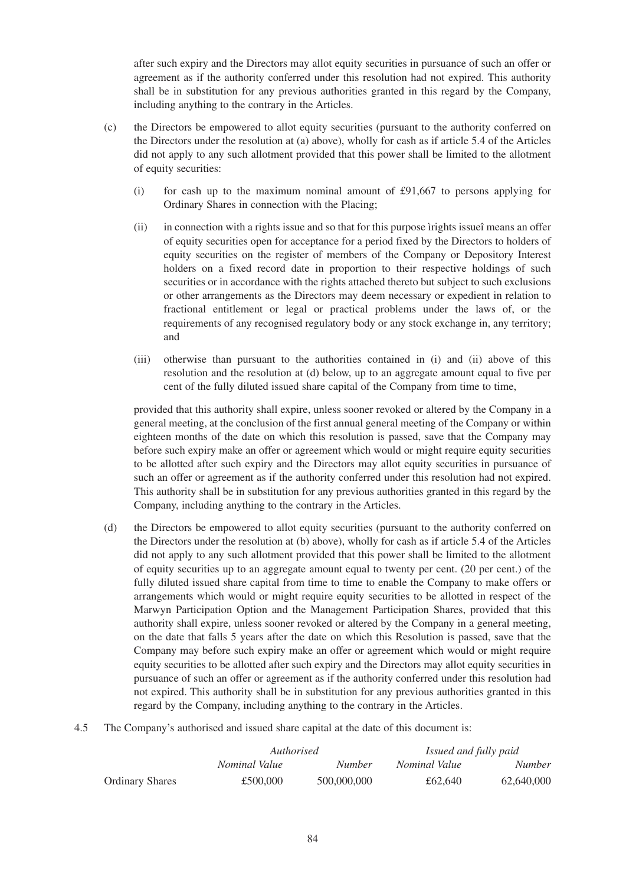after such expiry and the Directors may allot equity securities in pursuance of such an offer or agreement as if the authority conferred under this resolution had not expired. This authority shall be in substitution for any previous authorities granted in this regard by the Company, including anything to the contrary in the Articles.

(c) the Directors be empowered to allot equity securities (pursuant to the authority conferred on the Directors under the resolution at (a) above), wholly for cash as if article 5.4 of the Articles did not apply to any such allotment provided that this power shall be limited to the allotment of equity securities:

(i) for cash up to the maximum nominal amount of £91,667 to persons applying for Ordinary Shares in connection with the Placing;

(ii) in connection with a rights issue and so that for this purpose ìrights issueî means an offer of equity securities open for acceptance for a period fixed by the Directors to holders of equity securities on the register of members of the Company or Depository Interest holders on a fixed record date in proportion to their respective holdings of such securities or in accordance with the rights attached thereto but subject to such exclusions or other arrangements as the Directors may deem necessary or expedient in relation to fractional entitlement or legal or practical problems under the laws of, or the requirements of any recognised regulatory body or any stock exchange in, any territory; and

(iii) otherwise than pursuant to the authorities contained in (i) and (ii) above of this resolution and the resolution at (d) below, up to an aggregate amount equal to five per cent of the fully diluted issued share capital of the Company from time to time,

provided that this authority shall expire, unless sooner revoked or altered by the Company in a general meeting, at the conclusion of the first annual general meeting of the Company or within eighteen months of the date on which this resolution is passed, save that the Company may before such expiry make an offer or agreement which would or might require equity securities to be allotted after such expiry and the Directors may allot equity securities in pursuance of such an offer or agreement as if the authority conferred under this resolution had not expired. This authority shall be in substitution for any previous authorities granted in this regard by the Company, including anything to the contrary in the Articles.

(d) the Directors be empowered to allot equity securities (pursuant to the authority conferred on the Directors under the resolution at (b) above), wholly for cash as if article 5.4 of the Articles did not apply to any such allotment provided that this power shall be limited to the allotment of equity securities up to an aggregate amount equal to twenty per cent. (20 per cent.) of the fully diluted issued share capital from time to time to enable the Company to make offers or arrangements which would or might require equity securities to be allotted in respect of the Marwyn Participation Option and the Management Participation Shares, provided that this authority shall expire, unless sooner revoked or altered by the Company in a general meeting, on the date that falls 5 years after the date on which this Resolution is passed, save that the Company may before such expiry make an offer or agreement which would or might require equity securities to be allotted after such expiry and the Directors may allot equity securities in pursuance of such an offer or agreement as if the authority conferred under this resolution had not expired. This authority shall be in substitution for any previous authorities granted in this regard by the Company, including anything to the contrary in the Articles.

4.5 The Company's authorised and issued share capital at the date of this document is:

| | *Authorised* | | *Issued and fully paid* | |
|---|---|---|---|---|
| | *Nominal Value* | *Number* | *Nominal Value* | *Number* |
| Ordinary Shares | £500,000 | 500,000,000 | £62,640 | 62,640,000 |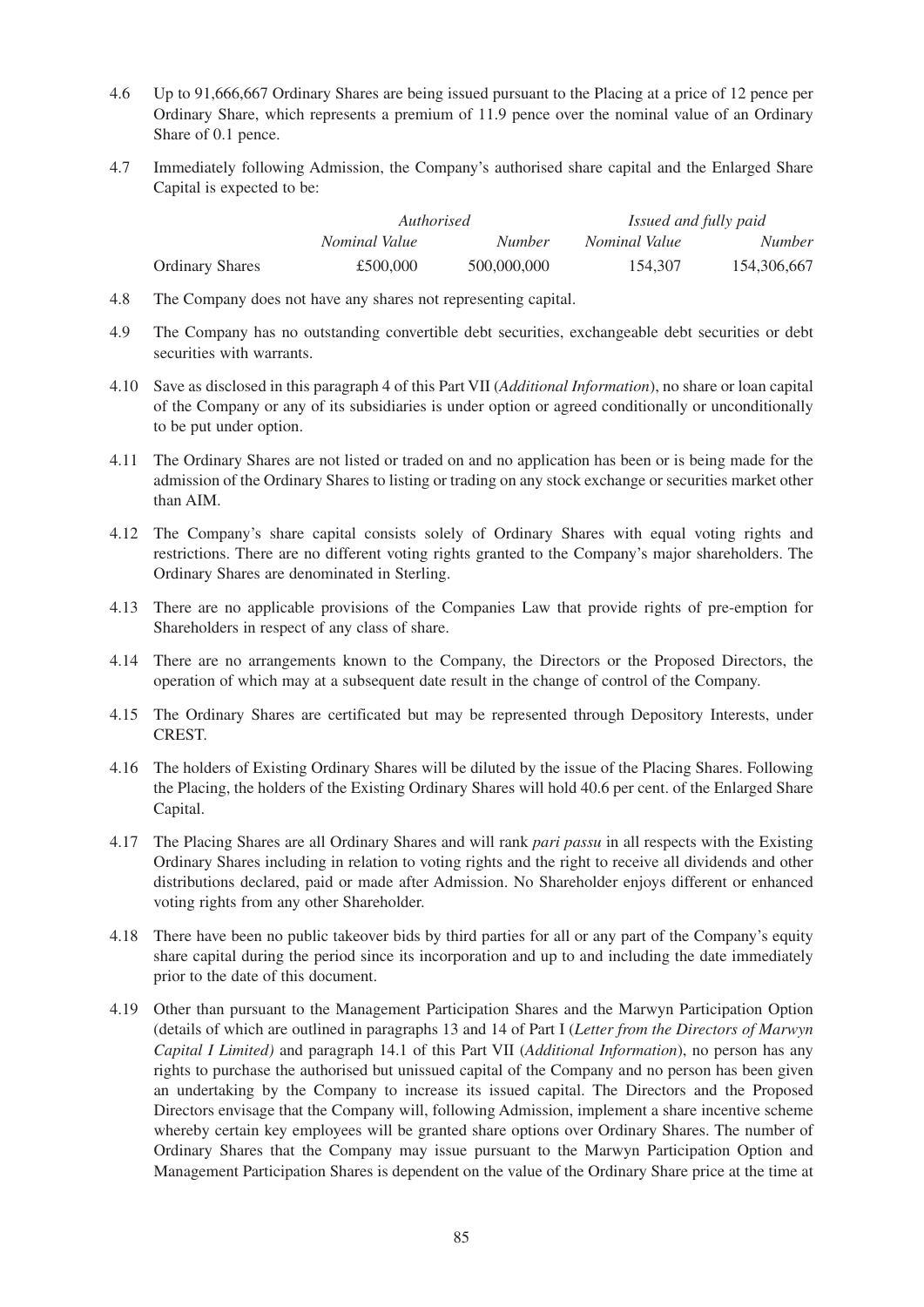4.6 Up to 91,666,667 Ordinary Shares are being issued pursuant to the Placing at a price of 12 pence per Ordinary Share, which represents a premium of 11.9 pence over the nominal value of an Ordinary Share of 0.1 pence.

4.7 Immediately following Admission, the Company's authorised share capital and the Enlarged Share Capital is expected to be:

| | *Authorised* | | *Issued and fully paid* | |
|---|---|---|---|---|
| | *Nominal Value* | *Number* | *Nominal Value* | *Number* |
| Ordinary Shares | £500,000 | 500,000,000 | 154,307 | 154,306,667 |

4.8 The Company does not have any shares not representing capital.

4.9 The Company has no outstanding convertible debt securities, exchangeable debt securities or debt securities with warrants.

4.10 Save as disclosed in this paragraph 4 of this Part VII (*Additional Information*), no share or loan capital of the Company or any of its subsidiaries is under option or agreed conditionally or unconditionally to be put under option.

4.11 The Ordinary Shares are not listed or traded on and no application has been or is being made for the admission of the Ordinary Shares to listing or trading on any stock exchange or securities market other than AIM.

4.12 The Company's share capital consists solely of Ordinary Shares with equal voting rights and restrictions. There are no different voting rights granted to the Company's major shareholders. The Ordinary Shares are denominated in Sterling.

4.13 There are no applicable provisions of the Companies Law that provide rights of pre-emption for Shareholders in respect of any class of share.

4.14 There are no arrangements known to the Company, the Directors or the Proposed Directors, the operation of which may at a subsequent date result in the change of control of the Company.

4.15 The Ordinary Shares are certificated but may be represented through Depository Interests, under CREST.

4.16 The holders of Existing Ordinary Shares will be diluted by the issue of the Placing Shares. Following the Placing, the holders of the Existing Ordinary Shares will hold 40.6 per cent. of the Enlarged Share Capital.

4.17 The Placing Shares are all Ordinary Shares and will rank *pari passu* in all respects with the Existing Ordinary Shares including in relation to voting rights and the right to receive all dividends and other distributions declared, paid or made after Admission. No Shareholder enjoys different or enhanced voting rights from any other Shareholder.

4.18 There have been no public takeover bids by third parties for all or any part of the Company's equity share capital during the period since its incorporation and up to and including the date immediately prior to the date of this document.

4.19 Other than pursuant to the Management Participation Shares and the Marwyn Participation Option (details of which are outlined in paragraphs 13 and 14 of Part I (*Letter from the Directors of Marwyn Capital I Limited)* and paragraph 14.1 of this Part VII (*Additional Information*), no person has any rights to purchase the authorised but unissued capital of the Company and no person has been given an undertaking by the Company to increase its issued capital. The Directors and the Proposed Directors envisage that the Company will, following Admission, implement a share incentive scheme whereby certain key employees will be granted share options over Ordinary Shares. The number of Ordinary Shares that the Company may issue pursuant to the Marwyn Participation Option and Management Participation Shares is dependent on the value of the Ordinary Share price at the time at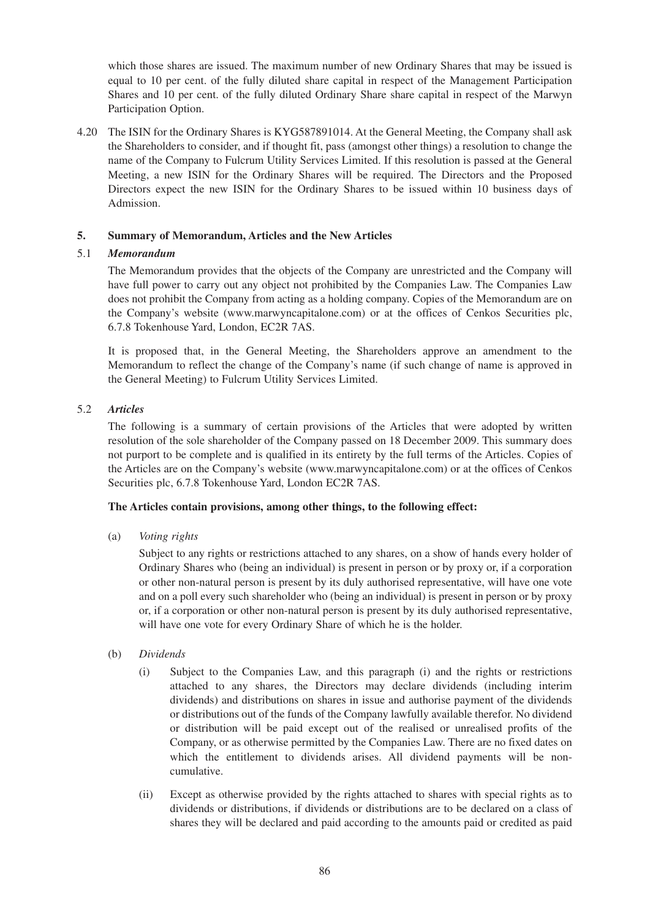which those shares are issued. The maximum number of new Ordinary Shares that may be issued is equal to 10 per cent. of the fully diluted share capital in respect of the Management Participation Shares and 10 per cent. of the fully diluted Ordinary Share share capital in respect of the Marwyn Participation Option.

4.20 The ISIN for the Ordinary Shares is KYG587891014. At the General Meeting, the Company shall ask the Shareholders to consider, and if thought fit, pass (amongst other things) a resolution to change the name of the Company to Fulcrum Utility Services Limited. If this resolution is passed at the General Meeting, a new ISIN for the Ordinary Shares will be required. The Directors and the Proposed Directors expect the new ISIN for the Ordinary Shares to be issued within 10 business days of Admission.

## 5. Summary of Memorandum, Articles and the New Articles

### 5.1 *Memorandum*

The Memorandum provides that the objects of the Company are unrestricted and the Company will have full power to carry out any object not prohibited by the Companies Law. The Companies Law does not prohibit the Company from acting as a holding company. Copies of the Memorandum are on the Company's website (www.marwyncapitalone.com) or at the offices of Cenkos Securities plc, 6.7.8 Tokenhouse Yard, London, EC2R 7AS.

It is proposed that, in the General Meeting, the Shareholders approve an amendment to the Memorandum to reflect the change of the Company's name (if such change of name is approved in the General Meeting) to Fulcrum Utility Services Limited.

### 5.2 *Articles*

The following is a summary of certain provisions of the Articles that were adopted by written resolution of the sole shareholder of the Company passed on 18 December 2009. This summary does not purport to be complete and is qualified in its entirety by the full terms of the Articles. Copies of the Articles are on the Company's website (www.marwyncapitalone.com) or at the offices of Cenkos Securities plc, 6.7.8 Tokenhouse Yard, London EC2R 7AS.

**The Articles contain provisions, among other things, to the following effect:**

(a) *Voting rights*

Subject to any rights or restrictions attached to any shares, on a show of hands every holder of Ordinary Shares who (being an individual) is present in person or by proxy or, if a corporation or other non-natural person is present by its duly authorised representative, will have one vote and on a poll every such shareholder who (being an individual) is present in person or by proxy or, if a corporation or other non-natural person is present by its duly authorised representative, will have one vote for every Ordinary Share of which he is the holder.

(b) *Dividends*

(i) Subject to the Companies Law, and this paragraph (i) and the rights or restrictions attached to any shares, the Directors may declare dividends (including interim dividends) and distributions on shares in issue and authorise payment of the dividends or distributions out of the funds of the Company lawfully available therefor. No dividend or distribution will be paid except out of the realised or unrealised profits of the Company, or as otherwise permitted by the Companies Law. There are no fixed dates on which the entitlement to dividends arises. All dividend payments will be non-cumulative.

(ii) Except as otherwise provided by the rights attached to shares with special rights as to dividends or distributions, if dividends or distributions are to be declared on a class of shares they will be declared and paid according to the amounts paid or credited as paid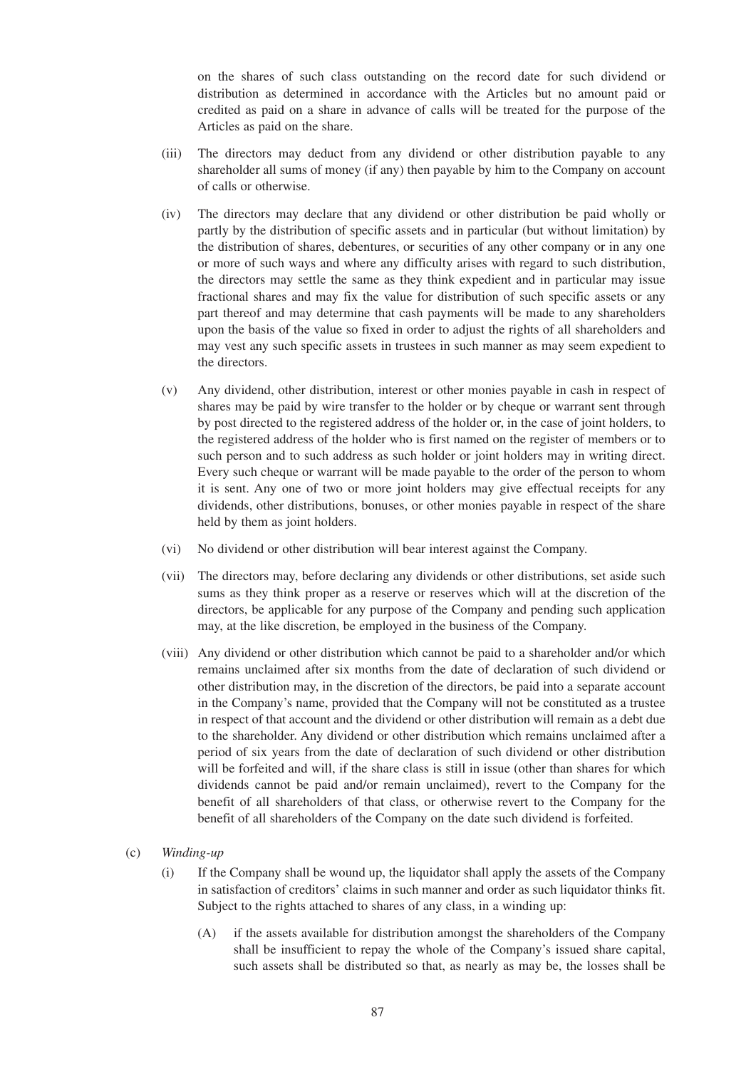on the shares of such class outstanding on the record date for such dividend or distribution as determined in accordance with the Articles but no amount paid or credited as paid on a share in advance of calls will be treated for the purpose of the Articles as paid on the share.

(iii) The directors may deduct from any dividend or other distribution payable to any shareholder all sums of money (if any) then payable by him to the Company on account of calls or otherwise.

(iv) The directors may declare that any dividend or other distribution be paid wholly or partly by the distribution of specific assets and in particular (but without limitation) by the distribution of shares, debentures, or securities of any other company or in any one or more of such ways and where any difficulty arises with regard to such distribution, the directors may settle the same as they think expedient and in particular may issue fractional shares and may fix the value for distribution of such specific assets or any part thereof and may determine that cash payments will be made to any shareholders upon the basis of the value so fixed in order to adjust the rights of all shareholders and may vest any such specific assets in trustees in such manner as may seem expedient to the directors.

(v) Any dividend, other distribution, interest or other monies payable in cash in respect of shares may be paid by wire transfer to the holder or by cheque or warrant sent through by post directed to the registered address of the holder or, in the case of joint holders, to the registered address of the holder who is first named on the register of members or to such person and to such address as such holder or joint holders may in writing direct. Every such cheque or warrant will be made payable to the order of the person to whom it is sent. Any one of two or more joint holders may give effectual receipts for any dividends, other distributions, bonuses, or other monies payable in respect of the share held by them as joint holders.

(vi) No dividend or other distribution will bear interest against the Company.

(vii) The directors may, before declaring any dividends or other distributions, set aside such sums as they think proper as a reserve or reserves which will at the discretion of the directors, be applicable for any purpose of the Company and pending such application may, at the like discretion, be employed in the business of the Company.

(viii) Any dividend or other distribution which cannot be paid to a shareholder and/or which remains unclaimed after six months from the date of declaration of such dividend or other distribution may, in the discretion of the directors, be paid into a separate account in the Company's name, provided that the Company will not be constituted as a trustee in respect of that account and the dividend or other distribution will remain as a debt due to the shareholder. Any dividend or other distribution which remains unclaimed after a period of six years from the date of declaration of such dividend or other distribution will be forfeited and will, if the share class is still in issue (other than shares for which dividends cannot be paid and/or remain unclaimed), revert to the Company for the benefit of all shareholders of that class, or otherwise revert to the Company for the benefit of all shareholders of the Company on the date such dividend is forfeited.

(c) *Winding-up*

(i) If the Company shall be wound up, the liquidator shall apply the assets of the Company in satisfaction of creditors' claims in such manner and order as such liquidator thinks fit. Subject to the rights attached to shares of any class, in a winding up:

(A) if the assets available for distribution amongst the shareholders of the Company shall be insufficient to repay the whole of the Company's issued share capital, such assets shall be distributed so that, as nearly as may be, the losses shall be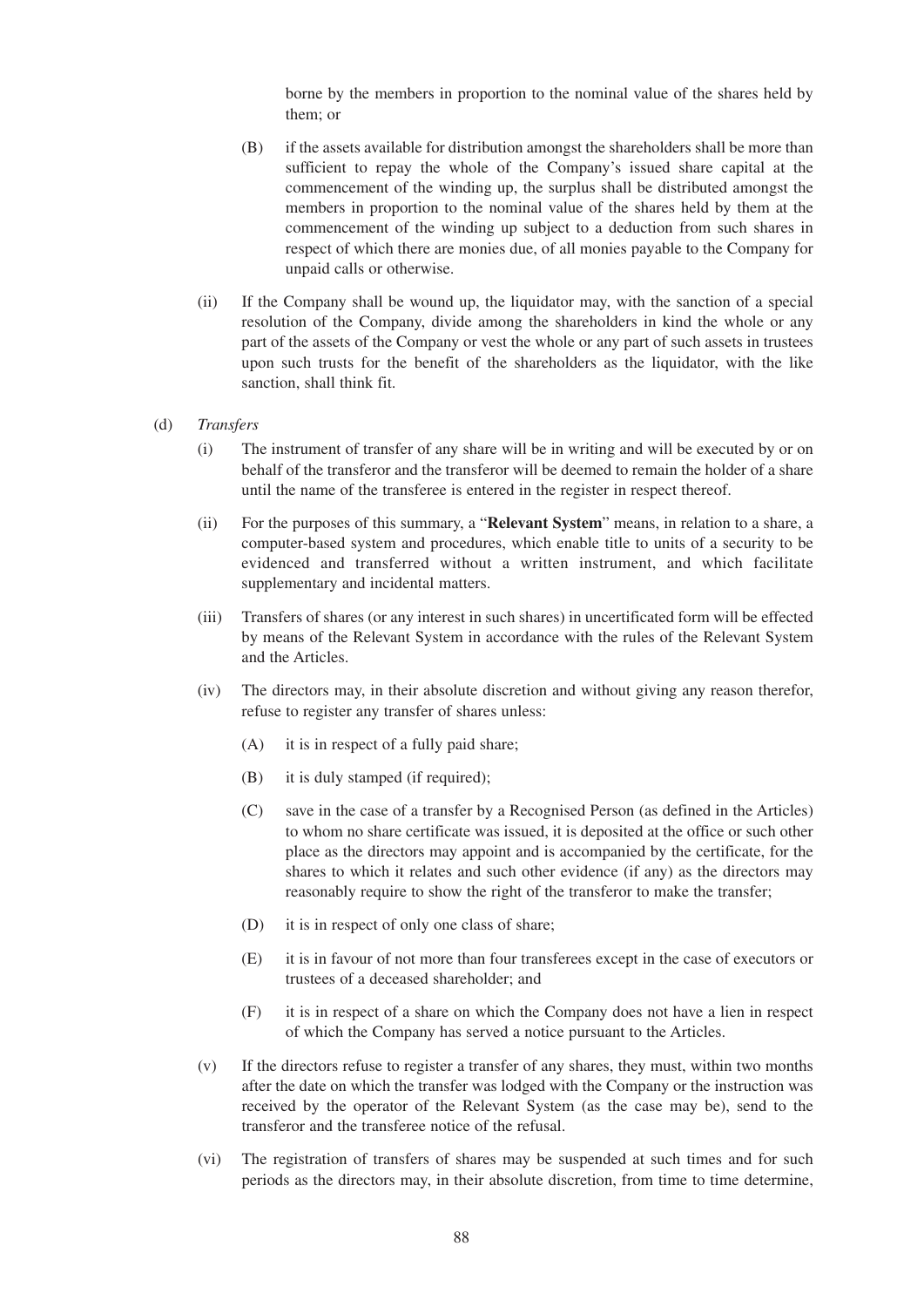borne by the members in proportion to the nominal value of the shares held by them; or

(B) if the assets available for distribution amongst the shareholders shall be more than sufficient to repay the whole of the Company's issued share capital at the commencement of the winding up, the surplus shall be distributed amongst the members in proportion to the nominal value of the shares held by them at the commencement of the winding up subject to a deduction from such shares in respect of which there are monies due, of all monies payable to the Company for unpaid calls or otherwise.

(ii) If the Company shall be wound up, the liquidator may, with the sanction of a special resolution of the Company, divide among the shareholders in kind the whole or any part of the assets of the Company or vest the whole or any part of such assets in trustees upon such trusts for the benefit of the shareholders as the liquidator, with the like sanction, shall think fit.

(d) *Transfers*

(i) The instrument of transfer of any share will be in writing and will be executed by or on behalf of the transferor and the transferor will be deemed to remain the holder of a share until the name of the transferee is entered in the register in respect thereof.

(ii) For the purposes of this summary, a "**Relevant System**" means, in relation to a share, a computer-based system and procedures, which enable title to units of a security to be evidenced and transferred without a written instrument, and which facilitate supplementary and incidental matters.

(iii) Transfers of shares (or any interest in such shares) in uncertificated form will be effected by means of the Relevant System in accordance with the rules of the Relevant System and the Articles.

(iv) The directors may, in their absolute discretion and without giving any reason therefor, refuse to register any transfer of shares unless:

(A) it is in respect of a fully paid share;

(B) it is duly stamped (if required);

(C) save in the case of a transfer by a Recognised Person (as defined in the Articles) to whom no share certificate was issued, it is deposited at the office or such other place as the directors may appoint and is accompanied by the certificate, for the shares to which it relates and such other evidence (if any) as the directors may reasonably require to show the right of the transferor to make the transfer;

(D) it is in respect of only one class of share;

(E) it is in favour of not more than four transferees except in the case of executors or trustees of a deceased shareholder; and

(F) it is in respect of a share on which the Company does not have a lien in respect of which the Company has served a notice pursuant to the Articles.

(v) If the directors refuse to register a transfer of any shares, they must, within two months after the date on which the transfer was lodged with the Company or the instruction was received by the operator of the Relevant System (as the case may be), send to the transferor and the transferee notice of the refusal.

(vi) The registration of transfers of shares may be suspended at such times and for such periods as the directors may, in their absolute discretion, from time to time determine,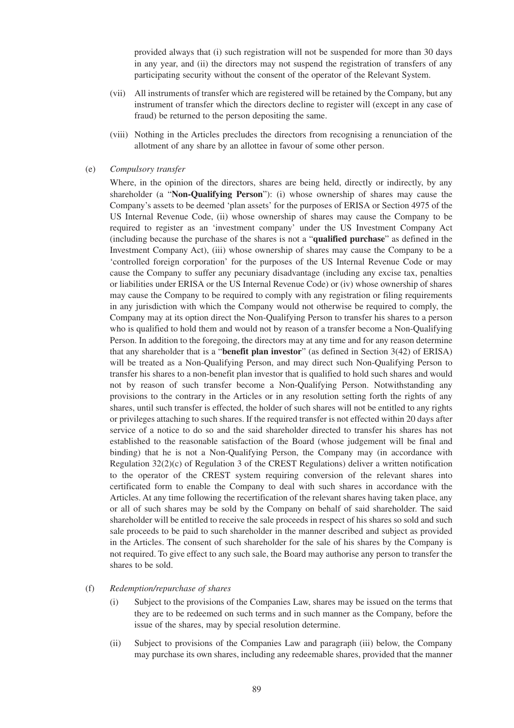provided always that (i) such registration will not be suspended for more than 30 days in any year, and (ii) the directors may not suspend the registration of transfers of any participating security without the consent of the operator of the Relevant System.

(vii) All instruments of transfer which are registered will be retained by the Company, but any instrument of transfer which the directors decline to register will (except in any case of fraud) be returned to the person depositing the same.

(viii) Nothing in the Articles precludes the directors from recognising a renunciation of the allotment of any share by an allottee in favour of some other person.

(e) *Compulsory transfer*

Where, in the opinion of the directors, shares are being held, directly or indirectly, by any shareholder (a "**Non-Qualifying Person**"): (i) whose ownership of shares may cause the Company's assets to be deemed 'plan assets' for the purposes of ERISA or Section 4975 of the US Internal Revenue Code, (ii) whose ownership of shares may cause the Company to be required to register as an 'investment company' under the US Investment Company Act (including because the purchase of the shares is not a "**qualified purchase**" as defined in the Investment Company Act), (iii) whose ownership of shares may cause the Company to be a 'controlled foreign corporation' for the purposes of the US Internal Revenue Code or may cause the Company to suffer any pecuniary disadvantage (including any excise tax, penalties or liabilities under ERISA or the US Internal Revenue Code) or (iv) whose ownership of shares may cause the Company to be required to comply with any registration or filing requirements in any jurisdiction with which the Company would not otherwise be required to comply, the Company may at its option direct the Non-Qualifying Person to transfer his shares to a person who is qualified to hold them and would not by reason of a transfer become a Non-Qualifying Person. In addition to the foregoing, the directors may at any time and for any reason determine that any shareholder that is a "**benefit plan investor**" (as defined in Section 3(42) of ERISA) will be treated as a Non-Qualifying Person, and may direct such Non-Qualifying Person to transfer his shares to a non-benefit plan investor that is qualified to hold such shares and would not by reason of such transfer become a Non-Qualifying Person. Notwithstanding any provisions to the contrary in the Articles or in any resolution setting forth the rights of any shares, until such transfer is effected, the holder of such shares will not be entitled to any rights or privileges attaching to such shares. If the required transfer is not effected within 20 days after service of a notice to do so and the said shareholder directed to transfer his shares has not established to the reasonable satisfaction of the Board (whose judgement will be final and binding) that he is not a Non-Qualifying Person, the Company may (in accordance with Regulation 32(2)(c) of Regulation 3 of the CREST Regulations) deliver a written notification to the operator of the CREST system requiring conversion of the relevant shares into certificated form to enable the Company to deal with such shares in accordance with the Articles. At any time following the recertification of the relevant shares having taken place, any or all of such shares may be sold by the Company on behalf of said shareholder. The said shareholder will be entitled to receive the sale proceeds in respect of his shares so sold and such sale proceeds to be paid to such shareholder in the manner described and subject as provided in the Articles. The consent of such shareholder for the sale of his shares by the Company is not required. To give effect to any such sale, the Board may authorise any person to transfer the shares to be sold.

(f) *Redemption/repurchase of shares*

(i) Subject to the provisions of the Companies Law, shares may be issued on the terms that they are to be redeemed on such terms and in such manner as the Company, before the issue of the shares, may by special resolution determine.

(ii) Subject to provisions of the Companies Law and paragraph (iii) below, the Company may purchase its own shares, including any redeemable shares, provided that the manner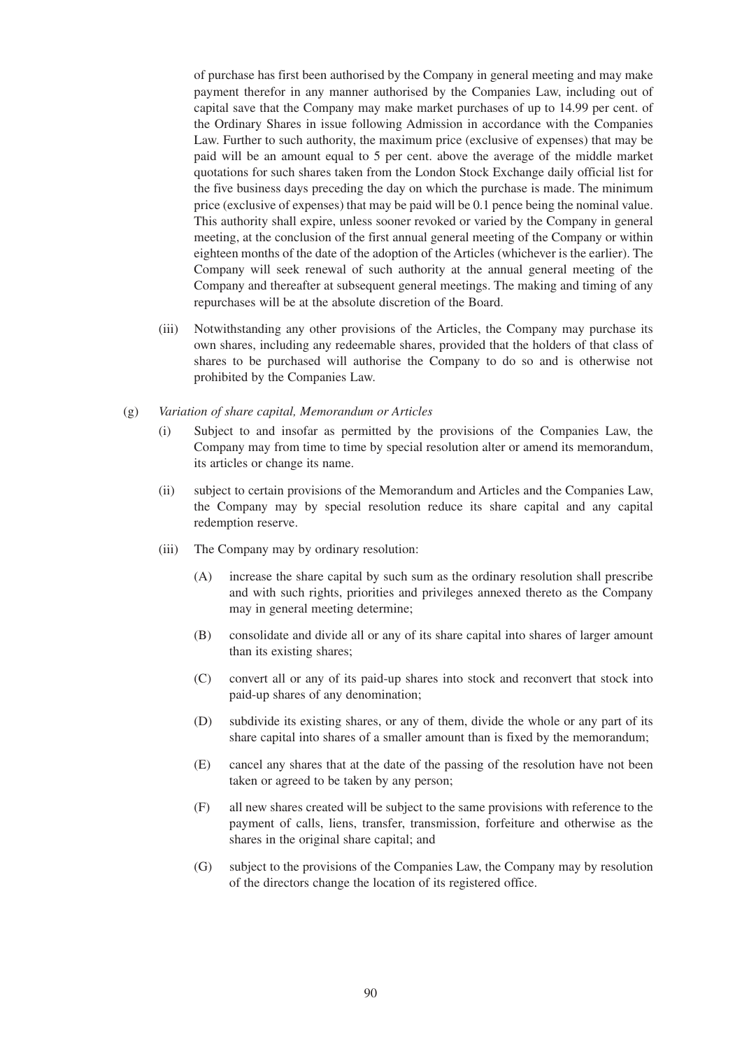of purchase has first been authorised by the Company in general meeting and may make payment therefor in any manner authorised by the Companies Law, including out of capital save that the Company may make market purchases of up to 14.99 per cent. of the Ordinary Shares in issue following Admission in accordance with the Companies Law. Further to such authority, the maximum price (exclusive of expenses) that may be paid will be an amount equal to 5 per cent. above the average of the middle market quotations for such shares taken from the London Stock Exchange daily official list for the five business days preceding the day on which the purchase is made. The minimum price (exclusive of expenses) that may be paid will be 0.1 pence being the nominal value. This authority shall expire, unless sooner revoked or varied by the Company in general meeting, at the conclusion of the first annual general meeting of the Company or within eighteen months of the date of the adoption of the Articles (whichever is the earlier). The Company will seek renewal of such authority at the annual general meeting of the Company and thereafter at subsequent general meetings. The making and timing of any repurchases will be at the absolute discretion of the Board.

(iii) Notwithstanding any other provisions of the Articles, the Company may purchase its own shares, including any redeemable shares, provided that the holders of that class of shares to be purchased will authorise the Company to do so and is otherwise not prohibited by the Companies Law.

(g) *Variation of share capital, Memorandum or Articles*

(i) Subject to and insofar as permitted by the provisions of the Companies Law, the Company may from time to time by special resolution alter or amend its memorandum, its articles or change its name.

(ii) subject to certain provisions of the Memorandum and Articles and the Companies Law, the Company may by special resolution reduce its share capital and any capital redemption reserve.

(iii) The Company may by ordinary resolution:

(A) increase the share capital by such sum as the ordinary resolution shall prescribe and with such rights, priorities and privileges annexed thereto as the Company may in general meeting determine;

(B) consolidate and divide all or any of its share capital into shares of larger amount than its existing shares;

(C) convert all or any of its paid-up shares into stock and reconvert that stock into paid-up shares of any denomination;

(D) subdivide its existing shares, or any of them, divide the whole or any part of its share capital into shares of a smaller amount than is fixed by the memorandum;

(E) cancel any shares that at the date of the passing of the resolution have not been taken or agreed to be taken by any person;

(F) all new shares created will be subject to the same provisions with reference to the payment of calls, liens, transfer, transmission, forfeiture and otherwise as the shares in the original share capital; and

(G) subject to the provisions of the Companies Law, the Company may by resolution of the directors change the location of its registered office.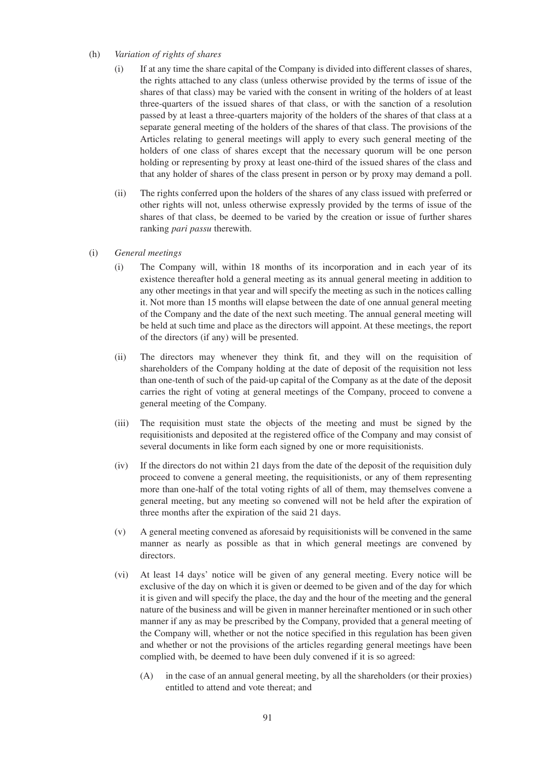(h) *Variation of rights of shares*

(i) If at any time the share capital of the Company is divided into different classes of shares, the rights attached to any class (unless otherwise provided by the terms of issue of the shares of that class) may be varied with the consent in writing of the holders of at least three-quarters of the issued shares of that class, or with the sanction of a resolution passed by at least a three-quarters majority of the holders of the shares of that class at a separate general meeting of the holders of the shares of that class. The provisions of the Articles relating to general meetings will apply to every such general meeting of the holders of one class of shares except that the necessary quorum will be one person holding or representing by proxy at least one-third of the issued shares of the class and that any holder of shares of the class present in person or by proxy may demand a poll.

(ii) The rights conferred upon the holders of the shares of any class issued with preferred or other rights will not, unless otherwise expressly provided by the terms of issue of the shares of that class, be deemed to be varied by the creation or issue of further shares ranking *pari passu* therewith.

(i) *General meetings*

(i) The Company will, within 18 months of its incorporation and in each year of its existence thereafter hold a general meeting as its annual general meeting in addition to any other meetings in that year and will specify the meeting as such in the notices calling it. Not more than 15 months will elapse between the date of one annual general meeting of the Company and the date of the next such meeting. The annual general meeting will be held at such time and place as the directors will appoint. At these meetings, the report of the directors (if any) will be presented.

(ii) The directors may whenever they think fit, and they will on the requisition of shareholders of the Company holding at the date of deposit of the requisition not less than one-tenth of such of the paid-up capital of the Company as at the date of the deposit carries the right of voting at general meetings of the Company, proceed to convene a general meeting of the Company.

(iii) The requisition must state the objects of the meeting and must be signed by the requisitionists and deposited at the registered office of the Company and may consist of several documents in like form each signed by one or more requisitionists.

(iv) If the directors do not within 21 days from the date of the deposit of the requisition duly proceed to convene a general meeting, the requisitionists, or any of them representing more than one-half of the total voting rights of all of them, may themselves convene a general meeting, but any meeting so convened will not be held after the expiration of three months after the expiration of the said 21 days.

(v) A general meeting convened as aforesaid by requisitionists will be convened in the same manner as nearly as possible as that in which general meetings are convened by directors.

(vi) At least 14 days' notice will be given of any general meeting. Every notice will be exclusive of the day on which it is given or deemed to be given and of the day for which it is given and will specify the place, the day and the hour of the meeting and the general nature of the business and will be given in manner hereinafter mentioned or in such other manner if any as may be prescribed by the Company, provided that a general meeting of the Company will, whether or not the notice specified in this regulation has been given and whether or not the provisions of the articles regarding general meetings have been complied with, be deemed to have been duly convened if it is so agreed:

(A) in the case of an annual general meeting, by all the shareholders (or their proxies) entitled to attend and vote thereat; and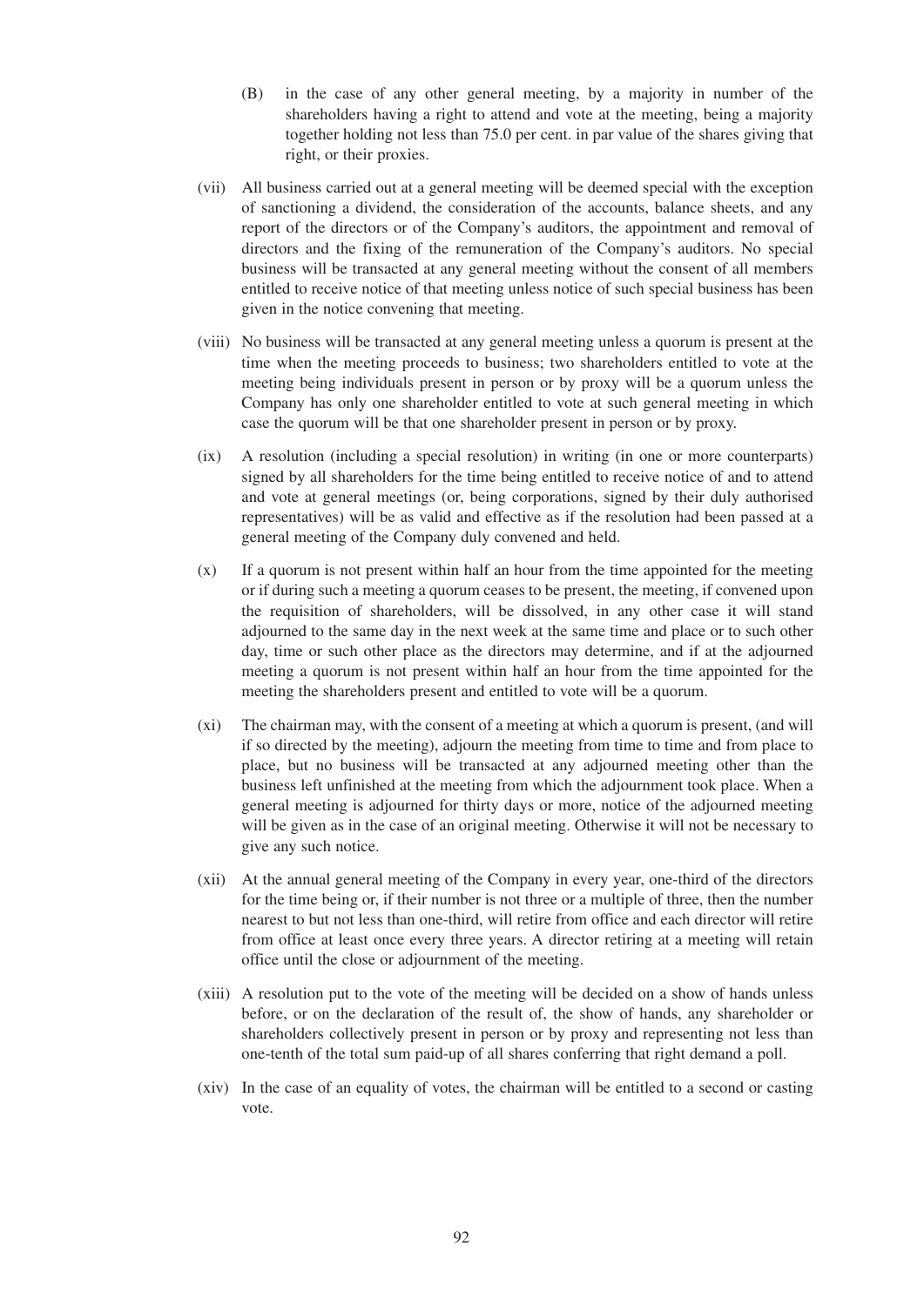(B) in the case of any other general meeting, by a majority in number of the shareholders having a right to attend and vote at the meeting, being a majority together holding not less than 75.0 per cent. in par value of the shares giving that right, or their proxies.

(vii) All business carried out at a general meeting will be deemed special with the exception of sanctioning a dividend, the consideration of the accounts, balance sheets, and any report of the directors or of the Company's auditors, the appointment and removal of directors and the fixing of the remuneration of the Company's auditors. No special business will be transacted at any general meeting without the consent of all members entitled to receive notice of that meeting unless notice of such special business has been given in the notice convening that meeting.

(viii) No business will be transacted at any general meeting unless a quorum is present at the time when the meeting proceeds to business; two shareholders entitled to vote at the meeting being individuals present in person or by proxy will be a quorum unless the Company has only one shareholder entitled to vote at such general meeting in which case the quorum will be that one shareholder present in person or by proxy.

(ix) A resolution (including a special resolution) in writing (in one or more counterparts) signed by all shareholders for the time being entitled to receive notice of and to attend and vote at general meetings (or, being corporations, signed by their duly authorised representatives) will be as valid and effective as if the resolution had been passed at a general meeting of the Company duly convened and held.

(x) If a quorum is not present within half an hour from the time appointed for the meeting or if during such a meeting a quorum ceases to be present, the meeting, if convened upon the requisition of shareholders, will be dissolved, in any other case it will stand adjourned to the same day in the next week at the same time and place or to such other day, time or such other place as the directors may determine, and if at the adjourned meeting a quorum is not present within half an hour from the time appointed for the meeting the shareholders present and entitled to vote will be a quorum.

(xi) The chairman may, with the consent of a meeting at which a quorum is present, (and will if so directed by the meeting), adjourn the meeting from time to time and from place to place, but no business will be transacted at any adjourned meeting other than the business left unfinished at the meeting from which the adjournment took place. When a general meeting is adjourned for thirty days or more, notice of the adjourned meeting will be given as in the case of an original meeting. Otherwise it will not be necessary to give any such notice.

(xii) At the annual general meeting of the Company in every year, one-third of the directors for the time being or, if their number is not three or a multiple of three, then the number nearest to but not less than one-third, will retire from office and each director will retire from office at least once every three years. A director retiring at a meeting will retain office until the close or adjournment of the meeting.

(xiii) A resolution put to the vote of the meeting will be decided on a show of hands unless before, or on the declaration of the result of, the show of hands, any shareholder or shareholders collectively present in person or by proxy and representing not less than one-tenth of the total sum paid-up of all shares conferring that right demand a poll.

(xiv) In the case of an equality of votes, the chairman will be entitled to a second or casting vote.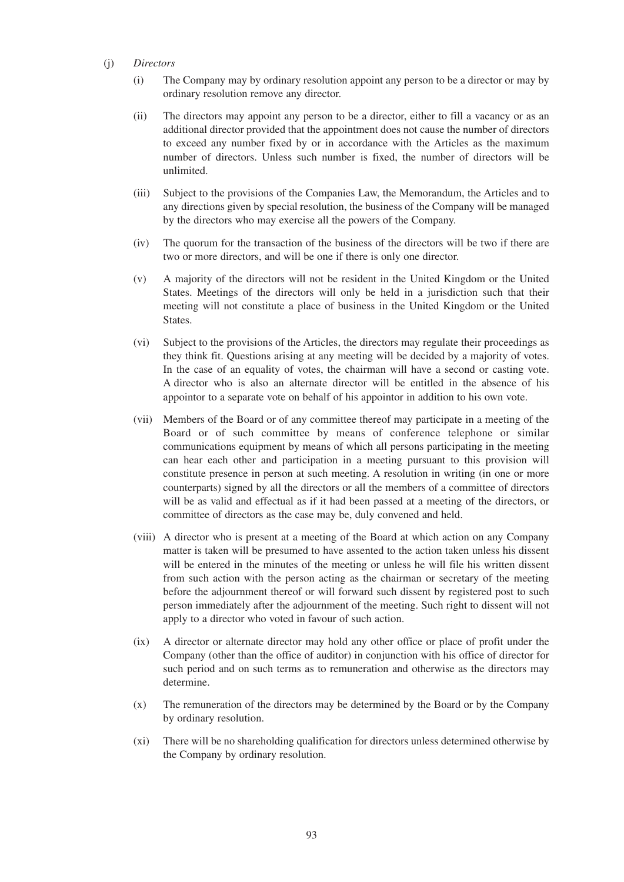(j) *Directors*

(i) The Company may by ordinary resolution appoint any person to be a director or may by ordinary resolution remove any director.

(ii) The directors may appoint any person to be a director, either to fill a vacancy or as an additional director provided that the appointment does not cause the number of directors to exceed any number fixed by or in accordance with the Articles as the maximum number of directors. Unless such number is fixed, the number of directors will be unlimited.

(iii) Subject to the provisions of the Companies Law, the Memorandum, the Articles and to any directions given by special resolution, the business of the Company will be managed by the directors who may exercise all the powers of the Company.

(iv) The quorum for the transaction of the business of the directors will be two if there are two or more directors, and will be one if there is only one director.

(v) A majority of the directors will not be resident in the United Kingdom or the United States. Meetings of the directors will only be held in a jurisdiction such that their meeting will not constitute a place of business in the United Kingdom or the United States.

(vi) Subject to the provisions of the Articles, the directors may regulate their proceedings as they think fit. Questions arising at any meeting will be decided by a majority of votes. In the case of an equality of votes, the chairman will have a second or casting vote. A director who is also an alternate director will be entitled in the absence of his appointor to a separate vote on behalf of his appointor in addition to his own vote.

(vii) Members of the Board or of any committee thereof may participate in a meeting of the Board or of such committee by means of conference telephone or similar communications equipment by means of which all persons participating in the meeting can hear each other and participation in a meeting pursuant to this provision will constitute presence in person at such meeting. A resolution in writing (in one or more counterparts) signed by all the directors or all the members of a committee of directors will be as valid and effectual as if it had been passed at a meeting of the directors, or committee of directors as the case may be, duly convened and held.

(viii) A director who is present at a meeting of the Board at which action on any Company matter is taken will be presumed to have assented to the action taken unless his dissent will be entered in the minutes of the meeting or unless he will file his written dissent from such action with the person acting as the chairman or secretary of the meeting before the adjournment thereof or will forward such dissent by registered post to such person immediately after the adjournment of the meeting. Such right to dissent will not apply to a director who voted in favour of such action.

(ix) A director or alternate director may hold any other office or place of profit under the Company (other than the office of auditor) in conjunction with his office of director for such period and on such terms as to remuneration and otherwise as the directors may determine.

(x) The remuneration of the directors may be determined by the Board or by the Company by ordinary resolution.

(xi) There will be no shareholding qualification for directors unless determined otherwise by the Company by ordinary resolution.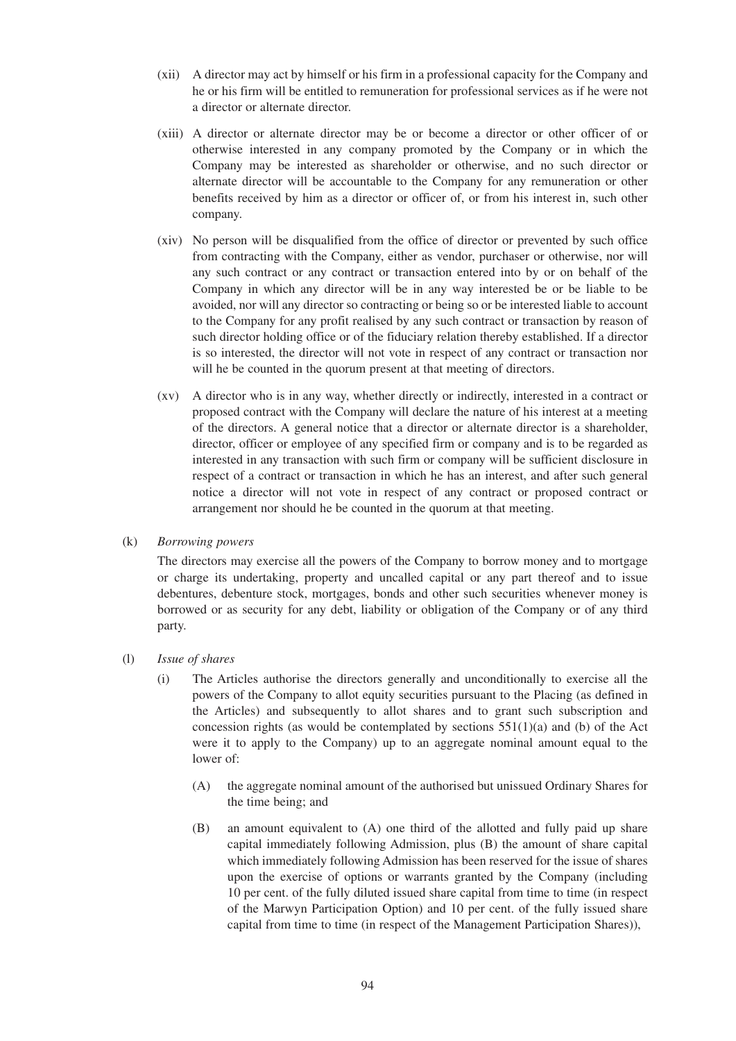(xii) A director may act by himself or his firm in a professional capacity for the Company and he or his firm will be entitled to remuneration for professional services as if he were not a director or alternate director.

(xiii) A director or alternate director may be or become a director or other officer of or otherwise interested in any company promoted by the Company or in which the Company may be interested as shareholder or otherwise, and no such director or alternate director will be accountable to the Company for any remuneration or other benefits received by him as a director or officer of, or from his interest in, such other company.

(xiv) No person will be disqualified from the office of director or prevented by such office from contracting with the Company, either as vendor, purchaser or otherwise, nor will any such contract or any contract or transaction entered into by or on behalf of the Company in which any director will be in any way interested be or be liable to be avoided, nor will any director so contracting or being so or be interested liable to account to the Company for any profit realised by any such contract or transaction by reason of such director holding office or of the fiduciary relation thereby established. If a director is so interested, the director will not vote in respect of any contract or transaction nor will he be counted in the quorum present at that meeting of directors.

(xv) A director who is in any way, whether directly or indirectly, interested in a contract or proposed contract with the Company will declare the nature of his interest at a meeting of the directors. A general notice that a director or alternate director is a shareholder, director, officer or employee of any specified firm or company and is to be regarded as interested in any transaction with such firm or company will be sufficient disclosure in respect of a contract or transaction in which he has an interest, and after such general notice a director will not vote in respect of any contract or proposed contract or arrangement nor should he be counted in the quorum at that meeting.

(k) *Borrowing powers*

The directors may exercise all the powers of the Company to borrow money and to mortgage or charge its undertaking, property and uncalled capital or any part thereof and to issue debentures, debenture stock, mortgages, bonds and other such securities whenever money is borrowed or as security for any debt, liability or obligation of the Company or of any third party.

(l) *Issue of shares*

(i) The Articles authorise the directors generally and unconditionally to exercise all the powers of the Company to allot equity securities pursuant to the Placing (as defined in the Articles) and subsequently to allot shares and to grant such subscription and concession rights (as would be contemplated by sections 551(1)(a) and (b) of the Act were it to apply to the Company) up to an aggregate nominal amount equal to the lower of:

(A) the aggregate nominal amount of the authorised but unissued Ordinary Shares for the time being; and

(B) an amount equivalent to (A) one third of the allotted and fully paid up share capital immediately following Admission, plus (B) the amount of share capital which immediately following Admission has been reserved for the issue of shares upon the exercise of options or warrants granted by the Company (including 10 per cent. of the fully diluted issued share capital from time to time (in respect of the Marwyn Participation Option) and 10 per cent. of the fully issued share capital from time to time (in respect of the Management Participation Shares)),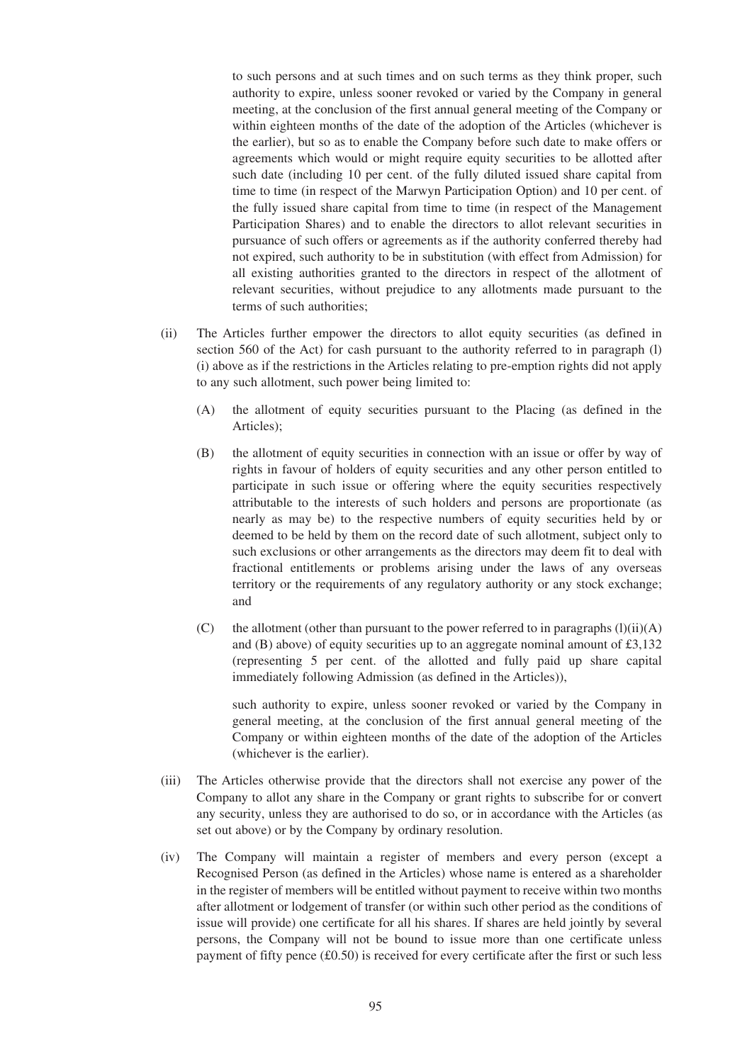to such persons and at such times and on such terms as they think proper, such authority to expire, unless sooner revoked or varied by the Company in general meeting, at the conclusion of the first annual general meeting of the Company or within eighteen months of the date of the adoption of the Articles (whichever is the earlier), but so as to enable the Company before such date to make offers or agreements which would or might require equity securities to be allotted after such date (including 10 per cent. of the fully diluted issued share capital from time to time (in respect of the Marwyn Participation Option) and 10 per cent. of the fully issued share capital from time to time (in respect of the Management Participation Shares) and to enable the directors to allot relevant securities in pursuance of such offers or agreements as if the authority conferred thereby had not expired, such authority to be in substitution (with effect from Admission) for all existing authorities granted to the directors in respect of the allotment of relevant securities, without prejudice to any allotments made pursuant to the terms of such authorities;

(ii) The Articles further empower the directors to allot equity securities (as defined in section 560 of the Act) for cash pursuant to the authority referred to in paragraph (l)(i) above as if the restrictions in the Articles relating to pre-emption rights did not apply to any such allotment, such power being limited to:

(A) the allotment of equity securities pursuant to the Placing (as defined in the Articles);

(B) the allotment of equity securities in connection with an issue or offer by way of rights in favour of holders of equity securities and any other person entitled to participate in such issue or offering where the equity securities respectively attributable to the interests of such holders and persons are proportionate (as nearly as may be) to the respective numbers of equity securities held by or deemed to be held by them on the record date of such allotment, subject only to such exclusions or other arrangements as the directors may deem fit to deal with fractional entitlements or problems arising under the laws of any overseas territory or the requirements of any regulatory authority or any stock exchange; and

(C) the allotment (other than pursuant to the power referred to in paragraphs (l)(ii)(A) and (B) above) of equity securities up to an aggregate nominal amount of £3,132 (representing 5 per cent. of the allotted and fully paid up share capital immediately following Admission (as defined in the Articles)),

such authority to expire, unless sooner revoked or varied by the Company in general meeting, at the conclusion of the first annual general meeting of the Company or within eighteen months of the date of the adoption of the Articles (whichever is the earlier).

(iii) The Articles otherwise provide that the directors shall not exercise any power of the Company to allot any share in the Company or grant rights to subscribe for or convert any security, unless they are authorised to do so, or in accordance with the Articles (as set out above) or by the Company by ordinary resolution.

(iv) The Company will maintain a register of members and every person (except a Recognised Person (as defined in the Articles) whose name is entered as a shareholder in the register of members will be entitled without payment to receive within two months after allotment or lodgement of transfer (or within such other period as the conditions of issue will provide) one certificate for all his shares. If shares are held jointly by several persons, the Company will not be bound to issue more than one certificate unless payment of fifty pence (£0.50) is received for every certificate after the first or such less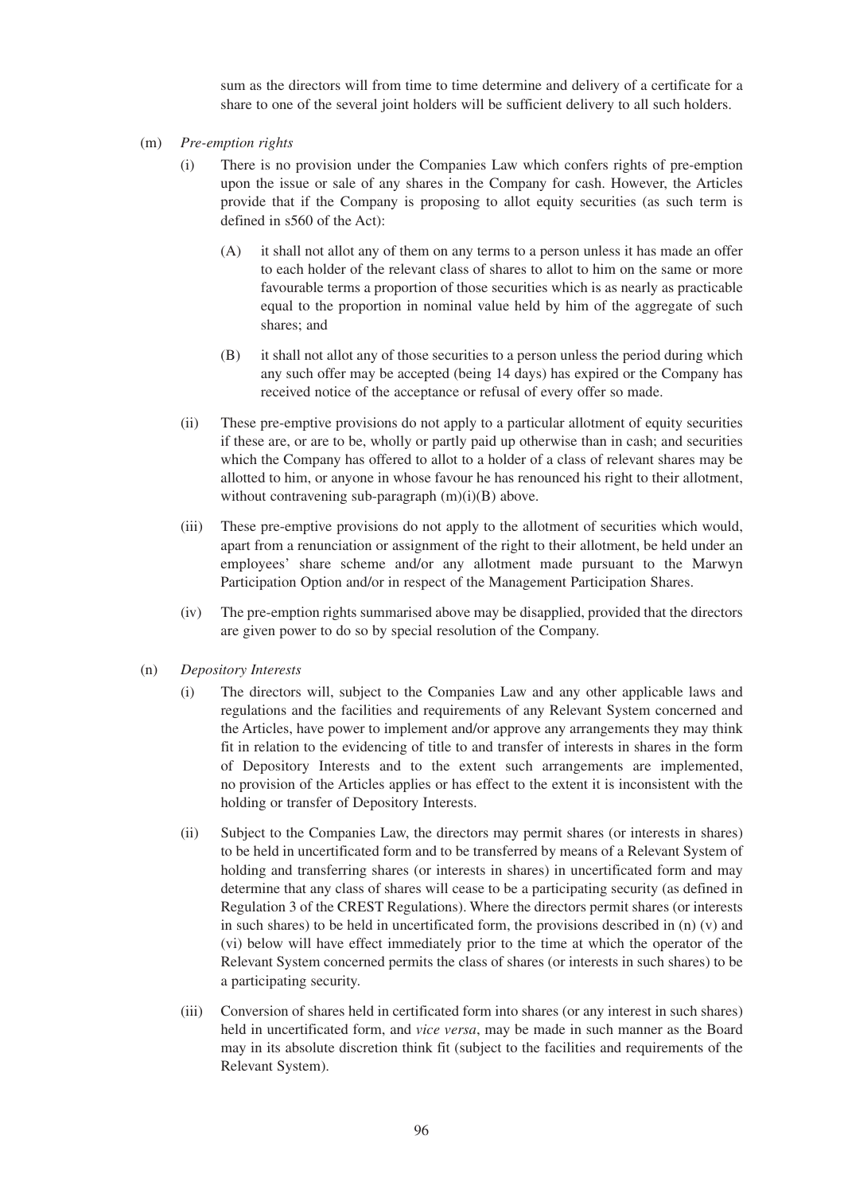sum as the directors will from time to time determine and delivery of a certificate for a share to one of the several joint holders will be sufficient delivery to all such holders.

(m) *Pre-emption rights*

(i) There is no provision under the Companies Law which confers rights of pre-emption upon the issue or sale of any shares in the Company for cash. However, the Articles provide that if the Company is proposing to allot equity securities (as such term is defined in s560 of the Act):

(A) it shall not allot any of them on any terms to a person unless it has made an offer to each holder of the relevant class of shares to allot to him on the same or more favourable terms a proportion of those securities which is as nearly as practicable equal to the proportion in nominal value held by him of the aggregate of such shares; and

(B) it shall not allot any of those securities to a person unless the period during which any such offer may be accepted (being 14 days) has expired or the Company has received notice of the acceptance or refusal of every offer so made.

(ii) These pre-emptive provisions do not apply to a particular allotment of equity securities if these are, or are to be, wholly or partly paid up otherwise than in cash; and securities which the Company has offered to allot to a holder of a class of relevant shares may be allotted to him, or anyone in whose favour he has renounced his right to their allotment, without contravening sub-paragraph (m)(i)(B) above.

(iii) These pre-emptive provisions do not apply to the allotment of securities which would, apart from a renunciation or assignment of the right to their allotment, be held under an employees' share scheme and/or any allotment made pursuant to the Marwyn Participation Option and/or in respect of the Management Participation Shares.

(iv) The pre-emption rights summarised above may be disapplied, provided that the directors are given power to do so by special resolution of the Company.

(n) *Depository Interests*

(i) The directors will, subject to the Companies Law and any other applicable laws and regulations and the facilities and requirements of any Relevant System concerned and the Articles, have power to implement and/or approve any arrangements they may think fit in relation to the evidencing of title to and transfer of interests in shares in the form of Depository Interests and to the extent such arrangements are implemented, no provision of the Articles applies or has effect to the extent it is inconsistent with the holding or transfer of Depository Interests.

(ii) Subject to the Companies Law, the directors may permit shares (or interests in shares) to be held in uncertificated form and to be transferred by means of a Relevant System of holding and transferring shares (or interests in shares) in uncertificated form and may determine that any class of shares will cease to be a participating security (as defined in Regulation 3 of the CREST Regulations). Where the directors permit shares (or interests in such shares) to be held in uncertificated form, the provisions described in (n) (v) and (vi) below will have effect immediately prior to the time at which the operator of the Relevant System concerned permits the class of shares (or interests in such shares) to be a participating security.

(iii) Conversion of shares held in certificated form into shares (or any interest in such shares) held in uncertificated form, and *vice versa*, may be made in such manner as the Board may in its absolute discretion think fit (subject to the facilities and requirements of the Relevant System).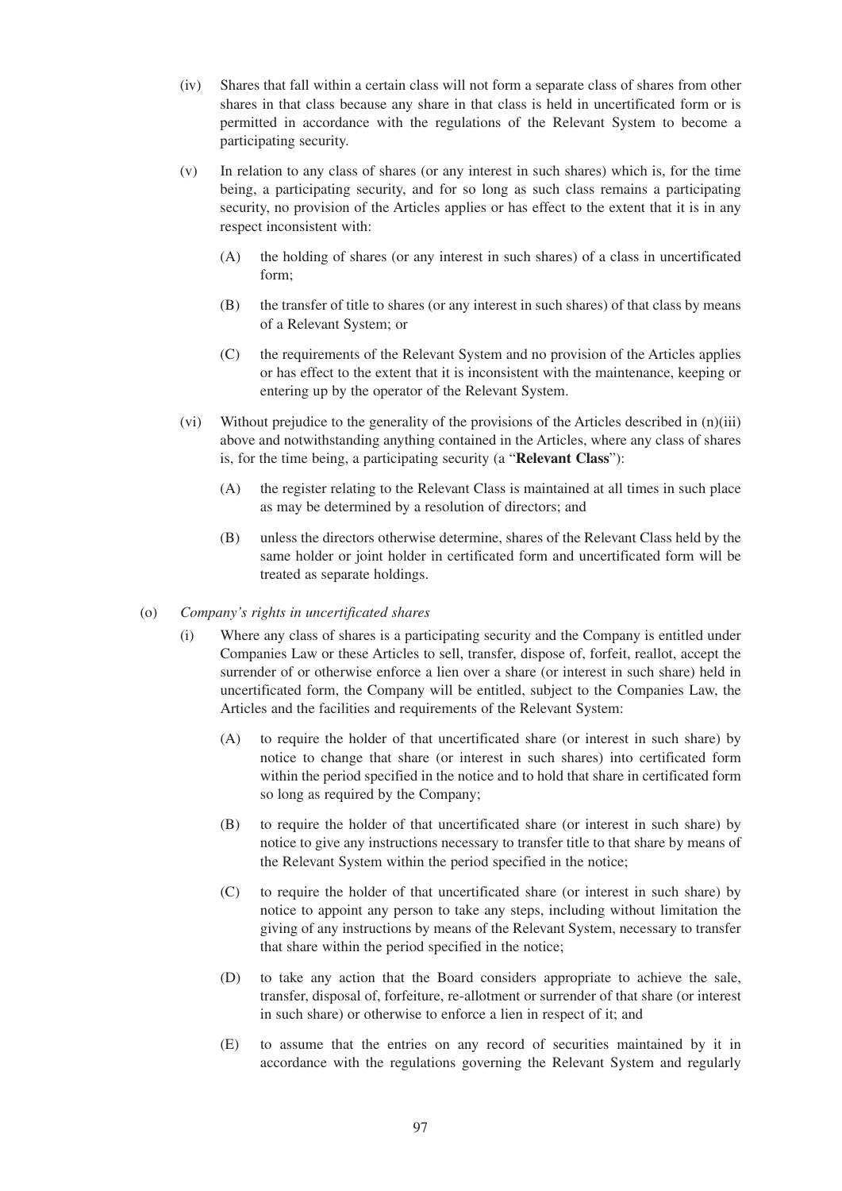(iv) Shares that fall within a certain class will not form a separate class of shares from other shares in that class because any share in that class is held in uncertificated form or is permitted in accordance with the regulations of the Relevant System to become a participating security.

(v) In relation to any class of shares (or any interest in such shares) which is, for the time being, a participating security, and for so long as such class remains a participating security, no provision of the Articles applies or has effect to the extent that it is in any respect inconsistent with:

(A) the holding of shares (or any interest in such shares) of a class in uncertificated form;

(B) the transfer of title to shares (or any interest in such shares) of that class by means of a Relevant System; or

(C) the requirements of the Relevant System and no provision of the Articles applies or has effect to the extent that it is inconsistent with the maintenance, keeping or entering up by the operator of the Relevant System.

(vi) Without prejudice to the generality of the provisions of the Articles described in (n)(iii) above and notwithstanding anything contained in the Articles, where any class of shares is, for the time being, a participating security (a "**Relevant Class**"):

(A) the register relating to the Relevant Class is maintained at all times in such place as may be determined by a resolution of directors; and

(B) unless the directors otherwise determine, shares of the Relevant Class held by the same holder or joint holder in certificated form and uncertificated form will be treated as separate holdings.

(o) *Company's rights in uncertificated shares*

(i) Where any class of shares is a participating security and the Company is entitled under Companies Law or these Articles to sell, transfer, dispose of, forfeit, reallot, accept the surrender of or otherwise enforce a lien over a share (or interest in such share) held in uncertificated form, the Company will be entitled, subject to the Companies Law, the Articles and the facilities and requirements of the Relevant System:

(A) to require the holder of that uncertificated share (or interest in such share) by notice to change that share (or interest in such shares) into certificated form within the period specified in the notice and to hold that share in certificated form so long as required by the Company;

(B) to require the holder of that uncertificated share (or interest in such share) by notice to give any instructions necessary to transfer title to that share by means of the Relevant System within the period specified in the notice;

(C) to require the holder of that uncertificated share (or interest in such share) by notice to appoint any person to take any steps, including without limitation the giving of any instructions by means of the Relevant System, necessary to transfer that share within the period specified in the notice;

(D) to take any action that the Board considers appropriate to achieve the sale, transfer, disposal of, forfeiture, re-allotment or surrender of that share (or interest in such share) or otherwise to enforce a lien in respect of it; and

(E) to assume that the entries on any record of securities maintained by it in accordance with the regulations governing the Relevant System and regularly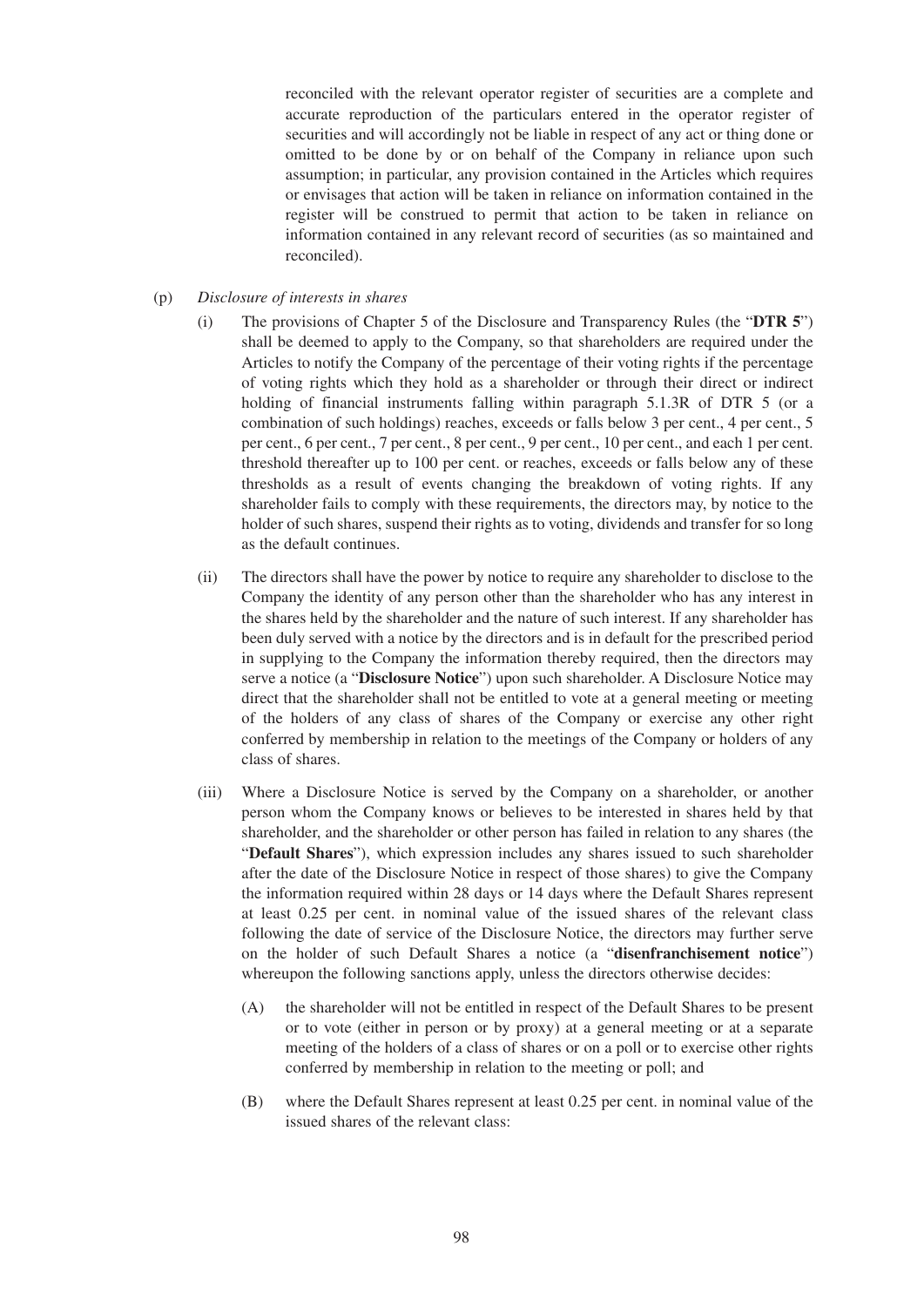reconciled with the relevant operator register of securities are a complete and accurate reproduction of the particulars entered in the operator register of securities and will accordingly not be liable in respect of any act or thing done or omitted to be done by or on behalf of the Company in reliance upon such assumption; in particular, any provision contained in the Articles which requires or envisages that action will be taken in reliance on information contained in the register will be construed to permit that action to be taken in reliance on information contained in any relevant record of securities (as so maintained and reconciled).

(p) *Disclosure of interests in shares*

(i) The provisions of Chapter 5 of the Disclosure and Transparency Rules (the "**DTR 5**") shall be deemed to apply to the Company, so that shareholders are required under the Articles to notify the Company of the percentage of their voting rights if the percentage of voting rights which they hold as a shareholder or through their direct or indirect holding of financial instruments falling within paragraph 5.1.3R of DTR 5 (or a combination of such holdings) reaches, exceeds or falls below 3 per cent., 4 per cent., 5 per cent., 6 per cent., 7 per cent., 8 per cent., 9 per cent., 10 per cent., and each 1 per cent. threshold thereafter up to 100 per cent. or reaches, exceeds or falls below any of these thresholds as a result of events changing the breakdown of voting rights. If any shareholder fails to comply with these requirements, the directors may, by notice to the holder of such shares, suspend their rights as to voting, dividends and transfer for so long as the default continues.

(ii) The directors shall have the power by notice to require any shareholder to disclose to the Company the identity of any person other than the shareholder who has any interest in the shares held by the shareholder and the nature of such interest. If any shareholder has been duly served with a notice by the directors and is in default for the prescribed period in supplying to the Company the information thereby required, then the directors may serve a notice (a "**Disclosure Notice**") upon such shareholder. A Disclosure Notice may direct that the shareholder shall not be entitled to vote at a general meeting or meeting of the holders of any class of shares of the Company or exercise any other right conferred by membership in relation to the meetings of the Company or holders of any class of shares.

(iii) Where a Disclosure Notice is served by the Company on a shareholder, or another person whom the Company knows or believes to be interested in shares held by that shareholder, and the shareholder or other person has failed in relation to any shares (the "**Default Shares**"), which expression includes any shares issued to such shareholder after the date of the Disclosure Notice in respect of those shares) to give the Company the information required within 28 days or 14 days where the Default Shares represent at least 0.25 per cent. in nominal value of the issued shares of the relevant class following the date of service of the Disclosure Notice, the directors may further serve on the holder of such Default Shares a notice (a "**disenfranchisement notice**") whereupon the following sanctions apply, unless the directors otherwise decides:

(A) the shareholder will not be entitled in respect of the Default Shares to be present or to vote (either in person or by proxy) at a general meeting or at a separate meeting of the holders of a class of shares or on a poll or to exercise other rights conferred by membership in relation to the meeting or poll; and

(B) where the Default Shares represent at least 0.25 per cent. in nominal value of the issued shares of the relevant class: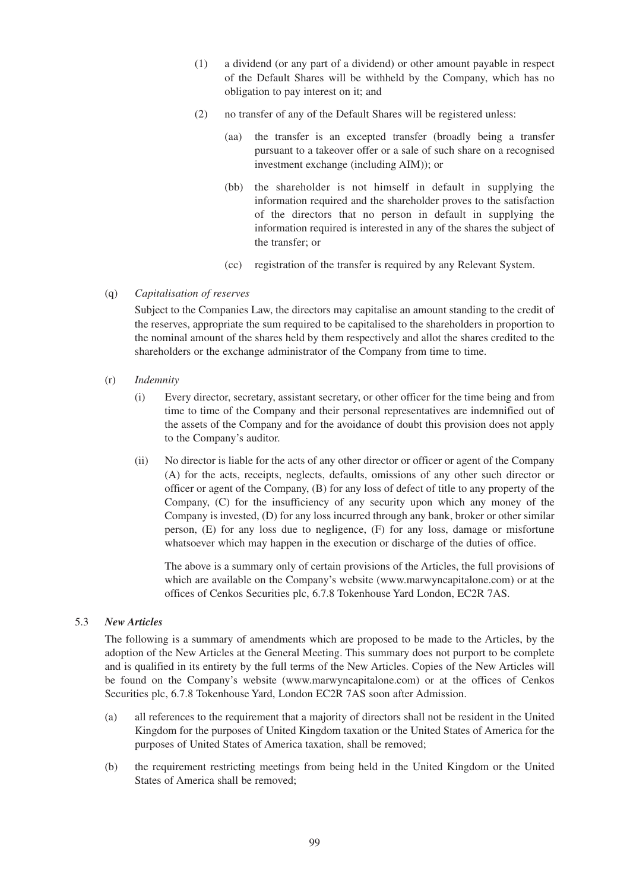(1) a dividend (or any part of a dividend) or other amount payable in respect of the Default Shares will be withheld by the Company, which has no obligation to pay interest on it; and

(2) no transfer of any of the Default Shares will be registered unless:

(aa) the transfer is an excepted transfer (broadly being a transfer pursuant to a takeover offer or a sale of such share on a recognised investment exchange (including AIM)); or

(bb) the shareholder is not himself in default in supplying the information required and the shareholder proves to the satisfaction of the directors that no person in default in supplying the information required is interested in any of the shares the subject of the transfer; or

(cc) registration of the transfer is required by any Relevant System.

(q) *Capitalisation of reserves*

Subject to the Companies Law, the directors may capitalise an amount standing to the credit of the reserves, appropriate the sum required to be capitalised to the shareholders in proportion to the nominal amount of the shares held by them respectively and allot the shares credited to the shareholders or the exchange administrator of the Company from time to time.

(r) *Indemnity*

(i) Every director, secretary, assistant secretary, or other officer for the time being and from time to time of the Company and their personal representatives are indemnified out of the assets of the Company and for the avoidance of doubt this provision does not apply to the Company's auditor.

(ii) No director is liable for the acts of any other director or officer or agent of the Company (A) for the acts, receipts, neglects, defaults, omissions of any other such director or officer or agent of the Company, (B) for any loss of defect of title to any property of the Company, (C) for the insufficiency of any security upon which any money of the Company is invested, (D) for any loss incurred through any bank, broker or other similar person, (E) for any loss due to negligence, (F) for any loss, damage or misfortune whatsoever which may happen in the execution or discharge of the duties of office.

The above is a summary only of certain provisions of the Articles, the full provisions of which are available on the Company's website (www.marwyncapitalone.com) or at the offices of Cenkos Securities plc, 6.7.8 Tokenhouse Yard London, EC2R 7AS.

5.3 ***New Articles***

The following is a summary of amendments which are proposed to be made to the Articles, by the adoption of the New Articles at the General Meeting. This summary does not purport to be complete and is qualified in its entirety by the full terms of the New Articles. Copies of the New Articles will be found on the Company's website (www.marwyncapitalone.com) or at the offices of Cenkos Securities plc, 6.7.8 Tokenhouse Yard, London EC2R 7AS soon after Admission.

(a) all references to the requirement that a majority of directors shall not be resident in the United Kingdom for the purposes of United Kingdom taxation or the United States of America for the purposes of United States of America taxation, shall be removed;

(b) the requirement restricting meetings from being held in the United Kingdom or the United States of America shall be removed;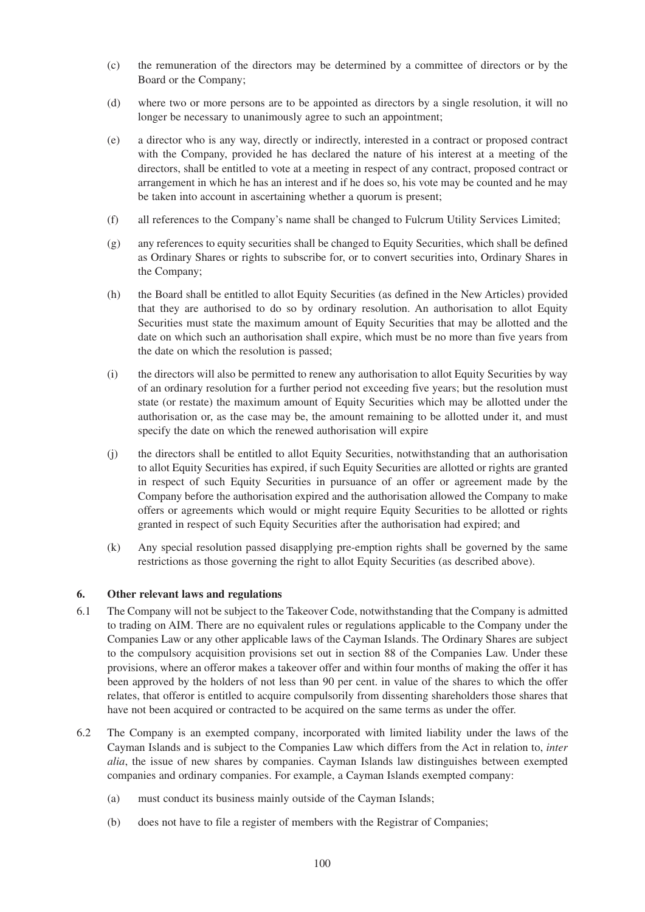(c) the remuneration of the directors may be determined by a committee of directors or by the Board or the Company;

(d) where two or more persons are to be appointed as directors by a single resolution, it will no longer be necessary to unanimously agree to such an appointment;

(e) a director who is any way, directly or indirectly, interested in a contract or proposed contract with the Company, provided he has declared the nature of his interest at a meeting of the directors, shall be entitled to vote at a meeting in respect of any contract, proposed contract or arrangement in which he has an interest and if he does so, his vote may be counted and he may be taken into account in ascertaining whether a quorum is present;

(f) all references to the Company's name shall be changed to Fulcrum Utility Services Limited;

(g) any references to equity securities shall be changed to Equity Securities, which shall be defined as Ordinary Shares or rights to subscribe for, or to convert securities into, Ordinary Shares in the Company;

(h) the Board shall be entitled to allot Equity Securities (as defined in the New Articles) provided that they are authorised to do so by ordinary resolution. An authorisation to allot Equity Securities must state the maximum amount of Equity Securities that may be allotted and the date on which such an authorisation shall expire, which must be no more than five years from the date on which the resolution is passed;

(i) the directors will also be permitted to renew any authorisation to allot Equity Securities by way of an ordinary resolution for a further period not exceeding five years; but the resolution must state (or restate) the maximum amount of Equity Securities which may be allotted under the authorisation or, as the case may be, the amount remaining to be allotted under it, and must specify the date on which the renewed authorisation will expire

(j) the directors shall be entitled to allot Equity Securities, notwithstanding that an authorisation to allot Equity Securities has expired, if such Equity Securities are allotted or rights are granted in respect of such Equity Securities in pursuance of an offer or agreement made by the Company before the authorisation expired and the authorisation allowed the Company to make offers or agreements which would or might require Equity Securities to be allotted or rights granted in respect of such Equity Securities after the authorisation had expired; and

(k) Any special resolution passed disapplying pre-emption rights shall be governed by the same restrictions as those governing the right to allot Equity Securities (as described above).

## 6. Other relevant laws and regulations

6.1 The Company will not be subject to the Takeover Code, notwithstanding that the Company is admitted to trading on AIM. There are no equivalent rules or regulations applicable to the Company under the Companies Law or any other applicable laws of the Cayman Islands. The Ordinary Shares are subject to the compulsory acquisition provisions set out in section 88 of the Companies Law. Under these provisions, where an offeror makes a takeover offer and within four months of making the offer it has been approved by the holders of not less than 90 per cent. in value of the shares to which the offer relates, that offeror is entitled to acquire compulsorily from dissenting shareholders those shares that have not been acquired or contracted to be acquired on the same terms as under the offer.

6.2 The Company is an exempted company, incorporated with limited liability under the laws of the Cayman Islands and is subject to the Companies Law which differs from the Act in relation to, *inter alia*, the issue of new shares by companies. Cayman Islands law distinguishes between exempted companies and ordinary companies. For example, a Cayman Islands exempted company:

(a) must conduct its business mainly outside of the Cayman Islands;

(b) does not have to file a register of members with the Registrar of Companies;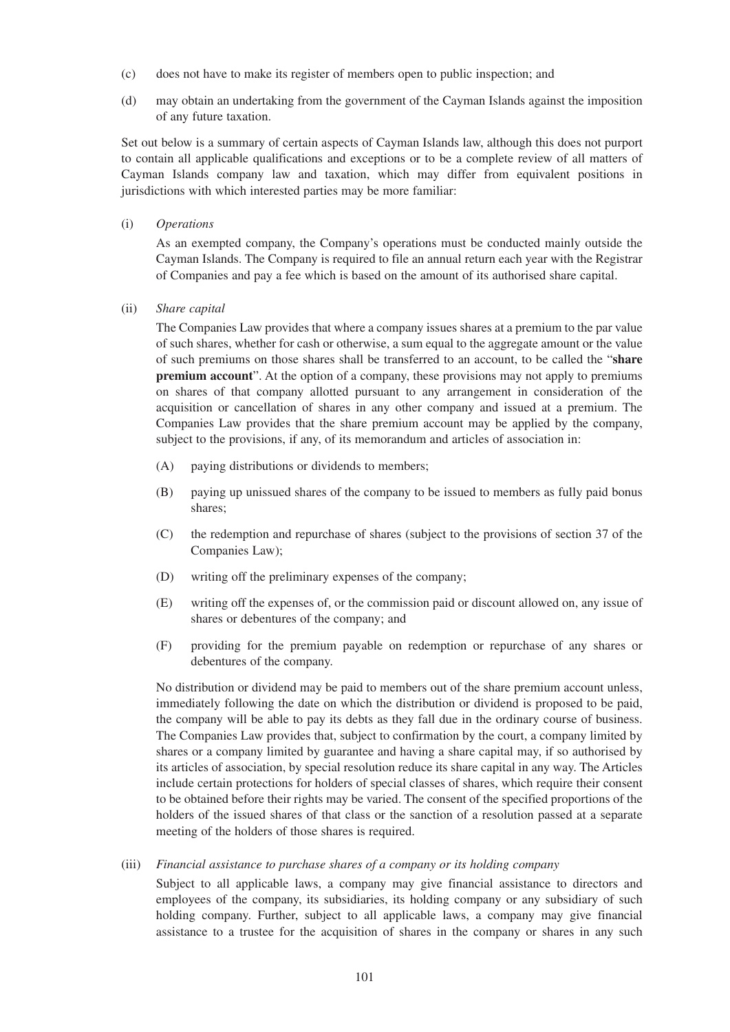(c) does not have to make its register of members open to public inspection; and

(d) may obtain an undertaking from the government of the Cayman Islands against the imposition of any future taxation.

Set out below is a summary of certain aspects of Cayman Islands law, although this does not purport to contain all applicable qualifications and exceptions or to be a complete review of all matters of Cayman Islands company law and taxation, which may differ from equivalent positions in jurisdictions with which interested parties may be more familiar:

(i) *Operations*

As an exempted company, the Company's operations must be conducted mainly outside the Cayman Islands. The Company is required to file an annual return each year with the Registrar of Companies and pay a fee which is based on the amount of its authorised share capital.

(ii) *Share capital*

The Companies Law provides that where a company issues shares at a premium to the par value of such shares, whether for cash or otherwise, a sum equal to the aggregate amount or the value of such premiums on those shares shall be transferred to an account, to be called the "**share premium account**". At the option of a company, these provisions may not apply to premiums on shares of that company allotted pursuant to any arrangement in consideration of the acquisition or cancellation of shares in any other company and issued at a premium. The Companies Law provides that the share premium account may be applied by the company, subject to the provisions, if any, of its memorandum and articles of association in:

(A) paying distributions or dividends to members;

(B) paying up unissued shares of the company to be issued to members as fully paid bonus shares;

(C) the redemption and repurchase of shares (subject to the provisions of section 37 of the Companies Law);

(D) writing off the preliminary expenses of the company;

(E) writing off the expenses of, or the commission paid or discount allowed on, any issue of shares or debentures of the company; and

(F) providing for the premium payable on redemption or repurchase of any shares or debentures of the company.

No distribution or dividend may be paid to members out of the share premium account unless, immediately following the date on which the distribution or dividend is proposed to be paid, the company will be able to pay its debts as they fall due in the ordinary course of business. The Companies Law provides that, subject to confirmation by the court, a company limited by shares or a company limited by guarantee and having a share capital may, if so authorised by its articles of association, by special resolution reduce its share capital in any way. The Articles include certain protections for holders of special classes of shares, which require their consent to be obtained before their rights may be varied. The consent of the specified proportions of the holders of the issued shares of that class or the sanction of a resolution passed at a separate meeting of the holders of those shares is required.

(iii) *Financial assistance to purchase shares of a company or its holding company*

Subject to all applicable laws, a company may give financial assistance to directors and employees of the company, its subsidiaries, its holding company or any subsidiary of such holding company. Further, subject to all applicable laws, a company may give financial assistance to a trustee for the acquisition of shares in the company or shares in any such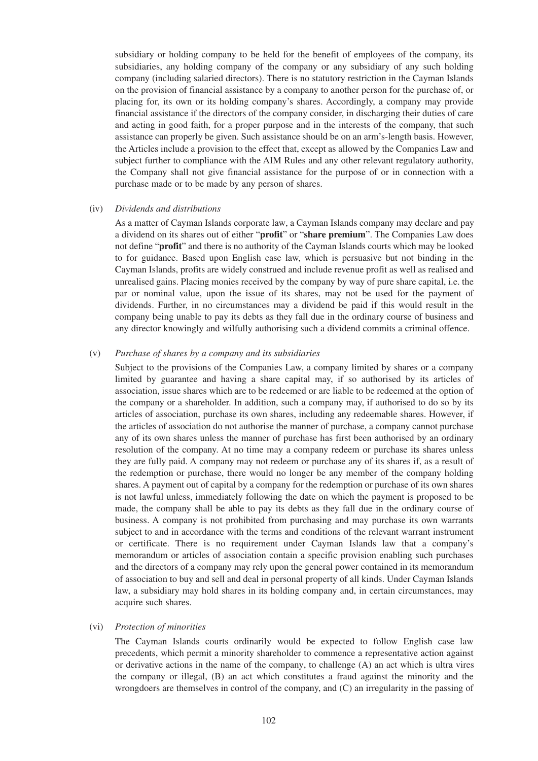subsidiary or holding company to be held for the benefit of employees of the company, its subsidiaries, any holding company of the company or any subsidiary of any such holding company (including salaried directors). There is no statutory restriction in the Cayman Islands on the provision of financial assistance by a company to another person for the purchase of, or placing for, its own or its holding company's shares. Accordingly, a company may provide financial assistance if the directors of the company consider, in discharging their duties of care and acting in good faith, for a proper purpose and in the interests of the company, that such assistance can properly be given. Such assistance should be on an arm's-length basis. However, the Articles include a provision to the effect that, except as allowed by the Companies Law and subject further to compliance with the AIM Rules and any other relevant regulatory authority, the Company shall not give financial assistance for the purpose of or in connection with a purchase made or to be made by any person of shares.

(iv) *Dividends and distributions*

As a matter of Cayman Islands corporate law, a Cayman Islands company may declare and pay a dividend on its shares out of either "**profit**" or "**share premium**". The Companies Law does not define "**profit**" and there is no authority of the Cayman Islands courts which may be looked to for guidance. Based upon English case law, which is persuasive but not binding in the Cayman Islands, profits are widely construed and include revenue profit as well as realised and unrealised gains. Placing monies received by the company by way of pure share capital, i.e. the par or nominal value, upon the issue of its shares, may not be used for the payment of dividends. Further, in no circumstances may a dividend be paid if this would result in the company being unable to pay its debts as they fall due in the ordinary course of business and any director knowingly and wilfully authorising such a dividend commits a criminal offence.

(v) *Purchase of shares by a company and its subsidiaries*

Subject to the provisions of the Companies Law, a company limited by shares or a company limited by guarantee and having a share capital may, if so authorised by its articles of association, issue shares which are to be redeemed or are liable to be redeemed at the option of the company or a shareholder. In addition, such a company may, if authorised to do so by its articles of association, purchase its own shares, including any redeemable shares. However, if the articles of association do not authorise the manner of purchase, a company cannot purchase any of its own shares unless the manner of purchase has first been authorised by an ordinary resolution of the company. At no time may a company redeem or purchase its shares unless they are fully paid. A company may not redeem or purchase any of its shares if, as a result of the redemption or purchase, there would no longer be any member of the company holding shares. A payment out of capital by a company for the redemption or purchase of its own shares is not lawful unless, immediately following the date on which the payment is proposed to be made, the company shall be able to pay its debts as they fall due in the ordinary course of business. A company is not prohibited from purchasing and may purchase its own warrants subject to and in accordance with the terms and conditions of the relevant warrant instrument or certificate. There is no requirement under Cayman Islands law that a company's memorandum or articles of association contain a specific provision enabling such purchases and the directors of a company may rely upon the general power contained in its memorandum of association to buy and sell and deal in personal property of all kinds. Under Cayman Islands law, a subsidiary may hold shares in its holding company and, in certain circumstances, may acquire such shares.

(vi) *Protection of minorities*

The Cayman Islands courts ordinarily would be expected to follow English case law precedents, which permit a minority shareholder to commence a representative action against or derivative actions in the name of the company, to challenge (A) an act which is ultra vires the company or illegal, (B) an act which constitutes a fraud against the minority and the wrongdoers are themselves in control of the company, and (C) an irregularity in the passing of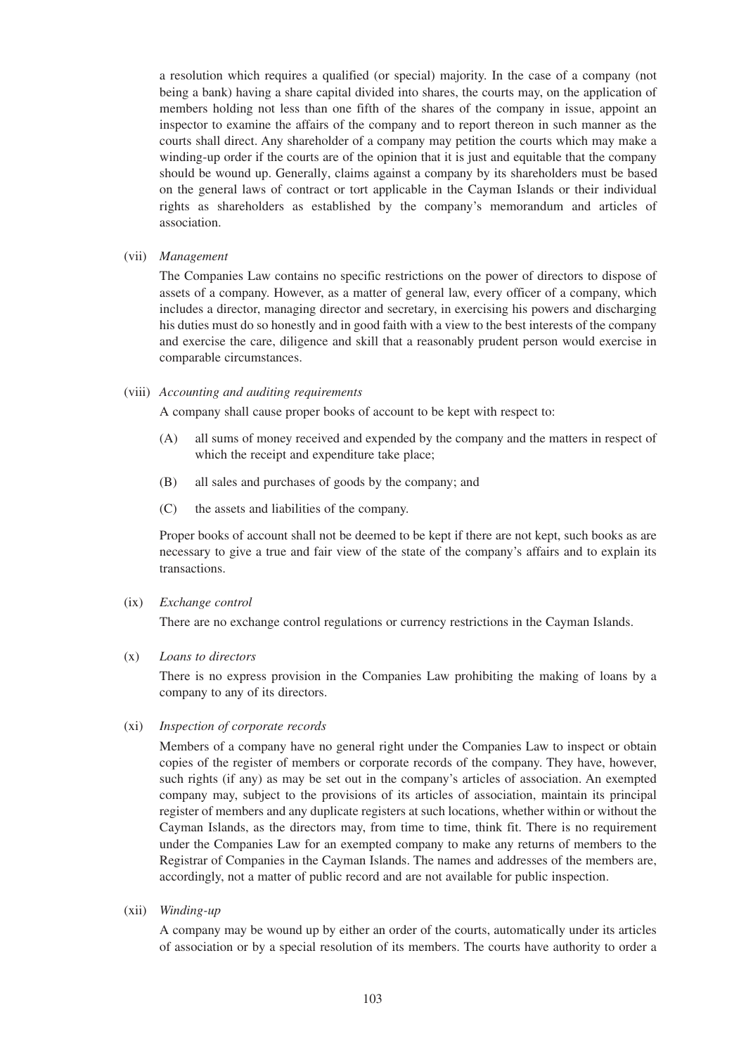a resolution which requires a qualified (or special) majority. In the case of a company (not being a bank) having a share capital divided into shares, the courts may, on the application of members holding not less than one fifth of the shares of the company in issue, appoint an inspector to examine the affairs of the company and to report thereon in such manner as the courts shall direct. Any shareholder of a company may petition the courts which may make a winding-up order if the courts are of the opinion that it is just and equitable that the company should be wound up. Generally, claims against a company by its shareholders must be based on the general laws of contract or tort applicable in the Cayman Islands or their individual rights as shareholders as established by the company's memorandum and articles of association.

(vii) *Management*

The Companies Law contains no specific restrictions on the power of directors to dispose of assets of a company. However, as a matter of general law, every officer of a company, which includes a director, managing director and secretary, in exercising his powers and discharging his duties must do so honestly and in good faith with a view to the best interests of the company and exercise the care, diligence and skill that a reasonably prudent person would exercise in comparable circumstances.

(viii) *Accounting and auditing requirements*

A company shall cause proper books of account to be kept with respect to:

(A) all sums of money received and expended by the company and the matters in respect of which the receipt and expenditure take place;

(B) all sales and purchases of goods by the company; and

(C) the assets and liabilities of the company.

Proper books of account shall not be deemed to be kept if there are not kept, such books as are necessary to give a true and fair view of the state of the company's affairs and to explain its transactions.

(ix) *Exchange control*

There are no exchange control regulations or currency restrictions in the Cayman Islands.

(x) *Loans to directors*

There is no express provision in the Companies Law prohibiting the making of loans by a company to any of its directors.

(xi) *Inspection of corporate records*

Members of a company have no general right under the Companies Law to inspect or obtain copies of the register of members or corporate records of the company. They have, however, such rights (if any) as may be set out in the company's articles of association. An exempted company may, subject to the provisions of its articles of association, maintain its principal register of members and any duplicate registers at such locations, whether within or without the Cayman Islands, as the directors may, from time to time, think fit. There is no requirement under the Companies Law for an exempted company to make any returns of members to the Registrar of Companies in the Cayman Islands. The names and addresses of the members are, accordingly, not a matter of public record and are not available for public inspection.

(xii) *Winding-up*

A company may be wound up by either an order of the courts, automatically under its articles of association or by a special resolution of its members. The courts have authority to order a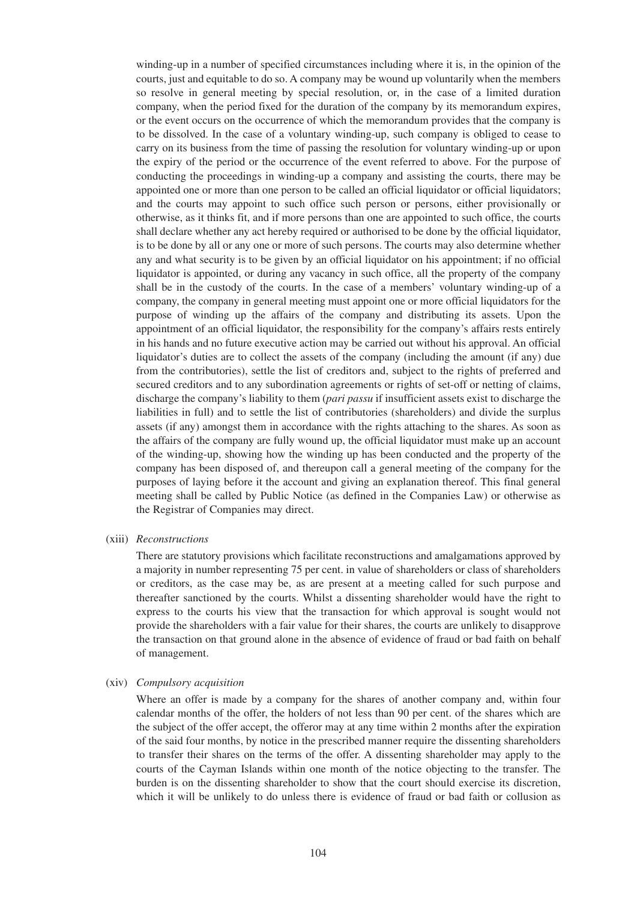winding-up in a number of specified circumstances including where it is, in the opinion of the courts, just and equitable to do so. A company may be wound up voluntarily when the members so resolve in general meeting by special resolution, or, in the case of a limited duration company, when the period fixed for the duration of the company by its memorandum expires, or the event occurs on the occurrence of which the memorandum provides that the company is to be dissolved. In the case of a voluntary winding-up, such company is obliged to cease to carry on its business from the time of passing the resolution for voluntary winding-up or upon the expiry of the period or the occurrence of the event referred to above. For the purpose of conducting the proceedings in winding-up a company and assisting the courts, there may be appointed one or more than one person to be called an official liquidator or official liquidators; and the courts may appoint to such office such person or persons, either provisionally or otherwise, as it thinks fit, and if more persons than one are appointed to such office, the courts shall declare whether any act hereby required or authorised to be done by the official liquidator, is to be done by all or any one or more of such persons. The courts may also determine whether any and what security is to be given by an official liquidator on his appointment; if no official liquidator is appointed, or during any vacancy in such office, all the property of the company shall be in the custody of the courts. In the case of a members' voluntary winding-up of a company, the company in general meeting must appoint one or more official liquidators for the purpose of winding up the affairs of the company and distributing its assets. Upon the appointment of an official liquidator, the responsibility for the company's affairs rests entirely in his hands and no future executive action may be carried out without his approval. An official liquidator's duties are to collect the assets of the company (including the amount (if any) due from the contributories), settle the list of creditors and, subject to the rights of preferred and secured creditors and to any subordination agreements or rights of set-off or netting of claims, discharge the company's liability to them (*pari passu* if insufficient assets exist to discharge the liabilities in full) and to settle the list of contributories (shareholders) and divide the surplus assets (if any) amongst them in accordance with the rights attaching to the shares. As soon as the affairs of the company are fully wound up, the official liquidator must make up an account of the winding-up, showing how the winding up has been conducted and the property of the company has been disposed of, and thereupon call a general meeting of the company for the purposes of laying before it the account and giving an explanation thereof. This final general meeting shall be called by Public Notice (as defined in the Companies Law) or otherwise as the Registrar of Companies may direct.

(xiii) *Reconstructions*

There are statutory provisions which facilitate reconstructions and amalgamations approved by a majority in number representing 75 per cent. in value of shareholders or class of shareholders or creditors, as the case may be, as are present at a meeting called for such purpose and thereafter sanctioned by the courts. Whilst a dissenting shareholder would have the right to express to the courts his view that the transaction for which approval is sought would not provide the shareholders with a fair value for their shares, the courts are unlikely to disapprove the transaction on that ground alone in the absence of evidence of fraud or bad faith on behalf of management.

(xiv) *Compulsory acquisition*

Where an offer is made by a company for the shares of another company and, within four calendar months of the offer, the holders of not less than 90 per cent. of the shares which are the subject of the offer accept, the offeror may at any time within 2 months after the expiration of the said four months, by notice in the prescribed manner require the dissenting shareholders to transfer their shares on the terms of the offer. A dissenting shareholder may apply to the courts of the Cayman Islands within one month of the notice objecting to the transfer. The burden is on the dissenting shareholder to show that the court should exercise its discretion, which it will be unlikely to do unless there is evidence of fraud or bad faith or collusion as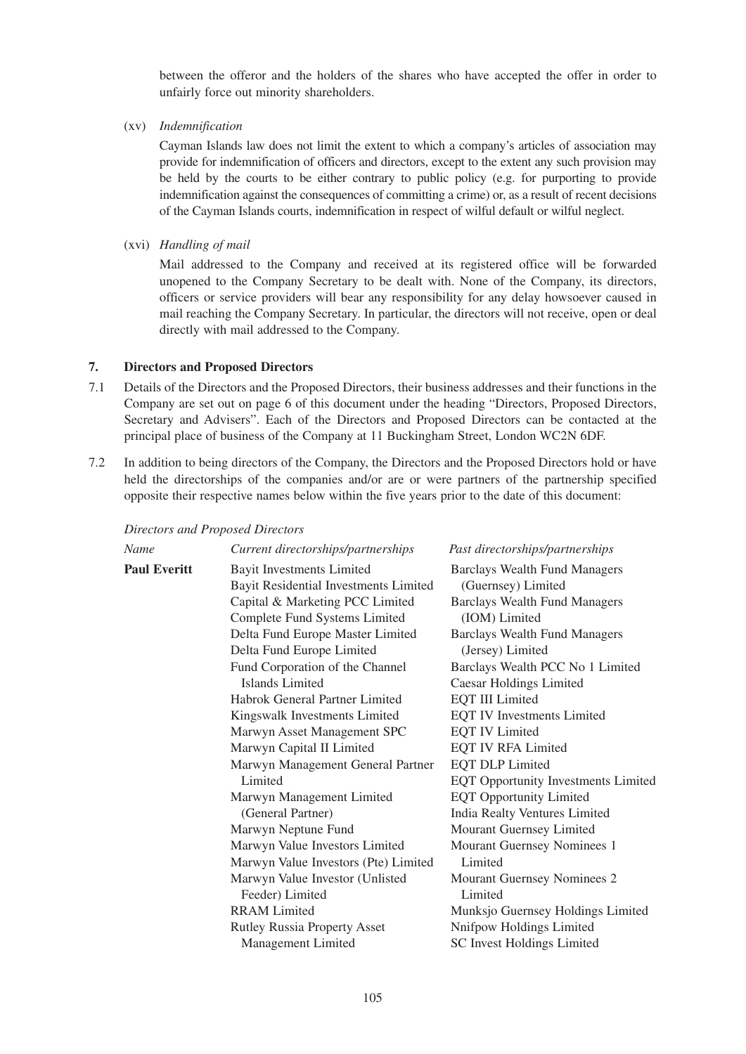between the offeror and the holders of the shares who have accepted the offer in order to unfairly force out minority shareholders.

(xv) *Indemnification*

Cayman Islands law does not limit the extent to which a company's articles of association may provide for indemnification of officers and directors, except to the extent any such provision may be held by the courts to be either contrary to public policy (e.g. for purporting to provide indemnification against the consequences of committing a crime) or, as a result of recent decisions of the Cayman Islands courts, indemnification in respect of wilful default or wilful neglect.

(xvi) *Handling of mail*

Mail addressed to the Company and received at its registered office will be forwarded unopened to the Company Secretary to be dealt with. None of the Company, its directors, officers or service providers will bear any responsibility for any delay howsoever caused in mail reaching the Company Secretary. In particular, the directors will not receive, open or deal directly with mail addressed to the Company.

## 7. Directors and Proposed Directors

7.1 Details of the Directors and the Proposed Directors, their business addresses and their functions in the Company are set out on page 6 of this document under the heading "Directors, Proposed Directors, Secretary and Advisers". Each of the Directors and Proposed Directors can be contacted at the principal place of business of the Company at 11 Buckingham Street, London WC2N 6DF.

7.2 In addition to being directors of the Company, the Directors and the Proposed Directors hold or have held the directorships of the companies and/or are or were partners of the partnership specified opposite their respective names below within the five years prior to the date of this document:

*Directors and Proposed Directors*

| *Name* | *Current directorships/partnerships* | *Past directorships/partnerships* |
|---|---|---|
| **Paul Everitt** | Bayit Investments Limited | Barclays Wealth Fund Managers (Guernsey) Limited |
| | Bayit Residential Investments Limited | Barclays Wealth Fund Managers (IOM) Limited |
| | Capital & Marketing PCC Limited | Barclays Wealth Fund Managers (Jersey) Limited |
| | Complete Fund Systems Limited | Barclays Wealth PCC No 1 Limited |
| | Delta Fund Europe Master Limited | Caesar Holdings Limited |
| | Delta Fund Europe Limited | EQT III Limited |
| | Fund Corporation of the Channel Islands Limited | EQT IV Investments Limited |
| | Habrok General Partner Limited | EQT IV Limited |
| | Kingswalk Investments Limited | EQT IV RFA Limited |
| | Marwyn Asset Management SPC | EQT DLP Limited |
| | Marwyn Capital II Limited | EQT Opportunity Investments Limited |
| | Marwyn Management General Partner Limited | EQT Opportunity Limited |
| | Marwyn Management Limited (General Partner) | India Realty Ventures Limited |
| | Marwyn Neptune Fund | Mourant Guernsey Limited |
| | Marwyn Value Investors Limited | Mourant Guernsey Nominees 1 Limited |
| | Marwyn Value Investors (Pte) Limited | Mourant Guernsey Nominees 2 Limited |
| | Marwyn Value Investor (Unlisted Feeder) Limited | Munksjo Guernsey Holdings Limited |
| | RRAM Limited | Nnifpow Holdings Limited |
| | Rutley Russia Property Asset Management Limited | SC Invest Holdings Limited |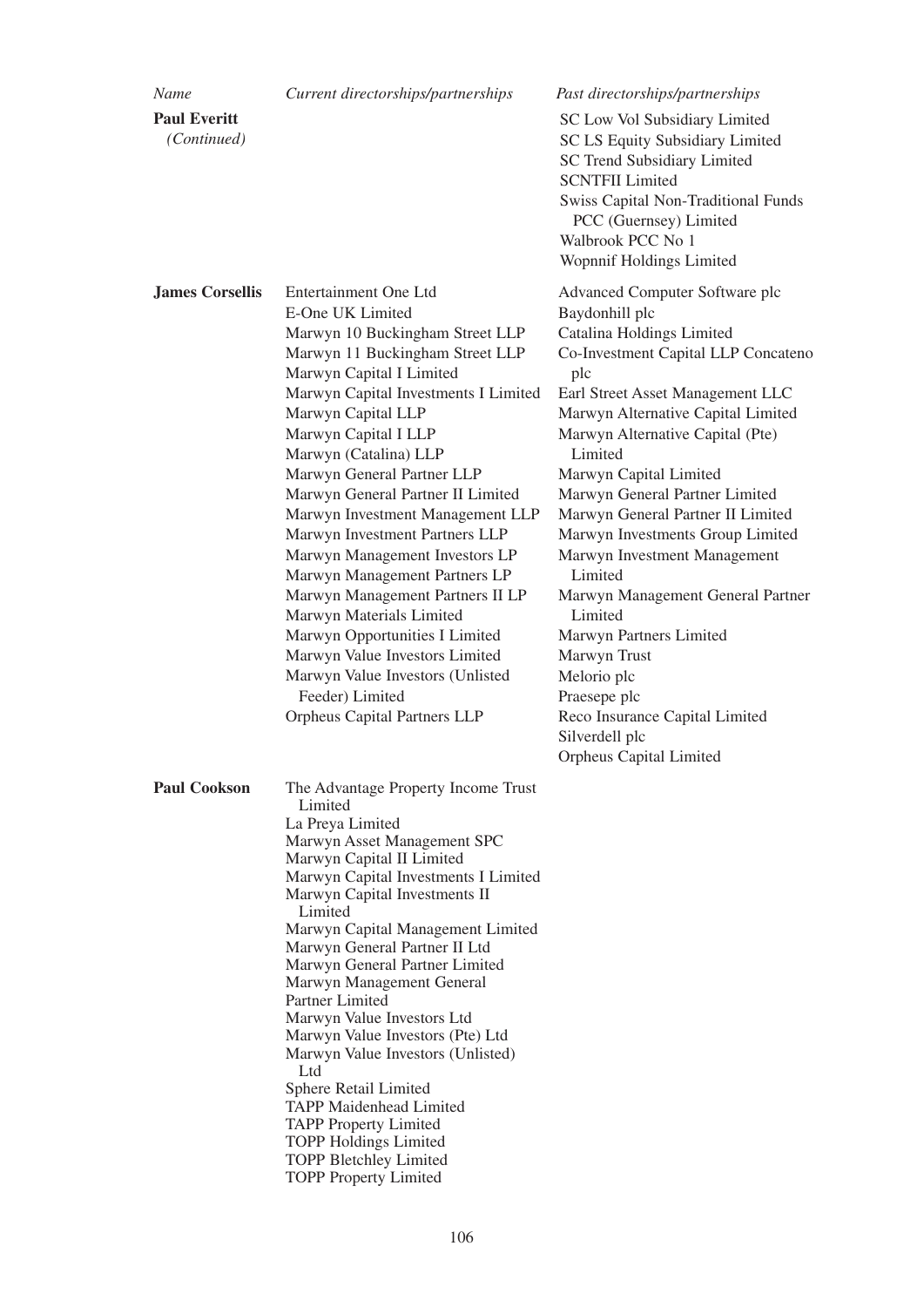| *Name* | *Current directorships/partnerships* | *Past directorships/partnerships* |
|---|---|---|
| **Paul Everitt** *(Continued)* | | SC Low Vol Subsidiary Limited<br>SC LS Equity Subsidiary Limited<br>SC Trend Subsidiary Limited<br>SCNTFII Limited<br>Swiss Capital Non-Traditional Funds PCC (Guernsey) Limited<br>Walbrook PCC No 1<br>Wopnnif Holdings Limited |
| **James Corsellis** | Entertainment One Ltd<br>E-One UK Limited<br>Marwyn 10 Buckingham Street LLP<br>Marwyn 11 Buckingham Street LLP<br>Marwyn Capital I Limited<br>Marwyn Capital Investments I Limited<br>Marwyn Capital LLP<br>Marwyn Capital I LLP<br>Marwyn (Catalina) LLP<br>Marwyn General Partner LLP<br>Marwyn General Partner II Limited<br>Marwyn Investment Management LLP<br>Marwyn Investment Partners LLP<br>Marwyn Management Investors LP<br>Marwyn Management Partners LP<br>Marwyn Management Partners II LP<br>Marwyn Materials Limited<br>Marwyn Opportunities I Limited<br>Marwyn Value Investors Limited<br>Marwyn Value Investors (Unlisted Feeder) Limited<br>Orpheus Capital Partners LLP | Advanced Computer Software plc<br>Baydonhill plc<br>Catalina Holdings Limited<br>Co-Investment Capital LLP Concateno plc<br>Earl Street Asset Management LLC<br>Marwyn Alternative Capital Limited<br>Marwyn Alternative Capital (Pte) Limited<br>Marwyn Capital Limited<br>Marwyn General Partner Limited<br>Marwyn General Partner II Limited<br>Marwyn Investments Group Limited<br>Marwyn Investment Management Limited<br>Marwyn Management General Partner Limited<br>Marwyn Partners Limited<br>Marwyn Trust<br>Melorio plc<br>Praesepe plc<br>Reco Insurance Capital Limited<br>Silverdell plc<br>Orpheus Capital Limited |
| **Paul Cookson** | The Advantage Property Income Trust Limited<br>La Preya Limited<br>Marwyn Asset Management SPC<br>Marwyn Capital II Limited<br>Marwyn Capital Investments I Limited<br>Marwyn Capital Investments II Limited<br>Marwyn Capital Management Limited<br>Marwyn General Partner II Ltd<br>Marwyn General Partner Limited<br>Marwyn Management General Partner Limited<br>Marwyn Value Investors Ltd<br>Marwyn Value Investors (Pte) Ltd<br>Marwyn Value Investors (Unlisted) Ltd<br>Sphere Retail Limited<br>TAPP Maidenhead Limited<br>TAPP Property Limited<br>TOPP Holdings Limited<br>TOPP Bletchley Limited<br>TOPP Property Limited | |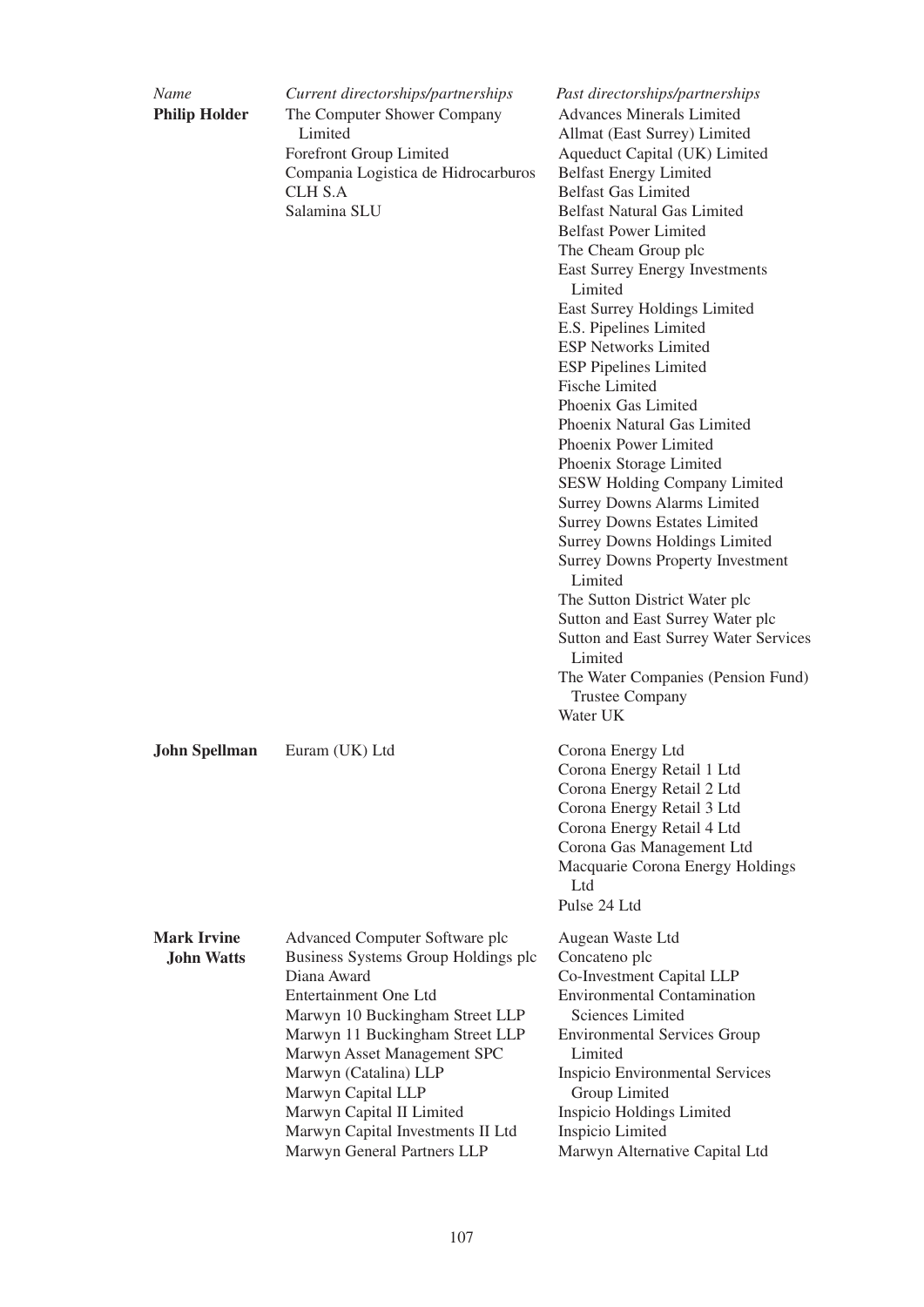| *Name* | *Current directorships/partnerships* | *Past directorships/partnerships* |
|---|---|---|
| **Philip Holder** | The Computer Shower Company Limited<br>Forefront Group Limited<br>Compania Logistica de Hidrocarburos CLH S.A<br>Salamina SLU | Advances Minerals Limited<br>Allmat (East Surrey) Limited<br>Aqueduct Capital (UK) Limited<br>Belfast Energy Limited<br>Belfast Gas Limited<br>Belfast Natural Gas Limited<br>Belfast Power Limited<br>The Cheam Group plc<br>East Surrey Energy Investments Limited<br>East Surrey Holdings Limited<br>E.S. Pipelines Limited<br>ESP Networks Limited<br>ESP Pipelines Limited<br>Fische Limited<br>Phoenix Gas Limited<br>Phoenix Natural Gas Limited<br>Phoenix Power Limited<br>Phoenix Storage Limited<br>SESW Holding Company Limited<br>Surrey Downs Alarms Limited<br>Surrey Downs Estates Limited<br>Surrey Downs Holdings Limited<br>Surrey Downs Property Investment Limited<br>The Sutton District Water plc<br>Sutton and East Surrey Water plc<br>Sutton and East Surrey Water Services Limited<br>The Water Companies (Pension Fund) Trustee Company<br>Water UK |
| **John Spellman** | Euram (UK) Ltd | Corona Energy Ltd<br>Corona Energy Retail 1 Ltd<br>Corona Energy Retail 2 Ltd<br>Corona Energy Retail 3 Ltd<br>Corona Energy Retail 4 Ltd<br>Corona Gas Management Ltd<br>Macquarie Corona Energy Holdings Ltd<br>Pulse 24 Ltd |
| **Mark Irvine John Watts** | Advanced Computer Software plc<br>Business Systems Group Holdings plc<br>Diana Award<br>Entertainment One Ltd<br>Marwyn 10 Buckingham Street LLP<br>Marwyn 11 Buckingham Street LLP<br>Marwyn Asset Management SPC<br>Marwyn (Catalina) LLP<br>Marwyn Capital LLP<br>Marwyn Capital II Limited<br>Marwyn Capital Investments II Ltd<br>Marwyn General Partners LLP | Augean Waste Ltd<br>Concateno plc<br>Co-Investment Capital LLP<br>Environmental Contamination Sciences Limited<br>Environmental Services Group Limited<br>Inspicio Environmental Services Group Limited<br>Inspicio Holdings Limited<br>Inspicio Limited<br>Marwyn Alternative Capital Ltd |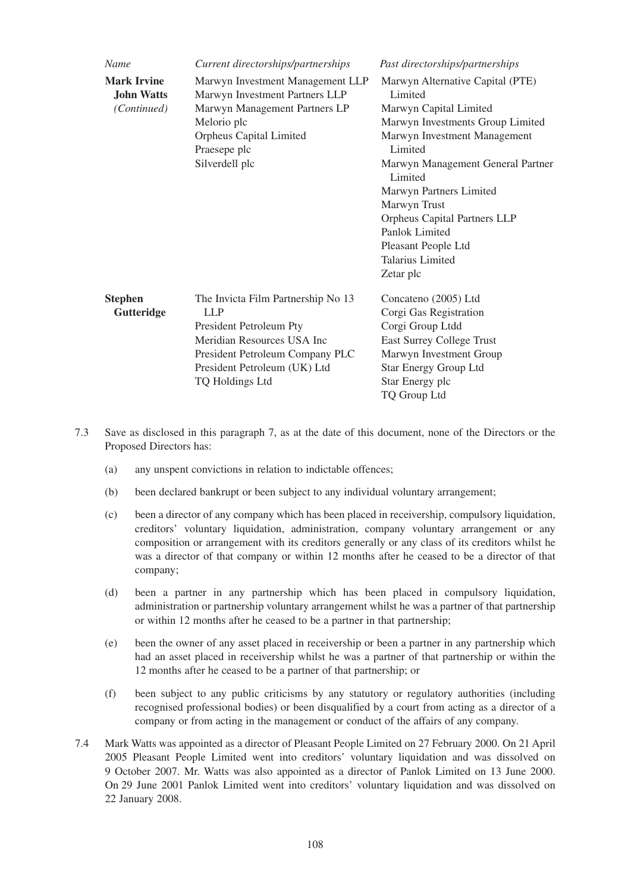| *Name* | *Current directorships/partnerships* | *Past directorships/partnerships* |
|---|---|---|
| **Mark Irvine John Watts** *(Continued)* | Marwyn Investment Management LLP<br>Marwyn Investment Partners LLP<br>Marwyn Management Partners LP<br>Melorio plc<br>Orpheus Capital Limited<br>Praesepe plc<br>Silverdell plc | Marwyn Alternative Capital (PTE) Limited<br>Marwyn Capital Limited<br>Marwyn Investments Group Limited<br>Marwyn Investment Management Limited<br>Marwyn Management General Partner Limited<br>Marwyn Partners Limited<br>Marwyn Trust<br>Orpheus Capital Partners LLP<br>Panlok Limited<br>Pleasant People Ltd<br>Talarius Limited<br>Zetar plc |
| **Stephen Gutteridge** | The Invicta Film Partnership No 13 LLP<br>President Petroleum Pty<br>Meridian Resources USA Inc<br>President Petroleum Company PLC<br>President Petroleum (UK) Ltd<br>TQ Holdings Ltd | Concateno (2005) Ltd<br>Corgi Gas Registration<br>Corgi Group Ltdd<br>East Surrey College Trust<br>Marwyn Investment Group<br>Star Energy Group Ltd<br>Star Energy plc<br>TQ Group Ltd |

7.3 Save as disclosed in this paragraph 7, as at the date of this document, none of the Directors or the Proposed Directors has:

(a) any unspent convictions in relation to indictable offences;

(b) been declared bankrupt or been subject to any individual voluntary arrangement;

(c) been a director of any company which has been placed in receivership, compulsory liquidation, creditors' voluntary liquidation, administration, company voluntary arrangement or any composition or arrangement with its creditors generally or any class of its creditors whilst he was a director of that company or within 12 months after he ceased to be a director of that company;

(d) been a partner in any partnership which has been placed in compulsory liquidation, administration or partnership voluntary arrangement whilst he was a partner of that partnership or within 12 months after he ceased to be a partner in that partnership;

(e) been the owner of any asset placed in receivership or been a partner in any partnership which had an asset placed in receivership whilst he was a partner of that partnership or within the 12 months after he ceased to be a partner of that partnership; or

(f) been subject to any public criticisms by any statutory or regulatory authorities (including recognised professional bodies) or been disqualified by a court from acting as a director of a company or from acting in the management or conduct of the affairs of any company.

7.4 Mark Watts was appointed as a director of Pleasant People Limited on 27 February 2000. On 21 April 2005 Pleasant People Limited went into creditors' voluntary liquidation and was dissolved on 9 October 2007. Mr. Watts was also appointed as a director of Panlok Limited on 13 June 2000. On 29 June 2001 Panlok Limited went into creditors' voluntary liquidation and was dissolved on 22 January 2008.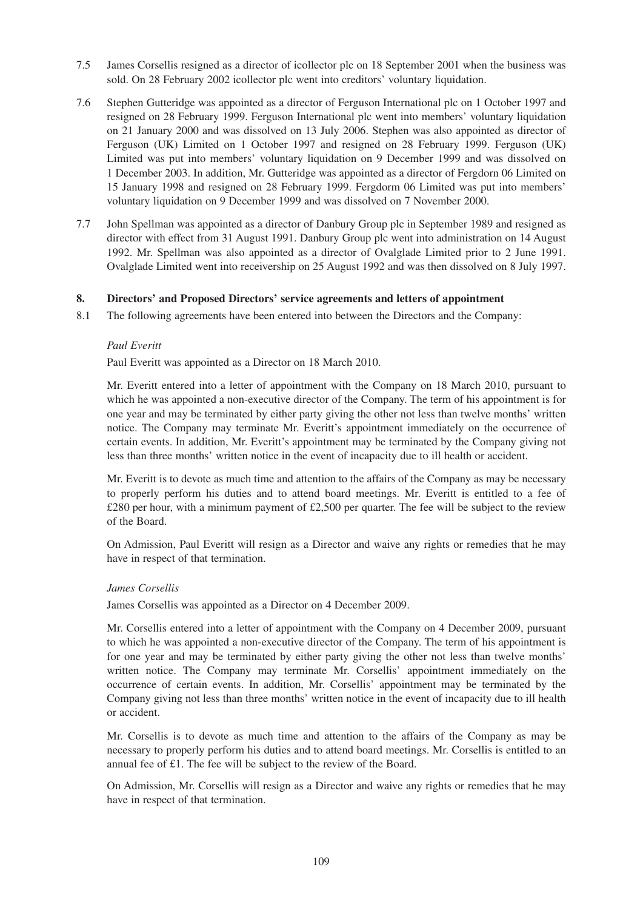7.5 James Corsellis resigned as a director of icollector plc on 18 September 2001 when the business was sold. On 28 February 2002 icollector plc went into creditors' voluntary liquidation.

7.6 Stephen Gutteridge was appointed as a director of Ferguson International plc on 1 October 1997 and resigned on 28 February 1999. Ferguson International plc went into members' voluntary liquidation on 21 January 2000 and was dissolved on 13 July 2006. Stephen was also appointed as director of Ferguson (UK) Limited on 1 October 1997 and resigned on 28 February 1999. Ferguson (UK) Limited was put into members' voluntary liquidation on 9 December 1999 and was dissolved on 1 December 2003. In addition, Mr. Gutteridge was appointed as a director of Fergdorn 06 Limited on 15 January 1998 and resigned on 28 February 1999. Fergdorm 06 Limited was put into members' voluntary liquidation on 9 December 1999 and was dissolved on 7 November 2000.

7.7 John Spellman was appointed as a director of Danbury Group plc in September 1989 and resigned as director with effect from 31 August 1991. Danbury Group plc went into administration on 14 August 1992. Mr. Spellman was also appointed as a director of Ovalglade Limited prior to 2 June 1991. Ovalglade Limited went into receivership on 25 August 1992 and was then dissolved on 8 July 1997.

## 8. Directors' and Proposed Directors' service agreements and letters of appointment

8.1 The following agreements have been entered into between the Directors and the Company:

*Paul Everitt*

Paul Everitt was appointed as a Director on 18 March 2010.

Mr. Everitt entered into a letter of appointment with the Company on 18 March 2010, pursuant to which he was appointed a non-executive director of the Company. The term of his appointment is for one year and may be terminated by either party giving the other not less than twelve months' written notice. The Company may terminate Mr. Everitt's appointment immediately on the occurrence of certain events. In addition, Mr. Everitt's appointment may be terminated by the Company giving not less than three months' written notice in the event of incapacity due to ill health or accident.

Mr. Everitt is to devote as much time and attention to the affairs of the Company as may be necessary to properly perform his duties and to attend board meetings. Mr. Everitt is entitled to a fee of £280 per hour, with a minimum payment of £2,500 per quarter. The fee will be subject to the review of the Board.

On Admission, Paul Everitt will resign as a Director and waive any rights or remedies that he may have in respect of that termination.

*James Corsellis*

James Corsellis was appointed as a Director on 4 December 2009.

Mr. Corsellis entered into a letter of appointment with the Company on 4 December 2009, pursuant to which he was appointed a non-executive director of the Company. The term of his appointment is for one year and may be terminated by either party giving the other not less than twelve months' written notice. The Company may terminate Mr. Corsellis' appointment immediately on the occurrence of certain events. In addition, Mr. Corsellis' appointment may be terminated by the Company giving not less than three months' written notice in the event of incapacity due to ill health or accident.

Mr. Corsellis is to devote as much time and attention to the affairs of the Company as may be necessary to properly perform his duties and to attend board meetings. Mr. Corsellis is entitled to an annual fee of £1. The fee will be subject to the review of the Board.

On Admission, Mr. Corsellis will resign as a Director and waive any rights or remedies that he may have in respect of that termination.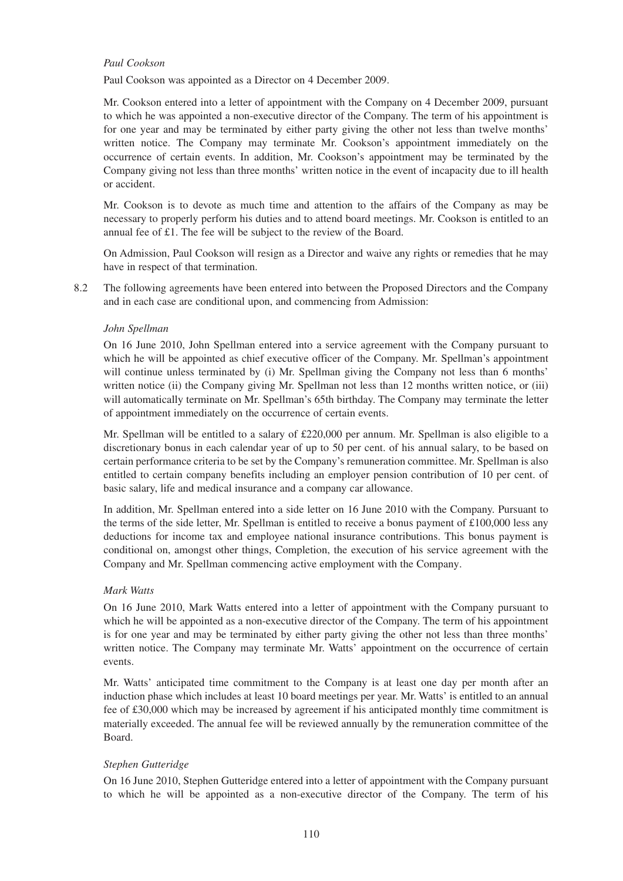*Paul Cookson*

Paul Cookson was appointed as a Director on 4 December 2009.

Mr. Cookson entered into a letter of appointment with the Company on 4 December 2009, pursuant to which he was appointed a non-executive director of the Company. The term of his appointment is for one year and may be terminated by either party giving the other not less than twelve months' written notice. The Company may terminate Mr. Cookson's appointment immediately on the occurrence of certain events. In addition, Mr. Cookson's appointment may be terminated by the Company giving not less than three months' written notice in the event of incapacity due to ill health or accident.

Mr. Cookson is to devote as much time and attention to the affairs of the Company as may be necessary to properly perform his duties and to attend board meetings. Mr. Cookson is entitled to an annual fee of £1. The fee will be subject to the review of the Board.

On Admission, Paul Cookson will resign as a Director and waive any rights or remedies that he may have in respect of that termination.

8.2 The following agreements have been entered into between the Proposed Directors and the Company and in each case are conditional upon, and commencing from Admission:

*John Spellman*

On 16 June 2010, John Spellman entered into a service agreement with the Company pursuant to which he will be appointed as chief executive officer of the Company. Mr. Spellman's appointment will continue unless terminated by (i) Mr. Spellman giving the Company not less than 6 months' written notice (ii) the Company giving Mr. Spellman not less than 12 months written notice, or (iii) will automatically terminate on Mr. Spellman's 65th birthday. The Company may terminate the letter of appointment immediately on the occurrence of certain events.

Mr. Spellman will be entitled to a salary of £220,000 per annum. Mr. Spellman is also eligible to a discretionary bonus in each calendar year of up to 50 per cent. of his annual salary, to be based on certain performance criteria to be set by the Company's remuneration committee. Mr. Spellman is also entitled to certain company benefits including an employer pension contribution of 10 per cent. of basic salary, life and medical insurance and a company car allowance.

In addition, Mr. Spellman entered into a side letter on 16 June 2010 with the Company. Pursuant to the terms of the side letter, Mr. Spellman is entitled to receive a bonus payment of £100,000 less any deductions for income tax and employee national insurance contributions. This bonus payment is conditional on, amongst other things, Completion, the execution of his service agreement with the Company and Mr. Spellman commencing active employment with the Company.

*Mark Watts*

On 16 June 2010, Mark Watts entered into a letter of appointment with the Company pursuant to which he will be appointed as a non-executive director of the Company. The term of his appointment is for one year and may be terminated by either party giving the other not less than three months' written notice. The Company may terminate Mr. Watts' appointment on the occurrence of certain events.

Mr. Watts' anticipated time commitment to the Company is at least one day per month after an induction phase which includes at least 10 board meetings per year. Mr. Watts' is entitled to an annual fee of £30,000 which may be increased by agreement if his anticipated monthly time commitment is materially exceeded. The annual fee will be reviewed annually by the remuneration committee of the Board.

*Stephen Gutteridge*

On 16 June 2010, Stephen Gutteridge entered into a letter of appointment with the Company pursuant to which he will be appointed as a non-executive director of the Company. The term of his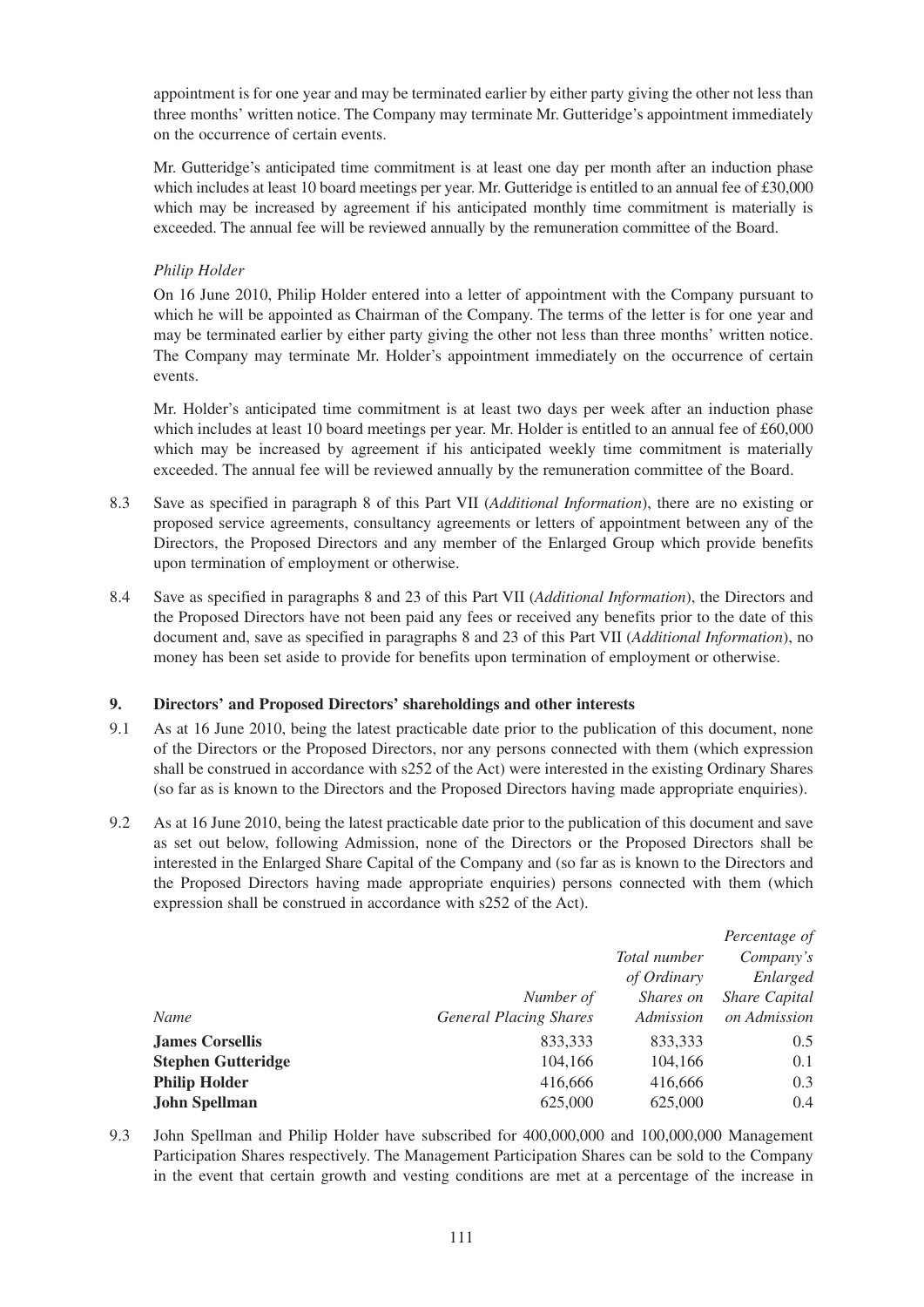appointment is for one year and may be terminated earlier by either party giving the other not less than three months' written notice. The Company may terminate Mr. Gutteridge's appointment immediately on the occurrence of certain events.

Mr. Gutteridge's anticipated time commitment is at least one day per month after an induction phase which includes at least 10 board meetings per year. Mr. Gutteridge is entitled to an annual fee of £30,000 which may be increased by agreement if his anticipated monthly time commitment is materially is exceeded. The annual fee will be reviewed annually by the remuneration committee of the Board.

*Philip Holder*

On 16 June 2010, Philip Holder entered into a letter of appointment with the Company pursuant to which he will be appointed as Chairman of the Company. The terms of the letter is for one year and may be terminated earlier by either party giving the other not less than three months' written notice. The Company may terminate Mr. Holder's appointment immediately on the occurrence of certain events.

Mr. Holder's anticipated time commitment is at least two days per week after an induction phase which includes at least 10 board meetings per year. Mr. Holder is entitled to an annual fee of £60,000 which may be increased by agreement if his anticipated weekly time commitment is materially exceeded. The annual fee will be reviewed annually by the remuneration committee of the Board.

8.3 Save as specified in paragraph 8 of this Part VII (*Additional Information*), there are no existing or proposed service agreements, consultancy agreements or letters of appointment between any of the Directors, the Proposed Directors and any member of the Enlarged Group which provide benefits upon termination of employment or otherwise.

8.4 Save as specified in paragraphs 8 and 23 of this Part VII (*Additional Information*), the Directors and the Proposed Directors have not been paid any fees or received any benefits prior to the date of this document and, save as specified in paragraphs 8 and 23 of this Part VII (*Additional Information*), no money has been set aside to provide for benefits upon termination of employment or otherwise.

## 9. Directors' and Proposed Directors' shareholdings and other interests

9.1 As at 16 June 2010, being the latest practicable date prior to the publication of this document, none of the Directors or the Proposed Directors, nor any persons connected with them (which expression shall be construed in accordance with s252 of the Act) were interested in the existing Ordinary Shares (so far as is known to the Directors and the Proposed Directors having made appropriate enquiries).

9.2 As at 16 June 2010, being the latest practicable date prior to the publication of this document and save as set out below, following Admission, none of the Directors or the Proposed Directors shall be interested in the Enlarged Share Capital of the Company and (so far as is known to the Directors and the Proposed Directors having made appropriate enquiries) persons connected with them (which expression shall be construed in accordance with s252 of the Act).

| *Name* | *Number of General Placing Shares* | *Total number of Ordinary Shares on Admission* | *Percentage of Company's Enlarged Share Capital on Admission* |
|---|---|---|---|
| **James Corsellis** | 833,333 | 833,333 | 0.5 |
| **Stephen Gutteridge** | 104,166 | 104,166 | 0.1 |
| **Philip Holder** | 416,666 | 416,666 | 0.3 |
| **John Spellman** | 625,000 | 625,000 | 0.4 |

9.3 John Spellman and Philip Holder have subscribed for 400,000,000 and 100,000,000 Management Participation Shares respectively. The Management Participation Shares can be sold to the Company in the event that certain growth and vesting conditions are met at a percentage of the increase in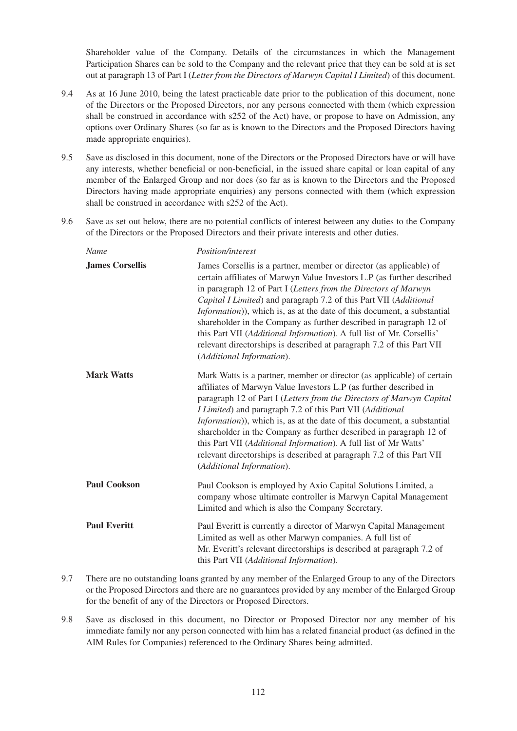Shareholder value of the Company. Details of the circumstances in which the Management Participation Shares can be sold to the Company and the relevant price that they can be sold at is set out at paragraph 13 of Part I (*Letter from the Directors of Marwyn Capital I Limited*) of this document.

9.4 As at 16 June 2010, being the latest practicable date prior to the publication of this document, none of the Directors or the Proposed Directors, nor any persons connected with them (which expression shall be construed in accordance with s252 of the Act) have, or propose to have on Admission, any options over Ordinary Shares (so far as is known to the Directors and the Proposed Directors having made appropriate enquiries).

9.5 Save as disclosed in this document, none of the Directors or the Proposed Directors have or will have any interests, whether beneficial or non-beneficial, in the issued share capital or loan capital of any member of the Enlarged Group and nor does (so far as is known to the Directors and the Proposed Directors having made appropriate enquiries) any persons connected with them (which expression shall be construed in accordance with s252 of the Act).

9.6 Save as set out below, there are no potential conflicts of interest between any duties to the Company of the Directors or the Proposed Directors and their private interests and other duties.

| *Name* | *Position/interest* |
|---|---|
| **James Corsellis** | James Corsellis is a partner, member or director (as applicable) of certain affiliates of Marwyn Value Investors L.P (as further described in paragraph 12 of Part I (*Letters from the Directors of Marwyn Capital I Limited*) and paragraph 7.2 of this Part VII (*Additional Information*)), which is, as at the date of this document, a substantial shareholder in the Company as further described in paragraph 12 of this Part VII (*Additional Information*). A full list of Mr. Corsellis' relevant directorships is described at paragraph 7.2 of this Part VII (*Additional Information*). |
| **Mark Watts** | Mark Watts is a partner, member or director (as applicable) of certain affiliates of Marwyn Value Investors L.P (as further described in paragraph 12 of Part I (*Letters from the Directors of Marwyn Capital I Limited*) and paragraph 7.2 of this Part VII (*Additional Information*)), which is, as at the date of this document, a substantial shareholder in the Company as further described in paragraph 12 of this Part VII (*Additional Information*). A full list of Mr Watts' relevant directorships is described at paragraph 7.2 of this Part VII (*Additional Information*). |
| **Paul Cookson** | Paul Cookson is employed by Axio Capital Solutions Limited, a company whose ultimate controller is Marwyn Capital Management Limited and which is also the Company Secretary. |
| **Paul Everitt** | Paul Everitt is currently a director of Marwyn Capital Management Limited as well as other Marwyn companies. A full list of Mr. Everitt's relevant directorships is described at paragraph 7.2 of this Part VII (*Additional Information*). |

9.7 There are no outstanding loans granted by any member of the Enlarged Group to any of the Directors or the Proposed Directors and there are no guarantees provided by any member of the Enlarged Group for the benefit of any of the Directors or Proposed Directors.

9.8 Save as disclosed in this document, no Director or Proposed Director nor any member of his immediate family nor any person connected with him has a related financial product (as defined in the AIM Rules for Companies) referenced to the Ordinary Shares being admitted.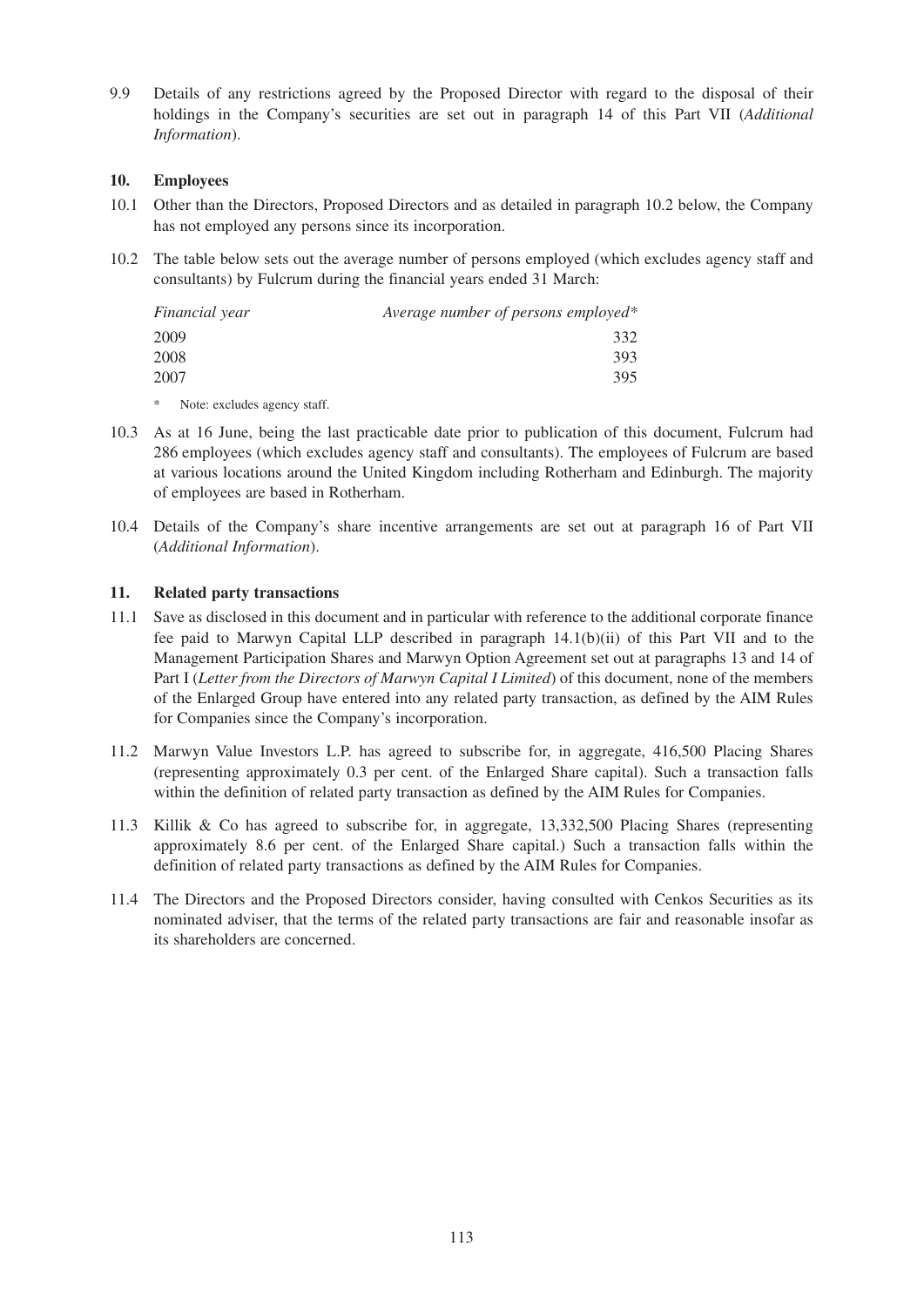9.9 Details of any restrictions agreed by the Proposed Director with regard to the disposal of their holdings in the Company's securities are set out in paragraph 14 of this Part VII (*Additional Information*).

## 10. Employees

10.1 Other than the Directors, Proposed Directors and as detailed in paragraph 10.2 below, the Company has not employed any persons since its incorporation.

10.2 The table below sets out the average number of persons employed (which excludes agency staff and consultants) by Fulcrum during the financial years ended 31 March:

| *Financial year* | *Average number of persons employed** |
|---|---|
| 2009 | 332 |
| 2008 | 393 |
| 2007 | 395 |

\* Note: excludes agency staff.

10.3 As at 16 June, being the last practicable date prior to publication of this document, Fulcrum had 286 employees (which excludes agency staff and consultants). The employees of Fulcrum are based at various locations around the United Kingdom including Rotherham and Edinburgh. The majority of employees are based in Rotherham.

10.4 Details of the Company's share incentive arrangements are set out at paragraph 16 of Part VII (*Additional Information*).

## 11. Related party transactions

11.1 Save as disclosed in this document and in particular with reference to the additional corporate finance fee paid to Marwyn Capital LLP described in paragraph 14.1(b)(ii) of this Part VII and to the Management Participation Shares and Marwyn Option Agreement set out at paragraphs 13 and 14 of Part I (*Letter from the Directors of Marwyn Capital I Limited*) of this document, none of the members of the Enlarged Group have entered into any related party transaction, as defined by the AIM Rules for Companies since the Company's incorporation.

11.2 Marwyn Value Investors L.P. has agreed to subscribe for, in aggregate, 416,500 Placing Shares (representing approximately 0.3 per cent. of the Enlarged Share capital). Such a transaction falls within the definition of related party transaction as defined by the AIM Rules for Companies.

11.3 Killik & Co has agreed to subscribe for, in aggregate, 13,332,500 Placing Shares (representing approximately 8.6 per cent. of the Enlarged Share capital.) Such a transaction falls within the definition of related party transactions as defined by the AIM Rules for Companies.

11.4 The Directors and the Proposed Directors consider, having consulted with Cenkos Securities as its nominated adviser, that the terms of the related party transactions are fair and reasonable insofar as its shareholders are concerned.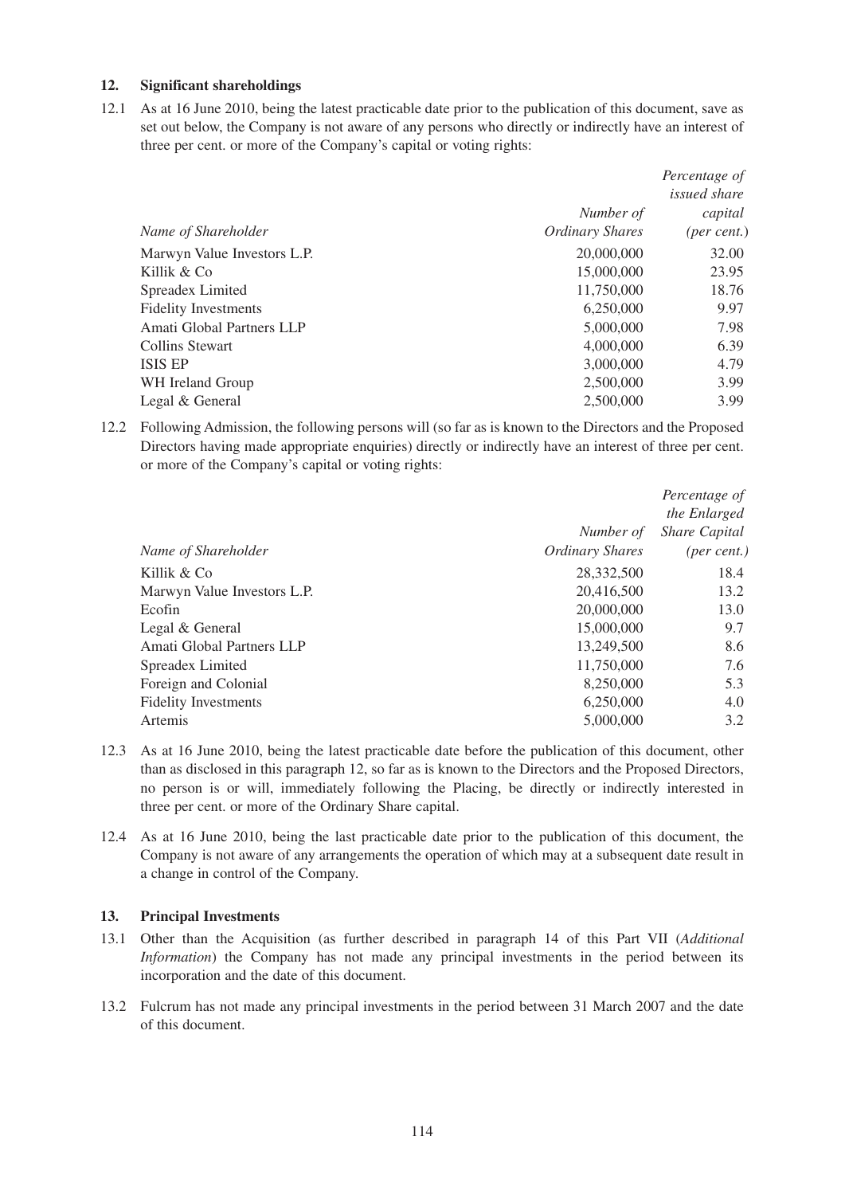## 12. Significant shareholdings

12.1 As at 16 June 2010, being the latest practicable date prior to the publication of this document, save as set out below, the Company is not aware of any persons who directly or indirectly have an interest of three per cent. or more of the Company's capital or voting rights:

| *Name of Shareholder* | *Number of Ordinary Shares* | *Percentage of issued share capital (per cent.)* |
|---|---|---|
| Marwyn Value Investors L.P. | 20,000,000 | 32.00 |
| Killik & Co | 15,000,000 | 23.95 |
| Spreadex Limited | 11,750,000 | 18.76 |
| Fidelity Investments | 6,250,000 | 9.97 |
| Amati Global Partners LLP | 5,000,000 | 7.98 |
| Collins Stewart | 4,000,000 | 6.39 |
| ISIS EP | 3,000,000 | 4.79 |
| WH Ireland Group | 2,500,000 | 3.99 |
| Legal & General | 2,500,000 | 3.99 |

12.2 Following Admission, the following persons will (so far as is known to the Directors and the Proposed Directors having made appropriate enquiries) directly or indirectly have an interest of three per cent. or more of the Company's capital or voting rights:

| *Name of Shareholder* | *Number of Ordinary Shares* | *Percentage of the Enlarged Share Capital (per cent.)* |
|---|---|---|
| Killik & Co | 28,332,500 | 18.4 |
| Marwyn Value Investors L.P. | 20,416,500 | 13.2 |
| Ecofin | 20,000,000 | 13.0 |
| Legal & General | 15,000,000 | 9.7 |
| Amati Global Partners LLP | 13,249,500 | 8.6 |
| Spreadex Limited | 11,750,000 | 7.6 |
| Foreign and Colonial | 8,250,000 | 5.3 |
| Fidelity Investments | 6,250,000 | 4.0 |
| Artemis | 5,000,000 | 3.2 |

12.3 As at 16 June 2010, being the latest practicable date before the publication of this document, other than as disclosed in this paragraph 12, so far as is known to the Directors and the Proposed Directors, no person is or will, immediately following the Placing, be directly or indirectly interested in three per cent. or more of the Ordinary Share capital.

12.4 As at 16 June 2010, being the last practicable date prior to the publication of this document, the Company is not aware of any arrangements the operation of which may at a subsequent date result in a change in control of the Company.

## 13. Principal Investments

13.1 Other than the Acquisition (as further described in paragraph 14 of this Part VII (*Additional Information*) the Company has not made any principal investments in the period between its incorporation and the date of this document.

13.2 Fulcrum has not made any principal investments in the period between 31 March 2007 and the date of this document.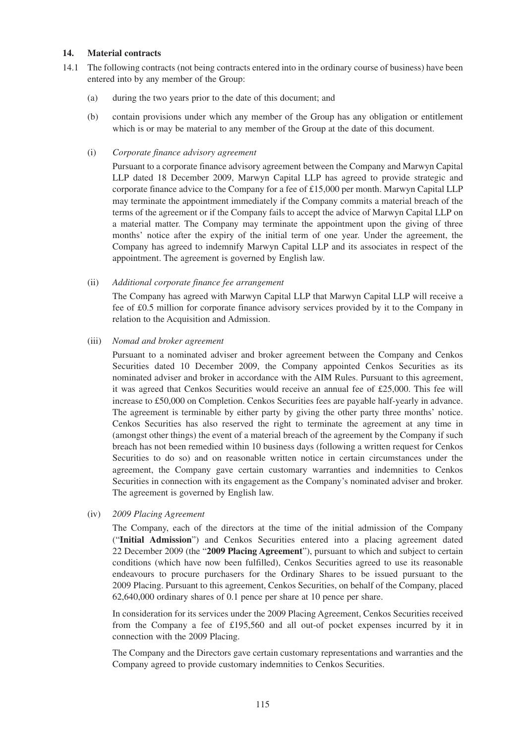## 14. Material contracts

14.1 The following contracts (not being contracts entered into in the ordinary course of business) have been entered into by any member of the Group:

(a) during the two years prior to the date of this document; and

(b) contain provisions under which any member of the Group has any obligation or entitlement which is or may be material to any member of the Group at the date of this document.

(i) *Corporate finance advisory agreement*

Pursuant to a corporate finance advisory agreement between the Company and Marwyn Capital LLP dated 18 December 2009, Marwyn Capital LLP has agreed to provide strategic and corporate finance advice to the Company for a fee of £15,000 per month. Marwyn Capital LLP may terminate the appointment immediately if the Company commits a material breach of the terms of the agreement or if the Company fails to accept the advice of Marwyn Capital LLP on a material matter. The Company may terminate the appointment upon the giving of three months' notice after the expiry of the initial term of one year. Under the agreement, the Company has agreed to indemnify Marwyn Capital LLP and its associates in respect of the appointment. The agreement is governed by English law.

(ii) *Additional corporate finance fee arrangement*

The Company has agreed with Marwyn Capital LLP that Marwyn Capital LLP will receive a fee of £0.5 million for corporate finance advisory services provided by it to the Company in relation to the Acquisition and Admission.

(iii) *Nomad and broker agreement*

Pursuant to a nominated adviser and broker agreement between the Company and Cenkos Securities dated 10 December 2009, the Company appointed Cenkos Securities as its nominated adviser and broker in accordance with the AIM Rules. Pursuant to this agreement, it was agreed that Cenkos Securities would receive an annual fee of £25,000. This fee will increase to £50,000 on Completion. Cenkos Securities fees are payable half-yearly in advance. The agreement is terminable by either party by giving the other party three months' notice. Cenkos Securities has also reserved the right to terminate the agreement at any time in (amongst other things) the event of a material breach of the agreement by the Company if such breach has not been remedied within 10 business days (following a written request for Cenkos Securities to do so) and on reasonable written notice in certain circumstances under the agreement, the Company gave certain customary warranties and indemnities to Cenkos Securities in connection with its engagement as the Company's nominated adviser and broker. The agreement is governed by English law.

(iv) *2009 Placing Agreement*

The Company, each of the directors at the time of the initial admission of the Company ("**Initial Admission**") and Cenkos Securities entered into a placing agreement dated 22 December 2009 (the "**2009 Placing Agreement**"), pursuant to which and subject to certain conditions (which have now been fulfilled), Cenkos Securities agreed to use its reasonable endeavours to procure purchasers for the Ordinary Shares to be issued pursuant to the 2009 Placing. Pursuant to this agreement, Cenkos Securities, on behalf of the Company, placed 62,640,000 ordinary shares of 0.1 pence per share at 10 pence per share.

In consideration for its services under the 2009 Placing Agreement, Cenkos Securities received from the Company a fee of £195,560 and all out-of pocket expenses incurred by it in connection with the 2009 Placing.

The Company and the Directors gave certain customary representations and warranties and the Company agreed to provide customary indemnities to Cenkos Securities.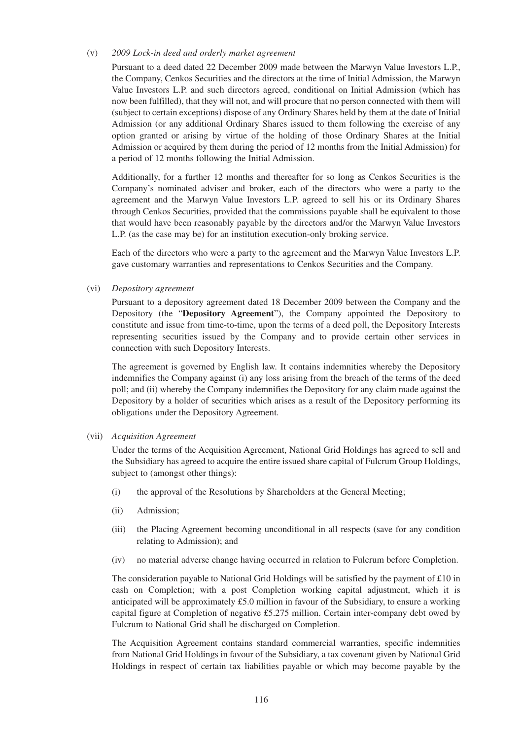(v) *2009 Lock-in deed and orderly market agreement*

Pursuant to a deed dated 22 December 2009 made between the Marwyn Value Investors L.P., the Company, Cenkos Securities and the directors at the time of Initial Admission, the Marwyn Value Investors L.P. and such directors agreed, conditional on Initial Admission (which has now been fulfilled), that they will not, and will procure that no person connected with them will (subject to certain exceptions) dispose of any Ordinary Shares held by them at the date of Initial Admission (or any additional Ordinary Shares issued to them following the exercise of any option granted or arising by virtue of the holding of those Ordinary Shares at the Initial Admission or acquired by them during the period of 12 months from the Initial Admission) for a period of 12 months following the Initial Admission.

Additionally, for a further 12 months and thereafter for so long as Cenkos Securities is the Company's nominated adviser and broker, each of the directors who were a party to the agreement and the Marwyn Value Investors L.P. agreed to sell his or its Ordinary Shares through Cenkos Securities, provided that the commissions payable shall be equivalent to those that would have been reasonably payable by the directors and/or the Marwyn Value Investors L.P. (as the case may be) for an institution execution-only broking service.

Each of the directors who were a party to the agreement and the Marwyn Value Investors L.P. gave customary warranties and representations to Cenkos Securities and the Company.

(vi) *Depository agreement*

Pursuant to a depository agreement dated 18 December 2009 between the Company and the Depository (the "**Depository Agreement**"), the Company appointed the Depository to constitute and issue from time-to-time, upon the terms of a deed poll, the Depository Interests representing securities issued by the Company and to provide certain other services in connection with such Depository Interests.

The agreement is governed by English law. It contains indemnities whereby the Depository indemnifies the Company against (i) any loss arising from the breach of the terms of the deed poll; and (ii) whereby the Company indemnifies the Depository for any claim made against the Depository by a holder of securities which arises as a result of the Depository performing its obligations under the Depository Agreement.

(vii) *Acquisition Agreement*

Under the terms of the Acquisition Agreement, National Grid Holdings has agreed to sell and the Subsidiary has agreed to acquire the entire issued share capital of Fulcrum Group Holdings, subject to (amongst other things):

(i) the approval of the Resolutions by Shareholders at the General Meeting;

(ii) Admission;

(iii) the Placing Agreement becoming unconditional in all respects (save for any condition relating to Admission); and

(iv) no material adverse change having occurred in relation to Fulcrum before Completion.

The consideration payable to National Grid Holdings will be satisfied by the payment of £10 in cash on Completion; with a post Completion working capital adjustment, which it is anticipated will be approximately £5.0 million in favour of the Subsidiary, to ensure a working capital figure at Completion of negative £5.275 million. Certain inter-company debt owed by Fulcrum to National Grid shall be discharged on Completion.

The Acquisition Agreement contains standard commercial warranties, specific indemnities from National Grid Holdings in favour of the Subsidiary, a tax covenant given by National Grid Holdings in respect of certain tax liabilities payable or which may become payable by the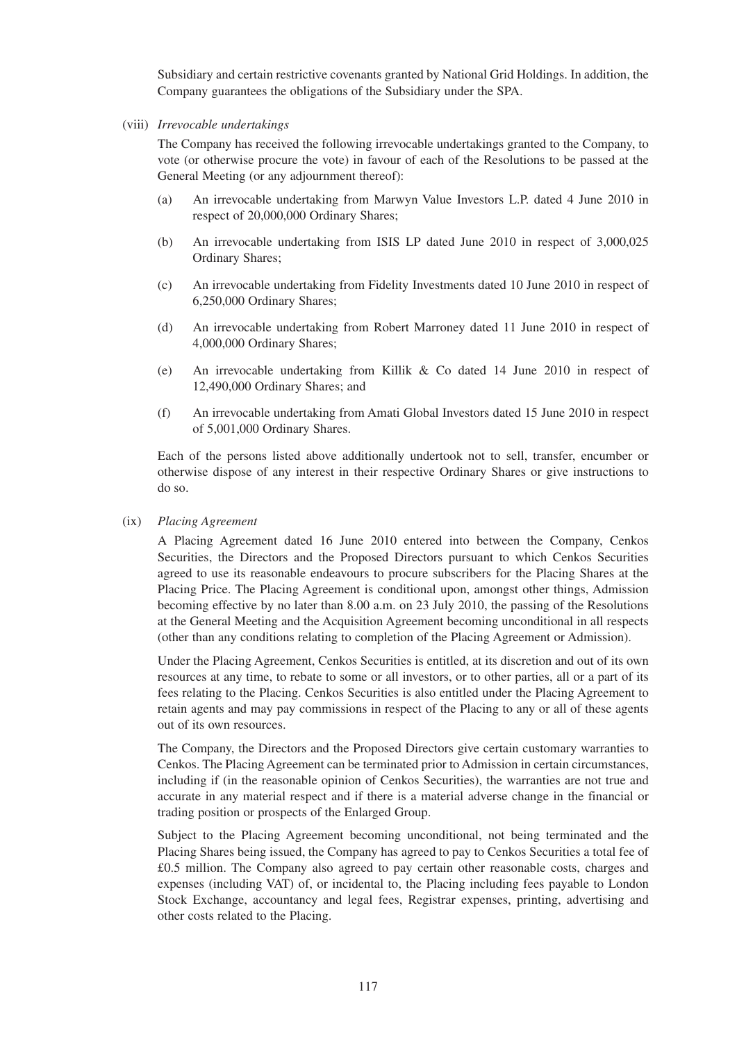Subsidiary and certain restrictive covenants granted by National Grid Holdings. In addition, the Company guarantees the obligations of the Subsidiary under the SPA.

(viii) *Irrevocable undertakings*

The Company has received the following irrevocable undertakings granted to the Company, to vote (or otherwise procure the vote) in favour of each of the Resolutions to be passed at the General Meeting (or any adjournment thereof):

(a) An irrevocable undertaking from Marwyn Value Investors L.P. dated 4 June 2010 in respect of 20,000,000 Ordinary Shares;

(b) An irrevocable undertaking from ISIS LP dated June 2010 in respect of 3,000,025 Ordinary Shares;

(c) An irrevocable undertaking from Fidelity Investments dated 10 June 2010 in respect of 6,250,000 Ordinary Shares;

(d) An irrevocable undertaking from Robert Marroney dated 11 June 2010 in respect of 4,000,000 Ordinary Shares;

(e) An irrevocable undertaking from Killik & Co dated 14 June 2010 in respect of 12,490,000 Ordinary Shares; and

(f) An irrevocable undertaking from Amati Global Investors dated 15 June 2010 in respect of 5,001,000 Ordinary Shares.

Each of the persons listed above additionally undertook not to sell, transfer, encumber or otherwise dispose of any interest in their respective Ordinary Shares or give instructions to do so.

(ix) *Placing Agreement*

A Placing Agreement dated 16 June 2010 entered into between the Company, Cenkos Securities, the Directors and the Proposed Directors pursuant to which Cenkos Securities agreed to use its reasonable endeavours to procure subscribers for the Placing Shares at the Placing Price. The Placing Agreement is conditional upon, amongst other things, Admission becoming effective by no later than 8.00 a.m. on 23 July 2010, the passing of the Resolutions at the General Meeting and the Acquisition Agreement becoming unconditional in all respects (other than any conditions relating to completion of the Placing Agreement or Admission).

Under the Placing Agreement, Cenkos Securities is entitled, at its discretion and out of its own resources at any time, to rebate to some or all investors, or to other parties, all or a part of its fees relating to the Placing. Cenkos Securities is also entitled under the Placing Agreement to retain agents and may pay commissions in respect of the Placing to any or all of these agents out of its own resources.

The Company, the Directors and the Proposed Directors give certain customary warranties to Cenkos. The Placing Agreement can be terminated prior to Admission in certain circumstances, including if (in the reasonable opinion of Cenkos Securities), the warranties are not true and accurate in any material respect and if there is a material adverse change in the financial or trading position or prospects of the Enlarged Group.

Subject to the Placing Agreement becoming unconditional, not being terminated and the Placing Shares being issued, the Company has agreed to pay to Cenkos Securities a total fee of £0.5 million. The Company also agreed to pay certain other reasonable costs, charges and expenses (including VAT) of, or incidental to, the Placing including fees payable to London Stock Exchange, accountancy and legal fees, Registrar expenses, printing, advertising and other costs related to the Placing.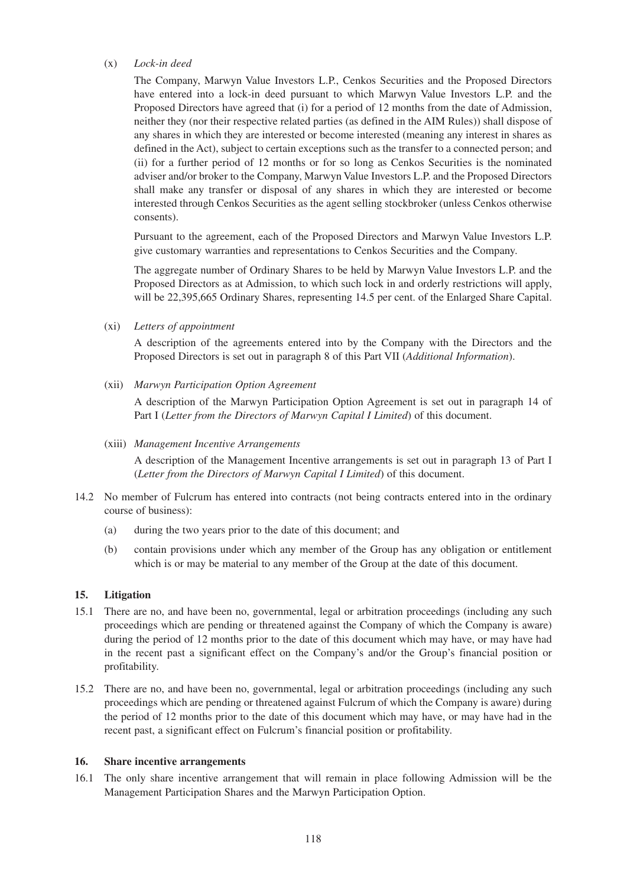(x) *Lock-in deed*

The Company, Marwyn Value Investors L.P., Cenkos Securities and the Proposed Directors have entered into a lock-in deed pursuant to which Marwyn Value Investors L.P. and the Proposed Directors have agreed that (i) for a period of 12 months from the date of Admission, neither they (nor their respective related parties (as defined in the AIM Rules)) shall dispose of any shares in which they are interested or become interested (meaning any interest in shares as defined in the Act), subject to certain exceptions such as the transfer to a connected person; and (ii) for a further period of 12 months or for so long as Cenkos Securities is the nominated adviser and/or broker to the Company, Marwyn Value Investors L.P. and the Proposed Directors shall make any transfer or disposal of any shares in which they are interested or become interested through Cenkos Securities as the agent selling stockbroker (unless Cenkos otherwise consents).

Pursuant to the agreement, each of the Proposed Directors and Marwyn Value Investors L.P. give customary warranties and representations to Cenkos Securities and the Company.

The aggregate number of Ordinary Shares to be held by Marwyn Value Investors L.P. and the Proposed Directors as at Admission, to which such lock in and orderly restrictions will apply, will be 22,395,665 Ordinary Shares, representing 14.5 per cent. of the Enlarged Share Capital.

(xi) *Letters of appointment*

A description of the agreements entered into by the Company with the Directors and the Proposed Directors is set out in paragraph 8 of this Part VII (*Additional Information*).

(xii) *Marwyn Participation Option Agreement*

A description of the Marwyn Participation Option Agreement is set out in paragraph 14 of Part I (*Letter from the Directors of Marwyn Capital I Limited*) of this document.

(xiii) *Management Incentive Arrangements*

A description of the Management Incentive arrangements is set out in paragraph 13 of Part I (*Letter from the Directors of Marwyn Capital I Limited*) of this document.

14.2 No member of Fulcrum has entered into contracts (not being contracts entered into in the ordinary course of business):

(a) during the two years prior to the date of this document; and

(b) contain provisions under which any member of the Group has any obligation or entitlement which is or may be material to any member of the Group at the date of this document.

**15. Litigation**

15.1 There are no, and have been no, governmental, legal or arbitration proceedings (including any such proceedings which are pending or threatened against the Company of which the Company is aware) during the period of 12 months prior to the date of this document which may have, or may have had in the recent past a significant effect on the Company's and/or the Group's financial position or profitability.

15.2 There are no, and have been no, governmental, legal or arbitration proceedings (including any such proceedings which are pending or threatened against Fulcrum of which the Company is aware) during the period of 12 months prior to the date of this document which may have, or may have had in the recent past, a significant effect on Fulcrum's financial position or profitability.

**16. Share incentive arrangements**

16.1 The only share incentive arrangement that will remain in place following Admission will be the Management Participation Shares and the Marwyn Participation Option.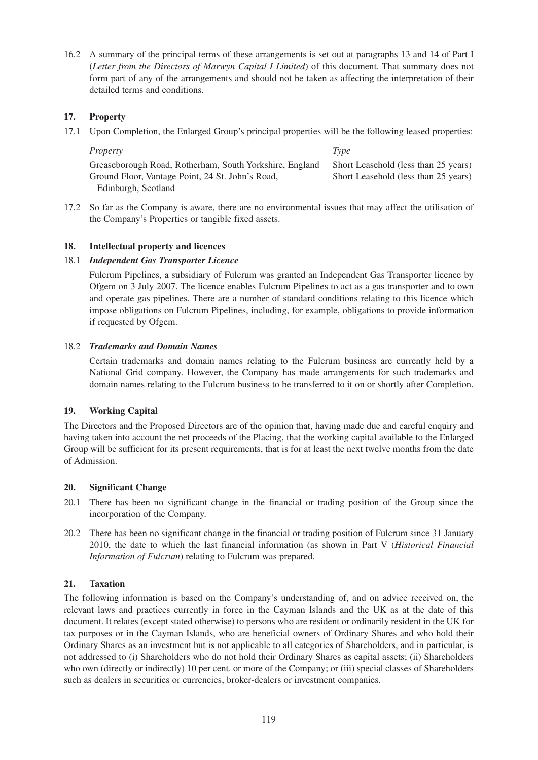16.2 A summary of the principal terms of these arrangements is set out at paragraphs 13 and 14 of Part I (*Letter from the Directors of Marwyn Capital I Limited*) of this document. That summary does not form part of any of the arrangements and should not be taken as affecting the interpretation of their detailed terms and conditions.

## 17. Property

17.1 Upon Completion, the Enlarged Group's principal properties will be the following leased properties:

| *Property* | *Type* |
|---|---|
| Greaseborough Road, Rotherham, South Yorkshire, England | Short Leasehold (less than 25 years) |
| Ground Floor, Vantage Point, 24 St. John's Road, Edinburgh, Scotland | Short Leasehold (less than 25 years) |

17.2 So far as the Company is aware, there are no environmental issues that may affect the utilisation of the Company's Properties or tangible fixed assets.

## 18. Intellectual property and licences

### 18.1 *Independent Gas Transporter Licence*

Fulcrum Pipelines, a subsidiary of Fulcrum was granted an Independent Gas Transporter licence by Ofgem on 3 July 2007. The licence enables Fulcrum Pipelines to act as a gas transporter and to own and operate gas pipelines. There are a number of standard conditions relating to this licence which impose obligations on Fulcrum Pipelines, including, for example, obligations to provide information if requested by Ofgem.

### 18.2 *Trademarks and Domain Names*

Certain trademarks and domain names relating to the Fulcrum business are currently held by a National Grid company. However, the Company has made arrangements for such trademarks and domain names relating to the Fulcrum business to be transferred to it on or shortly after Completion.

## 19. Working Capital

The Directors and the Proposed Directors are of the opinion that, having made due and careful enquiry and having taken into account the net proceeds of the Placing, that the working capital available to the Enlarged Group will be sufficient for its present requirements, that is for at least the next twelve months from the date of Admission.

## 20. Significant Change

20.1 There has been no significant change in the financial or trading position of the Group since the incorporation of the Company.

20.2 There has been no significant change in the financial or trading position of Fulcrum since 31 January 2010, the date to which the last financial information (as shown in Part V (*Historical Financial Information of Fulcrum*) relating to Fulcrum was prepared.

## 21. Taxation

The following information is based on the Company's understanding of, and on advice received on, the relevant laws and practices currently in force in the Cayman Islands and the UK as at the date of this document. It relates (except stated otherwise) to persons who are resident or ordinarily resident in the UK for tax purposes or in the Cayman Islands, who are beneficial owners of Ordinary Shares and who hold their Ordinary Shares as an investment but is not applicable to all categories of Shareholders, and in particular, is not addressed to (i) Shareholders who do not hold their Ordinary Shares as capital assets; (ii) Shareholders who own (directly or indirectly) 10 per cent. or more of the Company; or (iii) special classes of Shareholders such as dealers in securities or currencies, broker-dealers or investment companies.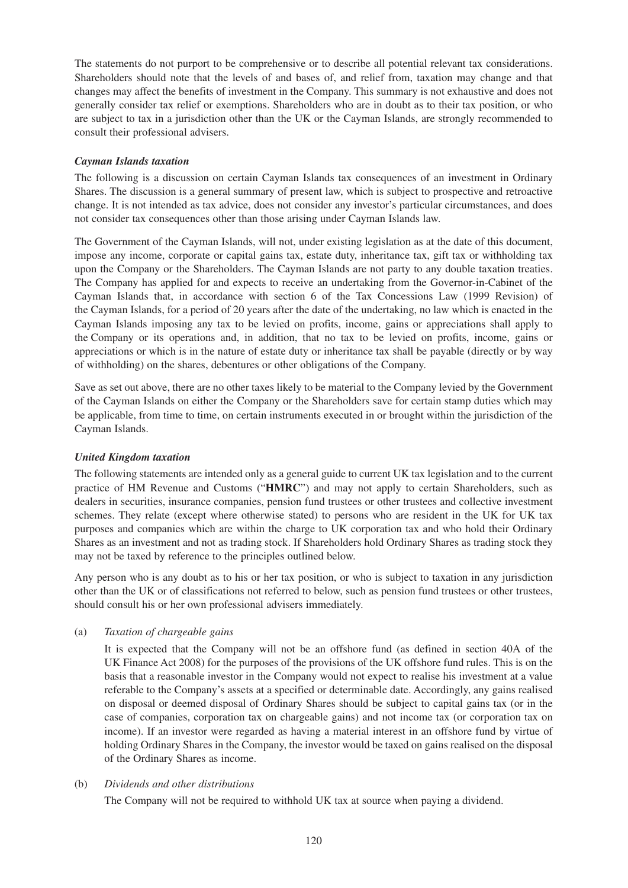The statements do not purport to be comprehensive or to describe all potential relevant tax considerations. Shareholders should note that the levels of and bases of, and relief from, taxation may change and that changes may affect the benefits of investment in the Company. This summary is not exhaustive and does not generally consider tax relief or exemptions. Shareholders who are in doubt as to their tax position, or who are subject to tax in a jurisdiction other than the UK or the Cayman Islands, are strongly recommended to consult their professional advisers.

***Cayman Islands taxation***

The following is a discussion on certain Cayman Islands tax consequences of an investment in Ordinary Shares. The discussion is a general summary of present law, which is subject to prospective and retroactive change. It is not intended as tax advice, does not consider any investor's particular circumstances, and does not consider tax consequences other than those arising under Cayman Islands law.

The Government of the Cayman Islands, will not, under existing legislation as at the date of this document, impose any income, corporate or capital gains tax, estate duty, inheritance tax, gift tax or withholding tax upon the Company or the Shareholders. The Cayman Islands are not party to any double taxation treaties. The Company has applied for and expects to receive an undertaking from the Governor-in-Cabinet of the Cayman Islands that, in accordance with section 6 of the Tax Concessions Law (1999 Revision) of the Cayman Islands, for a period of 20 years after the date of the undertaking, no law which is enacted in the Cayman Islands imposing any tax to be levied on profits, income, gains or appreciations shall apply to the Company or its operations and, in addition, that no tax to be levied on profits, income, gains or appreciations or which is in the nature of estate duty or inheritance tax shall be payable (directly or by way of withholding) on the shares, debentures or other obligations of the Company.

Save as set out above, there are no other taxes likely to be material to the Company levied by the Government of the Cayman Islands on either the Company or the Shareholders save for certain stamp duties which may be applicable, from time to time, on certain instruments executed in or brought within the jurisdiction of the Cayman Islands.

***United Kingdom taxation***

The following statements are intended only as a general guide to current UK tax legislation and to the current practice of HM Revenue and Customs ("**HMRC**") and may not apply to certain Shareholders, such as dealers in securities, insurance companies, pension fund trustees or other trustees and collective investment schemes. They relate (except where otherwise stated) to persons who are resident in the UK for UK tax purposes and companies which are within the charge to UK corporation tax and who hold their Ordinary Shares as an investment and not as trading stock. If Shareholders hold Ordinary Shares as trading stock they may not be taxed by reference to the principles outlined below.

Any person who is any doubt as to his or her tax position, or who is subject to taxation in any jurisdiction other than the UK or of classifications not referred to below, such as pension fund trustees or other trustees, should consult his or her own professional advisers immediately.

(a) *Taxation of chargeable gains*

It is expected that the Company will not be an offshore fund (as defined in section 40A of the UK Finance Act 2008) for the purposes of the provisions of the UK offshore fund rules. This is on the basis that a reasonable investor in the Company would not expect to realise his investment at a value referable to the Company's assets at a specified or determinable date. Accordingly, any gains realised on disposal or deemed disposal of Ordinary Shares should be subject to capital gains tax (or in the case of companies, corporation tax on chargeable gains) and not income tax (or corporation tax on income). If an investor were regarded as having a material interest in an offshore fund by virtue of holding Ordinary Shares in the Company, the investor would be taxed on gains realised on the disposal of the Ordinary Shares as income.

(b) *Dividends and other distributions*

The Company will not be required to withhold UK tax at source when paying a dividend.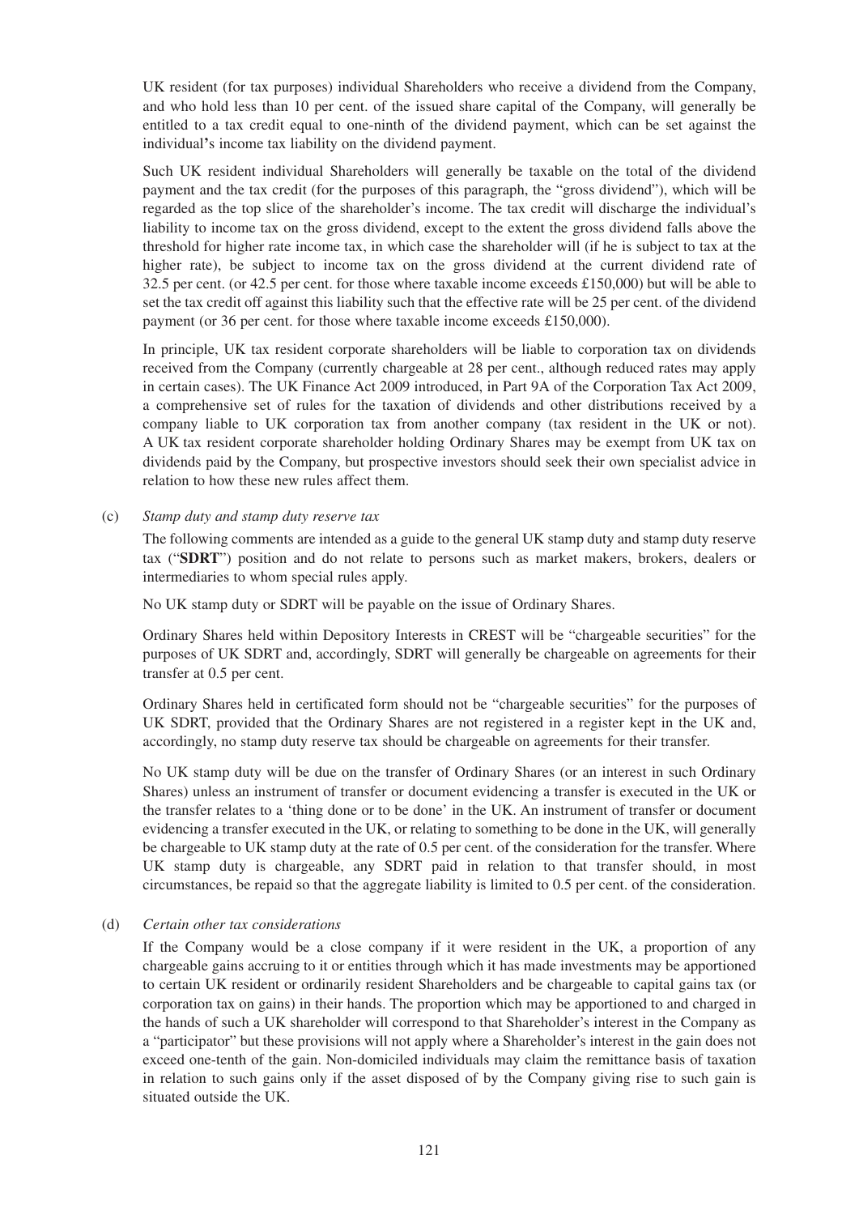UK resident (for tax purposes) individual Shareholders who receive a dividend from the Company, and who hold less than 10 per cent. of the issued share capital of the Company, will generally be entitled to a tax credit equal to one-ninth of the dividend payment, which can be set against the individual**'**s income tax liability on the dividend payment.

Such UK resident individual Shareholders will generally be taxable on the total of the dividend payment and the tax credit (for the purposes of this paragraph, the "gross dividend"), which will be regarded as the top slice of the shareholder's income. The tax credit will discharge the individual's liability to income tax on the gross dividend, except to the extent the gross dividend falls above the threshold for higher rate income tax, in which case the shareholder will (if he is subject to tax at the higher rate), be subject to income tax on the gross dividend at the current dividend rate of 32.5 per cent. (or 42.5 per cent. for those where taxable income exceeds £150,000) but will be able to set the tax credit off against this liability such that the effective rate will be 25 per cent. of the dividend payment (or 36 per cent. for those where taxable income exceeds £150,000).

In principle, UK tax resident corporate shareholders will be liable to corporation tax on dividends received from the Company (currently chargeable at 28 per cent., although reduced rates may apply in certain cases). The UK Finance Act 2009 introduced, in Part 9A of the Corporation Tax Act 2009, a comprehensive set of rules for the taxation of dividends and other distributions received by a company liable to UK corporation tax from another company (tax resident in the UK or not). A UK tax resident corporate shareholder holding Ordinary Shares may be exempt from UK tax on dividends paid by the Company, but prospective investors should seek their own specialist advice in relation to how these new rules affect them.

(c) *Stamp duty and stamp duty reserve tax*

The following comments are intended as a guide to the general UK stamp duty and stamp duty reserve tax ("**SDRT**") position and do not relate to persons such as market makers, brokers, dealers or intermediaries to whom special rules apply.

No UK stamp duty or SDRT will be payable on the issue of Ordinary Shares.

Ordinary Shares held within Depository Interests in CREST will be "chargeable securities" for the purposes of UK SDRT and, accordingly, SDRT will generally be chargeable on agreements for their transfer at 0.5 per cent.

Ordinary Shares held in certificated form should not be "chargeable securities" for the purposes of UK SDRT, provided that the Ordinary Shares are not registered in a register kept in the UK and, accordingly, no stamp duty reserve tax should be chargeable on agreements for their transfer.

No UK stamp duty will be due on the transfer of Ordinary Shares (or an interest in such Ordinary Shares) unless an instrument of transfer or document evidencing a transfer is executed in the UK or the transfer relates to a 'thing done or to be done' in the UK. An instrument of transfer or document evidencing a transfer executed in the UK, or relating to something to be done in the UK, will generally be chargeable to UK stamp duty at the rate of 0.5 per cent. of the consideration for the transfer. Where UK stamp duty is chargeable, any SDRT paid in relation to that transfer should, in most circumstances, be repaid so that the aggregate liability is limited to 0.5 per cent. of the consideration.

(d) *Certain other tax considerations*

If the Company would be a close company if it were resident in the UK, a proportion of any chargeable gains accruing to it or entities through which it has made investments may be apportioned to certain UK resident or ordinarily resident Shareholders and be chargeable to capital gains tax (or corporation tax on gains) in their hands. The proportion which may be apportioned to and charged in the hands of such a UK shareholder will correspond to that Shareholder's interest in the Company as a "participator" but these provisions will not apply where a Shareholder's interest in the gain does not exceed one-tenth of the gain. Non-domiciled individuals may claim the remittance basis of taxation in relation to such gains only if the asset disposed of by the Company giving rise to such gain is situated outside the UK.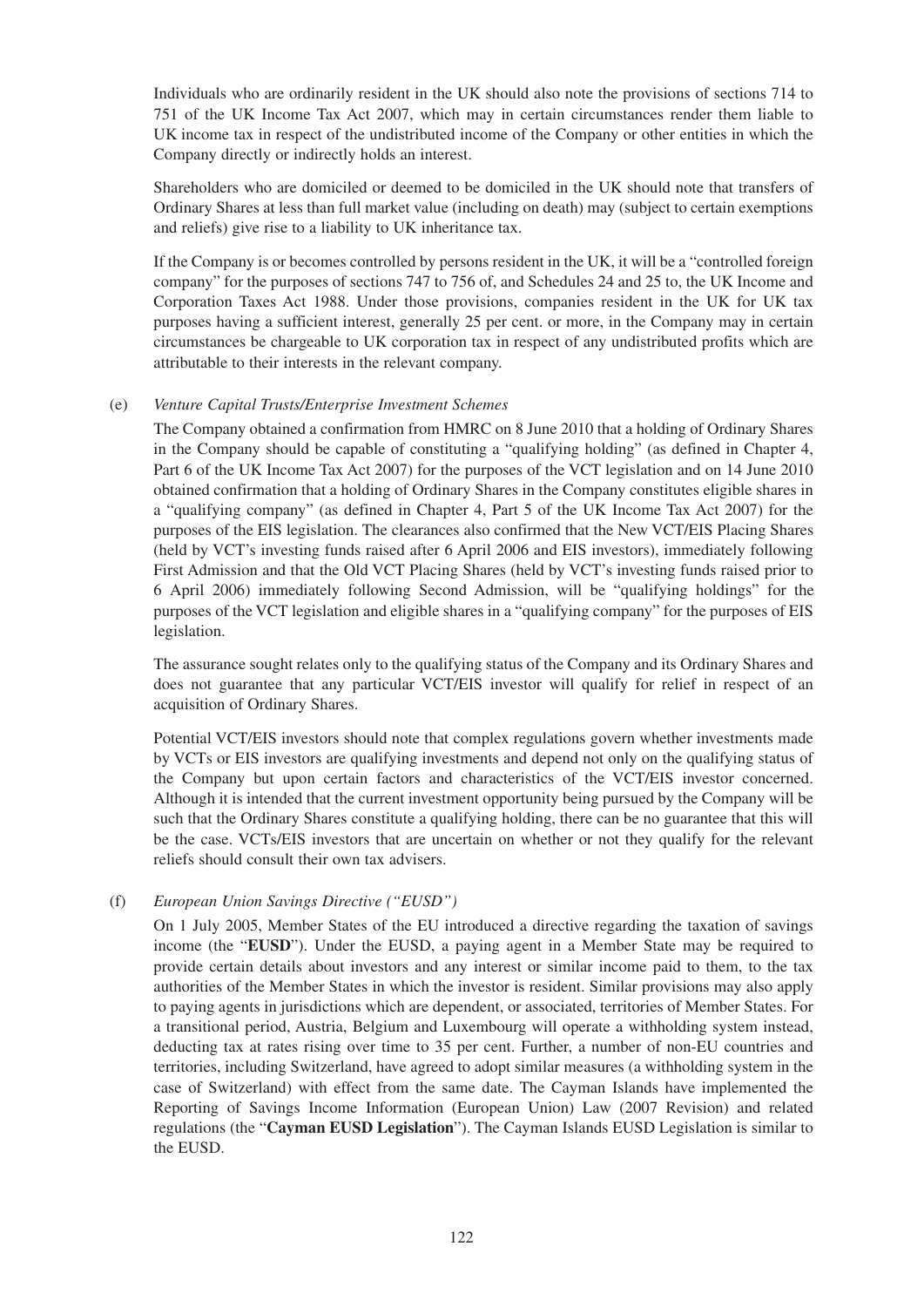Individuals who are ordinarily resident in the UK should also note the provisions of sections 714 to 751 of the UK Income Tax Act 2007, which may in certain circumstances render them liable to UK income tax in respect of the undistributed income of the Company or other entities in which the Company directly or indirectly holds an interest.

Shareholders who are domiciled or deemed to be domiciled in the UK should note that transfers of Ordinary Shares at less than full market value (including on death) may (subject to certain exemptions and reliefs) give rise to a liability to UK inheritance tax.

If the Company is or becomes controlled by persons resident in the UK, it will be a "controlled foreign company" for the purposes of sections 747 to 756 of, and Schedules 24 and 25 to, the UK Income and Corporation Taxes Act 1988. Under those provisions, companies resident in the UK for UK tax purposes having a sufficient interest, generally 25 per cent. or more, in the Company may in certain circumstances be chargeable to UK corporation tax in respect of any undistributed profits which are attributable to their interests in the relevant company.

(e) *Venture Capital Trusts/Enterprise Investment Schemes*

The Company obtained a confirmation from HMRC on 8 June 2010 that a holding of Ordinary Shares in the Company should be capable of constituting a "qualifying holding" (as defined in Chapter 4, Part 6 of the UK Income Tax Act 2007) for the purposes of the VCT legislation and on 14 June 2010 obtained confirmation that a holding of Ordinary Shares in the Company constitutes eligible shares in a "qualifying company" (as defined in Chapter 4, Part 5 of the UK Income Tax Act 2007) for the purposes of the EIS legislation. The clearances also confirmed that the New VCT/EIS Placing Shares (held by VCT's investing funds raised after 6 April 2006 and EIS investors), immediately following First Admission and that the Old VCT Placing Shares (held by VCT's investing funds raised prior to 6 April 2006) immediately following Second Admission, will be "qualifying holdings" for the purposes of the VCT legislation and eligible shares in a "qualifying company" for the purposes of EIS legislation.

The assurance sought relates only to the qualifying status of the Company and its Ordinary Shares and does not guarantee that any particular VCT/EIS investor will qualify for relief in respect of an acquisition of Ordinary Shares.

Potential VCT/EIS investors should note that complex regulations govern whether investments made by VCTs or EIS investors are qualifying investments and depend not only on the qualifying status of the Company but upon certain factors and characteristics of the VCT/EIS investor concerned. Although it is intended that the current investment opportunity being pursued by the Company will be such that the Ordinary Shares constitute a qualifying holding, there can be no guarantee that this will be the case. VCTs/EIS investors that are uncertain on whether or not they qualify for the relevant reliefs should consult their own tax advisers.

(f) *European Union Savings Directive ("EUSD")*

On 1 July 2005, Member States of the EU introduced a directive regarding the taxation of savings income (the "**EUSD**"). Under the EUSD, a paying agent in a Member State may be required to provide certain details about investors and any interest or similar income paid to them, to the tax authorities of the Member States in which the investor is resident. Similar provisions may also apply to paying agents in jurisdictions which are dependent, or associated, territories of Member States. For a transitional period, Austria, Belgium and Luxembourg will operate a withholding system instead, deducting tax at rates rising over time to 35 per cent. Further, a number of non-EU countries and territories, including Switzerland, have agreed to adopt similar measures (a withholding system in the case of Switzerland) with effect from the same date. The Cayman Islands have implemented the Reporting of Savings Income Information (European Union) Law (2007 Revision) and related regulations (the "**Cayman EUSD Legislation**"). The Cayman Islands EUSD Legislation is similar to the EUSD.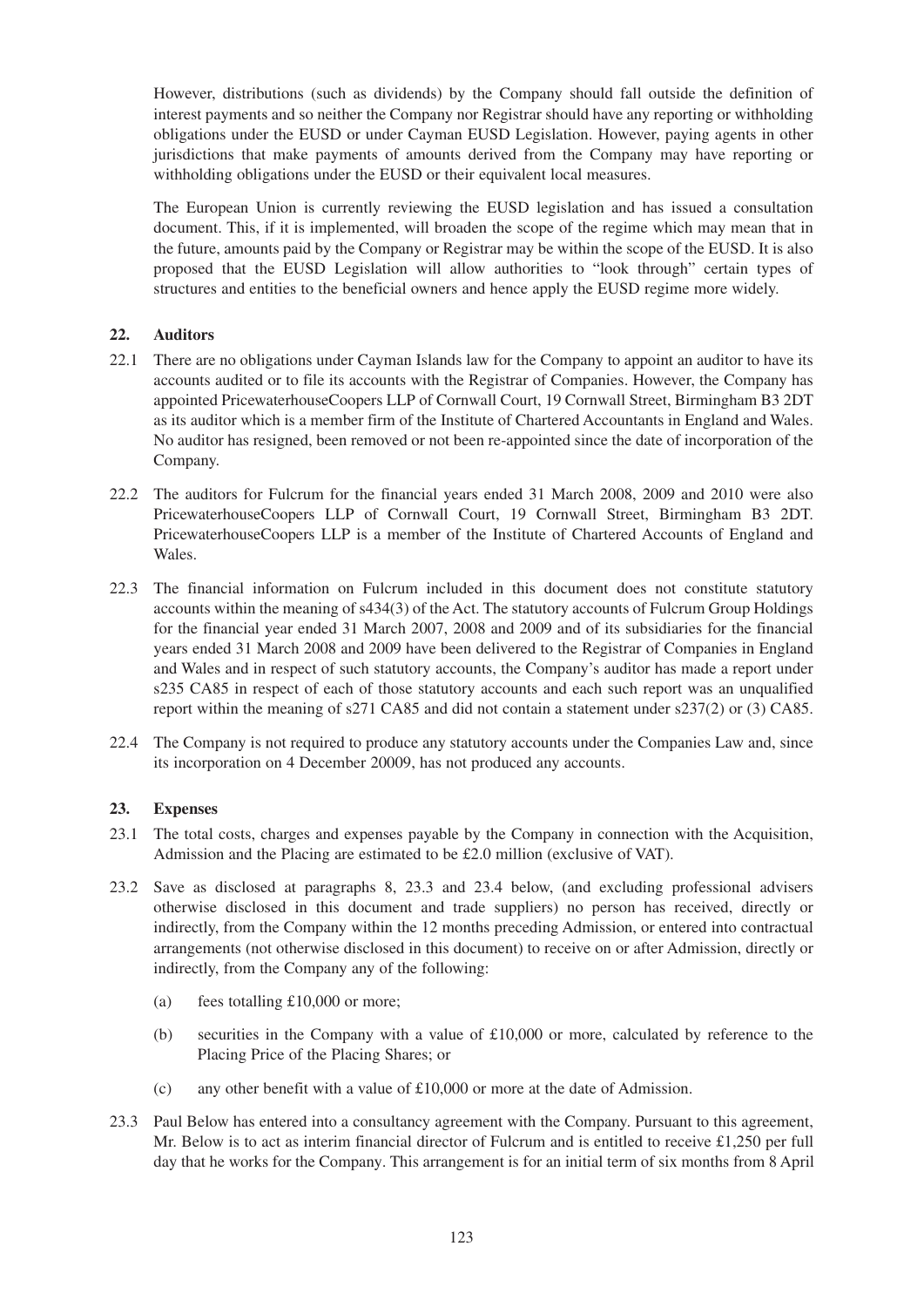However, distributions (such as dividends) by the Company should fall outside the definition of interest payments and so neither the Company nor Registrar should have any reporting or withholding obligations under the EUSD or under Cayman EUSD Legislation. However, paying agents in other jurisdictions that make payments of amounts derived from the Company may have reporting or withholding obligations under the EUSD or their equivalent local measures.

The European Union is currently reviewing the EUSD legislation and has issued a consultation document. This, if it is implemented, will broaden the scope of the regime which may mean that in the future, amounts paid by the Company or Registrar may be within the scope of the EUSD. It is also proposed that the EUSD Legislation will allow authorities to "look through" certain types of structures and entities to the beneficial owners and hence apply the EUSD regime more widely.

## 22. Auditors

22.1 There are no obligations under Cayman Islands law for the Company to appoint an auditor to have its accounts audited or to file its accounts with the Registrar of Companies. However, the Company has appointed PricewaterhouseCoopers LLP of Cornwall Court, 19 Cornwall Street, Birmingham B3 2DT as its auditor which is a member firm of the Institute of Chartered Accountants in England and Wales. No auditor has resigned, been removed or not been re-appointed since the date of incorporation of the Company.

22.2 The auditors for Fulcrum for the financial years ended 31 March 2008, 2009 and 2010 were also PricewaterhouseCoopers LLP of Cornwall Court, 19 Cornwall Street, Birmingham B3 2DT. PricewaterhouseCoopers LLP is a member of the Institute of Chartered Accounts of England and Wales.

22.3 The financial information on Fulcrum included in this document does not constitute statutory accounts within the meaning of s434(3) of the Act. The statutory accounts of Fulcrum Group Holdings for the financial year ended 31 March 2007, 2008 and 2009 and of its subsidiaries for the financial years ended 31 March 2008 and 2009 have been delivered to the Registrar of Companies in England and Wales and in respect of such statutory accounts, the Company's auditor has made a report under s235 CA85 in respect of each of those statutory accounts and each such report was an unqualified report within the meaning of s271 CA85 and did not contain a statement under s237(2) or (3) CA85.

22.4 The Company is not required to produce any statutory accounts under the Companies Law and, since its incorporation on 4 December 20009, has not produced any accounts.

## 23. Expenses

23.1 The total costs, charges and expenses payable by the Company in connection with the Acquisition, Admission and the Placing are estimated to be £2.0 million (exclusive of VAT).

23.2 Save as disclosed at paragraphs 8, 23.3 and 23.4 below, (and excluding professional advisers otherwise disclosed in this document and trade suppliers) no person has received, directly or indirectly, from the Company within the 12 months preceding Admission, or entered into contractual arrangements (not otherwise disclosed in this document) to receive on or after Admission, directly or indirectly, from the Company any of the following:

(a) fees totalling £10,000 or more;

(b) securities in the Company with a value of £10,000 or more, calculated by reference to the Placing Price of the Placing Shares; or

(c) any other benefit with a value of £10,000 or more at the date of Admission.

23.3 Paul Below has entered into a consultancy agreement with the Company. Pursuant to this agreement, Mr. Below is to act as interim financial director of Fulcrum and is entitled to receive £1,250 per full day that he works for the Company. This arrangement is for an initial term of six months from 8 April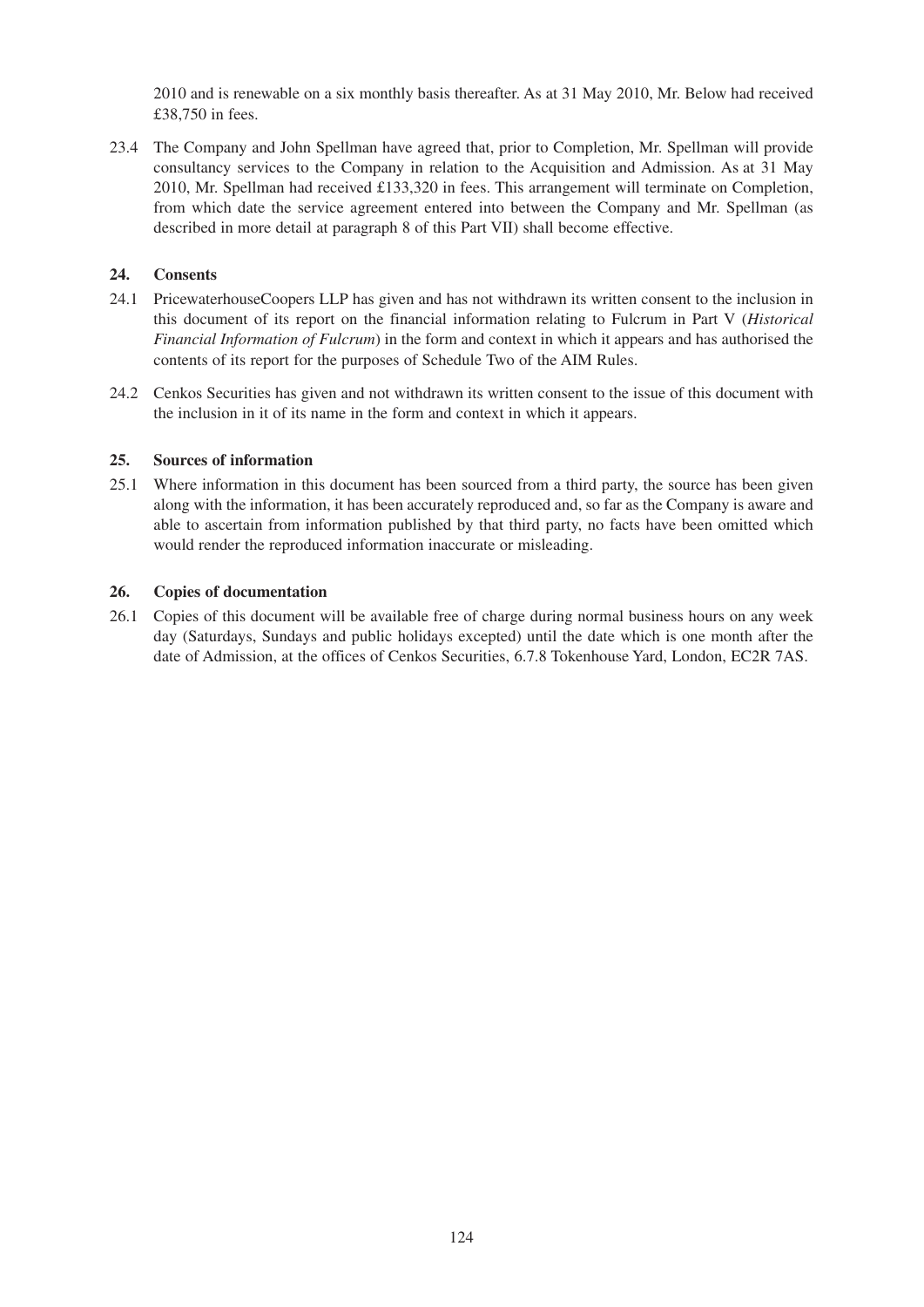2010 and is renewable on a six monthly basis thereafter. As at 31 May 2010, Mr. Below had received £38,750 in fees.

23.4 The Company and John Spellman have agreed that, prior to Completion, Mr. Spellman will provide consultancy services to the Company in relation to the Acquisition and Admission. As at 31 May 2010, Mr. Spellman had received £133,320 in fees. This arrangement will terminate on Completion, from which date the service agreement entered into between the Company and Mr. Spellman (as described in more detail at paragraph 8 of this Part VII) shall become effective.

## 24. Consents

24.1 PricewaterhouseCoopers LLP has given and has not withdrawn its written consent to the inclusion in this document of its report on the financial information relating to Fulcrum in Part V (*Historical Financial Information of Fulcrum*) in the form and context in which it appears and has authorised the contents of its report for the purposes of Schedule Two of the AIM Rules.

24.2 Cenkos Securities has given and not withdrawn its written consent to the issue of this document with the inclusion in it of its name in the form and context in which it appears.

## 25. Sources of information

25.1 Where information in this document has been sourced from a third party, the source has been given along with the information, it has been accurately reproduced and, so far as the Company is aware and able to ascertain from information published by that third party, no facts have been omitted which would render the reproduced information inaccurate or misleading.

## 26. Copies of documentation

26.1 Copies of this document will be available free of charge during normal business hours on any week day (Saturdays, Sundays and public holidays excepted) until the date which is one month after the date of Admission, at the offices of Cenkos Securities, 6.7.8 Tokenhouse Yard, London, EC2R 7AS.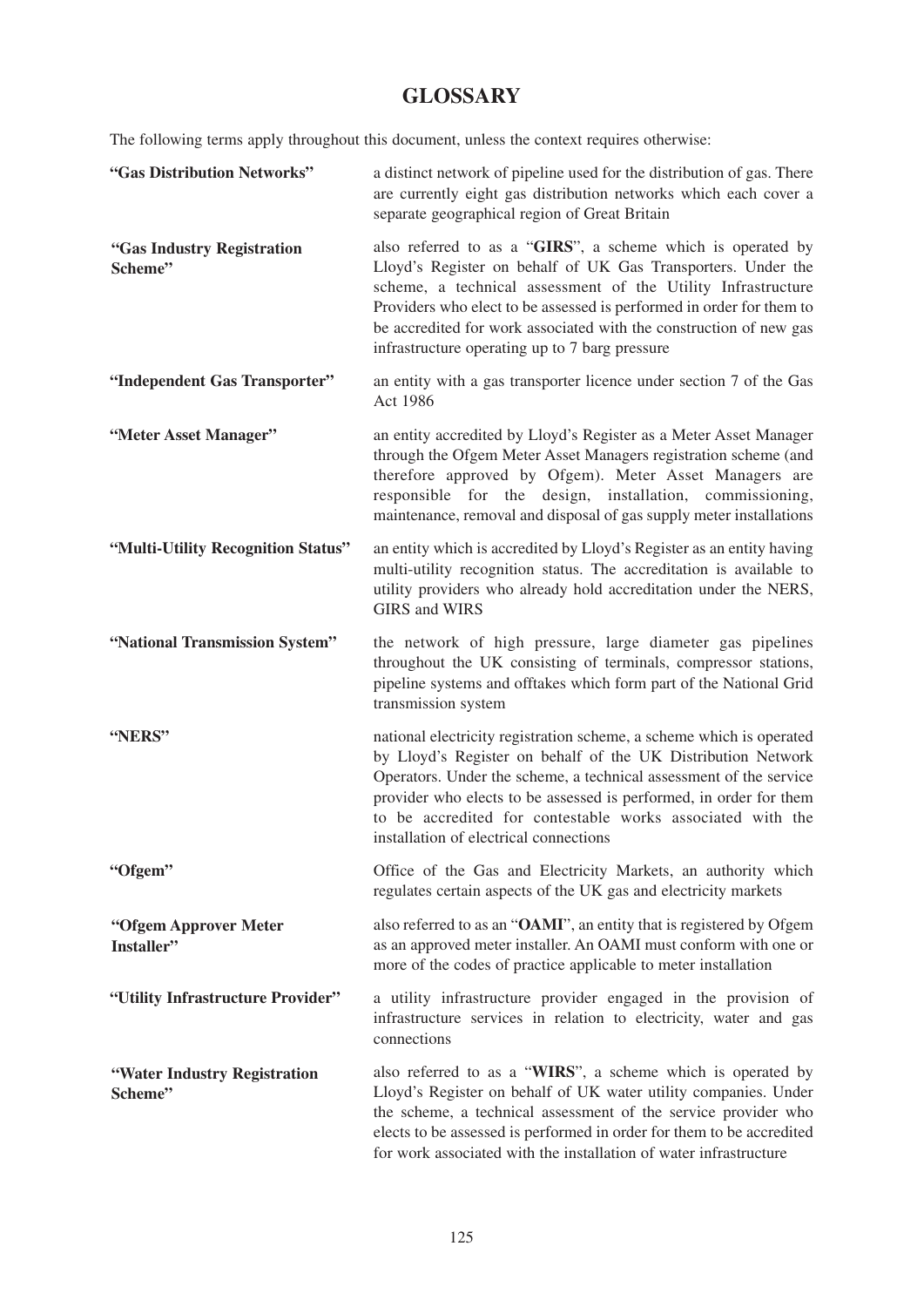# GLOSSARY

The following terms apply throughout this document, unless the context requires otherwise:

| | |
|---|---|
| **"Gas Distribution Networks"** | a distinct network of pipeline used for the distribution of gas. There are currently eight gas distribution networks which each cover a separate geographical region of Great Britain |
| **"Gas Industry Registration Scheme"** | also referred to as a "**GIRS**", a scheme which is operated by Lloyd's Register on behalf of UK Gas Transporters. Under the scheme, a technical assessment of the Utility Infrastructure Providers who elect to be assessed is performed in order for them to be accredited for work associated with the construction of new gas infrastructure operating up to 7 barg pressure |
| **"Independent Gas Transporter"** | an entity with a gas transporter licence under section 7 of the Gas Act 1986 |
| **"Meter Asset Manager"** | an entity accredited by Lloyd's Register as a Meter Asset Manager through the Ofgem Meter Asset Managers registration scheme (and therefore approved by Ofgem). Meter Asset Managers are responsible for the design, installation, commissioning, maintenance, removal and disposal of gas supply meter installations |
| **"Multi-Utility Recognition Status"** | an entity which is accredited by Lloyd's Register as an entity having multi-utility recognition status. The accreditation is available to utility providers who already hold accreditation under the NERS, GIRS and WIRS |
| **"National Transmission System"** | the network of high pressure, large diameter gas pipelines throughout the UK consisting of terminals, compressor stations, pipeline systems and offtakes which form part of the National Grid transmission system |
| **"NERS"** | national electricity registration scheme, a scheme which is operated by Lloyd's Register on behalf of the UK Distribution Network Operators. Under the scheme, a technical assessment of the service provider who elects to be assessed is performed, in order for them to be accredited for contestable works associated with the installation of electrical connections |
| **"Ofgem"** | Office of the Gas and Electricity Markets, an authority which regulates certain aspects of the UK gas and electricity markets |
| **"Ofgem Approver Meter Installer"** | also referred to as an "**OAMI**", an entity that is registered by Ofgem as an approved meter installer. An OAMI must conform with one or more of the codes of practice applicable to meter installation |
| **"Utility Infrastructure Provider"** | a utility infrastructure provider engaged in the provision of infrastructure services in relation to electricity, water and gas connections |
| **"Water Industry Registration Scheme"** | also referred to as a "**WIRS**", a scheme which is operated by Lloyd's Register on behalf of UK water utility companies. Under the scheme, a technical assessment of the service provider who elects to be assessed is performed in order for them to be accredited for work associated with the installation of water infrastructure |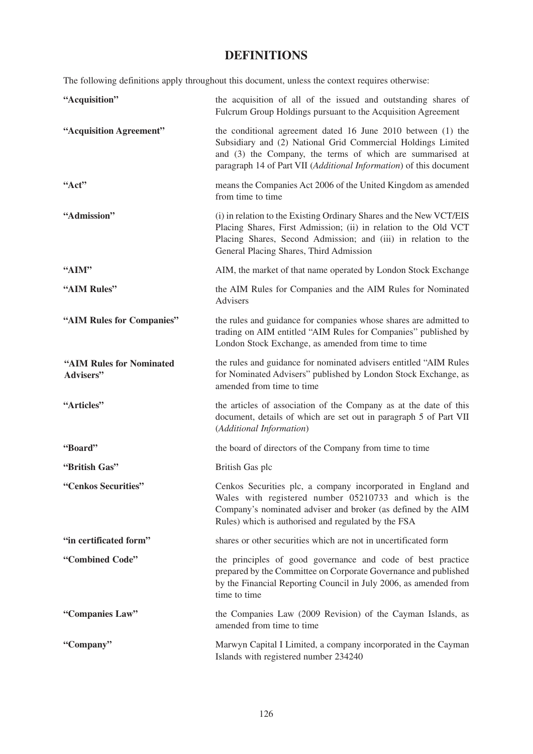# DEFINITIONS

The following definitions apply throughout this document, unless the context requires otherwise:

| | |
|---|---|
| **"Acquisition"** | the acquisition of all of the issued and outstanding shares of Fulcrum Group Holdings pursuant to the Acquisition Agreement |
| **"Acquisition Agreement"** | the conditional agreement dated 16 June 2010 between (1) the Subsidiary and (2) National Grid Commercial Holdings Limited and (3) the Company, the terms of which are summarised at paragraph 14 of Part VII (*Additional Information*) of this document |
| **"Act"** | means the Companies Act 2006 of the United Kingdom as amended from time to time |
| **"Admission"** | (i) in relation to the Existing Ordinary Shares and the New VCT/EIS Placing Shares, First Admission; (ii) in relation to the Old VCT Placing Shares, Second Admission; and (iii) in relation to the General Placing Shares, Third Admission |
| **"AIM"** | AIM, the market of that name operated by London Stock Exchange |
| **"AIM Rules"** | the AIM Rules for Companies and the AIM Rules for Nominated Advisers |
| **"AIM Rules for Companies"** | the rules and guidance for companies whose shares are admitted to trading on AIM entitled "AIM Rules for Companies" published by London Stock Exchange, as amended from time to time |
| **"AIM Rules for Nominated Advisers"** | the rules and guidance for nominated advisers entitled "AIM Rules for Nominated Advisers" published by London Stock Exchange, as amended from time to time |
| **"Articles"** | the articles of association of the Company as at the date of this document, details of which are set out in paragraph 5 of Part VII (*Additional Information*) |
| **"Board"** | the board of directors of the Company from time to time |
| **"British Gas"** | British Gas plc |
| **"Cenkos Securities"** | Cenkos Securities plc, a company incorporated in England and Wales with registered number 05210733 and which is the Company's nominated adviser and broker (as defined by the AIM Rules) which is authorised and regulated by the FSA |
| **"in certificated form"** | shares or other securities which are not in uncertificated form |
| **"Combined Code"** | the principles of good governance and code of best practice prepared by the Committee on Corporate Governance and published by the Financial Reporting Council in July 2006, as amended from time to time |
| **"Companies Law"** | the Companies Law (2009 Revision) of the Cayman Islands, as amended from time to time |
| **"Company"** | Marwyn Capital I Limited, a company incorporated in the Cayman Islands with registered number 234240 |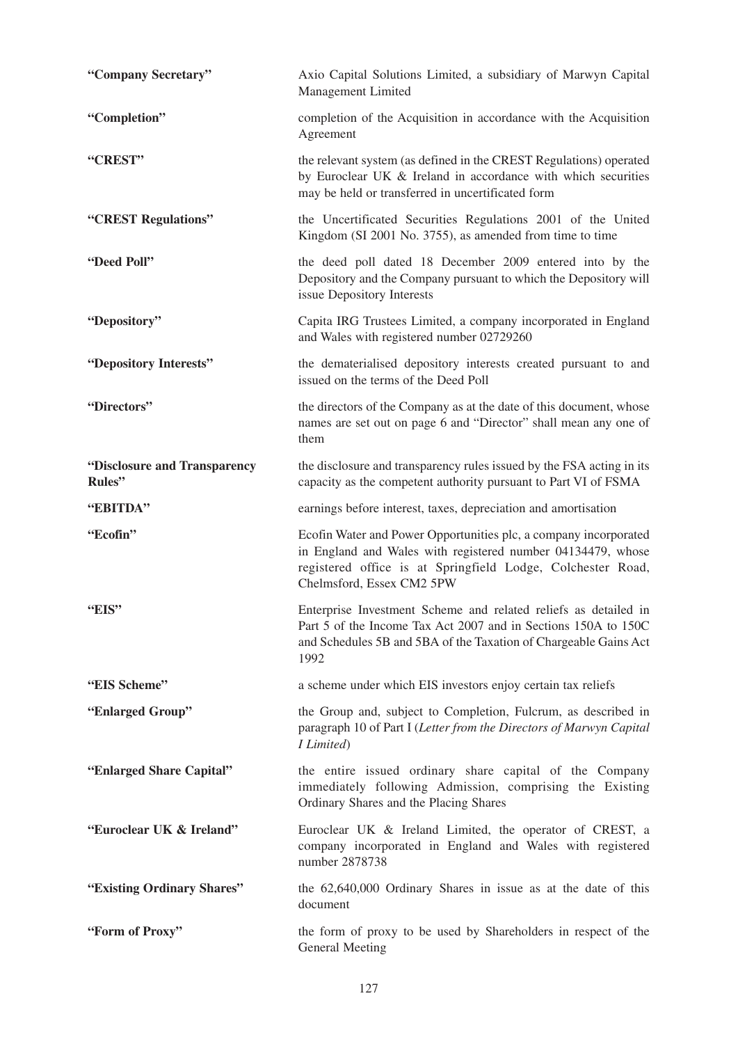| | |
|---|---|
| **"Company Secretary"** | Axio Capital Solutions Limited, a subsidiary of Marwyn Capital Management Limited |
| **"Completion"** | completion of the Acquisition in accordance with the Acquisition Agreement |
| **"CREST"** | the relevant system (as defined in the CREST Regulations) operated by Euroclear UK & Ireland in accordance with which securities may be held or transferred in uncertificated form |
| **"CREST Regulations"** | the Uncertificated Securities Regulations 2001 of the United Kingdom (SI 2001 No. 3755), as amended from time to time |
| **"Deed Poll"** | the deed poll dated 18 December 2009 entered into by the Depository and the Company pursuant to which the Depository will issue Depository Interests |
| **"Depository"** | Capita IRG Trustees Limited, a company incorporated in England and Wales with registered number 02729260 |
| **"Depository Interests"** | the dematerialised depository interests created pursuant to and issued on the terms of the Deed Poll |
| **"Directors"** | the directors of the Company as at the date of this document, whose names are set out on page 6 and "Director" shall mean any one of them |
| **"Disclosure and Transparency Rules"** | the disclosure and transparency rules issued by the FSA acting in its capacity as the competent authority pursuant to Part VI of FSMA |
| **"EBITDA"** | earnings before interest, taxes, depreciation and amortisation |
| **"Ecofin"** | Ecofin Water and Power Opportunities plc, a company incorporated in England and Wales with registered number 04134479, whose registered office is at Springfield Lodge, Colchester Road, Chelmsford, Essex CM2 5PW |
| **"EIS"** | Enterprise Investment Scheme and related reliefs as detailed in Part 5 of the Income Tax Act 2007 and in Sections 150A to 150C and Schedules 5B and 5BA of the Taxation of Chargeable Gains Act 1992 |
| **"EIS Scheme"** | a scheme under which EIS investors enjoy certain tax reliefs |
| **"Enlarged Group"** | the Group and, subject to Completion, Fulcrum, as described in paragraph 10 of Part I (*Letter from the Directors of Marwyn Capital I Limited*) |
| **"Enlarged Share Capital"** | the entire issued ordinary share capital of the Company immediately following Admission, comprising the Existing Ordinary Shares and the Placing Shares |
| **"Euroclear UK & Ireland"** | Euroclear UK & Ireland Limited, the operator of CREST, a company incorporated in England and Wales with registered number 2878738 |
| **"Existing Ordinary Shares"** | the 62,640,000 Ordinary Shares in issue as at the date of this document |
| **"Form of Proxy"** | the form of proxy to be used by Shareholders in respect of the General Meeting |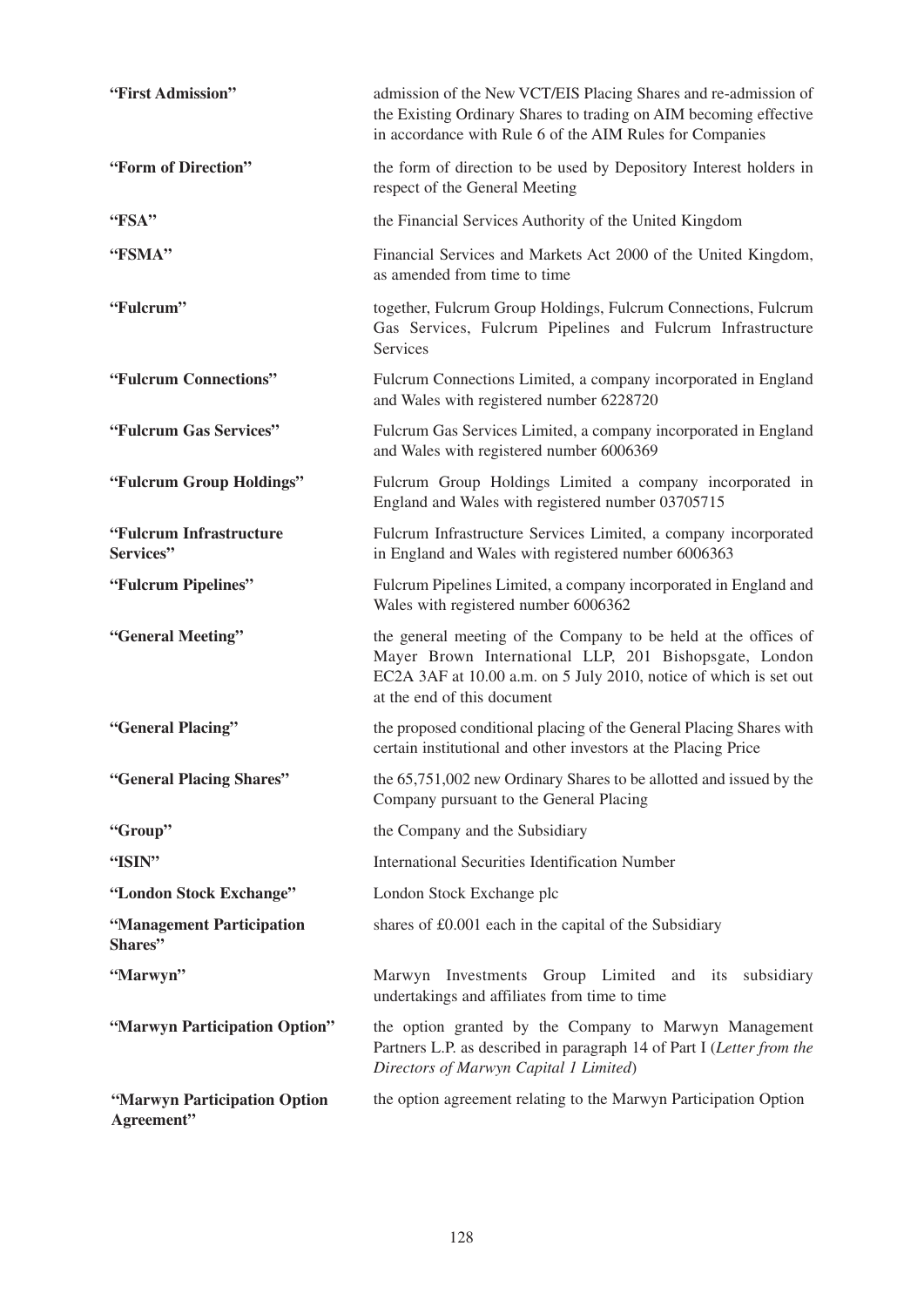| | |
|---|---|
| **"First Admission"** | admission of the New VCT/EIS Placing Shares and re-admission of the Existing Ordinary Shares to trading on AIM becoming effective in accordance with Rule 6 of the AIM Rules for Companies |
| **"Form of Direction"** | the form of direction to be used by Depository Interest holders in respect of the General Meeting |
| **"FSA"** | the Financial Services Authority of the United Kingdom |
| **"FSMA"** | Financial Services and Markets Act 2000 of the United Kingdom, as amended from time to time |
| **"Fulcrum"** | together, Fulcrum Group Holdings, Fulcrum Connections, Fulcrum Gas Services, Fulcrum Pipelines and Fulcrum Infrastructure Services |
| **"Fulcrum Connections"** | Fulcrum Connections Limited, a company incorporated in England and Wales with registered number 6228720 |
| **"Fulcrum Gas Services"** | Fulcrum Gas Services Limited, a company incorporated in England and Wales with registered number 6006369 |
| **"Fulcrum Group Holdings"** | Fulcrum Group Holdings Limited a company incorporated in England and Wales with registered number 03705715 |
| **"Fulcrum Infrastructure Services"** | Fulcrum Infrastructure Services Limited, a company incorporated in England and Wales with registered number 6006363 |
| **"Fulcrum Pipelines"** | Fulcrum Pipelines Limited, a company incorporated in England and Wales with registered number 6006362 |
| **"General Meeting"** | the general meeting of the Company to be held at the offices of Mayer Brown International LLP, 201 Bishopsgate, London EC2A 3AF at 10.00 a.m. on 5 July 2010, notice of which is set out at the end of this document |
| **"General Placing"** | the proposed conditional placing of the General Placing Shares with certain institutional and other investors at the Placing Price |
| **"General Placing Shares"** | the 65,751,002 new Ordinary Shares to be allotted and issued by the Company pursuant to the General Placing |
| **"Group"** | the Company and the Subsidiary |
| **"ISIN"** | International Securities Identification Number |
| **"London Stock Exchange"** | London Stock Exchange plc |
| **"Management Participation Shares"** | shares of £0.001 each in the capital of the Subsidiary |
| **"Marwyn"** | Marwyn Investments Group Limited and its subsidiary undertakings and affiliates from time to time |
| **"Marwyn Participation Option"** | the option granted by the Company to Marwyn Management Partners L.P. as described in paragraph 14 of Part I (*Letter from the Directors of Marwyn Capital 1 Limited*) |
| **"Marwyn Participation Option Agreement"** | the option agreement relating to the Marwyn Participation Option |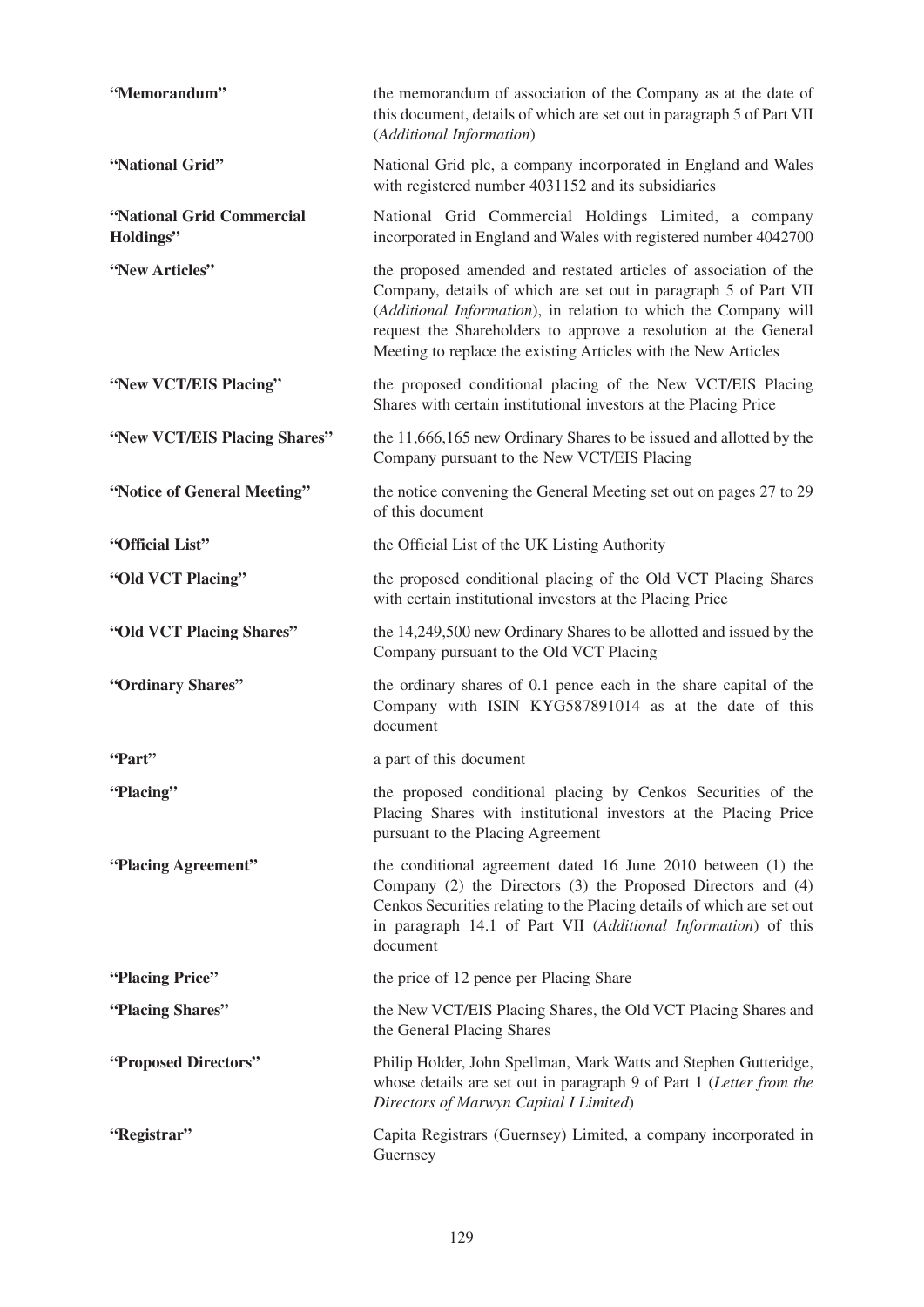| | |
|---|---|
| **"Memorandum"** | the memorandum of association of the Company as at the date of this document, details of which are set out in paragraph 5 of Part VII (*Additional Information*) |
| **"National Grid"** | National Grid plc, a company incorporated in England and Wales with registered number 4031152 and its subsidiaries |
| **"National Grid Commercial Holdings"** | National Grid Commercial Holdings Limited, a company incorporated in England and Wales with registered number 4042700 |
| **"New Articles"** | the proposed amended and restated articles of association of the Company, details of which are set out in paragraph 5 of Part VII (*Additional Information*), in relation to which the Company will request the Shareholders to approve a resolution at the General Meeting to replace the existing Articles with the New Articles |
| **"New VCT/EIS Placing"** | the proposed conditional placing of the New VCT/EIS Placing Shares with certain institutional investors at the Placing Price |
| **"New VCT/EIS Placing Shares"** | the 11,666,165 new Ordinary Shares to be issued and allotted by the Company pursuant to the New VCT/EIS Placing |
| **"Notice of General Meeting"** | the notice convening the General Meeting set out on pages 27 to 29 of this document |
| **"Official List"** | the Official List of the UK Listing Authority |
| **"Old VCT Placing"** | the proposed conditional placing of the Old VCT Placing Shares with certain institutional investors at the Placing Price |
| **"Old VCT Placing Shares"** | the 14,249,500 new Ordinary Shares to be allotted and issued by the Company pursuant to the Old VCT Placing |
| **"Ordinary Shares"** | the ordinary shares of 0.1 pence each in the share capital of the Company with ISIN KYG587891014 as at the date of this document |
| **"Part"** | a part of this document |
| **"Placing"** | the proposed conditional placing by Cenkos Securities of the Placing Shares with institutional investors at the Placing Price pursuant to the Placing Agreement |
| **"Placing Agreement"** | the conditional agreement dated 16 June 2010 between (1) the Company (2) the Directors (3) the Proposed Directors and (4) Cenkos Securities relating to the Placing details of which are set out in paragraph 14.1 of Part VII (*Additional Information*) of this document |
| **"Placing Price"** | the price of 12 pence per Placing Share |
| **"Placing Shares"** | the New VCT/EIS Placing Shares, the Old VCT Placing Shares and the General Placing Shares |
| **"Proposed Directors"** | Philip Holder, John Spellman, Mark Watts and Stephen Gutteridge, whose details are set out in paragraph 9 of Part 1 (*Letter from the Directors of Marwyn Capital I Limited*) |
| **"Registrar"** | Capita Registrars (Guernsey) Limited, a company incorporated in Guernsey |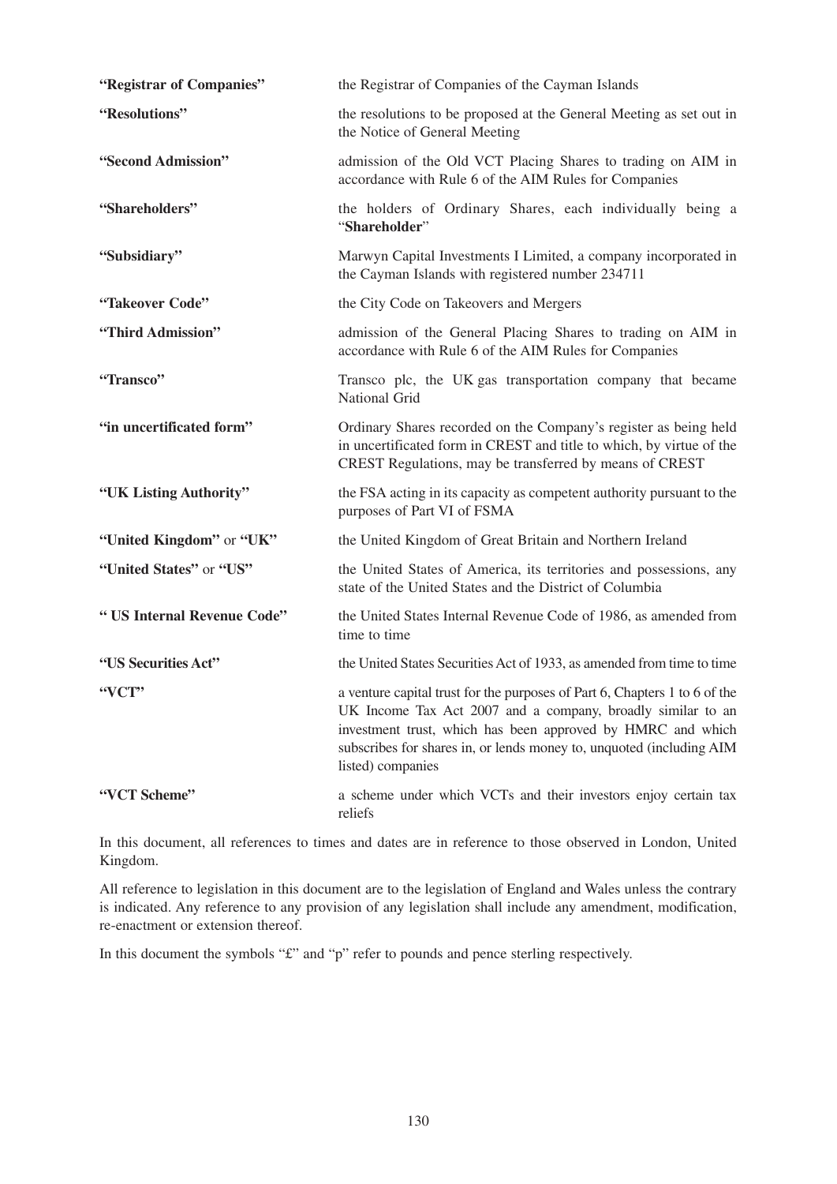| | |
|---|---|
| **"Registrar of Companies"** | the Registrar of Companies of the Cayman Islands |
| **"Resolutions"** | the resolutions to be proposed at the General Meeting as set out in the Notice of General Meeting |
| **"Second Admission"** | admission of the Old VCT Placing Shares to trading on AIM in accordance with Rule 6 of the AIM Rules for Companies |
| **"Shareholders"** | the holders of Ordinary Shares, each individually being a "**Shareholder**" |
| **"Subsidiary"** | Marwyn Capital Investments I Limited, a company incorporated in the Cayman Islands with registered number 234711 |
| **"Takeover Code"** | the City Code on Takeovers and Mergers |
| **"Third Admission"** | admission of the General Placing Shares to trading on AIM in accordance with Rule 6 of the AIM Rules for Companies |
| **"Transco"** | Transco plc, the UK gas transportation company that became National Grid |
| **"in uncertificated form"** | Ordinary Shares recorded on the Company's register as being held in uncertificated form in CREST and title to which, by virtue of the CREST Regulations, may be transferred by means of CREST |
| **"UK Listing Authority"** | the FSA acting in its capacity as competent authority pursuant to the purposes of Part VI of FSMA |
| **"United Kingdom"** or **"UK"** | the United Kingdom of Great Britain and Northern Ireland |
| **"United States"** or **"US"** | the United States of America, its territories and possessions, any state of the United States and the District of Columbia |
| **" US Internal Revenue Code"** | the United States Internal Revenue Code of 1986, as amended from time to time |
| **"US Securities Act"** | the United States Securities Act of 1933, as amended from time to time |
| **"VCT"** | a venture capital trust for the purposes of Part 6, Chapters 1 to 6 of the UK Income Tax Act 2007 and a company, broadly similar to an investment trust, which has been approved by HMRC and which subscribes for shares in, or lends money to, unquoted (including AIM listed) companies |
| **"VCT Scheme"** | a scheme under which VCTs and their investors enjoy certain tax reliefs |

In this document, all references to times and dates are in reference to those observed in London, United Kingdom.

All reference to legislation in this document are to the legislation of England and Wales unless the contrary is indicated. Any reference to any provision of any legislation shall include any amendment, modification, re-enactment or extension thereof.

In this document the symbols "£" and "p" refer to pounds and pence sterling respectively.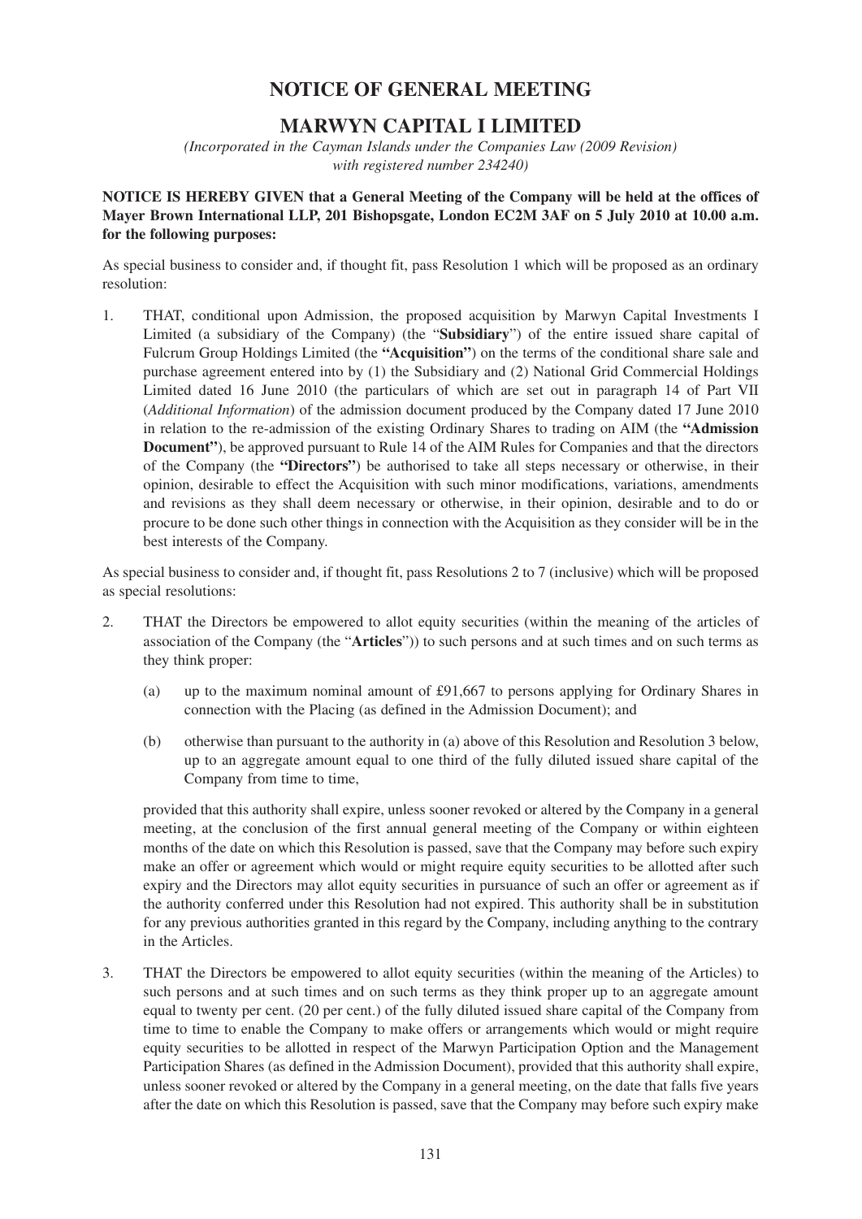# NOTICE OF GENERAL MEETING

## MARWYN CAPITAL I LIMITED

*(Incorporated in the Cayman Islands under the Companies Law (2009 Revision) with registered number 234240)*

**NOTICE IS HEREBY GIVEN that a General Meeting of the Company will be held at the offices of Mayer Brown International LLP, 201 Bishopsgate, London EC2M 3AF on 5 July 2010 at 10.00 a.m. for the following purposes:**

As special business to consider and, if thought fit, pass Resolution 1 which will be proposed as an ordinary resolution:

1. THAT, conditional upon Admission, the proposed acquisition by Marwyn Capital Investments I Limited (a subsidiary of the Company) (the "**Subsidiary**") of the entire issued share capital of Fulcrum Group Holdings Limited (the **"Acquisition"**) on the terms of the conditional share sale and purchase agreement entered into by (1) the Subsidiary and (2) National Grid Commercial Holdings Limited dated 16 June 2010 (the particulars of which are set out in paragraph 14 of Part VII (*Additional Information*) of the admission document produced by the Company dated 17 June 2010 in relation to the re-admission of the existing Ordinary Shares to trading on AIM (the **"Admission Document"**), be approved pursuant to Rule 14 of the AIM Rules for Companies and that the directors of the Company (the **"Directors"**) be authorised to take all steps necessary or otherwise, in their opinion, desirable to effect the Acquisition with such minor modifications, variations, amendments and revisions as they shall deem necessary or otherwise, in their opinion, desirable and to do or procure to be done such other things in connection with the Acquisition as they consider will be in the best interests of the Company.

As special business to consider and, if thought fit, pass Resolutions 2 to 7 (inclusive) which will be proposed as special resolutions:

2. THAT the Directors be empowered to allot equity securities (within the meaning of the articles of association of the Company (the "**Articles**")) to such persons and at such times and on such terms as they think proper:

   (a) up to the maximum nominal amount of £91,667 to persons applying for Ordinary Shares in connection with the Placing (as defined in the Admission Document); and

   (b) otherwise than pursuant to the authority in (a) above of this Resolution and Resolution 3 below, up to an aggregate amount equal to one third of the fully diluted issued share capital of the Company from time to time,

   provided that this authority shall expire, unless sooner revoked or altered by the Company in a general meeting, at the conclusion of the first annual general meeting of the Company or within eighteen months of the date on which this Resolution is passed, save that the Company may before such expiry make an offer or agreement which would or might require equity securities to be allotted after such expiry and the Directors may allot equity securities in pursuance of such an offer or agreement as if the authority conferred under this Resolution had not expired. This authority shall be in substitution for any previous authorities granted in this regard by the Company, including anything to the contrary in the Articles.

3. THAT the Directors be empowered to allot equity securities (within the meaning of the Articles) to such persons and at such times and on such terms as they think proper up to an aggregate amount equal to twenty per cent. (20 per cent.) of the fully diluted issued share capital of the Company from time to time to enable the Company to make offers or arrangements which would or might require equity securities to be allotted in respect of the Marwyn Participation Option and the Management Participation Shares (as defined in the Admission Document), provided that this authority shall expire, unless sooner revoked or altered by the Company in a general meeting, on the date that falls five years after the date on which this Resolution is passed, save that the Company may before such expiry make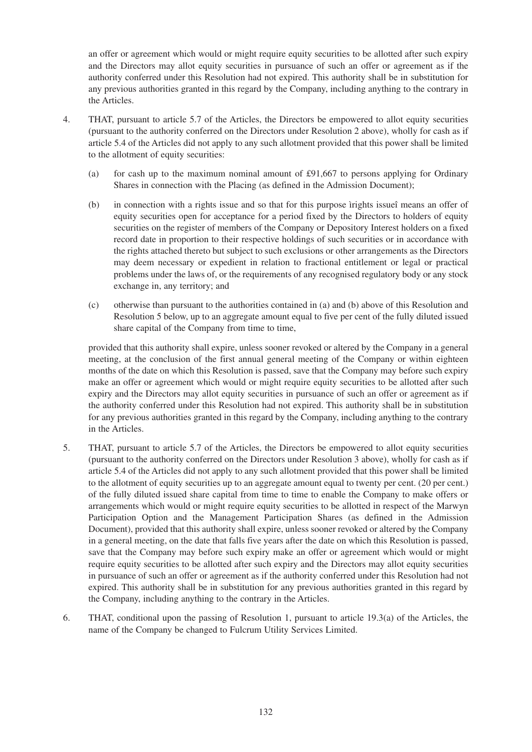an offer or agreement which would or might require equity securities to be allotted after such expiry and the Directors may allot equity securities in pursuance of such an offer or agreement as if the authority conferred under this Resolution had not expired. This authority shall be in substitution for any previous authorities granted in this regard by the Company, including anything to the contrary in the Articles.

4. THAT, pursuant to article 5.7 of the Articles, the Directors be empowered to allot equity securities (pursuant to the authority conferred on the Directors under Resolution 2 above), wholly for cash as if article 5.4 of the Articles did not apply to any such allotment provided that this power shall be limited to the allotment of equity securities:

   (a) for cash up to the maximum nominal amount of £91,667 to persons applying for Ordinary Shares in connection with the Placing (as defined in the Admission Document);

   (b) in connection with a rights issue and so that for this purpose ìrights issueî means an offer of equity securities open for acceptance for a period fixed by the Directors to holders of equity securities on the register of members of the Company or Depository Interest holders on a fixed record date in proportion to their respective holdings of such securities or in accordance with the rights attached thereto but subject to such exclusions or other arrangements as the Directors may deem necessary or expedient in relation to fractional entitlement or legal or practical problems under the laws of, or the requirements of any recognised regulatory body or any stock exchange in, any territory; and

   (c) otherwise than pursuant to the authorities contained in (a) and (b) above of this Resolution and Resolution 5 below, up to an aggregate amount equal to five per cent of the fully diluted issued share capital of the Company from time to time,

   provided that this authority shall expire, unless sooner revoked or altered by the Company in a general meeting, at the conclusion of the first annual general meeting of the Company or within eighteen months of the date on which this Resolution is passed, save that the Company may before such expiry make an offer or agreement which would or might require equity securities to be allotted after such expiry and the Directors may allot equity securities in pursuance of such an offer or agreement as if the authority conferred under this Resolution had not expired. This authority shall be in substitution for any previous authorities granted in this regard by the Company, including anything to the contrary in the Articles.

5. THAT, pursuant to article 5.7 of the Articles, the Directors be empowered to allot equity securities (pursuant to the authority conferred on the Directors under Resolution 3 above), wholly for cash as if article 5.4 of the Articles did not apply to any such allotment provided that this power shall be limited to the allotment of equity securities up to an aggregate amount equal to twenty per cent. (20 per cent.) of the fully diluted issued share capital from time to time to enable the Company to make offers or arrangements which would or might require equity securities to be allotted in respect of the Marwyn Participation Option and the Management Participation Shares (as defined in the Admission Document), provided that this authority shall expire, unless sooner revoked or altered by the Company in a general meeting, on the date that falls five years after the date on which this Resolution is passed, save that the Company may before such expiry make an offer or agreement which would or might require equity securities to be allotted after such expiry and the Directors may allot equity securities in pursuance of such an offer or agreement as if the authority conferred under this Resolution had not expired. This authority shall be in substitution for any previous authorities granted in this regard by the Company, including anything to the contrary in the Articles.

6. THAT, conditional upon the passing of Resolution 1, pursuant to article 19.3(a) of the Articles, the name of the Company be changed to Fulcrum Utility Services Limited.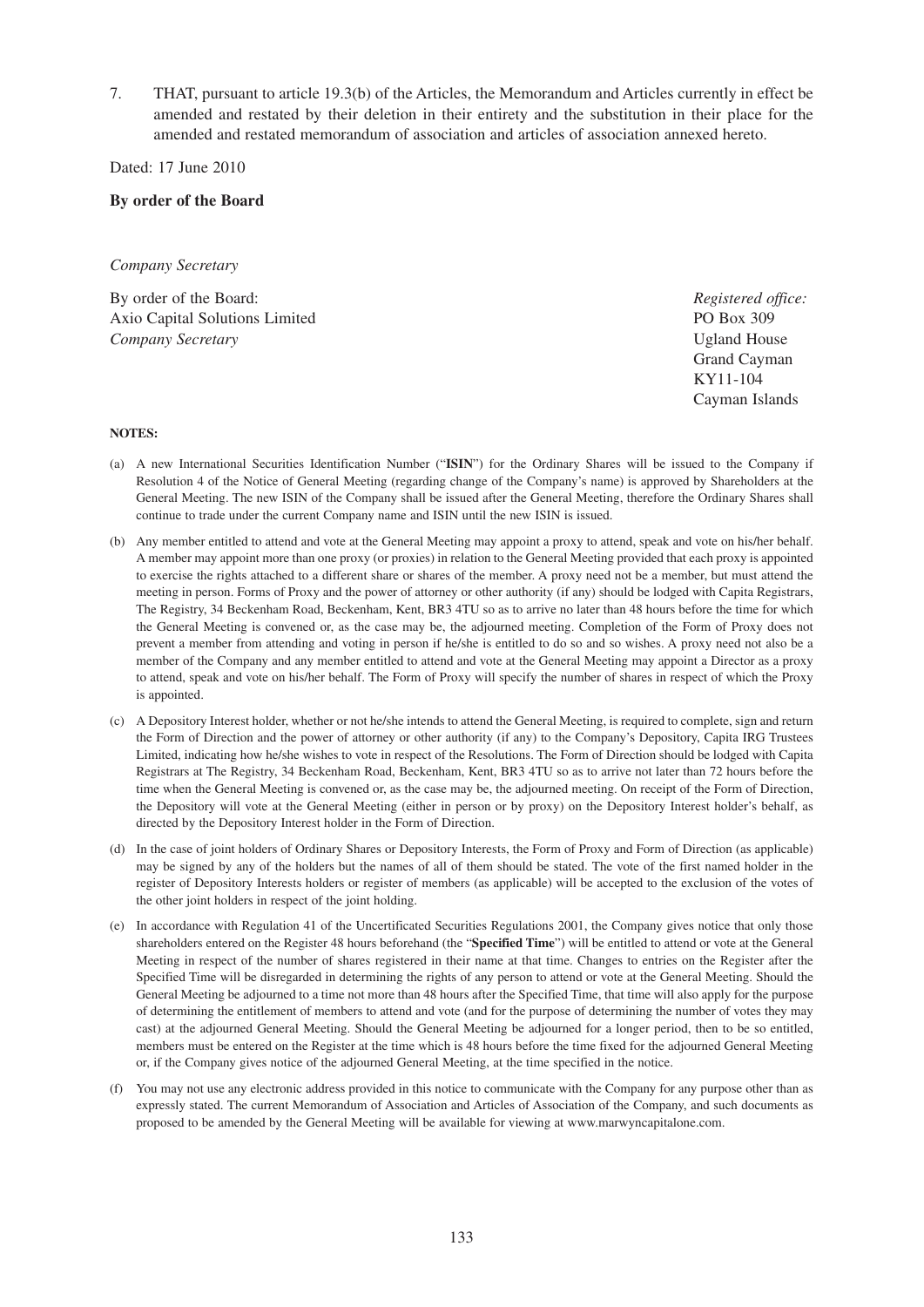7. THAT, pursuant to article 19.3(b) of the Articles, the Memorandum and Articles currently in effect be amended and restated by their deletion in their entirety and the substitution in their place for the amended and restated memorandum of association and articles of association annexed hereto.

Dated: 17 June 2010

**By order of the Board**

*Company Secretary*

By order of the Board:
Axio Capital Solutions Limited
*Company Secretary*

*Registered office:*
PO Box 309
Ugland House
Grand Cayman
KY11-104
Cayman Islands

**NOTES:**

(a) A new International Securities Identification Number ("**ISIN**") for the Ordinary Shares will be issued to the Company if Resolution 4 of the Notice of General Meeting (regarding change of the Company's name) is approved by Shareholders at the General Meeting. The new ISIN of the Company shall be issued after the General Meeting, therefore the Ordinary Shares shall continue to trade under the current Company name and ISIN until the new ISIN is issued.

(b) Any member entitled to attend and vote at the General Meeting may appoint a proxy to attend, speak and vote on his/her behalf. A member may appoint more than one proxy (or proxies) in relation to the General Meeting provided that each proxy is appointed to exercise the rights attached to a different share or shares of the member. A proxy need not be a member, but must attend the meeting in person. Forms of Proxy and the power of attorney or other authority (if any) should be lodged with Capita Registrars, The Registry, 34 Beckenham Road, Beckenham, Kent, BR3 4TU so as to arrive no later than 48 hours before the time for which the General Meeting is convened or, as the case may be, the adjourned meeting. Completion of the Form of Proxy does not prevent a member from attending and voting in person if he/she is entitled to do so and so wishes. A proxy need not also be a member of the Company and any member entitled to attend and vote at the General Meeting may appoint a Director as a proxy to attend, speak and vote on his/her behalf. The Form of Proxy will specify the number of shares in respect of which the Proxy is appointed.

(c) A Depository Interest holder, whether or not he/she intends to attend the General Meeting, is required to complete, sign and return the Form of Direction and the power of attorney or other authority (if any) to the Company's Depository, Capita IRG Trustees Limited, indicating how he/she wishes to vote in respect of the Resolutions. The Form of Direction should be lodged with Capita Registrars at The Registry, 34 Beckenham Road, Beckenham, Kent, BR3 4TU so as to arrive not later than 72 hours before the time when the General Meeting is convened or, as the case may be, the adjourned meeting. On receipt of the Form of Direction, the Depository will vote at the General Meeting (either in person or by proxy) on the Depository Interest holder's behalf, as directed by the Depository Interest holder in the Form of Direction.

(d) In the case of joint holders of Ordinary Shares or Depository Interests, the Form of Proxy and Form of Direction (as applicable) may be signed by any of the holders but the names of all of them should be stated. The vote of the first named holder in the register of Depository Interests holders or register of members (as applicable) will be accepted to the exclusion of the votes of the other joint holders in respect of the joint holding.

(e) In accordance with Regulation 41 of the Uncertificated Securities Regulations 2001, the Company gives notice that only those shareholders entered on the Register 48 hours beforehand (the "**Specified Time**") will be entitled to attend or vote at the General Meeting in respect of the number of shares registered in their name at that time. Changes to entries on the Register after the Specified Time will be disregarded in determining the rights of any person to attend or vote at the General Meeting. Should the General Meeting be adjourned to a time not more than 48 hours after the Specified Time, that time will also apply for the purpose of determining the entitlement of members to attend and vote (and for the purpose of determining the number of votes they may cast) at the adjourned General Meeting. Should the General Meeting be adjourned for a longer period, then to be so entitled, members must be entered on the Register at the time which is 48 hours before the time fixed for the adjourned General Meeting or, if the Company gives notice of the adjourned General Meeting, at the time specified in the notice.

(f) You may not use any electronic address provided in this notice to communicate with the Company for any purpose other than as expressly stated. The current Memorandum of Association and Articles of Association of the Company, and such documents as proposed to be amended by the General Meeting will be available for viewing at www.marwyncapitalone.com.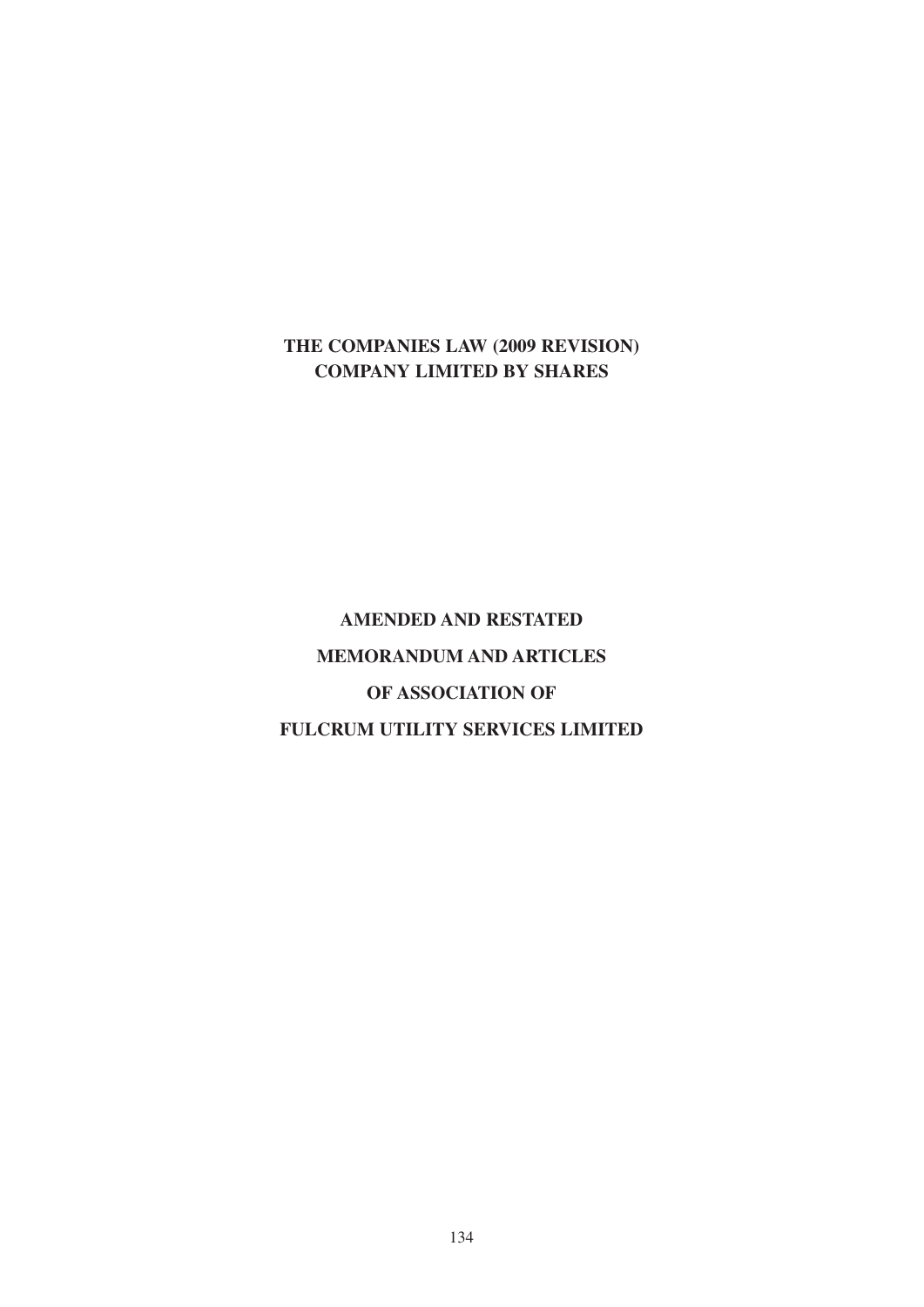**THE COMPANIES LAW (2009 REVISION)**
**COMPANY LIMITED BY SHARES**

# AMENDED AND RESTATED MEMORANDUM AND ARTICLES OF ASSOCIATION OF FULCRUM UTILITY SERVICES LIMITED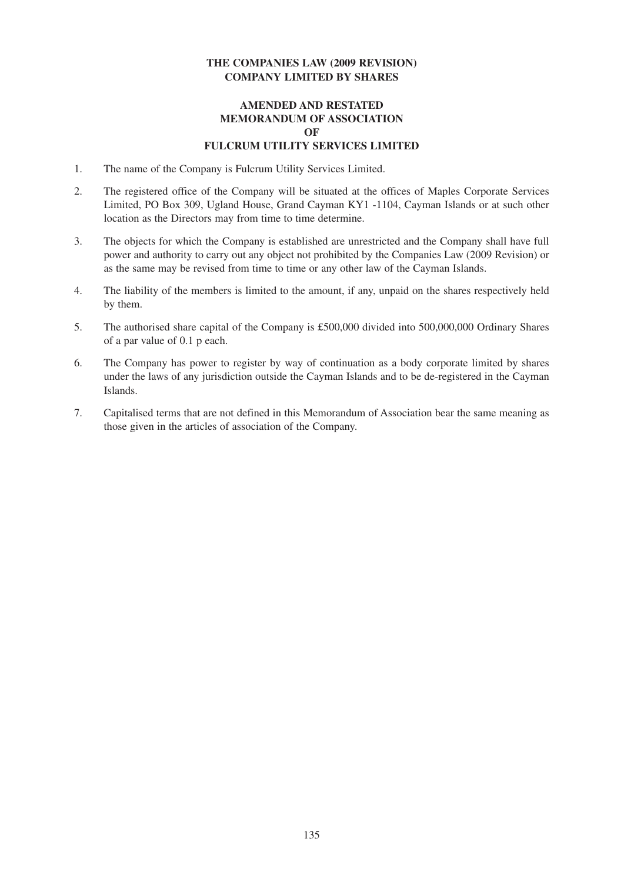**THE COMPANIES LAW (2009 REVISION)**
**COMPANY LIMITED BY SHARES**

**AMENDED AND RESTATED**
**MEMORANDUM OF ASSOCIATION**
**OF**
**FULCRUM UTILITY SERVICES LIMITED**

1. The name of the Company is Fulcrum Utility Services Limited.

2. The registered office of the Company will be situated at the offices of Maples Corporate Services Limited, PO Box 309, Ugland House, Grand Cayman KY1 -1104, Cayman Islands or at such other location as the Directors may from time to time determine.

3. The objects for which the Company is established are unrestricted and the Company shall have full power and authority to carry out any object not prohibited by the Companies Law (2009 Revision) or as the same may be revised from time to time or any other law of the Cayman Islands.

4. The liability of the members is limited to the amount, if any, unpaid on the shares respectively held by them.

5. The authorised share capital of the Company is £500,000 divided into 500,000,000 Ordinary Shares of a par value of 0.1 p each.

6. The Company has power to register by way of continuation as a body corporate limited by shares under the laws of any jurisdiction outside the Cayman Islands and to be de-registered in the Cayman Islands.

7. Capitalised terms that are not defined in this Memorandum of Association bear the same meaning as those given in the articles of association of the Company.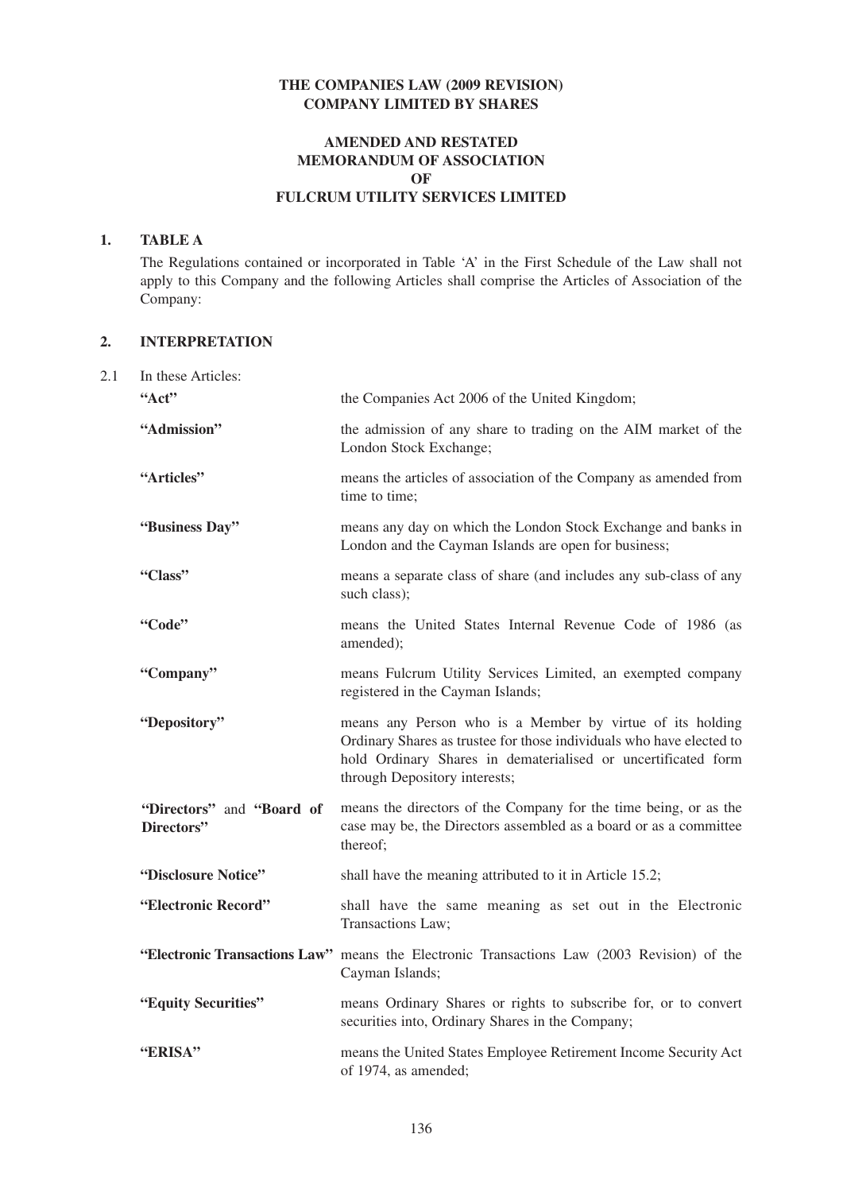**THE COMPANIES LAW (2009 REVISION)**
**COMPANY LIMITED BY SHARES**

**AMENDED AND RESTATED**
**MEMORANDUM OF ASSOCIATION**
**OF**
**FULCRUM UTILITY SERVICES LIMITED**

## 1. TABLE A

The Regulations contained or incorporated in Table 'A' in the First Schedule of the Law shall not apply to this Company and the following Articles shall comprise the Articles of Association of the Company:

## 2. INTERPRETATION

2.1 In these Articles:

| | |
|---|---|
| **"Act"** | the Companies Act 2006 of the United Kingdom; |
| **"Admission"** | the admission of any share to trading on the AIM market of the London Stock Exchange; |
| **"Articles"** | means the articles of association of the Company as amended from time to time; |
| **"Business Day"** | means any day on which the London Stock Exchange and banks in London and the Cayman Islands are open for business; |
| **"Class"** | means a separate class of share (and includes any sub-class of any such class); |
| **"Code"** | means the United States Internal Revenue Code of 1986 (as amended); |
| **"Company"** | means Fulcrum Utility Services Limited, an exempted company registered in the Cayman Islands; |
| **"Depository"** | means any Person who is a Member by virtue of its holding Ordinary Shares as trustee for those individuals who have elected to hold Ordinary Shares in dematerialised or uncertificated form through Depository interests; |
| **"Directors"** and **"Board of Directors"** | means the directors of the Company for the time being, or as the case may be, the Directors assembled as a board or as a committee thereof; |
| **"Disclosure Notice"** | shall have the meaning attributed to it in Article 15.2; |
| **"Electronic Record"** | shall have the same meaning as set out in the Electronic Transactions Law; |
| **"Electronic Transactions Law"** | means the Electronic Transactions Law (2003 Revision) of the Cayman Islands; |
| **"Equity Securities"** | means Ordinary Shares or rights to subscribe for, or to convert securities into, Ordinary Shares in the Company; |
| **"ERISA"** | means the United States Employee Retirement Income Security Act of 1974, as amended; |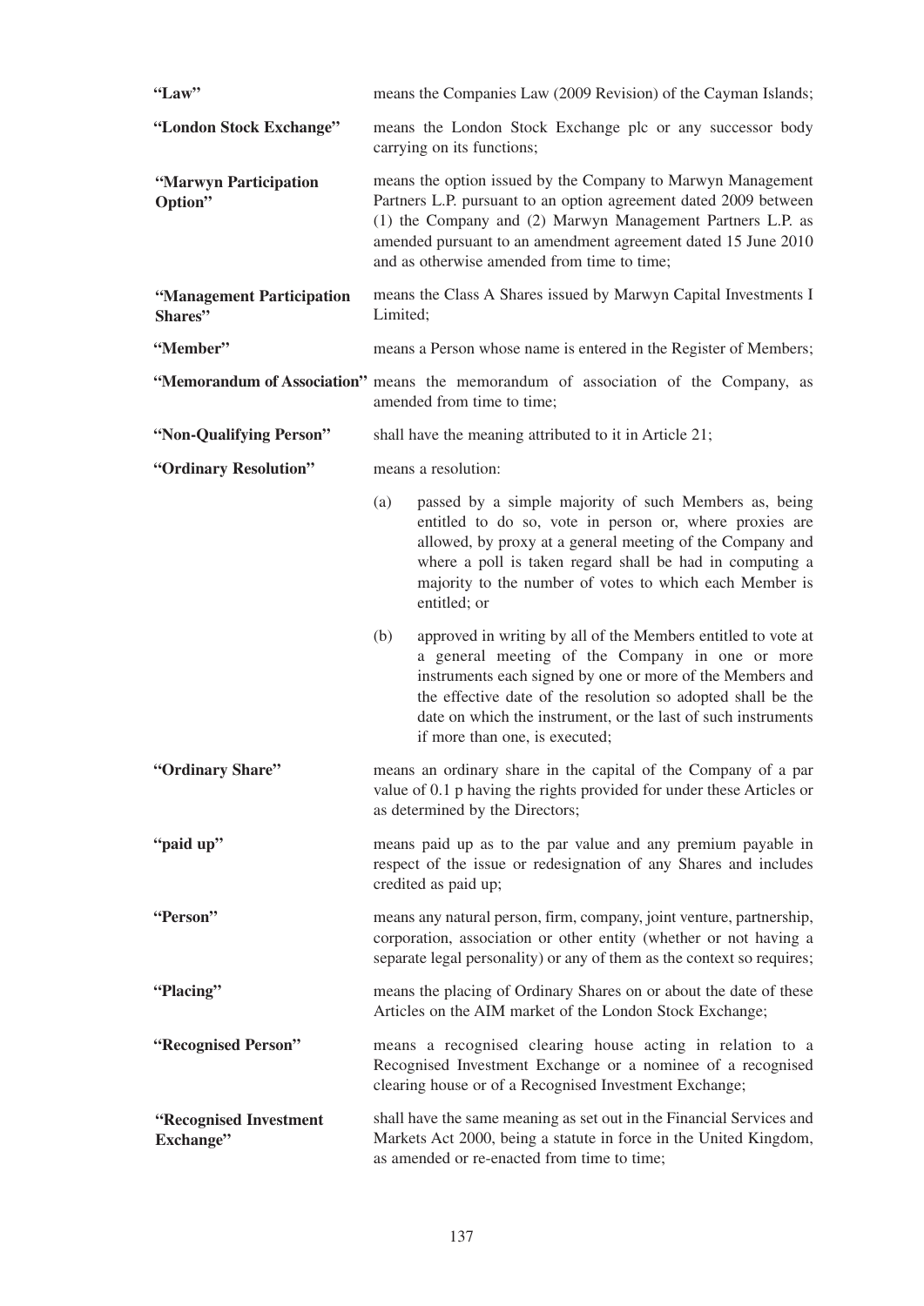| | |
|---|---|
| **"Law"** | means the Companies Law (2009 Revision) of the Cayman Islands; |
| **"London Stock Exchange"** | means the London Stock Exchange plc or any successor body carrying on its functions; |
| **"Marwyn Participation Option"** | means the option issued by the Company to Marwyn Management Partners L.P. pursuant to an option agreement dated 2009 between (1) the Company and (2) Marwyn Management Partners L.P. as amended pursuant to an amendment agreement dated 15 June 2010 and as otherwise amended from time to time; |
| **"Management Participation Shares"** | means the Class A Shares issued by Marwyn Capital Investments I Limited; |
| **"Member"** | means a Person whose name is entered in the Register of Members; |
| **"Memorandum of Association"** | means the memorandum of association of the Company, as amended from time to time; |
| **"Non-Qualifying Person"** | shall have the meaning attributed to it in Article 21; |
| **"Ordinary Resolution"** | means a resolution: (a) passed by a simple majority of such Members as, being entitled to do so, vote in person or, where proxies are allowed, by proxy at a general meeting of the Company and where a poll is taken regard shall be had in computing a majority to the number of votes to which each Member is entitled; or (b) approved in writing by all of the Members entitled to vote at a general meeting of the Company in one or more instruments each signed by one or more of the Members and the effective date of the resolution so adopted shall be the date on which the instrument, or the last of such instruments if more than one, is executed; |
| **"Ordinary Share"** | means an ordinary share in the capital of the Company of a par value of 0.1 p having the rights provided for under these Articles or as determined by the Directors; |
| **"paid up"** | means paid up as to the par value and any premium payable in respect of the issue or redesignation of any Shares and includes credited as paid up; |
| **"Person"** | means any natural person, firm, company, joint venture, partnership, corporation, association or other entity (whether or not having a separate legal personality) or any of them as the context so requires; |
| **"Placing"** | means the placing of Ordinary Shares on or about the date of these Articles on the AIM market of the London Stock Exchange; |
| **"Recognised Person"** | means a recognised clearing house acting in relation to a Recognised Investment Exchange or a nominee of a recognised clearing house or of a Recognised Investment Exchange; |
| **"Recognised Investment Exchange"** | shall have the same meaning as set out in the Financial Services and Markets Act 2000, being a statute in force in the United Kingdom, as amended or re-enacted from time to time; |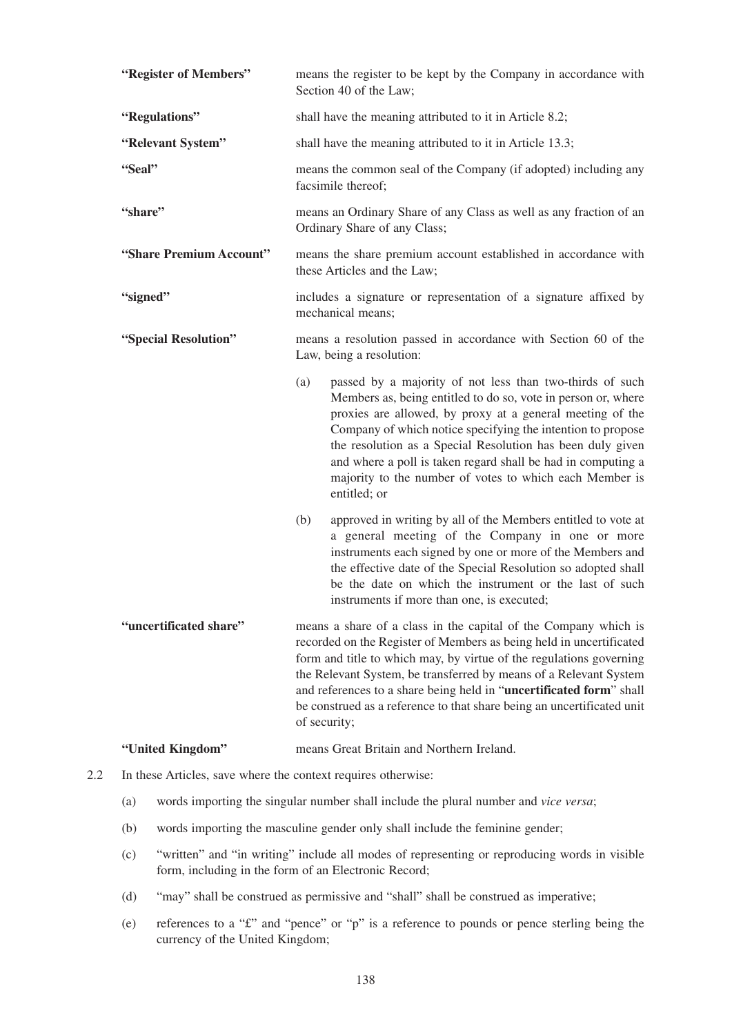| | |
|---|---|
| **"Register of Members"** | means the register to be kept by the Company in accordance with Section 40 of the Law; |
| **"Regulations"** | shall have the meaning attributed to it in Article 8.2; |
| **"Relevant System"** | shall have the meaning attributed to it in Article 13.3; |
| **"Seal"** | means the common seal of the Company (if adopted) including any facsimile thereof; |
| **"share"** | means an Ordinary Share of any Class as well as any fraction of an Ordinary Share of any Class; |
| **"Share Premium Account"** | means the share premium account established in accordance with these Articles and the Law; |
| **"signed"** | includes a signature or representation of a signature affixed by mechanical means; |
| **"Special Resolution"** | means a resolution passed in accordance with Section 60 of the Law, being a resolution: (a) passed by a majority of not less than two-thirds of such Members as, being entitled to do so, vote in person or, where proxies are allowed, by proxy at a general meeting of the Company of which notice specifying the intention to propose the resolution as a Special Resolution has been duly given and where a poll is taken regard shall be had in computing a majority to the number of votes to which each Member is entitled; or (b) approved in writing by all of the Members entitled to vote at a general meeting of the Company in one or more instruments each signed by one or more of the Members and the effective date of the Special Resolution so adopted shall be the date on which the instrument or the last of such instruments if more than one, is executed; |
| **"uncertificated share"** | means a share of a class in the capital of the Company which is recorded on the Register of Members as being held in uncertificated form and title to which may, by virtue of the regulations governing the Relevant System, be transferred by means of a Relevant System and references to a share being held in "**uncertificated form**" shall be construed as a reference to that share being an uncertificated unit of security; |
| **"United Kingdom"** | means Great Britain and Northern Ireland. |

2.2 In these Articles, save where the context requires otherwise:

(a) words importing the singular number shall include the plural number and *vice versa*;

(b) words importing the masculine gender only shall include the feminine gender;

(c) "written" and "in writing" include all modes of representing or reproducing words in visible form, including in the form of an Electronic Record;

(d) "may" shall be construed as permissive and "shall" shall be construed as imperative;

(e) references to a "£" and "pence" or "p" is a reference to pounds or pence sterling being the currency of the United Kingdom;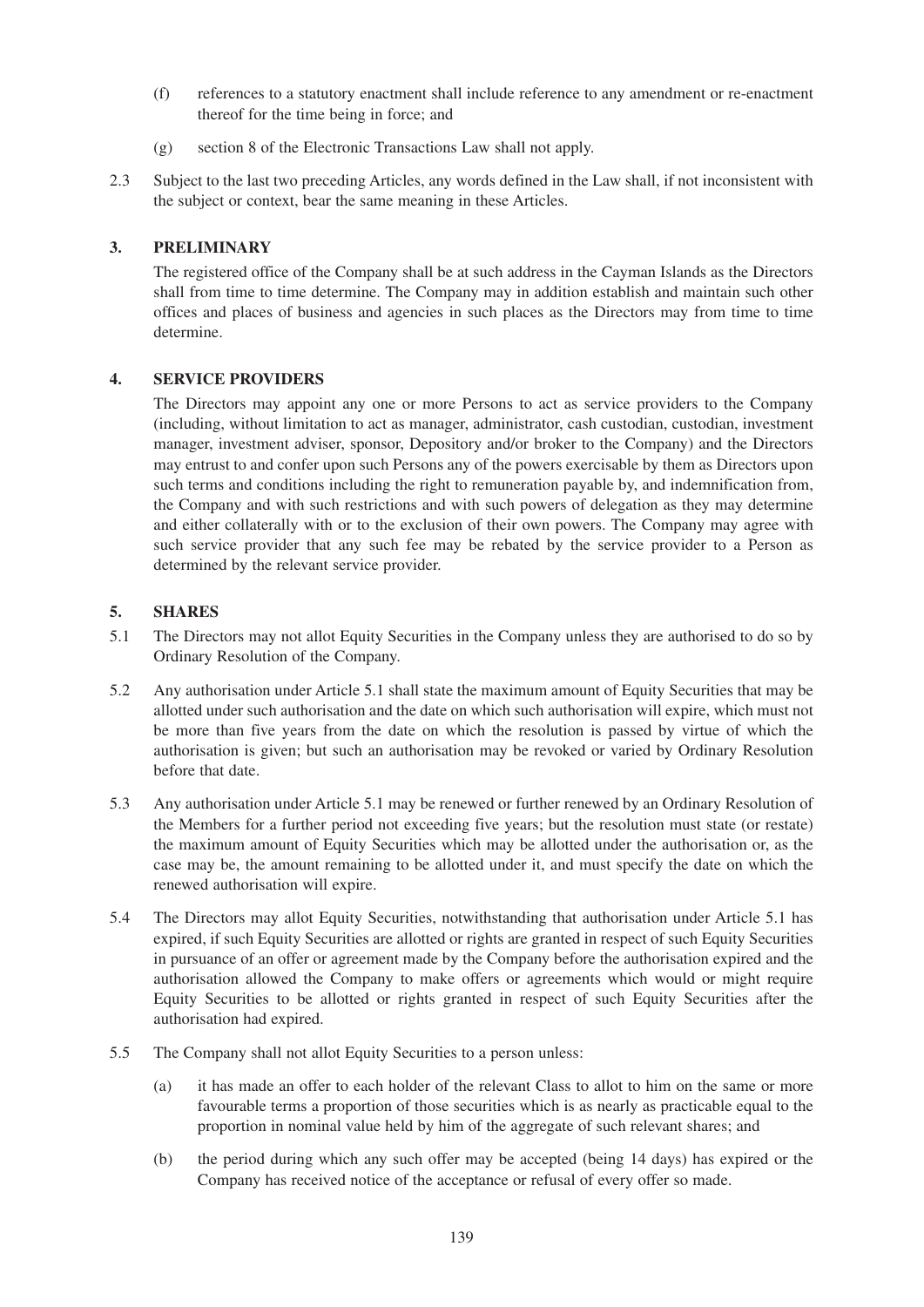(f) references to a statutory enactment shall include reference to any amendment or re-enactment thereof for the time being in force; and

(g) section 8 of the Electronic Transactions Law shall not apply.

2.3 Subject to the last two preceding Articles, any words defined in the Law shall, if not inconsistent with the subject or context, bear the same meaning in these Articles.

## 3. PRELIMINARY

The registered office of the Company shall be at such address in the Cayman Islands as the Directors shall from time to time determine. The Company may in addition establish and maintain such other offices and places of business and agencies in such places as the Directors may from time to time determine.

## 4. SERVICE PROVIDERS

The Directors may appoint any one or more Persons to act as service providers to the Company (including, without limitation to act as manager, administrator, cash custodian, custodian, investment manager, investment adviser, sponsor, Depository and/or broker to the Company) and the Directors may entrust to and confer upon such Persons any of the powers exercisable by them as Directors upon such terms and conditions including the right to remuneration payable by, and indemnification from, the Company and with such restrictions and with such powers of delegation as they may determine and either collaterally with or to the exclusion of their own powers. The Company may agree with such service provider that any such fee may be rebated by the service provider to a Person as determined by the relevant service provider.

## 5. SHARES

5.1 The Directors may not allot Equity Securities in the Company unless they are authorised to do so by Ordinary Resolution of the Company.

5.2 Any authorisation under Article 5.1 shall state the maximum amount of Equity Securities that may be allotted under such authorisation and the date on which such authorisation will expire, which must not be more than five years from the date on which the resolution is passed by virtue of which the authorisation is given; but such an authorisation may be revoked or varied by Ordinary Resolution before that date.

5.3 Any authorisation under Article 5.1 may be renewed or further renewed by an Ordinary Resolution of the Members for a further period not exceeding five years; but the resolution must state (or restate) the maximum amount of Equity Securities which may be allotted under the authorisation or, as the case may be, the amount remaining to be allotted under it, and must specify the date on which the renewed authorisation will expire.

5.4 The Directors may allot Equity Securities, notwithstanding that authorisation under Article 5.1 has expired, if such Equity Securities are allotted or rights are granted in respect of such Equity Securities in pursuance of an offer or agreement made by the Company before the authorisation expired and the authorisation allowed the Company to make offers or agreements which would or might require Equity Securities to be allotted or rights granted in respect of such Equity Securities after the authorisation had expired.

5.5 The Company shall not allot Equity Securities to a person unless:

(a) it has made an offer to each holder of the relevant Class to allot to him on the same or more favourable terms a proportion of those securities which is as nearly as practicable equal to the proportion in nominal value held by him of the aggregate of such relevant shares; and

(b) the period during which any such offer may be accepted (being 14 days) has expired or the Company has received notice of the acceptance or refusal of every offer so made.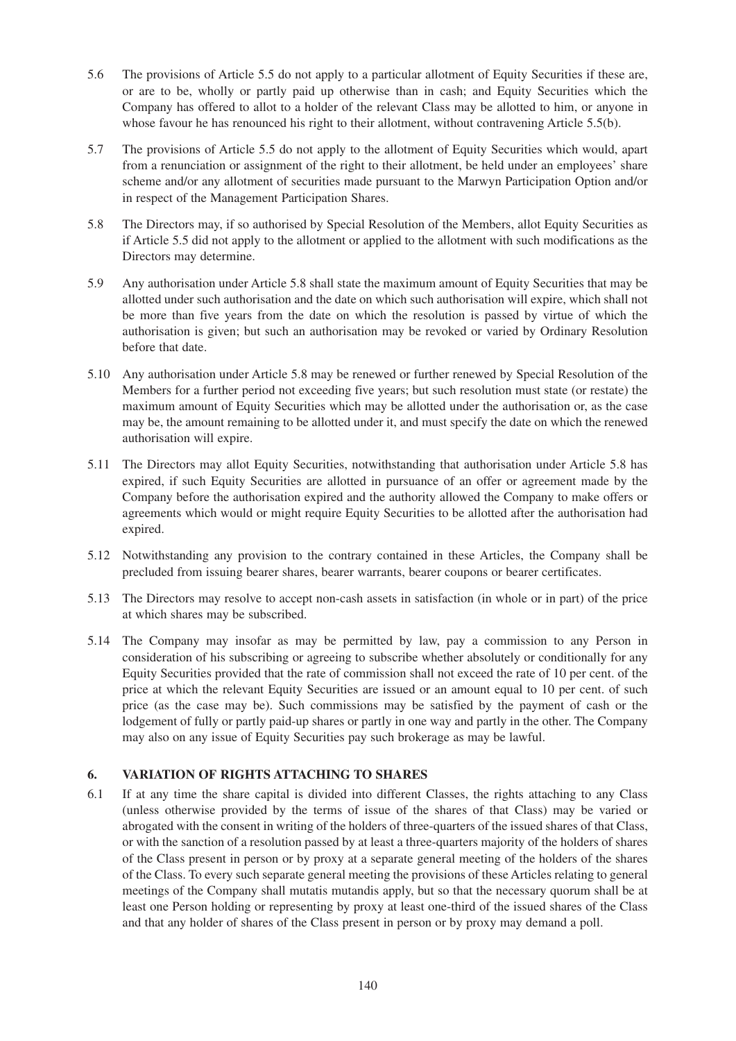5.6 The provisions of Article 5.5 do not apply to a particular allotment of Equity Securities if these are, or are to be, wholly or partly paid up otherwise than in cash; and Equity Securities which the Company has offered to allot to a holder of the relevant Class may be allotted to him, or anyone in whose favour he has renounced his right to their allotment, without contravening Article 5.5(b).

5.7 The provisions of Article 5.5 do not apply to the allotment of Equity Securities which would, apart from a renunciation or assignment of the right to their allotment, be held under an employees' share scheme and/or any allotment of securities made pursuant to the Marwyn Participation Option and/or in respect of the Management Participation Shares.

5.8 The Directors may, if so authorised by Special Resolution of the Members, allot Equity Securities as if Article 5.5 did not apply to the allotment or applied to the allotment with such modifications as the Directors may determine.

5.9 Any authorisation under Article 5.8 shall state the maximum amount of Equity Securities that may be allotted under such authorisation and the date on which such authorisation will expire, which shall not be more than five years from the date on which the resolution is passed by virtue of which the authorisation is given; but such an authorisation may be revoked or varied by Ordinary Resolution before that date.

5.10 Any authorisation under Article 5.8 may be renewed or further renewed by Special Resolution of the Members for a further period not exceeding five years; but such resolution must state (or restate) the maximum amount of Equity Securities which may be allotted under the authorisation or, as the case may be, the amount remaining to be allotted under it, and must specify the date on which the renewed authorisation will expire.

5.11 The Directors may allot Equity Securities, notwithstanding that authorisation under Article 5.8 has expired, if such Equity Securities are allotted in pursuance of an offer or agreement made by the Company before the authorisation expired and the authority allowed the Company to make offers or agreements which would or might require Equity Securities to be allotted after the authorisation had expired.

5.12 Notwithstanding any provision to the contrary contained in these Articles, the Company shall be precluded from issuing bearer shares, bearer warrants, bearer coupons or bearer certificates.

5.13 The Directors may resolve to accept non-cash assets in satisfaction (in whole or in part) of the price at which shares may be subscribed.

5.14 The Company may insofar as may be permitted by law, pay a commission to any Person in consideration of his subscribing or agreeing to subscribe whether absolutely or conditionally for any Equity Securities provided that the rate of commission shall not exceed the rate of 10 per cent. of the price at which the relevant Equity Securities are issued or an amount equal to 10 per cent. of such price (as the case may be). Such commissions may be satisfied by the payment of cash or the lodgement of fully or partly paid-up shares or partly in one way and partly in the other. The Company may also on any issue of Equity Securities pay such brokerage as may be lawful.

## 6. VARIATION OF RIGHTS ATTACHING TO SHARES

6.1 If at any time the share capital is divided into different Classes, the rights attaching to any Class (unless otherwise provided by the terms of issue of the shares of that Class) may be varied or abrogated with the consent in writing of the holders of three-quarters of the issued shares of that Class, or with the sanction of a resolution passed by at least a three-quarters majority of the holders of shares of the Class present in person or by proxy at a separate general meeting of the holders of the shares of the Class. To every such separate general meeting the provisions of these Articles relating to general meetings of the Company shall mutatis mutandis apply, but so that the necessary quorum shall be at least one Person holding or representing by proxy at least one-third of the issued shares of the Class and that any holder of shares of the Class present in person or by proxy may demand a poll.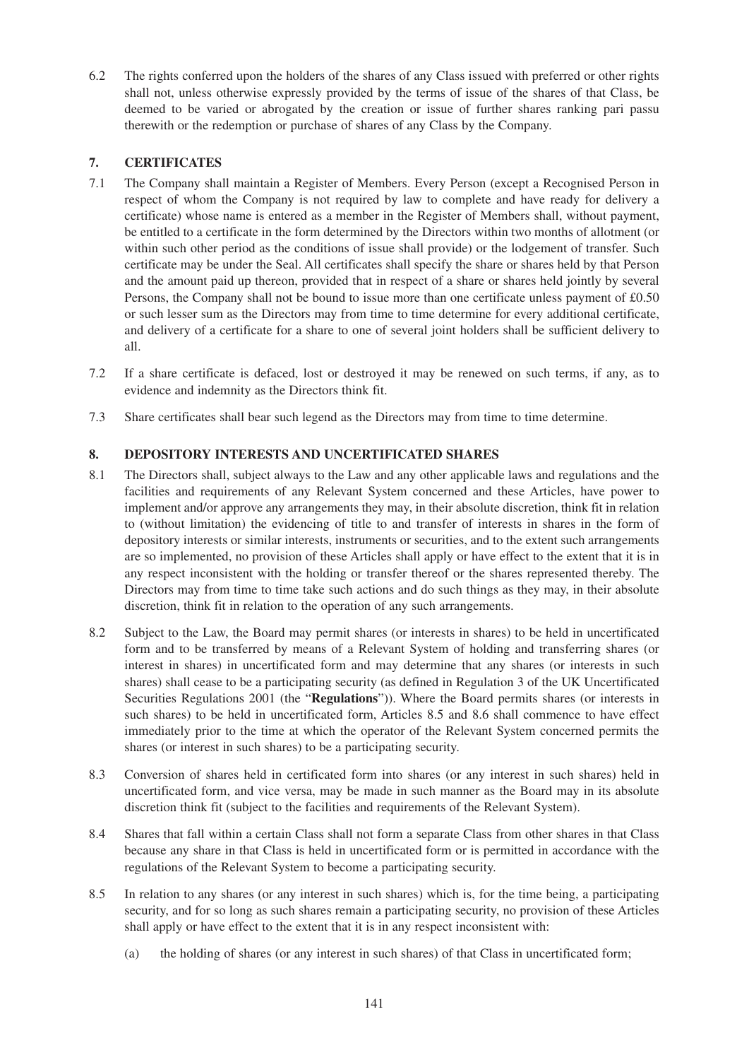6.2 The rights conferred upon the holders of the shares of any Class issued with preferred or other rights shall not, unless otherwise expressly provided by the terms of issue of the shares of that Class, be deemed to be varied or abrogated by the creation or issue of further shares ranking pari passu therewith or the redemption or purchase of shares of any Class by the Company.

## 7. CERTIFICATES

7.1 The Company shall maintain a Register of Members. Every Person (except a Recognised Person in respect of whom the Company is not required by law to complete and have ready for delivery a certificate) whose name is entered as a member in the Register of Members shall, without payment, be entitled to a certificate in the form determined by the Directors within two months of allotment (or within such other period as the conditions of issue shall provide) or the lodgement of transfer. Such certificate may be under the Seal. All certificates shall specify the share or shares held by that Person and the amount paid up thereon, provided that in respect of a share or shares held jointly by several Persons, the Company shall not be bound to issue more than one certificate unless payment of £0.50 or such lesser sum as the Directors may from time to time determine for every additional certificate, and delivery of a certificate for a share to one of several joint holders shall be sufficient delivery to all.

7.2 If a share certificate is defaced, lost or destroyed it may be renewed on such terms, if any, as to evidence and indemnity as the Directors think fit.

7.3 Share certificates shall bear such legend as the Directors may from time to time determine.

## 8. DEPOSITORY INTERESTS AND UNCERTIFICATED SHARES

8.1 The Directors shall, subject always to the Law and any other applicable laws and regulations and the facilities and requirements of any Relevant System concerned and these Articles, have power to implement and/or approve any arrangements they may, in their absolute discretion, think fit in relation to (without limitation) the evidencing of title to and transfer of interests in shares in the form of depository interests or similar interests, instruments or securities, and to the extent such arrangements are so implemented, no provision of these Articles shall apply or have effect to the extent that it is in any respect inconsistent with the holding or transfer thereof or the shares represented thereby. The Directors may from time to time take such actions and do such things as they may, in their absolute discretion, think fit in relation to the operation of any such arrangements.

8.2 Subject to the Law, the Board may permit shares (or interests in shares) to be held in uncertificated form and to be transferred by means of a Relevant System of holding and transferring shares (or interest in shares) in uncertificated form and may determine that any shares (or interests in such shares) shall cease to be a participating security (as defined in Regulation 3 of the UK Uncertificated Securities Regulations 2001 (the "**Regulations**")). Where the Board permits shares (or interests in such shares) to be held in uncertificated form, Articles 8.5 and 8.6 shall commence to have effect immediately prior to the time at which the operator of the Relevant System concerned permits the shares (or interest in such shares) to be a participating security.

8.3 Conversion of shares held in certificated form into shares (or any interest in such shares) held in uncertificated form, and vice versa, may be made in such manner as the Board may in its absolute discretion think fit (subject to the facilities and requirements of the Relevant System).

8.4 Shares that fall within a certain Class shall not form a separate Class from other shares in that Class because any share in that Class is held in uncertificated form or is permitted in accordance with the regulations of the Relevant System to become a participating security.

8.5 In relation to any shares (or any interest in such shares) which is, for the time being, a participating security, and for so long as such shares remain a participating security, no provision of these Articles shall apply or have effect to the extent that it is in any respect inconsistent with:

(a) the holding of shares (or any interest in such shares) of that Class in uncertificated form;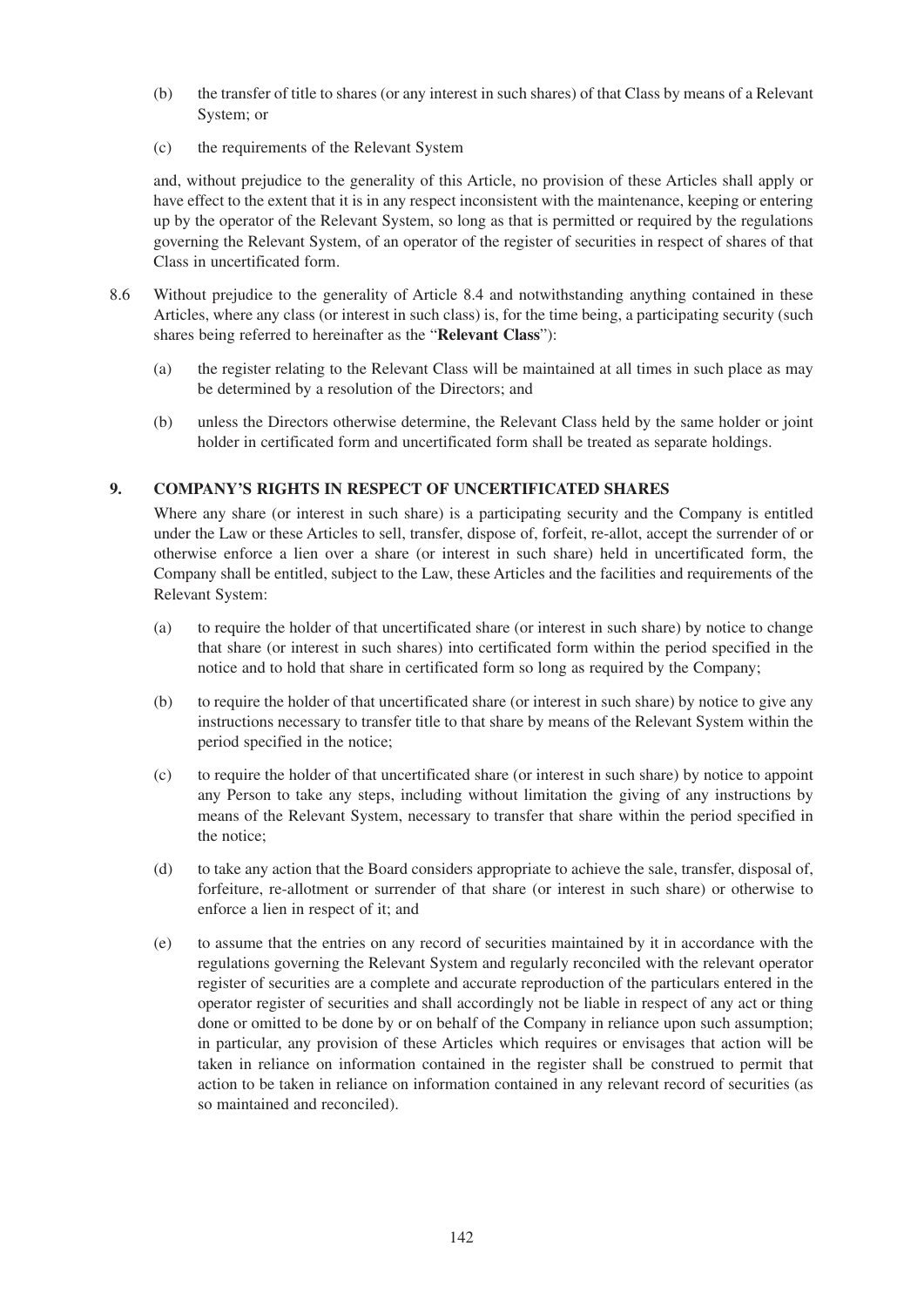(b) the transfer of title to shares (or any interest in such shares) of that Class by means of a Relevant System; or

(c) the requirements of the Relevant System

and, without prejudice to the generality of this Article, no provision of these Articles shall apply or have effect to the extent that it is in any respect inconsistent with the maintenance, keeping or entering up by the operator of the Relevant System, so long as that is permitted or required by the regulations governing the Relevant System, of an operator of the register of securities in respect of shares of that Class in uncertificated form.

8.6 Without prejudice to the generality of Article 8.4 and notwithstanding anything contained in these Articles, where any class (or interest in such class) is, for the time being, a participating security (such shares being referred to hereinafter as the "**Relevant Class**"):

(a) the register relating to the Relevant Class will be maintained at all times in such place as may be determined by a resolution of the Directors; and

(b) unless the Directors otherwise determine, the Relevant Class held by the same holder or joint holder in certificated form and uncertificated form shall be treated as separate holdings.

**9. COMPANY'S RIGHTS IN RESPECT OF UNCERTIFICATED SHARES**

Where any share (or interest in such share) is a participating security and the Company is entitled under the Law or these Articles to sell, transfer, dispose of, forfeit, re-allot, accept the surrender of or otherwise enforce a lien over a share (or interest in such share) held in uncertificated form, the Company shall be entitled, subject to the Law, these Articles and the facilities and requirements of the Relevant System:

(a) to require the holder of that uncertificated share (or interest in such share) by notice to change that share (or interest in such shares) into certificated form within the period specified in the notice and to hold that share in certificated form so long as required by the Company;

(b) to require the holder of that uncertificated share (or interest in such share) by notice to give any instructions necessary to transfer title to that share by means of the Relevant System within the period specified in the notice;

(c) to require the holder of that uncertificated share (or interest in such share) by notice to appoint any Person to take any steps, including without limitation the giving of any instructions by means of the Relevant System, necessary to transfer that share within the period specified in the notice;

(d) to take any action that the Board considers appropriate to achieve the sale, transfer, disposal of, forfeiture, re-allotment or surrender of that share (or interest in such share) or otherwise to enforce a lien in respect of it; and

(e) to assume that the entries on any record of securities maintained by it in accordance with the regulations governing the Relevant System and regularly reconciled with the relevant operator register of securities are a complete and accurate reproduction of the particulars entered in the operator register of securities and shall accordingly not be liable in respect of any act or thing done or omitted to be done by or on behalf of the Company in reliance upon such assumption; in particular, any provision of these Articles which requires or envisages that action will be taken in reliance on information contained in the register shall be construed to permit that action to be taken in reliance on information contained in any relevant record of securities (as so maintained and reconciled).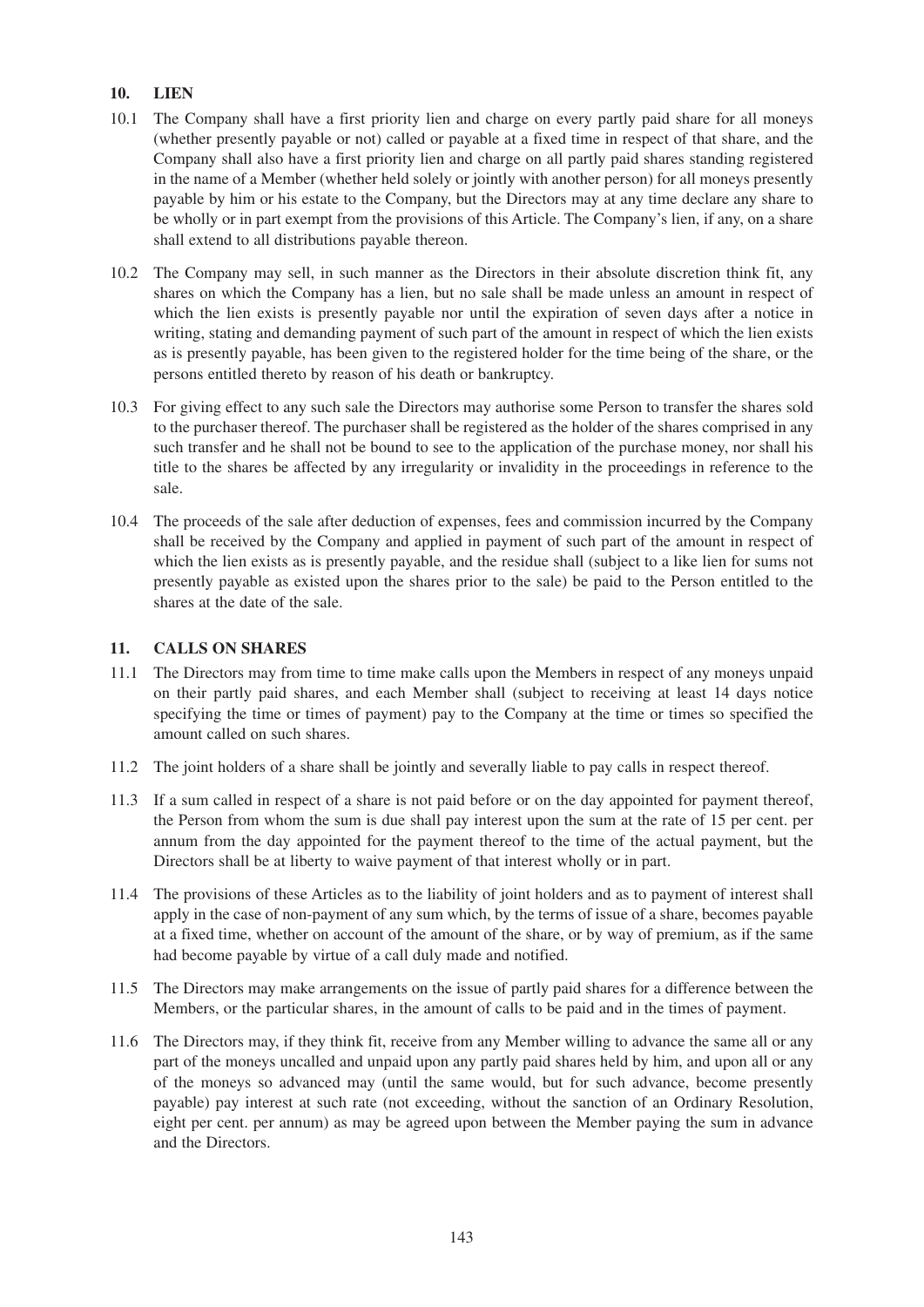## 10. LIEN

10.1 The Company shall have a first priority lien and charge on every partly paid share for all moneys (whether presently payable or not) called or payable at a fixed time in respect of that share, and the Company shall also have a first priority lien and charge on all partly paid shares standing registered in the name of a Member (whether held solely or jointly with another person) for all moneys presently payable by him or his estate to the Company, but the Directors may at any time declare any share to be wholly or in part exempt from the provisions of this Article. The Company's lien, if any, on a share shall extend to all distributions payable thereon.

10.2 The Company may sell, in such manner as the Directors in their absolute discretion think fit, any shares on which the Company has a lien, but no sale shall be made unless an amount in respect of which the lien exists is presently payable nor until the expiration of seven days after a notice in writing, stating and demanding payment of such part of the amount in respect of which the lien exists as is presently payable, has been given to the registered holder for the time being of the share, or the persons entitled thereto by reason of his death or bankruptcy.

10.3 For giving effect to any such sale the Directors may authorise some Person to transfer the shares sold to the purchaser thereof. The purchaser shall be registered as the holder of the shares comprised in any such transfer and he shall not be bound to see to the application of the purchase money, nor shall his title to the shares be affected by any irregularity or invalidity in the proceedings in reference to the sale.

10.4 The proceeds of the sale after deduction of expenses, fees and commission incurred by the Company shall be received by the Company and applied in payment of such part of the amount in respect of which the lien exists as is presently payable, and the residue shall (subject to a like lien for sums not presently payable as existed upon the shares prior to the sale) be paid to the Person entitled to the shares at the date of the sale.

## 11. CALLS ON SHARES

11.1 The Directors may from time to time make calls upon the Members in respect of any moneys unpaid on their partly paid shares, and each Member shall (subject to receiving at least 14 days notice specifying the time or times of payment) pay to the Company at the time or times so specified the amount called on such shares.

11.2 The joint holders of a share shall be jointly and severally liable to pay calls in respect thereof.

11.3 If a sum called in respect of a share is not paid before or on the day appointed for payment thereof, the Person from whom the sum is due shall pay interest upon the sum at the rate of 15 per cent. per annum from the day appointed for the payment thereof to the time of the actual payment, but the Directors shall be at liberty to waive payment of that interest wholly or in part.

11.4 The provisions of these Articles as to the liability of joint holders and as to payment of interest shall apply in the case of non-payment of any sum which, by the terms of issue of a share, becomes payable at a fixed time, whether on account of the amount of the share, or by way of premium, as if the same had become payable by virtue of a call duly made and notified.

11.5 The Directors may make arrangements on the issue of partly paid shares for a difference between the Members, or the particular shares, in the amount of calls to be paid and in the times of payment.

11.6 The Directors may, if they think fit, receive from any Member willing to advance the same all or any part of the moneys uncalled and unpaid upon any partly paid shares held by him, and upon all or any of the moneys so advanced may (until the same would, but for such advance, become presently payable) pay interest at such rate (not exceeding, without the sanction of an Ordinary Resolution, eight per cent. per annum) as may be agreed upon between the Member paying the sum in advance and the Directors.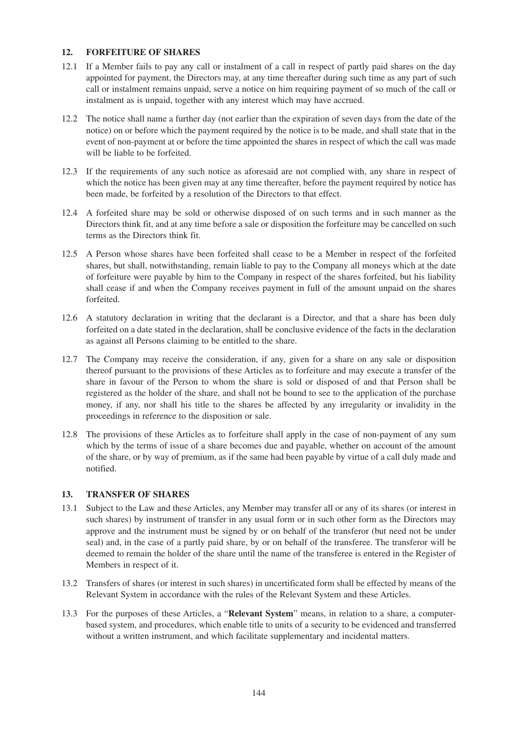## 12. FORFEITURE OF SHARES

12.1 If a Member fails to pay any call or instalment of a call in respect of partly paid shares on the day appointed for payment, the Directors may, at any time thereafter during such time as any part of such call or instalment remains unpaid, serve a notice on him requiring payment of so much of the call or instalment as is unpaid, together with any interest which may have accrued.

12.2 The notice shall name a further day (not earlier than the expiration of seven days from the date of the notice) on or before which the payment required by the notice is to be made, and shall state that in the event of non-payment at or before the time appointed the shares in respect of which the call was made will be liable to be forfeited.

12.3 If the requirements of any such notice as aforesaid are not complied with, any share in respect of which the notice has been given may at any time thereafter, before the payment required by notice has been made, be forfeited by a resolution of the Directors to that effect.

12.4 A forfeited share may be sold or otherwise disposed of on such terms and in such manner as the Directors think fit, and at any time before a sale or disposition the forfeiture may be cancelled on such terms as the Directors think fit.

12.5 A Person whose shares have been forfeited shall cease to be a Member in respect of the forfeited shares, but shall, notwithstanding, remain liable to pay to the Company all moneys which at the date of forfeiture were payable by him to the Company in respect of the shares forfeited, but his liability shall cease if and when the Company receives payment in full of the amount unpaid on the shares forfeited.

12.6 A statutory declaration in writing that the declarant is a Director, and that a share has been duly forfeited on a date stated in the declaration, shall be conclusive evidence of the facts in the declaration as against all Persons claiming to be entitled to the share.

12.7 The Company may receive the consideration, if any, given for a share on any sale or disposition thereof pursuant to the provisions of these Articles as to forfeiture and may execute a transfer of the share in favour of the Person to whom the share is sold or disposed of and that Person shall be registered as the holder of the share, and shall not be bound to see to the application of the purchase money, if any, nor shall his title to the shares be affected by any irregularity or invalidity in the proceedings in reference to the disposition or sale.

12.8 The provisions of these Articles as to forfeiture shall apply in the case of non-payment of any sum which by the terms of issue of a share becomes due and payable, whether on account of the amount of the share, or by way of premium, as if the same had been payable by virtue of a call duly made and notified.

## 13. TRANSFER OF SHARES

13.1 Subject to the Law and these Articles, any Member may transfer all or any of its shares (or interest in such shares) by instrument of transfer in any usual form or in such other form as the Directors may approve and the instrument must be signed by or on behalf of the transferor (but need not be under seal) and, in the case of a partly paid share, by or on behalf of the transferee. The transferor will be deemed to remain the holder of the share until the name of the transferee is entered in the Register of Members in respect of it.

13.2 Transfers of shares (or interest in such shares) in uncertificated form shall be effected by means of the Relevant System in accordance with the rules of the Relevant System and these Articles.

13.3 For the purposes of these Articles, a "**Relevant System**" means, in relation to a share, a computer-based system, and procedures, which enable title to units of a security to be evidenced and transferred without a written instrument, and which facilitate supplementary and incidental matters.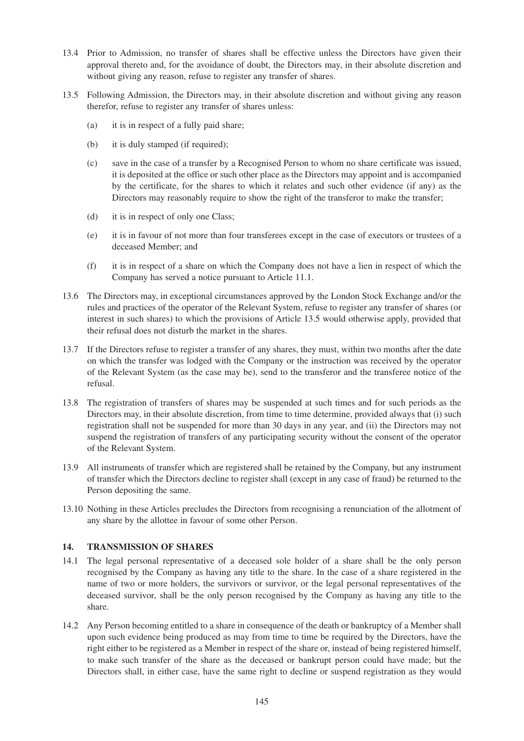13.4 Prior to Admission, no transfer of shares shall be effective unless the Directors have given their approval thereto and, for the avoidance of doubt, the Directors may, in their absolute discretion and without giving any reason, refuse to register any transfer of shares.

13.5 Following Admission, the Directors may, in their absolute discretion and without giving any reason therefor, refuse to register any transfer of shares unless:

(a) it is in respect of a fully paid share;

(b) it is duly stamped (if required);

(c) save in the case of a transfer by a Recognised Person to whom no share certificate was issued, it is deposited at the office or such other place as the Directors may appoint and is accompanied by the certificate, for the shares to which it relates and such other evidence (if any) as the Directors may reasonably require to show the right of the transferor to make the transfer;

(d) it is in respect of only one Class;

(e) it is in favour of not more than four transferees except in the case of executors or trustees of a deceased Member; and

(f) it is in respect of a share on which the Company does not have a lien in respect of which the Company has served a notice pursuant to Article 11.1.

13.6 The Directors may, in exceptional circumstances approved by the London Stock Exchange and/or the rules and practices of the operator of the Relevant System, refuse to register any transfer of shares (or interest in such shares) to which the provisions of Article 13.5 would otherwise apply, provided that their refusal does not disturb the market in the shares.

13.7 If the Directors refuse to register a transfer of any shares, they must, within two months after the date on which the transfer was lodged with the Company or the instruction was received by the operator of the Relevant System (as the case may be), send to the transferor and the transferee notice of the refusal.

13.8 The registration of transfers of shares may be suspended at such times and for such periods as the Directors may, in their absolute discretion, from time to time determine, provided always that (i) such registration shall not be suspended for more than 30 days in any year, and (ii) the Directors may not suspend the registration of transfers of any participating security without the consent of the operator of the Relevant System.

13.9 All instruments of transfer which are registered shall be retained by the Company, but any instrument of transfer which the Directors decline to register shall (except in any case of fraud) be returned to the Person depositing the same.

13.10 Nothing in these Articles precludes the Directors from recognising a renunciation of the allotment of any share by the allottee in favour of some other Person.

## 14. TRANSMISSION OF SHARES

14.1 The legal personal representative of a deceased sole holder of a share shall be the only person recognised by the Company as having any title to the share. In the case of a share registered in the name of two or more holders, the survivors or survivor, or the legal personal representatives of the deceased survivor, shall be the only person recognised by the Company as having any title to the share.

14.2 Any Person becoming entitled to a share in consequence of the death or bankruptcy of a Member shall upon such evidence being produced as may from time to time be required by the Directors, have the right either to be registered as a Member in respect of the share or, instead of being registered himself, to make such transfer of the share as the deceased or bankrupt person could have made; but the Directors shall, in either case, have the same right to decline or suspend registration as they would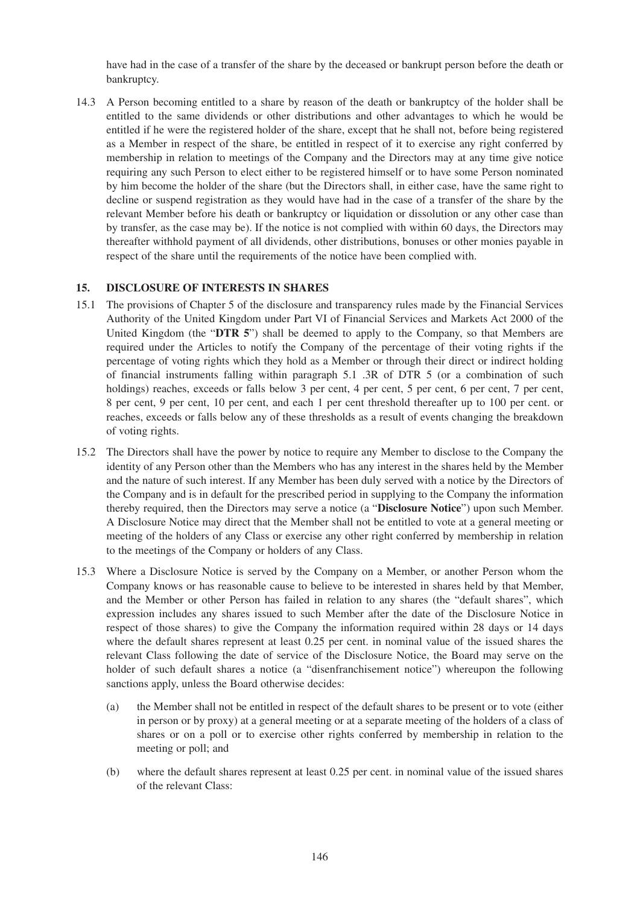have had in the case of a transfer of the share by the deceased or bankrupt person before the death or bankruptcy.

14.3 A Person becoming entitled to a share by reason of the death or bankruptcy of the holder shall be entitled to the same dividends or other distributions and other advantages to which he would be entitled if he were the registered holder of the share, except that he shall not, before being registered as a Member in respect of the share, be entitled in respect of it to exercise any right conferred by membership in relation to meetings of the Company and the Directors may at any time give notice requiring any such Person to elect either to be registered himself or to have some Person nominated by him become the holder of the share (but the Directors shall, in either case, have the same right to decline or suspend registration as they would have had in the case of a transfer of the share by the relevant Member before his death or bankruptcy or liquidation or dissolution or any other case than by transfer, as the case may be). If the notice is not complied with within 60 days, the Directors may thereafter withhold payment of all dividends, other distributions, bonuses or other monies payable in respect of the share until the requirements of the notice have been complied with.

## 15. DISCLOSURE OF INTERESTS IN SHARES

15.1 The provisions of Chapter 5 of the disclosure and transparency rules made by the Financial Services Authority of the United Kingdom under Part VI of Financial Services and Markets Act 2000 of the United Kingdom (the "**DTR 5**") shall be deemed to apply to the Company, so that Members are required under the Articles to notify the Company of the percentage of their voting rights if the percentage of voting rights which they hold as a Member or through their direct or indirect holding of financial instruments falling within paragraph 5.1 .3R of DTR 5 (or a combination of such holdings) reaches, exceeds or falls below 3 per cent, 4 per cent, 5 per cent, 6 per cent, 7 per cent, 8 per cent, 9 per cent, 10 per cent, and each 1 per cent threshold thereafter up to 100 per cent. or reaches, exceeds or falls below any of these thresholds as a result of events changing the breakdown of voting rights.

15.2 The Directors shall have the power by notice to require any Member to disclose to the Company the identity of any Person other than the Members who has any interest in the shares held by the Member and the nature of such interest. If any Member has been duly served with a notice by the Directors of the Company and is in default for the prescribed period in supplying to the Company the information thereby required, then the Directors may serve a notice (a "**Disclosure Notice**") upon such Member. A Disclosure Notice may direct that the Member shall not be entitled to vote at a general meeting or meeting of the holders of any Class or exercise any other right conferred by membership in relation to the meetings of the Company or holders of any Class.

15.3 Where a Disclosure Notice is served by the Company on a Member, or another Person whom the Company knows or has reasonable cause to believe to be interested in shares held by that Member, and the Member or other Person has failed in relation to any shares (the "default shares", which expression includes any shares issued to such Member after the date of the Disclosure Notice in respect of those shares) to give the Company the information required within 28 days or 14 days where the default shares represent at least 0.25 per cent. in nominal value of the issued shares the relevant Class following the date of service of the Disclosure Notice, the Board may serve on the holder of such default shares a notice (a "disenfranchisement notice") whereupon the following sanctions apply, unless the Board otherwise decides:

(a) the Member shall not be entitled in respect of the default shares to be present or to vote (either in person or by proxy) at a general meeting or at a separate meeting of the holders of a class of shares or on a poll or to exercise other rights conferred by membership in relation to the meeting or poll; and

(b) where the default shares represent at least 0.25 per cent. in nominal value of the issued shares of the relevant Class: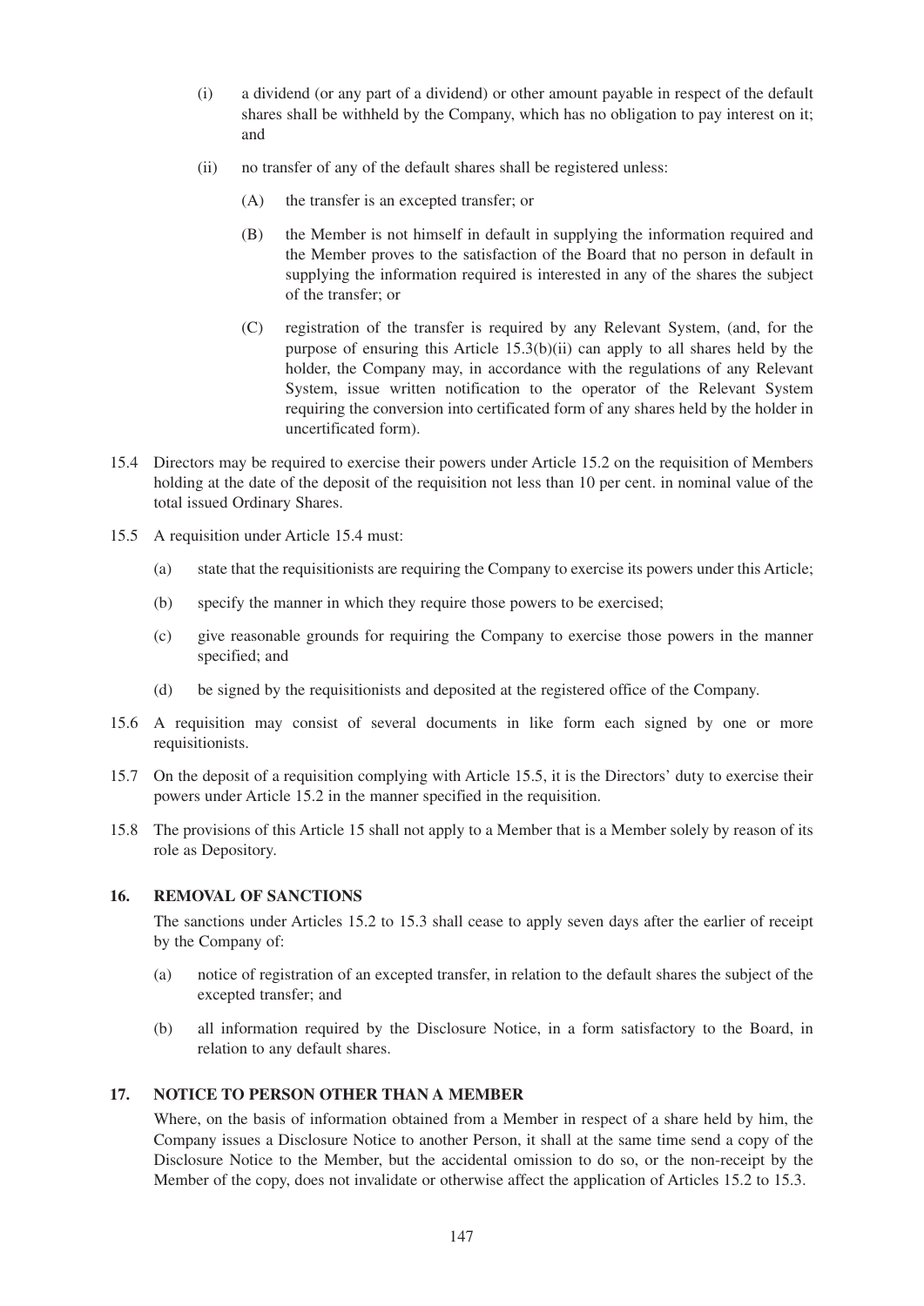(i) a dividend (or any part of a dividend) or other amount payable in respect of the default shares shall be withheld by the Company, which has no obligation to pay interest on it; and

(ii) no transfer of any of the default shares shall be registered unless:

(A) the transfer is an excepted transfer; or

(B) the Member is not himself in default in supplying the information required and the Member proves to the satisfaction of the Board that no person in default in supplying the information required is interested in any of the shares the subject of the transfer; or

(C) registration of the transfer is required by any Relevant System, (and, for the purpose of ensuring this Article 15.3(b)(ii) can apply to all shares held by the holder, the Company may, in accordance with the regulations of any Relevant System, issue written notification to the operator of the Relevant System requiring the conversion into certificated form of any shares held by the holder in uncertificated form).

15.4 Directors may be required to exercise their powers under Article 15.2 on the requisition of Members holding at the date of the deposit of the requisition not less than 10 per cent. in nominal value of the total issued Ordinary Shares.

15.5 A requisition under Article 15.4 must:

(a) state that the requisitionists are requiring the Company to exercise its powers under this Article;

(b) specify the manner in which they require those powers to be exercised;

(c) give reasonable grounds for requiring the Company to exercise those powers in the manner specified; and

(d) be signed by the requisitionists and deposited at the registered office of the Company.

15.6 A requisition may consist of several documents in like form each signed by one or more requisitionists.

15.7 On the deposit of a requisition complying with Article 15.5, it is the Directors' duty to exercise their powers under Article 15.2 in the manner specified in the requisition.

15.8 The provisions of this Article 15 shall not apply to a Member that is a Member solely by reason of its role as Depository.

## 16. REMOVAL OF SANCTIONS

The sanctions under Articles 15.2 to 15.3 shall cease to apply seven days after the earlier of receipt by the Company of:

(a) notice of registration of an excepted transfer, in relation to the default shares the subject of the excepted transfer; and

(b) all information required by the Disclosure Notice, in a form satisfactory to the Board, in relation to any default shares.

## 17. NOTICE TO PERSON OTHER THAN A MEMBER

Where, on the basis of information obtained from a Member in respect of a share held by him, the Company issues a Disclosure Notice to another Person, it shall at the same time send a copy of the Disclosure Notice to the Member, but the accidental omission to do so, or the non-receipt by the Member of the copy, does not invalidate or otherwise affect the application of Articles 15.2 to 15.3.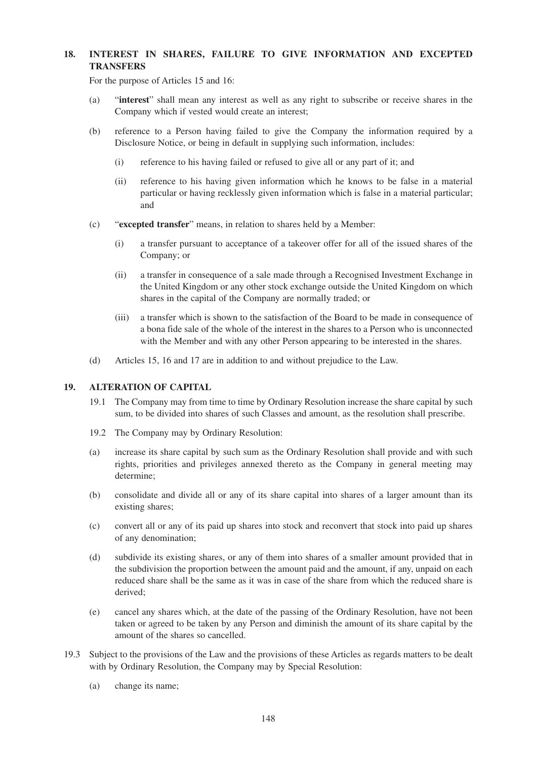## 18. INTEREST IN SHARES, FAILURE TO GIVE INFORMATION AND EXCEPTED TRANSFERS

For the purpose of Articles 15 and 16:

(a) "**interest**" shall mean any interest as well as any right to subscribe or receive shares in the Company which if vested would create an interest;

(b) reference to a Person having failed to give the Company the information required by a Disclosure Notice, or being in default in supplying such information, includes:

(i) reference to his having failed or refused to give all or any part of it; and

(ii) reference to his having given information which he knows to be false in a material particular or having recklessly given information which is false in a material particular; and

(c) "**excepted transfer**" means, in relation to shares held by a Member:

(i) a transfer pursuant to acceptance of a takeover offer for all of the issued shares of the Company; or

(ii) a transfer in consequence of a sale made through a Recognised Investment Exchange in the United Kingdom or any other stock exchange outside the United Kingdom on which shares in the capital of the Company are normally traded; or

(iii) a transfer which is shown to the satisfaction of the Board to be made in consequence of a bona fide sale of the whole of the interest in the shares to a Person who is unconnected with the Member and with any other Person appearing to be interested in the shares.

(d) Articles 15, 16 and 17 are in addition to and without prejudice to the Law.

## 19. ALTERATION OF CAPITAL

19.1 The Company may from time to time by Ordinary Resolution increase the share capital by such sum, to be divided into shares of such Classes and amount, as the resolution shall prescribe.

19.2 The Company may by Ordinary Resolution:

(a) increase its share capital by such sum as the Ordinary Resolution shall provide and with such rights, priorities and privileges annexed thereto as the Company in general meeting may determine;

(b) consolidate and divide all or any of its share capital into shares of a larger amount than its existing shares;

(c) convert all or any of its paid up shares into stock and reconvert that stock into paid up shares of any denomination;

(d) subdivide its existing shares, or any of them into shares of a smaller amount provided that in the subdivision the proportion between the amount paid and the amount, if any, unpaid on each reduced share shall be the same as it was in case of the share from which the reduced share is derived;

(e) cancel any shares which, at the date of the passing of the Ordinary Resolution, have not been taken or agreed to be taken by any Person and diminish the amount of its share capital by the amount of the shares so cancelled.

19.3 Subject to the provisions of the Law and the provisions of these Articles as regards matters to be dealt with by Ordinary Resolution, the Company may by Special Resolution:

(a) change its name;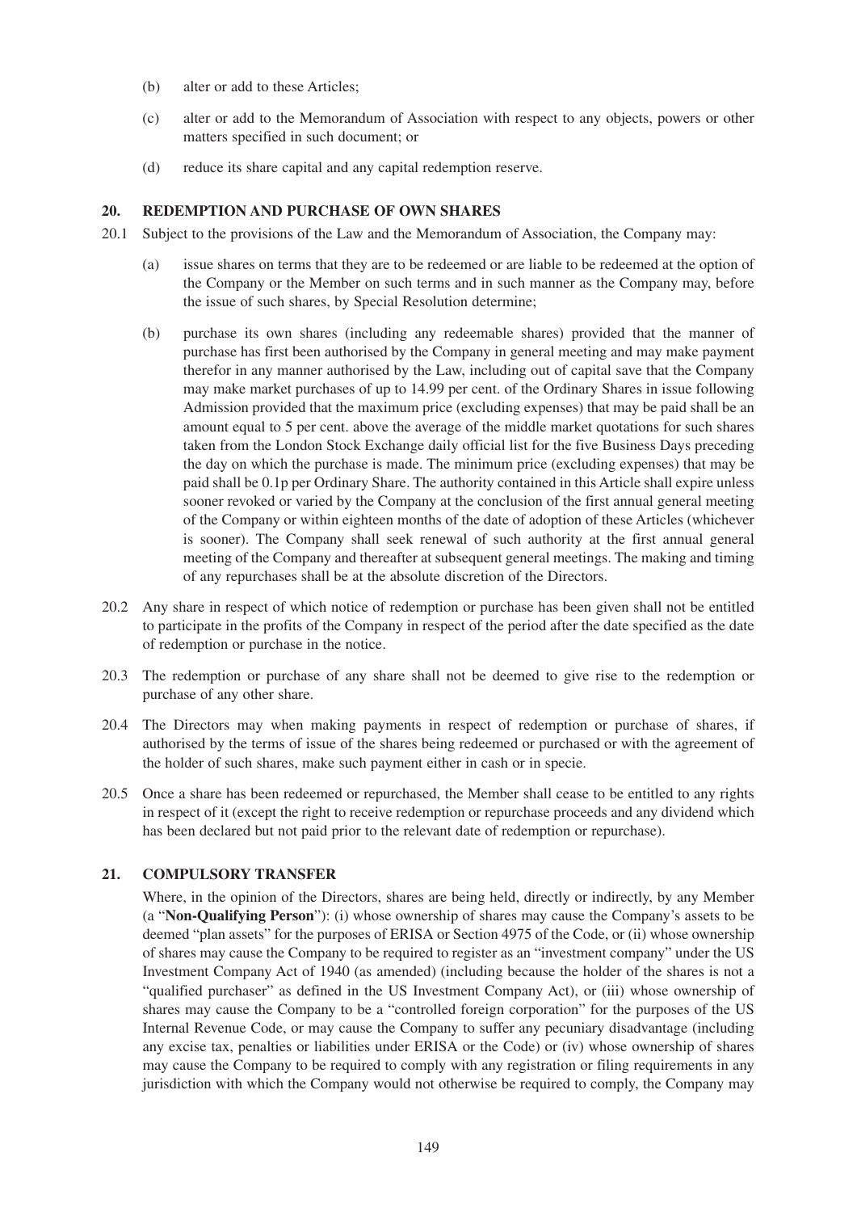(b) alter or add to these Articles;

(c) alter or add to the Memorandum of Association with respect to any objects, powers or other matters specified in such document; or

(d) reduce its share capital and any capital redemption reserve.

## 20. REDEMPTION AND PURCHASE OF OWN SHARES

20.1 Subject to the provisions of the Law and the Memorandum of Association, the Company may:

(a) issue shares on terms that they are to be redeemed or are liable to be redeemed at the option of the Company or the Member on such terms and in such manner as the Company may, before the issue of such shares, by Special Resolution determine;

(b) purchase its own shares (including any redeemable shares) provided that the manner of purchase has first been authorised by the Company in general meeting and may make payment therefor in any manner authorised by the Law, including out of capital save that the Company may make market purchases of up to 14.99 per cent. of the Ordinary Shares in issue following Admission provided that the maximum price (excluding expenses) that may be paid shall be an amount equal to 5 per cent. above the average of the middle market quotations for such shares taken from the London Stock Exchange daily official list for the five Business Days preceding the day on which the purchase is made. The minimum price (excluding expenses) that may be paid shall be 0.1p per Ordinary Share. The authority contained in this Article shall expire unless sooner revoked or varied by the Company at the conclusion of the first annual general meeting of the Company or within eighteen months of the date of adoption of these Articles (whichever is sooner). The Company shall seek renewal of such authority at the first annual general meeting of the Company and thereafter at subsequent general meetings. The making and timing of any repurchases shall be at the absolute discretion of the Directors.

20.2 Any share in respect of which notice of redemption or purchase has been given shall not be entitled to participate in the profits of the Company in respect of the period after the date specified as the date of redemption or purchase in the notice.

20.3 The redemption or purchase of any share shall not be deemed to give rise to the redemption or purchase of any other share.

20.4 The Directors may when making payments in respect of redemption or purchase of shares, if authorised by the terms of issue of the shares being redeemed or purchased or with the agreement of the holder of such shares, make such payment either in cash or in specie.

20.5 Once a share has been redeemed or repurchased, the Member shall cease to be entitled to any rights in respect of it (except the right to receive redemption or repurchase proceeds and any dividend which has been declared but not paid prior to the relevant date of redemption or repurchase).

## 21. COMPULSORY TRANSFER

Where, in the opinion of the Directors, shares are being held, directly or indirectly, by any Member (a "**Non-Qualifying Person**"): (i) whose ownership of shares may cause the Company's assets to be deemed "plan assets" for the purposes of ERISA or Section 4975 of the Code, or (ii) whose ownership of shares may cause the Company to be required to register as an "investment company" under the US Investment Company Act of 1940 (as amended) (including because the holder of the shares is not a "qualified purchaser" as defined in the US Investment Company Act), or (iii) whose ownership of shares may cause the Company to be a "controlled foreign corporation" for the purposes of the US Internal Revenue Code, or may cause the Company to suffer any pecuniary disadvantage (including any excise tax, penalties or liabilities under ERISA or the Code) or (iv) whose ownership of shares may cause the Company to be required to comply with any registration or filing requirements in any jurisdiction with which the Company would not otherwise be required to comply, the Company may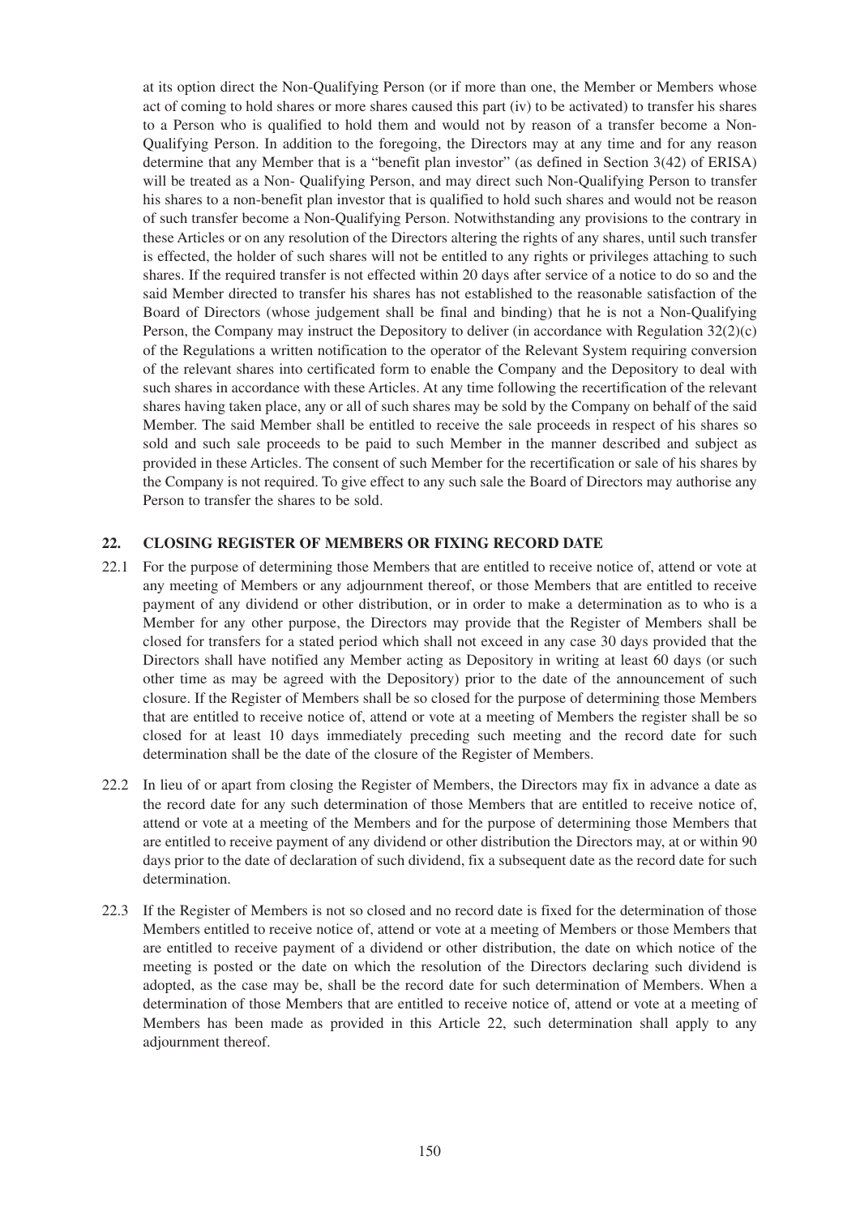at its option direct the Non-Qualifying Person (or if more than one, the Member or Members whose act of coming to hold shares or more shares caused this part (iv) to be activated) to transfer his shares to a Person who is qualified to hold them and would not by reason of a transfer become a Non-Qualifying Person. In addition to the foregoing, the Directors may at any time and for any reason determine that any Member that is a "benefit plan investor" (as defined in Section 3(42) of ERISA) will be treated as a Non- Qualifying Person, and may direct such Non-Qualifying Person to transfer his shares to a non-benefit plan investor that is qualified to hold such shares and would not be reason of such transfer become a Non-Qualifying Person. Notwithstanding any provisions to the contrary in these Articles or on any resolution of the Directors altering the rights of any shares, until such transfer is effected, the holder of such shares will not be entitled to any rights or privileges attaching to such shares. If the required transfer is not effected within 20 days after service of a notice to do so and the said Member directed to transfer his shares has not established to the reasonable satisfaction of the Board of Directors (whose judgement shall be final and binding) that he is not a Non-Qualifying Person, the Company may instruct the Depository to deliver (in accordance with Regulation 32(2)(c) of the Regulations a written notification to the operator of the Relevant System requiring conversion of the relevant shares into certificated form to enable the Company and the Depository to deal with such shares in accordance with these Articles. At any time following the recertification of the relevant shares having taken place, any or all of such shares may be sold by the Company on behalf of the said Member. The said Member shall be entitled to receive the sale proceeds in respect of his shares so sold and such sale proceeds to be paid to such Member in the manner described and subject as provided in these Articles. The consent of such Member for the recertification or sale of his shares by the Company is not required. To give effect to any such sale the Board of Directors may authorise any Person to transfer the shares to be sold.

## 22. CLOSING REGISTER OF MEMBERS OR FIXING RECORD DATE

22.1 For the purpose of determining those Members that are entitled to receive notice of, attend or vote at any meeting of Members or any adjournment thereof, or those Members that are entitled to receive payment of any dividend or other distribution, or in order to make a determination as to who is a Member for any other purpose, the Directors may provide that the Register of Members shall be closed for transfers for a stated period which shall not exceed in any case 30 days provided that the Directors shall have notified any Member acting as Depository in writing at least 60 days (or such other time as may be agreed with the Depository) prior to the date of the announcement of such closure. If the Register of Members shall be so closed for the purpose of determining those Members that are entitled to receive notice of, attend or vote at a meeting of Members the register shall be so closed for at least 10 days immediately preceding such meeting and the record date for such determination shall be the date of the closure of the Register of Members.

22.2 In lieu of or apart from closing the Register of Members, the Directors may fix in advance a date as the record date for any such determination of those Members that are entitled to receive notice of, attend or vote at a meeting of the Members and for the purpose of determining those Members that are entitled to receive payment of any dividend or other distribution the Directors may, at or within 90 days prior to the date of declaration of such dividend, fix a subsequent date as the record date for such determination.

22.3 If the Register of Members is not so closed and no record date is fixed for the determination of those Members entitled to receive notice of, attend or vote at a meeting of Members or those Members that are entitled to receive payment of a dividend or other distribution, the date on which notice of the meeting is posted or the date on which the resolution of the Directors declaring such dividend is adopted, as the case may be, shall be the record date for such determination of Members. When a determination of those Members that are entitled to receive notice of, attend or vote at a meeting of Members has been made as provided in this Article 22, such determination shall apply to any adjournment thereof.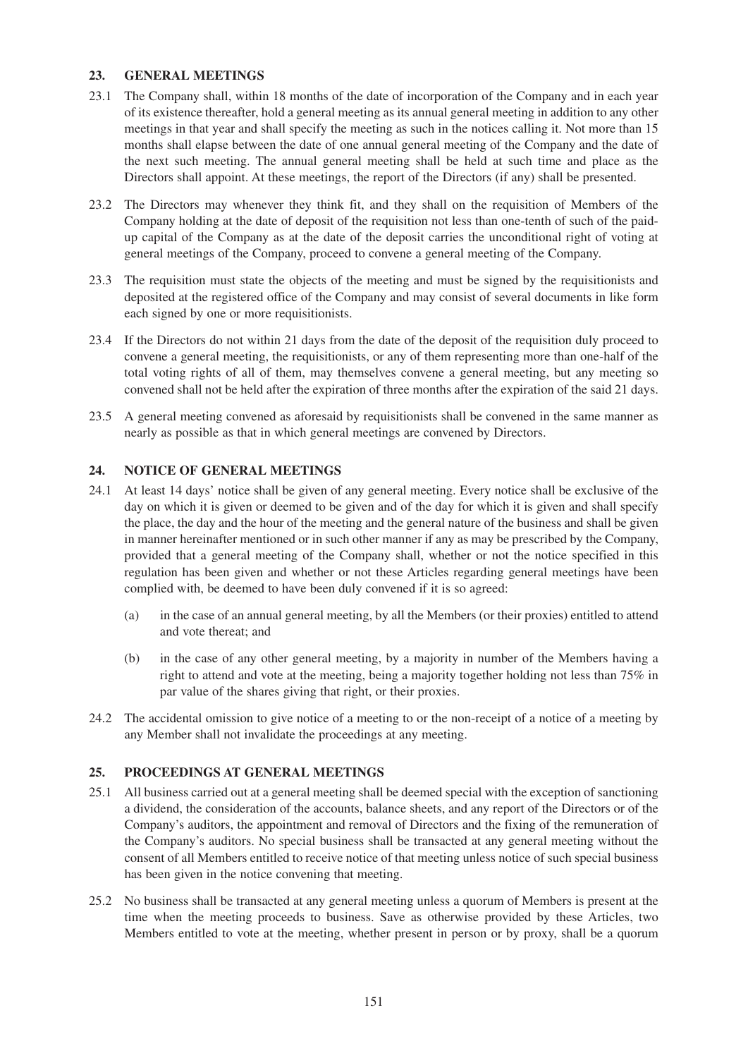## 23. GENERAL MEETINGS

23.1 The Company shall, within 18 months of the date of incorporation of the Company and in each year of its existence thereafter, hold a general meeting as its annual general meeting in addition to any other meetings in that year and shall specify the meeting as such in the notices calling it. Not more than 15 months shall elapse between the date of one annual general meeting of the Company and the date of the next such meeting. The annual general meeting shall be held at such time and place as the Directors shall appoint. At these meetings, the report of the Directors (if any) shall be presented.

23.2 The Directors may whenever they think fit, and they shall on the requisition of Members of the Company holding at the date of deposit of the requisition not less than one-tenth of such of the paid-up capital of the Company as at the date of the deposit carries the unconditional right of voting at general meetings of the Company, proceed to convene a general meeting of the Company.

23.3 The requisition must state the objects of the meeting and must be signed by the requisitionists and deposited at the registered office of the Company and may consist of several documents in like form each signed by one or more requisitionists.

23.4 If the Directors do not within 21 days from the date of the deposit of the requisition duly proceed to convene a general meeting, the requisitionists, or any of them representing more than one-half of the total voting rights of all of them, may themselves convene a general meeting, but any meeting so convened shall not be held after the expiration of three months after the expiration of the said 21 days.

23.5 A general meeting convened as aforesaid by requisitionists shall be convened in the same manner as nearly as possible as that in which general meetings are convened by Directors.

## 24. NOTICE OF GENERAL MEETINGS

24.1 At least 14 days' notice shall be given of any general meeting. Every notice shall be exclusive of the day on which it is given or deemed to be given and of the day for which it is given and shall specify the place, the day and the hour of the meeting and the general nature of the business and shall be given in manner hereinafter mentioned or in such other manner if any as may be prescribed by the Company, provided that a general meeting of the Company shall, whether or not the notice specified in this regulation has been given and whether or not these Articles regarding general meetings have been complied with, be deemed to have been duly convened if it is so agreed:

(a) in the case of an annual general meeting, by all the Members (or their proxies) entitled to attend and vote thereat; and

(b) in the case of any other general meeting, by a majority in number of the Members having a right to attend and vote at the meeting, being a majority together holding not less than 75% in par value of the shares giving that right, or their proxies.

24.2 The accidental omission to give notice of a meeting to or the non-receipt of a notice of a meeting by any Member shall not invalidate the proceedings at any meeting.

## 25. PROCEEDINGS AT GENERAL MEETINGS

25.1 All business carried out at a general meeting shall be deemed special with the exception of sanctioning a dividend, the consideration of the accounts, balance sheets, and any report of the Directors or of the Company's auditors, the appointment and removal of Directors and the fixing of the remuneration of the Company's auditors. No special business shall be transacted at any general meeting without the consent of all Members entitled to receive notice of that meeting unless notice of such special business has been given in the notice convening that meeting.

25.2 No business shall be transacted at any general meeting unless a quorum of Members is present at the time when the meeting proceeds to business. Save as otherwise provided by these Articles, two Members entitled to vote at the meeting, whether present in person or by proxy, shall be a quorum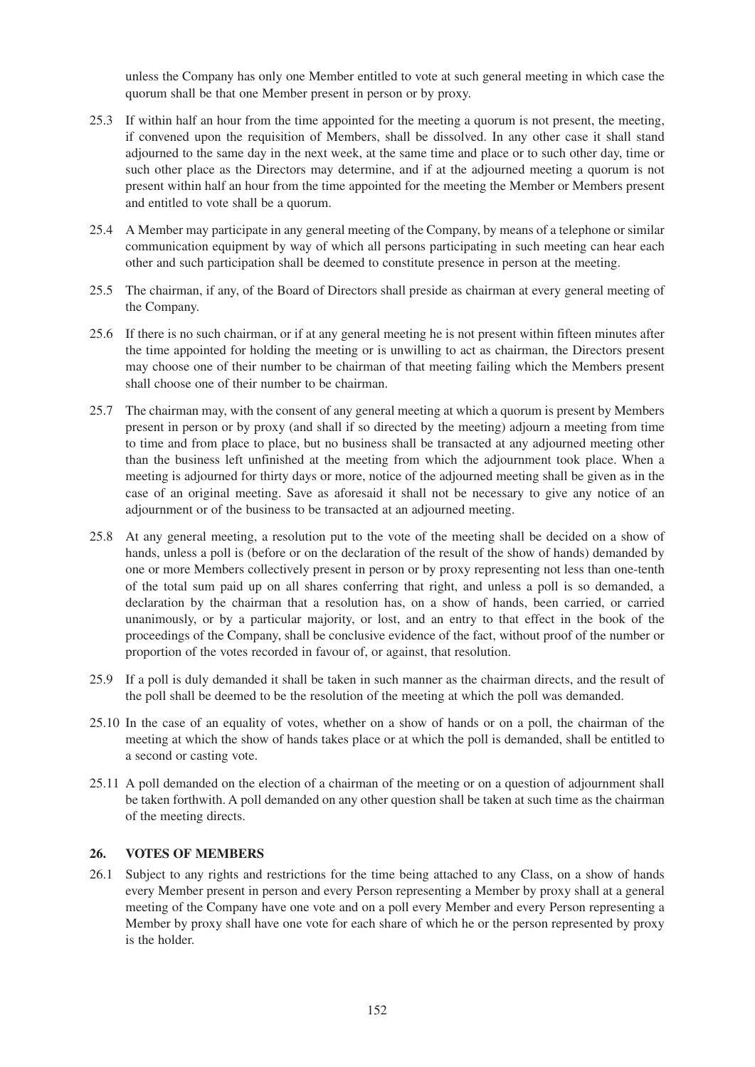unless the Company has only one Member entitled to vote at such general meeting in which case the quorum shall be that one Member present in person or by proxy.

25.3 If within half an hour from the time appointed for the meeting a quorum is not present, the meeting, if convened upon the requisition of Members, shall be dissolved. In any other case it shall stand adjourned to the same day in the next week, at the same time and place or to such other day, time or such other place as the Directors may determine, and if at the adjourned meeting a quorum is not present within half an hour from the time appointed for the meeting the Member or Members present and entitled to vote shall be a quorum.

25.4 A Member may participate in any general meeting of the Company, by means of a telephone or similar communication equipment by way of which all persons participating in such meeting can hear each other and such participation shall be deemed to constitute presence in person at the meeting.

25.5 The chairman, if any, of the Board of Directors shall preside as chairman at every general meeting of the Company.

25.6 If there is no such chairman, or if at any general meeting he is not present within fifteen minutes after the time appointed for holding the meeting or is unwilling to act as chairman, the Directors present may choose one of their number to be chairman of that meeting failing which the Members present shall choose one of their number to be chairman.

25.7 The chairman may, with the consent of any general meeting at which a quorum is present by Members present in person or by proxy (and shall if so directed by the meeting) adjourn a meeting from time to time and from place to place, but no business shall be transacted at any adjourned meeting other than the business left unfinished at the meeting from which the adjournment took place. When a meeting is adjourned for thirty days or more, notice of the adjourned meeting shall be given as in the case of an original meeting. Save as aforesaid it shall not be necessary to give any notice of an adjournment or of the business to be transacted at an adjourned meeting.

25.8 At any general meeting, a resolution put to the vote of the meeting shall be decided on a show of hands, unless a poll is (before or on the declaration of the result of the show of hands) demanded by one or more Members collectively present in person or by proxy representing not less than one-tenth of the total sum paid up on all shares conferring that right, and unless a poll is so demanded, a declaration by the chairman that a resolution has, on a show of hands, been carried, or carried unanimously, or by a particular majority, or lost, and an entry to that effect in the book of the proceedings of the Company, shall be conclusive evidence of the fact, without proof of the number or proportion of the votes recorded in favour of, or against, that resolution.

25.9 If a poll is duly demanded it shall be taken in such manner as the chairman directs, and the result of the poll shall be deemed to be the resolution of the meeting at which the poll was demanded.

25.10 In the case of an equality of votes, whether on a show of hands or on a poll, the chairman of the meeting at which the show of hands takes place or at which the poll is demanded, shall be entitled to a second or casting vote.

25.11 A poll demanded on the election of a chairman of the meeting or on a question of adjournment shall be taken forthwith. A poll demanded on any other question shall be taken at such time as the chairman of the meeting directs.

## 26. VOTES OF MEMBERS

26.1 Subject to any rights and restrictions for the time being attached to any Class, on a show of hands every Member present in person and every Person representing a Member by proxy shall at a general meeting of the Company have one vote and on a poll every Member and every Person representing a Member by proxy shall have one vote for each share of which he or the person represented by proxy is the holder.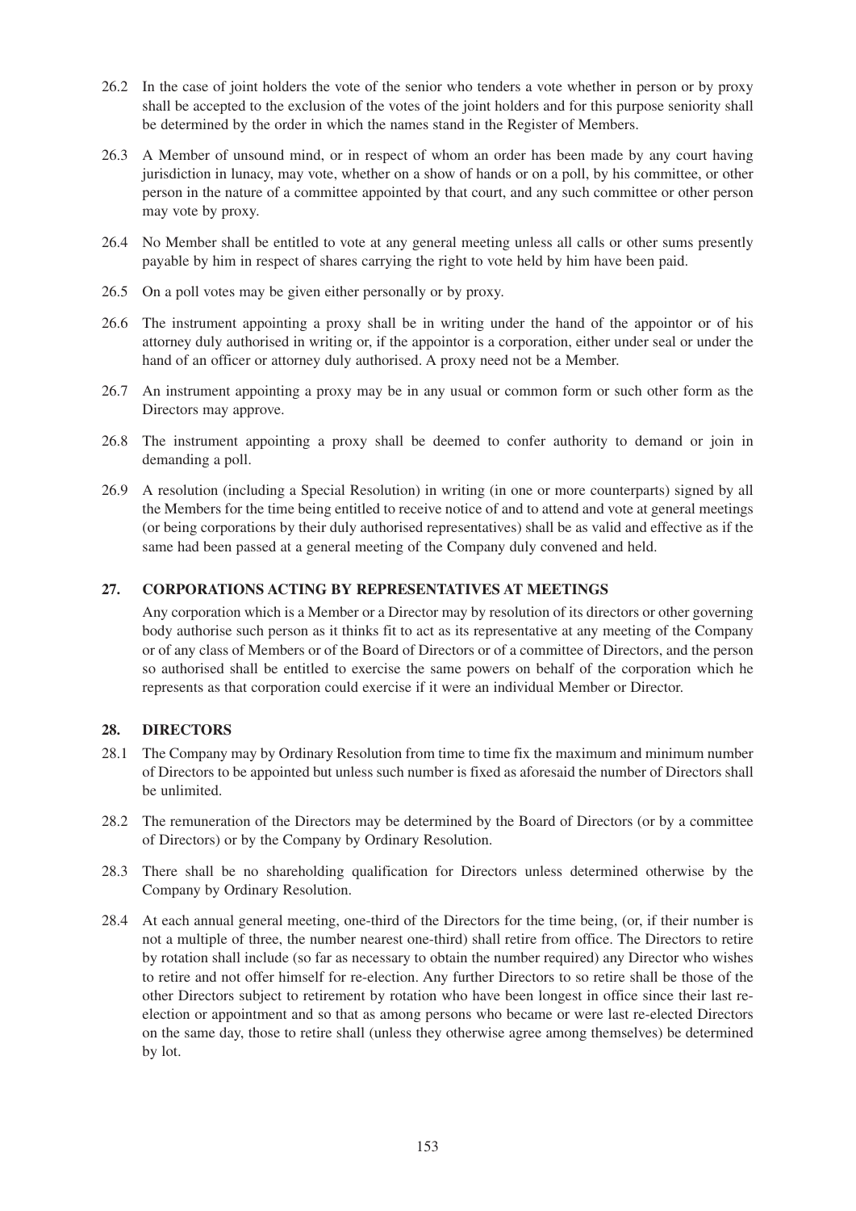26.2 In the case of joint holders the vote of the senior who tenders a vote whether in person or by proxy shall be accepted to the exclusion of the votes of the joint holders and for this purpose seniority shall be determined by the order in which the names stand in the Register of Members.

26.3 A Member of unsound mind, or in respect of whom an order has been made by any court having jurisdiction in lunacy, may vote, whether on a show of hands or on a poll, by his committee, or other person in the nature of a committee appointed by that court, and any such committee or other person may vote by proxy.

26.4 No Member shall be entitled to vote at any general meeting unless all calls or other sums presently payable by him in respect of shares carrying the right to vote held by him have been paid.

26.5 On a poll votes may be given either personally or by proxy.

26.6 The instrument appointing a proxy shall be in writing under the hand of the appointor or of his attorney duly authorised in writing or, if the appointor is a corporation, either under seal or under the hand of an officer or attorney duly authorised. A proxy need not be a Member.

26.7 An instrument appointing a proxy may be in any usual or common form or such other form as the Directors may approve.

26.8 The instrument appointing a proxy shall be deemed to confer authority to demand or join in demanding a poll.

26.9 A resolution (including a Special Resolution) in writing (in one or more counterparts) signed by all the Members for the time being entitled to receive notice of and to attend and vote at general meetings (or being corporations by their duly authorised representatives) shall be as valid and effective as if the same had been passed at a general meeting of the Company duly convened and held.

## 27. CORPORATIONS ACTING BY REPRESENTATIVES AT MEETINGS

Any corporation which is a Member or a Director may by resolution of its directors or other governing body authorise such person as it thinks fit to act as its representative at any meeting of the Company or of any class of Members or of the Board of Directors or of a committee of Directors, and the person so authorised shall be entitled to exercise the same powers on behalf of the corporation which he represents as that corporation could exercise if it were an individual Member or Director.

## 28. DIRECTORS

28.1 The Company may by Ordinary Resolution from time to time fix the maximum and minimum number of Directors to be appointed but unless such number is fixed as aforesaid the number of Directors shall be unlimited.

28.2 The remuneration of the Directors may be determined by the Board of Directors (or by a committee of Directors) or by the Company by Ordinary Resolution.

28.3 There shall be no shareholding qualification for Directors unless determined otherwise by the Company by Ordinary Resolution.

28.4 At each annual general meeting, one-third of the Directors for the time being, (or, if their number is not a multiple of three, the number nearest one-third) shall retire from office. The Directors to retire by rotation shall include (so far as necessary to obtain the number required) any Director who wishes to retire and not offer himself for re-election. Any further Directors to so retire shall be those of the other Directors subject to retirement by rotation who have been longest in office since their last re-election or appointment and so that as among persons who became or were last re-elected Directors on the same day, those to retire shall (unless they otherwise agree among themselves) be determined by lot.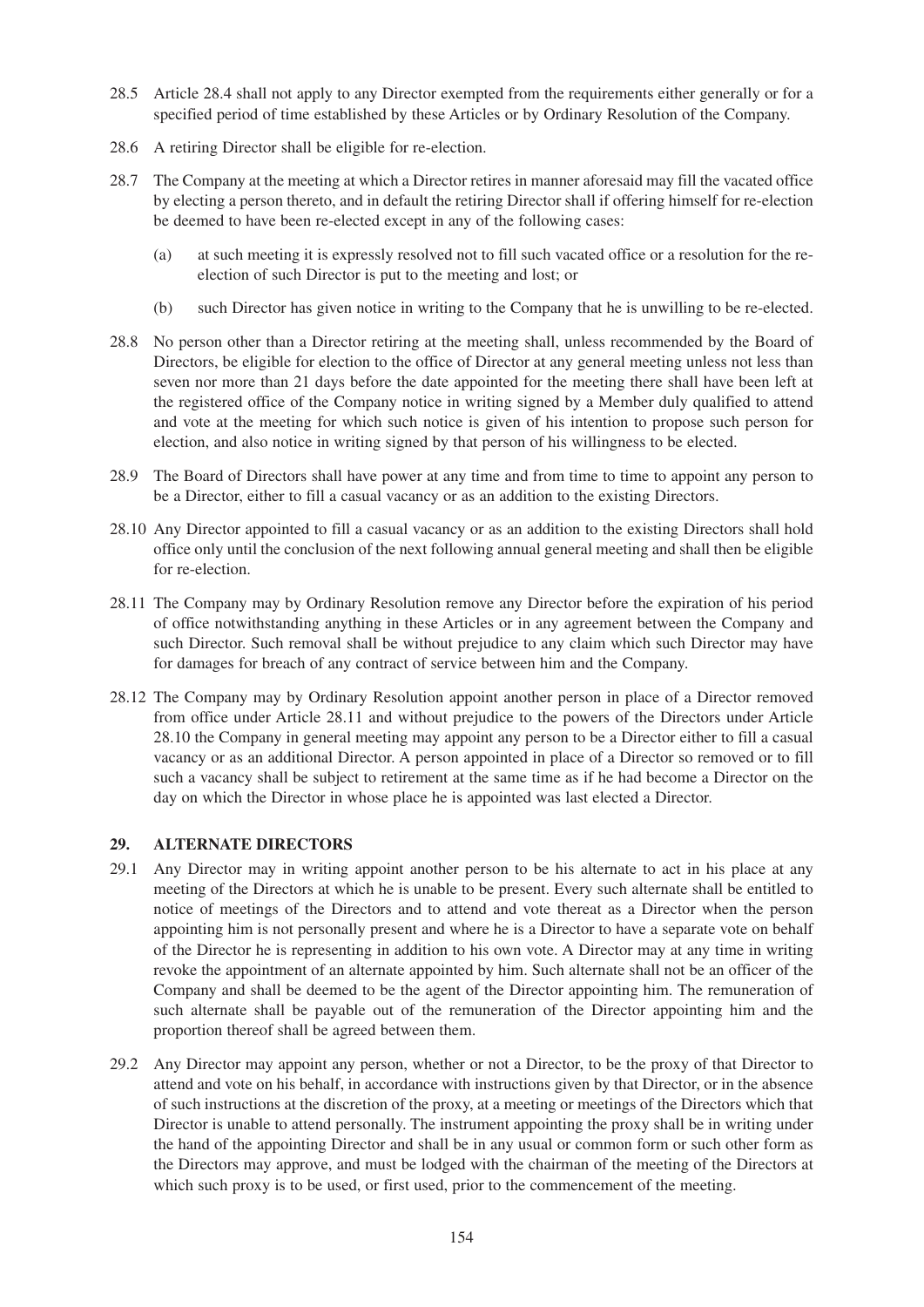28.5 Article 28.4 shall not apply to any Director exempted from the requirements either generally or for a specified period of time established by these Articles or by Ordinary Resolution of the Company.

28.6 A retiring Director shall be eligible for re-election.

28.7 The Company at the meeting at which a Director retires in manner aforesaid may fill the vacated office by electing a person thereto, and in default the retiring Director shall if offering himself for re-election be deemed to have been re-elected except in any of the following cases:

(a) at such meeting it is expressly resolved not to fill such vacated office or a resolution for the re-election of such Director is put to the meeting and lost; or

(b) such Director has given notice in writing to the Company that he is unwilling to be re-elected.

28.8 No person other than a Director retiring at the meeting shall, unless recommended by the Board of Directors, be eligible for election to the office of Director at any general meeting unless not less than seven nor more than 21 days before the date appointed for the meeting there shall have been left at the registered office of the Company notice in writing signed by a Member duly qualified to attend and vote at the meeting for which such notice is given of his intention to propose such person for election, and also notice in writing signed by that person of his willingness to be elected.

28.9 The Board of Directors shall have power at any time and from time to time to appoint any person to be a Director, either to fill a casual vacancy or as an addition to the existing Directors.

28.10 Any Director appointed to fill a casual vacancy or as an addition to the existing Directors shall hold office only until the conclusion of the next following annual general meeting and shall then be eligible for re-election.

28.11 The Company may by Ordinary Resolution remove any Director before the expiration of his period of office notwithstanding anything in these Articles or in any agreement between the Company and such Director. Such removal shall be without prejudice to any claim which such Director may have for damages for breach of any contract of service between him and the Company.

28.12 The Company may by Ordinary Resolution appoint another person in place of a Director removed from office under Article 28.11 and without prejudice to the powers of the Directors under Article 28.10 the Company in general meeting may appoint any person to be a Director either to fill a casual vacancy or as an additional Director. A person appointed in place of a Director so removed or to fill such a vacancy shall be subject to retirement at the same time as if he had become a Director on the day on which the Director in whose place he is appointed was last elected a Director.

## 29. ALTERNATE DIRECTORS

29.1 Any Director may in writing appoint another person to be his alternate to act in his place at any meeting of the Directors at which he is unable to be present. Every such alternate shall be entitled to notice of meetings of the Directors and to attend and vote thereat as a Director when the person appointing him is not personally present and where he is a Director to have a separate vote on behalf of the Director he is representing in addition to his own vote. A Director may at any time in writing revoke the appointment of an alternate appointed by him. Such alternate shall not be an officer of the Company and shall be deemed to be the agent of the Director appointing him. The remuneration of such alternate shall be payable out of the remuneration of the Director appointing him and the proportion thereof shall be agreed between them.

29.2 Any Director may appoint any person, whether or not a Director, to be the proxy of that Director to attend and vote on his behalf, in accordance with instructions given by that Director, or in the absence of such instructions at the discretion of the proxy, at a meeting or meetings of the Directors which that Director is unable to attend personally. The instrument appointing the proxy shall be in writing under the hand of the appointing Director and shall be in any usual or common form or such other form as the Directors may approve, and must be lodged with the chairman of the meeting of the Directors at which such proxy is to be used, or first used, prior to the commencement of the meeting.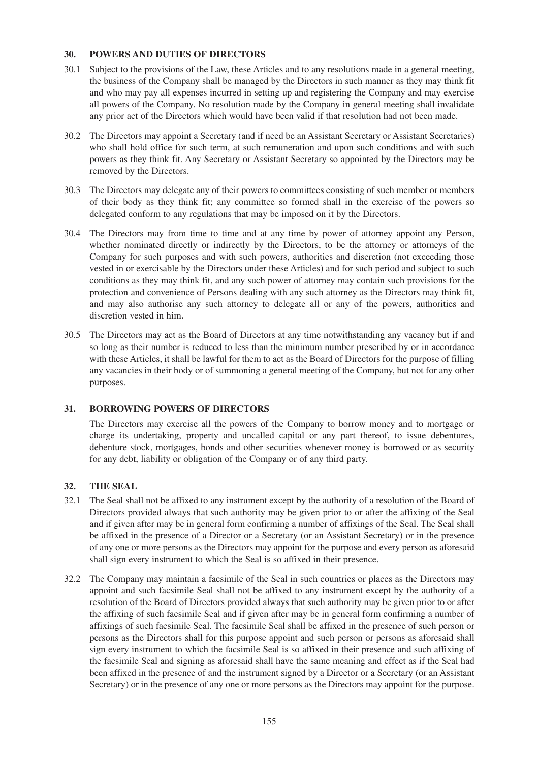## 30. POWERS AND DUTIES OF DIRECTORS

30.1 Subject to the provisions of the Law, these Articles and to any resolutions made in a general meeting, the business of the Company shall be managed by the Directors in such manner as they may think fit and who may pay all expenses incurred in setting up and registering the Company and may exercise all powers of the Company. No resolution made by the Company in general meeting shall invalidate any prior act of the Directors which would have been valid if that resolution had not been made.

30.2 The Directors may appoint a Secretary (and if need be an Assistant Secretary or Assistant Secretaries) who shall hold office for such term, at such remuneration and upon such conditions and with such powers as they think fit. Any Secretary or Assistant Secretary so appointed by the Directors may be removed by the Directors.

30.3 The Directors may delegate any of their powers to committees consisting of such member or members of their body as they think fit; any committee so formed shall in the exercise of the powers so delegated conform to any regulations that may be imposed on it by the Directors.

30.4 The Directors may from time to time and at any time by power of attorney appoint any Person, whether nominated directly or indirectly by the Directors, to be the attorney or attorneys of the Company for such purposes and with such powers, authorities and discretion (not exceeding those vested in or exercisable by the Directors under these Articles) and for such period and subject to such conditions as they may think fit, and any such power of attorney may contain such provisions for the protection and convenience of Persons dealing with any such attorney as the Directors may think fit, and may also authorise any such attorney to delegate all or any of the powers, authorities and discretion vested in him.

30.5 The Directors may act as the Board of Directors at any time notwithstanding any vacancy but if and so long as their number is reduced to less than the minimum number prescribed by or in accordance with these Articles, it shall be lawful for them to act as the Board of Directors for the purpose of filling any vacancies in their body or of summoning a general meeting of the Company, but not for any other purposes.

## 31. BORROWING POWERS OF DIRECTORS

The Directors may exercise all the powers of the Company to borrow money and to mortgage or charge its undertaking, property and uncalled capital or any part thereof, to issue debentures, debenture stock, mortgages, bonds and other securities whenever money is borrowed or as security for any debt, liability or obligation of the Company or of any third party.

## 32. THE SEAL

32.1 The Seal shall not be affixed to any instrument except by the authority of a resolution of the Board of Directors provided always that such authority may be given prior to or after the affixing of the Seal and if given after may be in general form confirming a number of affixings of the Seal. The Seal shall be affixed in the presence of a Director or a Secretary (or an Assistant Secretary) or in the presence of any one or more persons as the Directors may appoint for the purpose and every person as aforesaid shall sign every instrument to which the Seal is so affixed in their presence.

32.2 The Company may maintain a facsimile of the Seal in such countries or places as the Directors may appoint and such facsimile Seal shall not be affixed to any instrument except by the authority of a resolution of the Board of Directors provided always that such authority may be given prior to or after the affixing of such facsimile Seal and if given after may be in general form confirming a number of affixings of such facsimile Seal. The facsimile Seal shall be affixed in the presence of such person or persons as the Directors shall for this purpose appoint and such person or persons as aforesaid shall sign every instrument to which the facsimile Seal is so affixed in their presence and such affixing of the facsimile Seal and signing as aforesaid shall have the same meaning and effect as if the Seal had been affixed in the presence of and the instrument signed by a Director or a Secretary (or an Assistant Secretary) or in the presence of any one or more persons as the Directors may appoint for the purpose.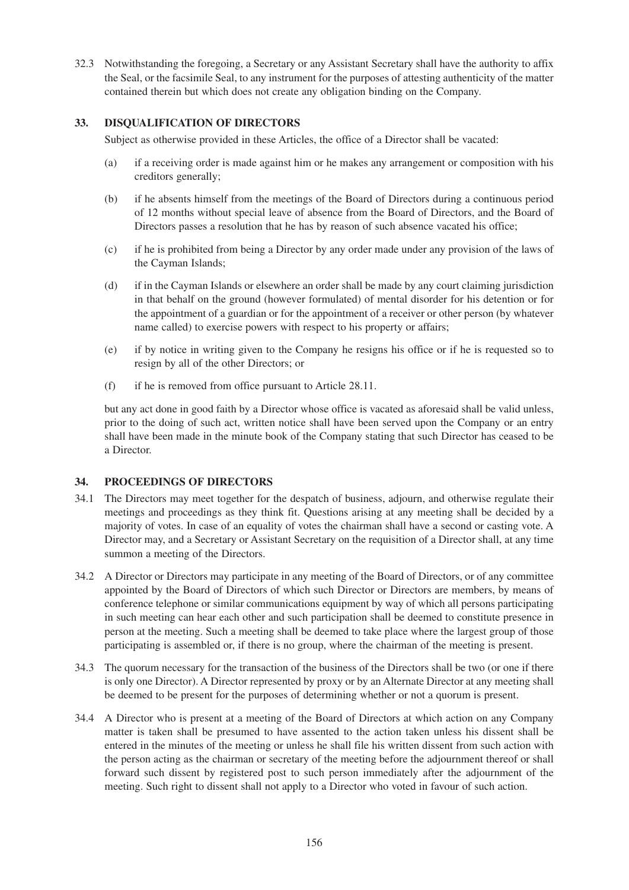32.3 Notwithstanding the foregoing, a Secretary or any Assistant Secretary shall have the authority to affix the Seal, or the facsimile Seal, to any instrument for the purposes of attesting authenticity of the matter contained therein but which does not create any obligation binding on the Company.

## 33. DISQUALIFICATION OF DIRECTORS

Subject as otherwise provided in these Articles, the office of a Director shall be vacated:

(a) if a receiving order is made against him or he makes any arrangement or composition with his creditors generally;

(b) if he absents himself from the meetings of the Board of Directors during a continuous period of 12 months without special leave of absence from the Board of Directors, and the Board of Directors passes a resolution that he has by reason of such absence vacated his office;

(c) if he is prohibited from being a Director by any order made under any provision of the laws of the Cayman Islands;

(d) if in the Cayman Islands or elsewhere an order shall be made by any court claiming jurisdiction in that behalf on the ground (however formulated) of mental disorder for his detention or for the appointment of a guardian or for the appointment of a receiver or other person (by whatever name called) to exercise powers with respect to his property or affairs;

(e) if by notice in writing given to the Company he resigns his office or if he is requested so to resign by all of the other Directors; or

(f) if he is removed from office pursuant to Article 28.11.

but any act done in good faith by a Director whose office is vacated as aforesaid shall be valid unless, prior to the doing of such act, written notice shall have been served upon the Company or an entry shall have been made in the minute book of the Company stating that such Director has ceased to be a Director.

## 34. PROCEEDINGS OF DIRECTORS

34.1 The Directors may meet together for the despatch of business, adjourn, and otherwise regulate their meetings and proceedings as they think fit. Questions arising at any meeting shall be decided by a majority of votes. In case of an equality of votes the chairman shall have a second or casting vote. A Director may, and a Secretary or Assistant Secretary on the requisition of a Director shall, at any time summon a meeting of the Directors.

34.2 A Director or Directors may participate in any meeting of the Board of Directors, or of any committee appointed by the Board of Directors of which such Director or Directors are members, by means of conference telephone or similar communications equipment by way of which all persons participating in such meeting can hear each other and such participation shall be deemed to constitute presence in person at the meeting. Such a meeting shall be deemed to take place where the largest group of those participating is assembled or, if there is no group, where the chairman of the meeting is present.

34.3 The quorum necessary for the transaction of the business of the Directors shall be two (or one if there is only one Director). A Director represented by proxy or by an Alternate Director at any meeting shall be deemed to be present for the purposes of determining whether or not a quorum is present.

34.4 A Director who is present at a meeting of the Board of Directors at which action on any Company matter is taken shall be presumed to have assented to the action taken unless his dissent shall be entered in the minutes of the meeting or unless he shall file his written dissent from such action with the person acting as the chairman or secretary of the meeting before the adjournment thereof or shall forward such dissent by registered post to such person immediately after the adjournment of the meeting. Such right to dissent shall not apply to a Director who voted in favour of such action.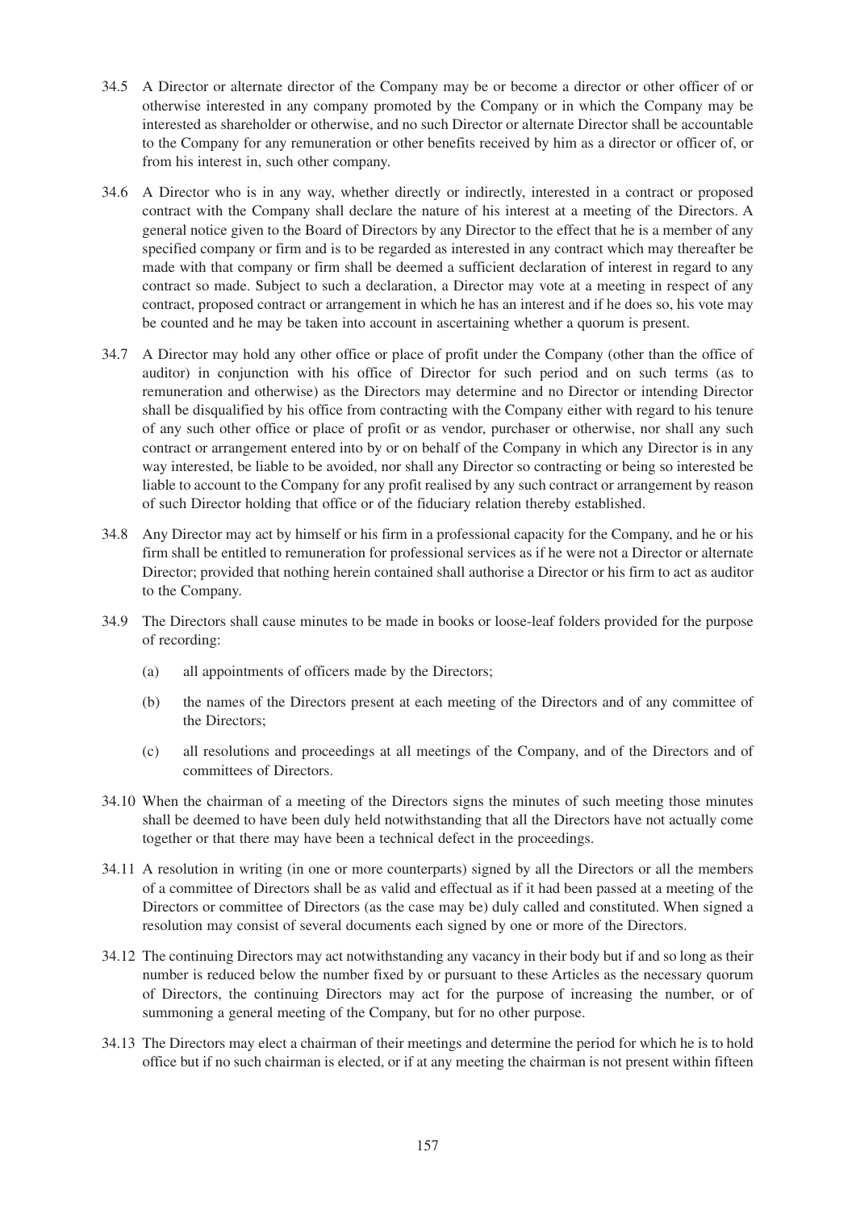34.5 A Director or alternate director of the Company may be or become a director or other officer of or otherwise interested in any company promoted by the Company or in which the Company may be interested as shareholder or otherwise, and no such Director or alternate Director shall be accountable to the Company for any remuneration or other benefits received by him as a director or officer of, or from his interest in, such other company.

34.6 A Director who is in any way, whether directly or indirectly, interested in a contract or proposed contract with the Company shall declare the nature of his interest at a meeting of the Directors. A general notice given to the Board of Directors by any Director to the effect that he is a member of any specified company or firm and is to be regarded as interested in any contract which may thereafter be made with that company or firm shall be deemed a sufficient declaration of interest in regard to any contract so made. Subject to such a declaration, a Director may vote at a meeting in respect of any contract, proposed contract or arrangement in which he has an interest and if he does so, his vote may be counted and he may be taken into account in ascertaining whether a quorum is present.

34.7 A Director may hold any other office or place of profit under the Company (other than the office of auditor) in conjunction with his office of Director for such period and on such terms (as to remuneration and otherwise) as the Directors may determine and no Director or intending Director shall be disqualified by his office from contracting with the Company either with regard to his tenure of any such other office or place of profit or as vendor, purchaser or otherwise, nor shall any such contract or arrangement entered into by or on behalf of the Company in which any Director is in any way interested, be liable to be avoided, nor shall any Director so contracting or being so interested be liable to account to the Company for any profit realised by any such contract or arrangement by reason of such Director holding that office or of the fiduciary relation thereby established.

34.8 Any Director may act by himself or his firm in a professional capacity for the Company, and he or his firm shall be entitled to remuneration for professional services as if he were not a Director or alternate Director; provided that nothing herein contained shall authorise a Director or his firm to act as auditor to the Company.

34.9 The Directors shall cause minutes to be made in books or loose-leaf folders provided for the purpose of recording:

(a) all appointments of officers made by the Directors;

(b) the names of the Directors present at each meeting of the Directors and of any committee of the Directors;

(c) all resolutions and proceedings at all meetings of the Company, and of the Directors and of committees of Directors.

34.10 When the chairman of a meeting of the Directors signs the minutes of such meeting those minutes shall be deemed to have been duly held notwithstanding that all the Directors have not actually come together or that there may have been a technical defect in the proceedings.

34.11 A resolution in writing (in one or more counterparts) signed by all the Directors or all the members of a committee of Directors shall be as valid and effectual as if it had been passed at a meeting of the Directors or committee of Directors (as the case may be) duly called and constituted. When signed a resolution may consist of several documents each signed by one or more of the Directors.

34.12 The continuing Directors may act notwithstanding any vacancy in their body but if and so long as their number is reduced below the number fixed by or pursuant to these Articles as the necessary quorum of Directors, the continuing Directors may act for the purpose of increasing the number, or of summoning a general meeting of the Company, but for no other purpose.

34.13 The Directors may elect a chairman of their meetings and determine the period for which he is to hold office but if no such chairman is elected, or if at any meeting the chairman is not present within fifteen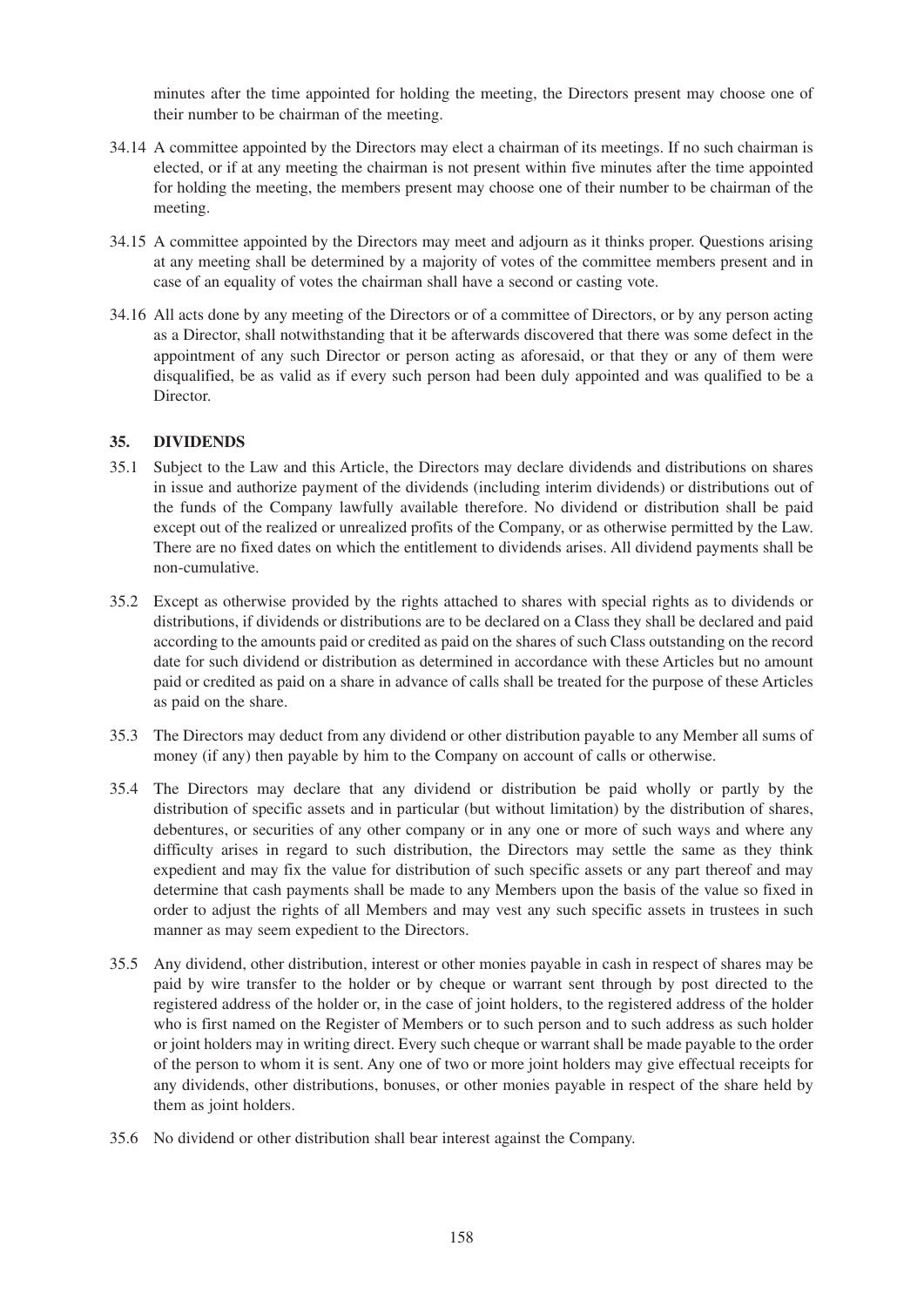minutes after the time appointed for holding the meeting, the Directors present may choose one of their number to be chairman of the meeting.

34.14 A committee appointed by the Directors may elect a chairman of its meetings. If no such chairman is elected, or if at any meeting the chairman is not present within five minutes after the time appointed for holding the meeting, the members present may choose one of their number to be chairman of the meeting.

34.15 A committee appointed by the Directors may meet and adjourn as it thinks proper. Questions arising at any meeting shall be determined by a majority of votes of the committee members present and in case of an equality of votes the chairman shall have a second or casting vote.

34.16 All acts done by any meeting of the Directors or of a committee of Directors, or by any person acting as a Director, shall notwithstanding that it be afterwards discovered that there was some defect in the appointment of any such Director or person acting as aforesaid, or that they or any of them were disqualified, be as valid as if every such person had been duly appointed and was qualified to be a Director.

## 35. DIVIDENDS

35.1 Subject to the Law and this Article, the Directors may declare dividends and distributions on shares in issue and authorize payment of the dividends (including interim dividends) or distributions out of the funds of the Company lawfully available therefore. No dividend or distribution shall be paid except out of the realized or unrealized profits of the Company, or as otherwise permitted by the Law. There are no fixed dates on which the entitlement to dividends arises. All dividend payments shall be non-cumulative.

35.2 Except as otherwise provided by the rights attached to shares with special rights as to dividends or distributions, if dividends or distributions are to be declared on a Class they shall be declared and paid according to the amounts paid or credited as paid on the shares of such Class outstanding on the record date for such dividend or distribution as determined in accordance with these Articles but no amount paid or credited as paid on a share in advance of calls shall be treated for the purpose of these Articles as paid on the share.

35.3 The Directors may deduct from any dividend or other distribution payable to any Member all sums of money (if any) then payable by him to the Company on account of calls or otherwise.

35.4 The Directors may declare that any dividend or distribution be paid wholly or partly by the distribution of specific assets and in particular (but without limitation) by the distribution of shares, debentures, or securities of any other company or in any one or more of such ways and where any difficulty arises in regard to such distribution, the Directors may settle the same as they think expedient and may fix the value for distribution of such specific assets or any part thereof and may determine that cash payments shall be made to any Members upon the basis of the value so fixed in order to adjust the rights of all Members and may vest any such specific assets in trustees in such manner as may seem expedient to the Directors.

35.5 Any dividend, other distribution, interest or other monies payable in cash in respect of shares may be paid by wire transfer to the holder or by cheque or warrant sent through by post directed to the registered address of the holder or, in the case of joint holders, to the registered address of the holder who is first named on the Register of Members or to such person and to such address as such holder or joint holders may in writing direct. Every such cheque or warrant shall be made payable to the order of the person to whom it is sent. Any one of two or more joint holders may give effectual receipts for any dividends, other distributions, bonuses, or other monies payable in respect of the share held by them as joint holders.

35.6 No dividend or other distribution shall bear interest against the Company.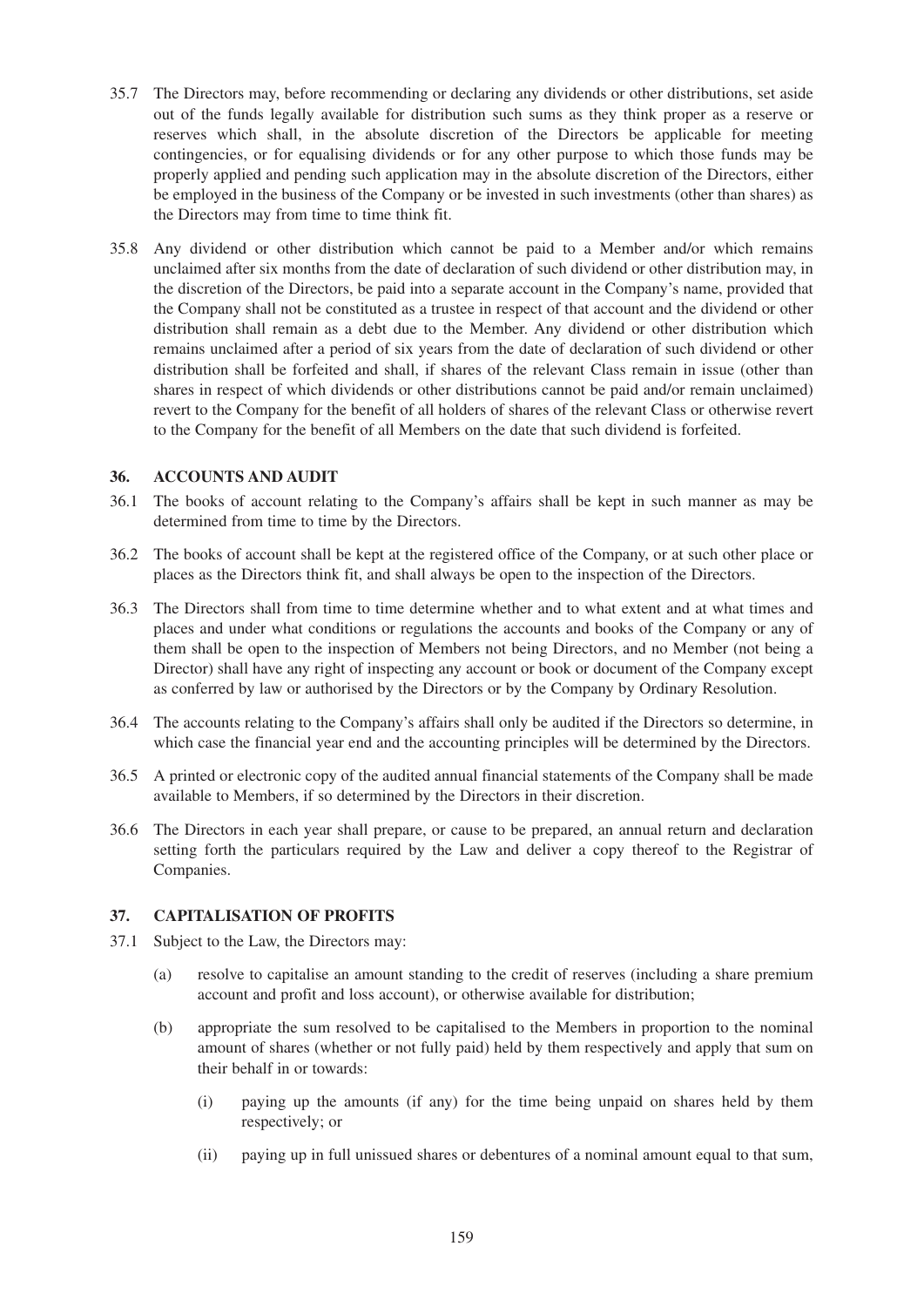35.7 The Directors may, before recommending or declaring any dividends or other distributions, set aside out of the funds legally available for distribution such sums as they think proper as a reserve or reserves which shall, in the absolute discretion of the Directors be applicable for meeting contingencies, or for equalising dividends or for any other purpose to which those funds may be properly applied and pending such application may in the absolute discretion of the Directors, either be employed in the business of the Company or be invested in such investments (other than shares) as the Directors may from time to time think fit.

35.8 Any dividend or other distribution which cannot be paid to a Member and/or which remains unclaimed after six months from the date of declaration of such dividend or other distribution may, in the discretion of the Directors, be paid into a separate account in the Company's name, provided that the Company shall not be constituted as a trustee in respect of that account and the dividend or other distribution shall remain as a debt due to the Member. Any dividend or other distribution which remains unclaimed after a period of six years from the date of declaration of such dividend or other distribution shall be forfeited and shall, if shares of the relevant Class remain in issue (other than shares in respect of which dividends or other distributions cannot be paid and/or remain unclaimed) revert to the Company for the benefit of all holders of shares of the relevant Class or otherwise revert to the Company for the benefit of all Members on the date that such dividend is forfeited.

## 36. ACCOUNTS AND AUDIT

36.1 The books of account relating to the Company's affairs shall be kept in such manner as may be determined from time to time by the Directors.

36.2 The books of account shall be kept at the registered office of the Company, or at such other place or places as the Directors think fit, and shall always be open to the inspection of the Directors.

36.3 The Directors shall from time to time determine whether and to what extent and at what times and places and under what conditions or regulations the accounts and books of the Company or any of them shall be open to the inspection of Members not being Directors, and no Member (not being a Director) shall have any right of inspecting any account or book or document of the Company except as conferred by law or authorised by the Directors or by the Company by Ordinary Resolution.

36.4 The accounts relating to the Company's affairs shall only be audited if the Directors so determine, in which case the financial year end and the accounting principles will be determined by the Directors.

36.5 A printed or electronic copy of the audited annual financial statements of the Company shall be made available to Members, if so determined by the Directors in their discretion.

36.6 The Directors in each year shall prepare, or cause to be prepared, an annual return and declaration setting forth the particulars required by the Law and deliver a copy thereof to the Registrar of Companies.

## 37. CAPITALISATION OF PROFITS

37.1 Subject to the Law, the Directors may:

(a) resolve to capitalise an amount standing to the credit of reserves (including a share premium account and profit and loss account), or otherwise available for distribution;

(b) appropriate the sum resolved to be capitalised to the Members in proportion to the nominal amount of shares (whether or not fully paid) held by them respectively and apply that sum on their behalf in or towards:

(i) paying up the amounts (if any) for the time being unpaid on shares held by them respectively; or

(ii) paying up in full unissued shares or debentures of a nominal amount equal to that sum,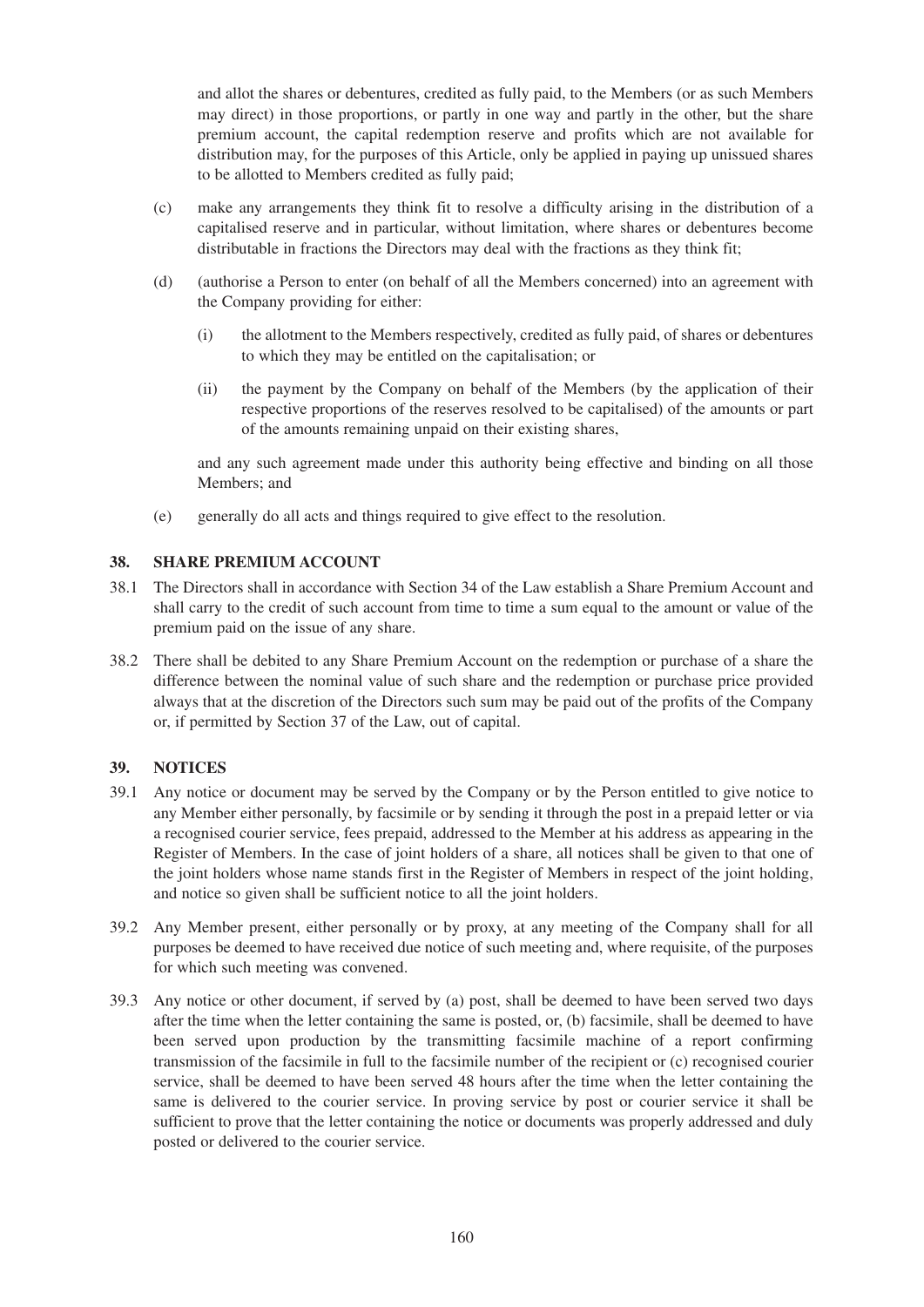and allot the shares or debentures, credited as fully paid, to the Members (or as such Members may direct) in those proportions, or partly in one way and partly in the other, but the share premium account, the capital redemption reserve and profits which are not available for distribution may, for the purposes of this Article, only be applied in paying up unissued shares to be allotted to Members credited as fully paid;

(c) make any arrangements they think fit to resolve a difficulty arising in the distribution of a capitalised reserve and in particular, without limitation, where shares or debentures become distributable in fractions the Directors may deal with the fractions as they think fit;

(d) (authorise a Person to enter (on behalf of all the Members concerned) into an agreement with the Company providing for either:

(i) the allotment to the Members respectively, credited as fully paid, of shares or debentures to which they may be entitled on the capitalisation; or

(ii) the payment by the Company on behalf of the Members (by the application of their respective proportions of the reserves resolved to be capitalised) of the amounts or part of the amounts remaining unpaid on their existing shares,

and any such agreement made under this authority being effective and binding on all those Members; and

(e) generally do all acts and things required to give effect to the resolution.

## 38. SHARE PREMIUM ACCOUNT

38.1 The Directors shall in accordance with Section 34 of the Law establish a Share Premium Account and shall carry to the credit of such account from time to time a sum equal to the amount or value of the premium paid on the issue of any share.

38.2 There shall be debited to any Share Premium Account on the redemption or purchase of a share the difference between the nominal value of such share and the redemption or purchase price provided always that at the discretion of the Directors such sum may be paid out of the profits of the Company or, if permitted by Section 37 of the Law, out of capital.

## 39. NOTICES

39.1 Any notice or document may be served by the Company or by the Person entitled to give notice to any Member either personally, by facsimile or by sending it through the post in a prepaid letter or via a recognised courier service, fees prepaid, addressed to the Member at his address as appearing in the Register of Members. In the case of joint holders of a share, all notices shall be given to that one of the joint holders whose name stands first in the Register of Members in respect of the joint holding, and notice so given shall be sufficient notice to all the joint holders.

39.2 Any Member present, either personally or by proxy, at any meeting of the Company shall for all purposes be deemed to have received due notice of such meeting and, where requisite, of the purposes for which such meeting was convened.

39.3 Any notice or other document, if served by (a) post, shall be deemed to have been served two days after the time when the letter containing the same is posted, or, (b) facsimile, shall be deemed to have been served upon production by the transmitting facsimile machine of a report confirming transmission of the facsimile in full to the facsimile number of the recipient or (c) recognised courier service, shall be deemed to have been served 48 hours after the time when the letter containing the same is delivered to the courier service. In proving service by post or courier service it shall be sufficient to prove that the letter containing the notice or documents was properly addressed and duly posted or delivered to the courier service.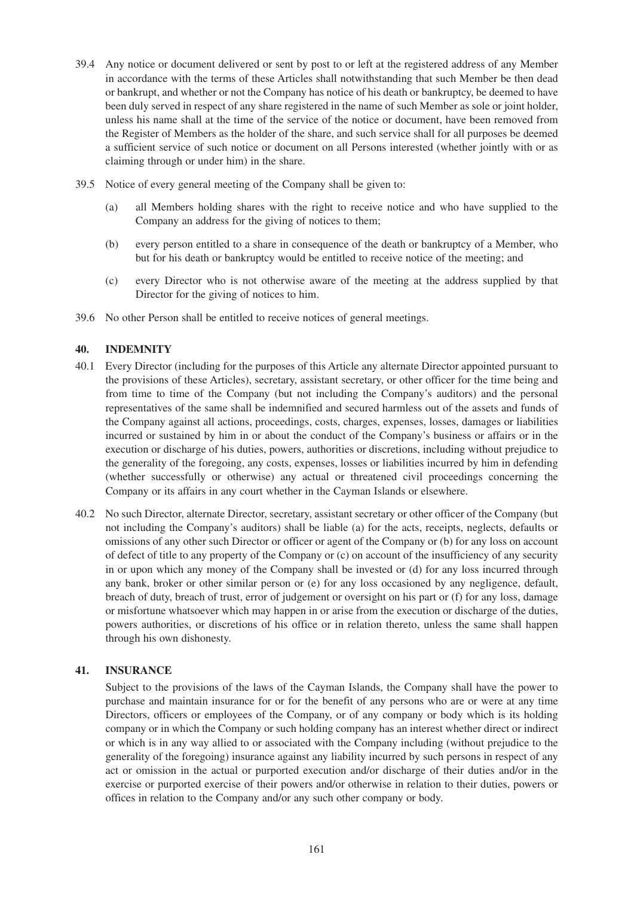39.4 Any notice or document delivered or sent by post to or left at the registered address of any Member in accordance with the terms of these Articles shall notwithstanding that such Member be then dead or bankrupt, and whether or not the Company has notice of his death or bankruptcy, be deemed to have been duly served in respect of any share registered in the name of such Member as sole or joint holder, unless his name shall at the time of the service of the notice or document, have been removed from the Register of Members as the holder of the share, and such service shall for all purposes be deemed a sufficient service of such notice or document on all Persons interested (whether jointly with or as claiming through or under him) in the share.

39.5 Notice of every general meeting of the Company shall be given to:

(a) all Members holding shares with the right to receive notice and who have supplied to the Company an address for the giving of notices to them;

(b) every person entitled to a share in consequence of the death or bankruptcy of a Member, who but for his death or bankruptcy would be entitled to receive notice of the meeting; and

(c) every Director who is not otherwise aware of the meeting at the address supplied by that Director for the giving of notices to him.

39.6 No other Person shall be entitled to receive notices of general meetings.

## 40. INDEMNITY

40.1 Every Director (including for the purposes of this Article any alternate Director appointed pursuant to the provisions of these Articles), secretary, assistant secretary, or other officer for the time being and from time to time of the Company (but not including the Company's auditors) and the personal representatives of the same shall be indemnified and secured harmless out of the assets and funds of the Company against all actions, proceedings, costs, charges, expenses, losses, damages or liabilities incurred or sustained by him in or about the conduct of the Company's business or affairs or in the execution or discharge of his duties, powers, authorities or discretions, including without prejudice to the generality of the foregoing, any costs, expenses, losses or liabilities incurred by him in defending (whether successfully or otherwise) any actual or threatened civil proceedings concerning the Company or its affairs in any court whether in the Cayman Islands or elsewhere.

40.2 No such Director, alternate Director, secretary, assistant secretary or other officer of the Company (but not including the Company's auditors) shall be liable (a) for the acts, receipts, neglects, defaults or omissions of any other such Director or officer or agent of the Company or (b) for any loss on account of defect of title to any property of the Company or (c) on account of the insufficiency of any security in or upon which any money of the Company shall be invested or (d) for any loss incurred through any bank, broker or other similar person or (e) for any loss occasioned by any negligence, default, breach of duty, breach of trust, error of judgement or oversight on his part or (f) for any loss, damage or misfortune whatsoever which may happen in or arise from the execution or discharge of the duties, powers authorities, or discretions of his office or in relation thereto, unless the same shall happen through his own dishonesty.

## 41. INSURANCE

Subject to the provisions of the laws of the Cayman Islands, the Company shall have the power to purchase and maintain insurance for or for the benefit of any persons who are or were at any time Directors, officers or employees of the Company, or of any company or body which is its holding company or in which the Company or such holding company has an interest whether direct or indirect or which is in any way allied to or associated with the Company including (without prejudice to the generality of the foregoing) insurance against any liability incurred by such persons in respect of any act or omission in the actual or purported execution and/or discharge of their duties and/or in the exercise or purported exercise of their powers and/or otherwise in relation to their duties, powers or offices in relation to the Company and/or any such other company or body.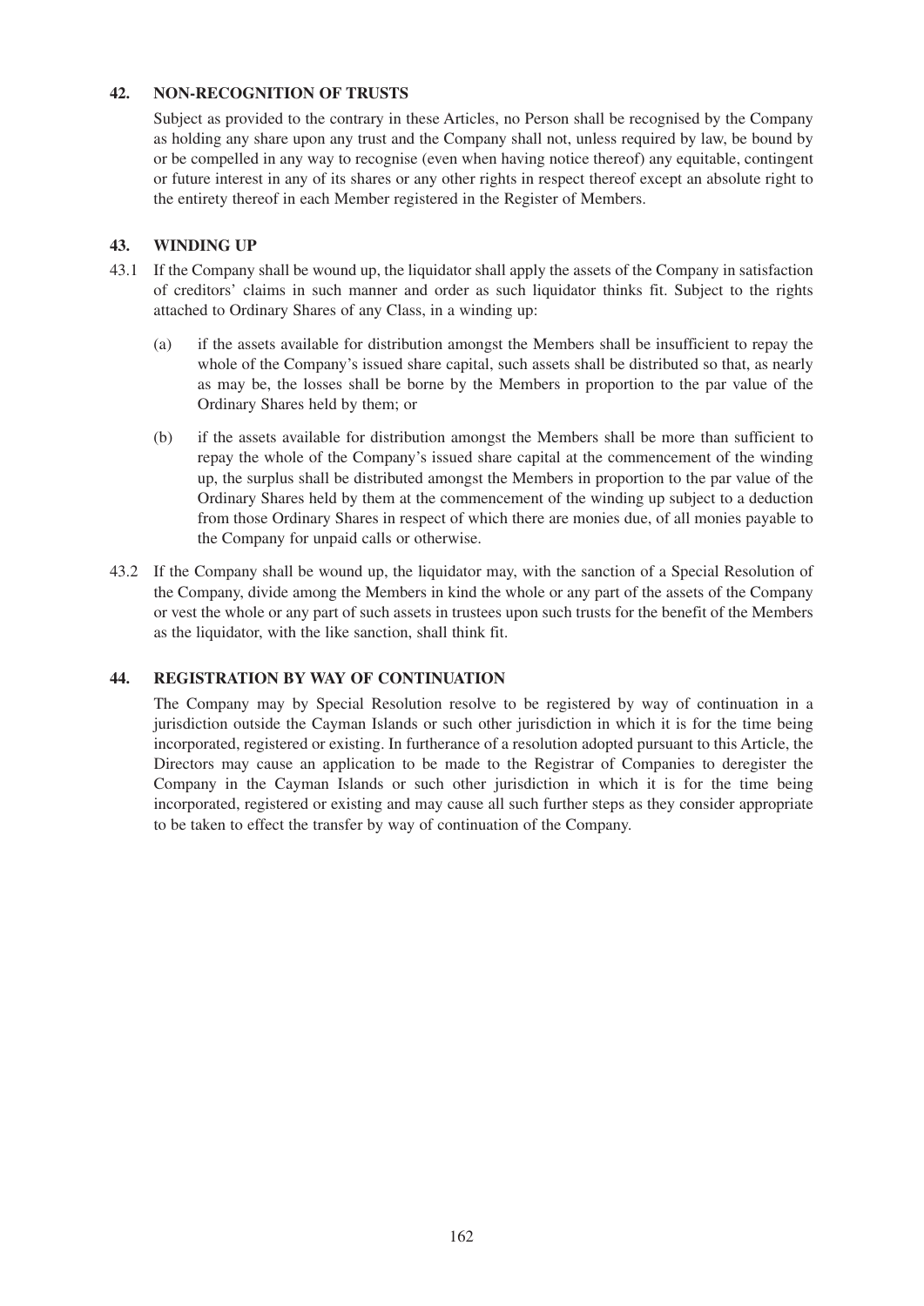## 42. NON-RECOGNITION OF TRUSTS

Subject as provided to the contrary in these Articles, no Person shall be recognised by the Company as holding any share upon any trust and the Company shall not, unless required by law, be bound by or be compelled in any way to recognise (even when having notice thereof) any equitable, contingent or future interest in any of its shares or any other rights in respect thereof except an absolute right to the entirety thereof in each Member registered in the Register of Members.

## 43. WINDING UP

43.1 If the Company shall be wound up, the liquidator shall apply the assets of the Company in satisfaction of creditors' claims in such manner and order as such liquidator thinks fit. Subject to the rights attached to Ordinary Shares of any Class, in a winding up:

(a) if the assets available for distribution amongst the Members shall be insufficient to repay the whole of the Company's issued share capital, such assets shall be distributed so that, as nearly as may be, the losses shall be borne by the Members in proportion to the par value of the Ordinary Shares held by them; or

(b) if the assets available for distribution amongst the Members shall be more than sufficient to repay the whole of the Company's issued share capital at the commencement of the winding up, the surplus shall be distributed amongst the Members in proportion to the par value of the Ordinary Shares held by them at the commencement of the winding up subject to a deduction from those Ordinary Shares in respect of which there are monies due, of all monies payable to the Company for unpaid calls or otherwise.

43.2 If the Company shall be wound up, the liquidator may, with the sanction of a Special Resolution of the Company, divide among the Members in kind the whole or any part of the assets of the Company or vest the whole or any part of such assets in trustees upon such trusts for the benefit of the Members as the liquidator, with the like sanction, shall think fit.

## 44. REGISTRATION BY WAY OF CONTINUATION

The Company may by Special Resolution resolve to be registered by way of continuation in a jurisdiction outside the Cayman Islands or such other jurisdiction in which it is for the time being incorporated, registered or existing. In furtherance of a resolution adopted pursuant to this Article, the Directors may cause an application to be made to the Registrar of Companies to deregister the Company in the Cayman Islands or such other jurisdiction in which it is for the time being incorporated, registered or existing and may cause all such further steps as they consider appropriate to be taken to effect the transfer by way of continuation of the Company.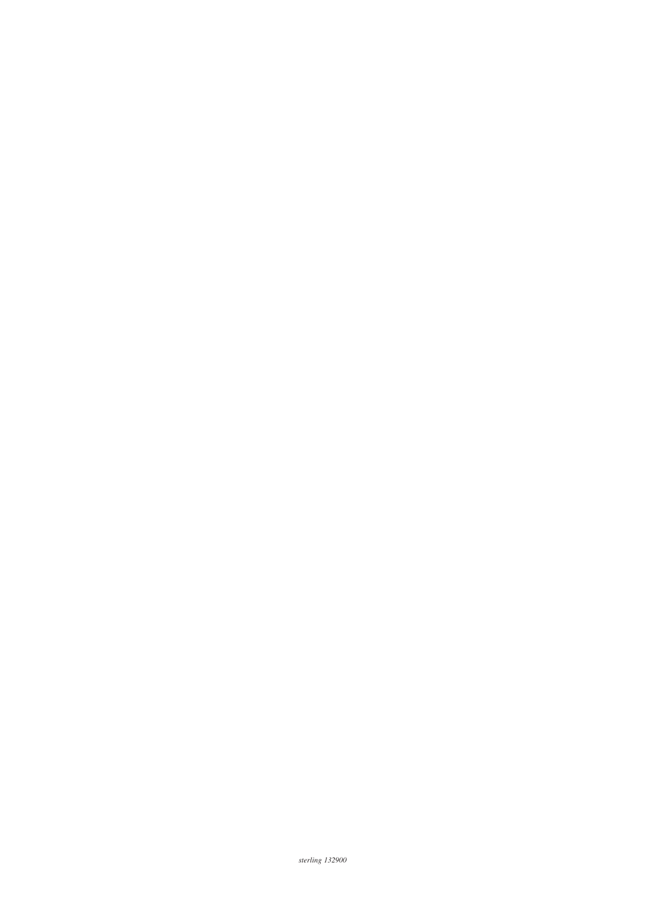*sterling 132900*